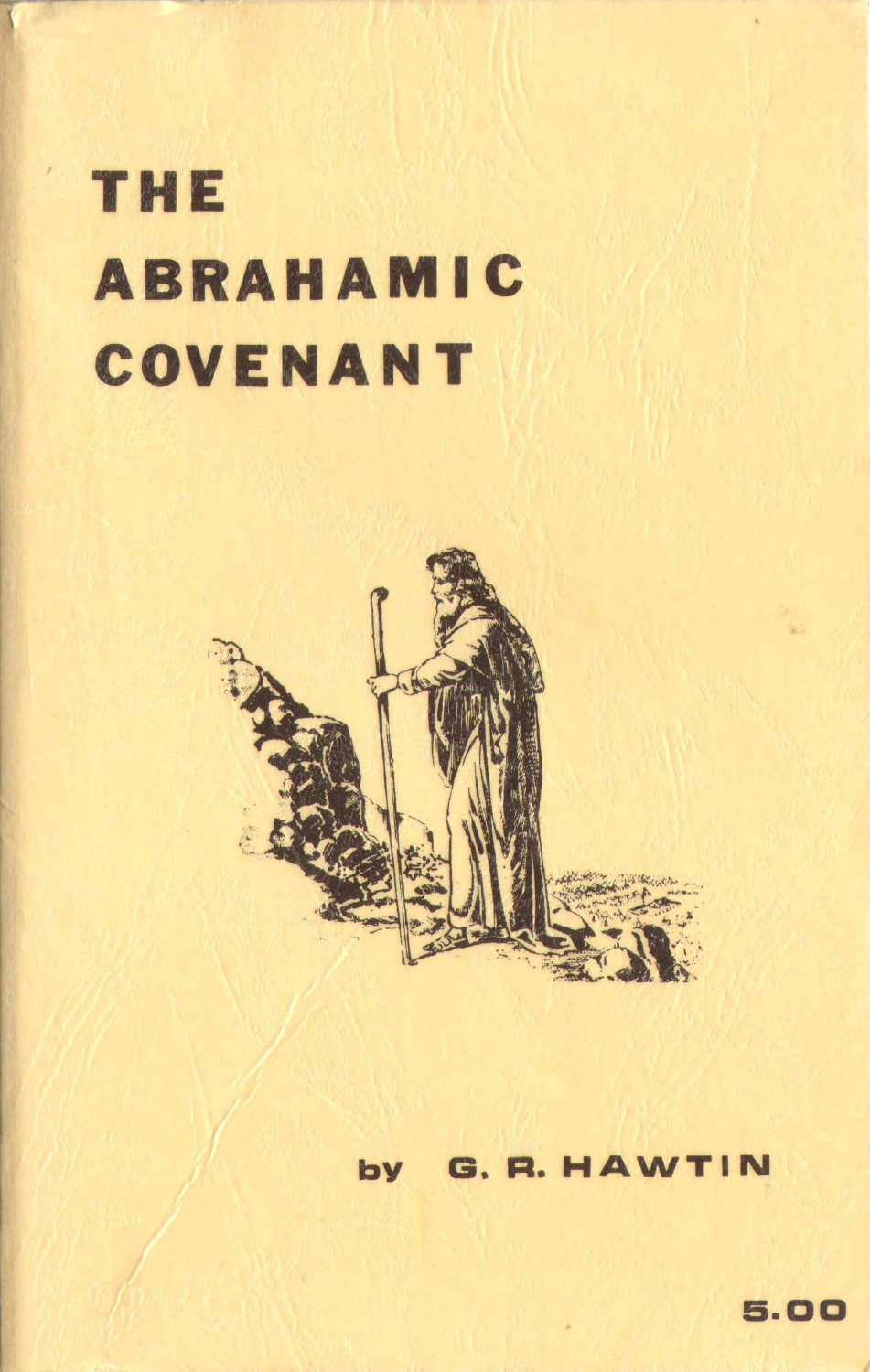# THE ABRAHAMIC COVENANT

by G. R. HAWTIN

5.00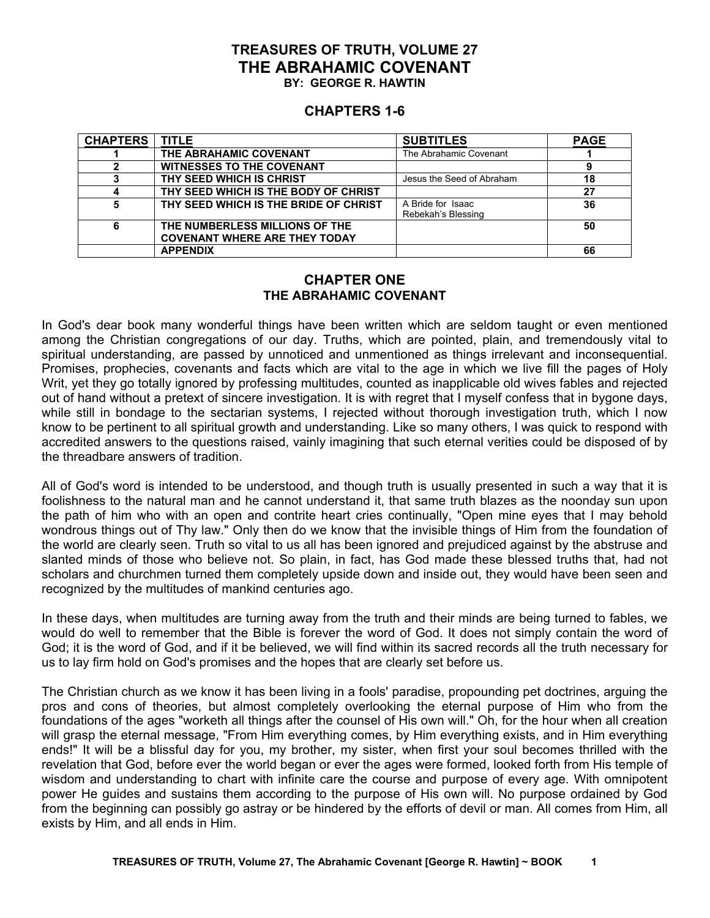# TREASURES OF TRUTH, VOLUME 27
# THE ABRAHAMIC COVENANT
**BY: GEORGE R. HAWTIN**

## CHAPTERS 1-6

| CHAPTERS | TITLE | SUBTITLES | PAGE |
|---|---|---|---|
| 1 | THE ABRAHAMIC COVENANT | The Abrahamic Covenant | 1 |
| 2 | WITNESSES TO THE COVENANT | | 9 |
| 3 | THY SEED WHICH IS CHRIST | Jesus the Seed of Abraham | 18 |
| 4 | THY SEED WHICH IS THE BODY OF CHRIST | | 27 |
| 5 | THY SEED WHICH IS THE BRIDE OF CHRIST | A Bride for Isaac<br>Rebekah's Blessing | 36 |
| 6 | THE NUMBERLESS MILLIONS OF THE COVENANT WHERE ARE THEY TODAY | | 50 |
| | APPENDIX | | 66 |

## CHAPTER ONE
## THE ABRAHAMIC COVENANT

In God's dear book many wonderful things have been written which are seldom taught or even mentioned among the Christian congregations of our day. Truths, which are pointed, plain, and tremendously vital to spiritual understanding, are passed by unnoticed and unmentioned as things irrelevant and inconsequential. Promises, prophecies, covenants and facts which are vital to the age in which we live fill the pages of Holy Writ, yet they go totally ignored by professing multitudes, counted as inapplicable old wives fables and rejected out of hand without a pretext of sincere investigation. It is with regret that I myself confess that in bygone days, while still in bondage to the sectarian systems, I rejected without thorough investigation truth, which I now know to be pertinent to all spiritual growth and understanding. Like so many others, I was quick to respond with accredited answers to the questions raised, vainly imagining that such eternal verities could be disposed of by the threadbare answers of tradition.

All of God's word is intended to be understood, and though truth is usually presented in such a way that it is foolishness to the natural man and he cannot understand it, that same truth blazes as the noonday sun upon the path of him who with an open and contrite heart cries continually, "Open mine eyes that I may behold wondrous things out of Thy law." Only then do we know that the invisible things of Him from the foundation of the world are clearly seen. Truth so vital to us all has been ignored and prejudiced against by the abstruse and slanted minds of those who believe not. So plain, in fact, has God made these blessed truths that, had not scholars and churchmen turned them completely upside down and inside out, they would have been seen and recognized by the multitudes of mankind centuries ago.

In these days, when multitudes are turning away from the truth and their minds are being turned to fables, we would do well to remember that the Bible is forever the word of God. It does not simply contain the word of God; it is the word of God, and if it be believed, we will find within its sacred records all the truth necessary for us to lay firm hold on God's promises and the hopes that are clearly set before us.

The Christian church as we know it has been living in a fools' paradise, propounding pet doctrines, arguing the pros and cons of theories, but almost completely overlooking the eternal purpose of Him who from the foundations of the ages "worketh all things after the counsel of His own will." Oh, for the hour when all creation will grasp the eternal message, "From Him everything comes, by Him everything exists, and in Him everything ends!" It will be a blissful day for you, my brother, my sister, when first your soul becomes thrilled with the revelation that God, before ever the world began or ever the ages were formed, looked forth from His temple of wisdom and understanding to chart with infinite care the course and purpose of every age. With omnipotent power He guides and sustains them according to the purpose of His own will. No purpose ordained by God from the beginning can possibly go astray or be hindered by the efforts of devil or man. All comes from Him, all exists by Him, and all ends in Him.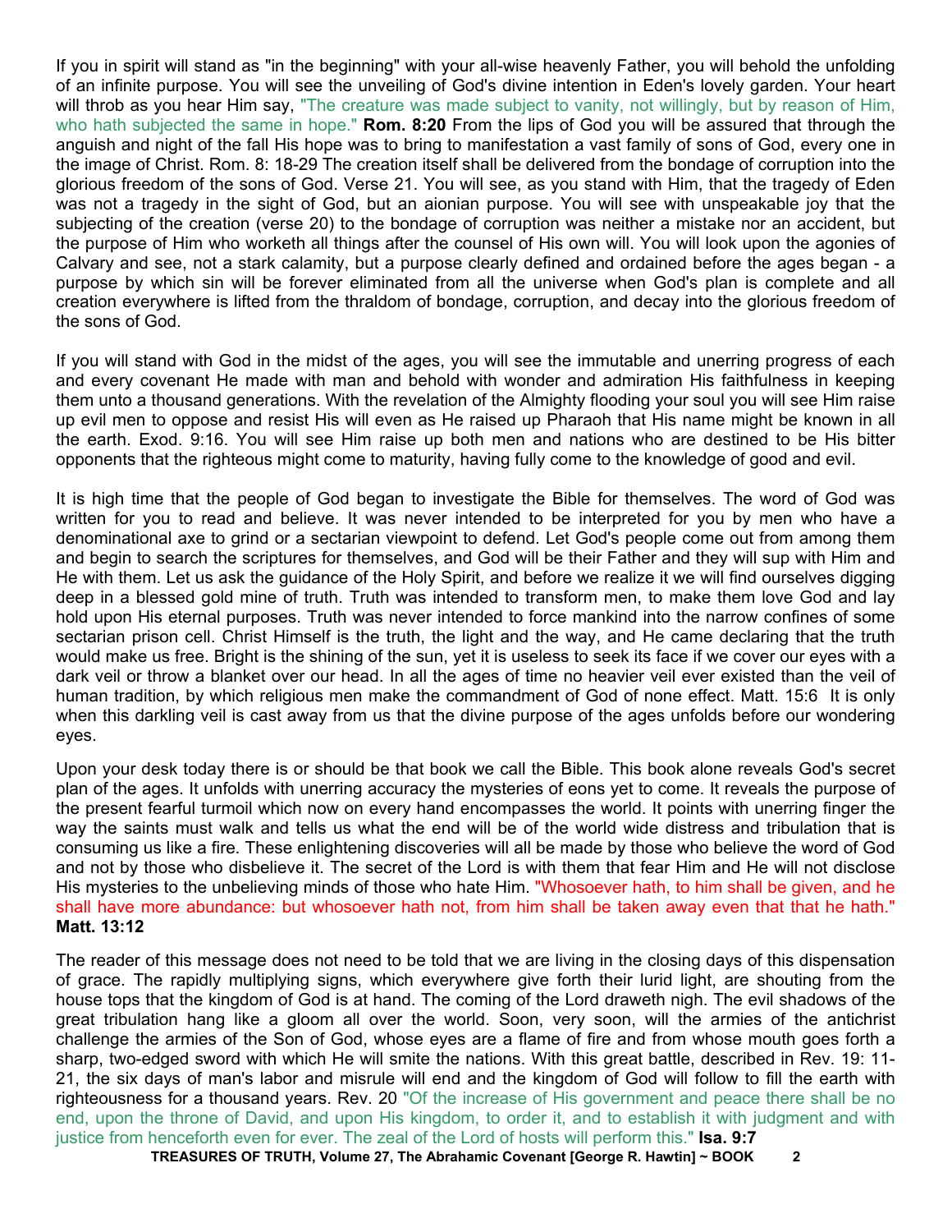If you in spirit will stand as "in the beginning" with your all-wise heavenly Father, you will behold the unfolding of an infinite purpose. You will see the unveiling of God's divine intention in Eden's lovely garden. Your heart will throb as you hear Him say, "The creature was made subject to vanity, not willingly, but by reason of Him, who hath subjected the same in hope." **Rom. 8:20** From the lips of God you will be assured that through the anguish and night of the fall His hope was to bring to manifestation a vast family of sons of God, every one in the image of Christ. Rom. 8: 18-29 The creation itself shall be delivered from the bondage of corruption into the glorious freedom of the sons of God. Verse 21. You will see, as you stand with Him, that the tragedy of Eden was not a tragedy in the sight of God, but an aionian purpose. You will see with unspeakable joy that the subjecting of the creation (verse 20) to the bondage of corruption was neither a mistake nor an accident, but the purpose of Him who worketh all things after the counsel of His own will. You will look upon the agonies of Calvary and see, not a stark calamity, but a purpose clearly defined and ordained before the ages began - a purpose by which sin will be forever eliminated from all the universe when God's plan is complete and all creation everywhere is lifted from the thraldom of bondage, corruption, and decay into the glorious freedom of the sons of God.

If you will stand with God in the midst of the ages, you will see the immutable and unerring progress of each and every covenant He made with man and behold with wonder and admiration His faithfulness in keeping them unto a thousand generations. With the revelation of the Almighty flooding your soul you will see Him raise up evil men to oppose and resist His will even as He raised up Pharaoh that His name might be known in all the earth. Exod. 9:16. You will see Him raise up both men and nations who are destined to be His bitter opponents that the righteous might come to maturity, having fully come to the knowledge of good and evil.

It is high time that the people of God began to investigate the Bible for themselves. The word of God was written for you to read and believe. It was never intended to be interpreted for you by men who have a denominational axe to grind or a sectarian viewpoint to defend. Let God's people come out from among them and begin to search the scriptures for themselves, and God will be their Father and they will sup with Him and He with them. Let us ask the guidance of the Holy Spirit, and before we realize it we will find ourselves digging deep in a blessed gold mine of truth. Truth was intended to transform men, to make them love God and lay hold upon His eternal purposes. Truth was never intended to force mankind into the narrow confines of some sectarian prison cell. Christ Himself is the truth, the light and the way, and He came declaring that the truth would make us free. Bright is the shining of the sun, yet it is useless to seek its face if we cover our eyes with a dark veil or throw a blanket over our head. In all the ages of time no heavier veil ever existed than the veil of human tradition, by which religious men make the commandment of God of none effect. Matt. 15:6 It is only when this darkling veil is cast away from us that the divine purpose of the ages unfolds before our wondering eyes.

Upon your desk today there is or should be that book we call the Bible. This book alone reveals God's secret plan of the ages. It unfolds with unerring accuracy the mysteries of eons yet to come. It reveals the purpose of the present fearful turmoil which now on every hand encompasses the world. It points with unerring finger the way the saints must walk and tells us what the end will be of the world wide distress and tribulation that is consuming us like a fire. These enlightening discoveries will all be made by those who believe the word of God and not by those who disbelieve it. The secret of the Lord is with them that fear Him and He will not disclose His mysteries to the unbelieving minds of those who hate Him. "Whosoever hath, to him shall be given, and he shall have more abundance: but whosoever hath not, from him shall be taken away even that that he hath." **Matt. 13:12**

The reader of this message does not need to be told that we are living in the closing days of this dispensation of grace. The rapidly multiplying signs, which everywhere give forth their lurid light, are shouting from the house tops that the kingdom of God is at hand. The coming of the Lord draweth nigh. The evil shadows of the great tribulation hang like a gloom all over the world. Soon, very soon, will the armies of the antichrist challenge the armies of the Son of God, whose eyes are a flame of fire and from whose mouth goes forth a sharp, two-edged sword with which He will smite the nations. With this great battle, described in Rev. 19: 11-21, the six days of man's labor and misrule will end and the kingdom of God will follow to fill the earth with righteousness for a thousand years. Rev. 20 "Of the increase of His government and peace there shall be no end, upon the throne of David, and upon His kingdom, to order it, and to establish it with judgment and with justice from henceforth even for ever. The zeal of the Lord of hosts will perform this." **Isa. 9:7**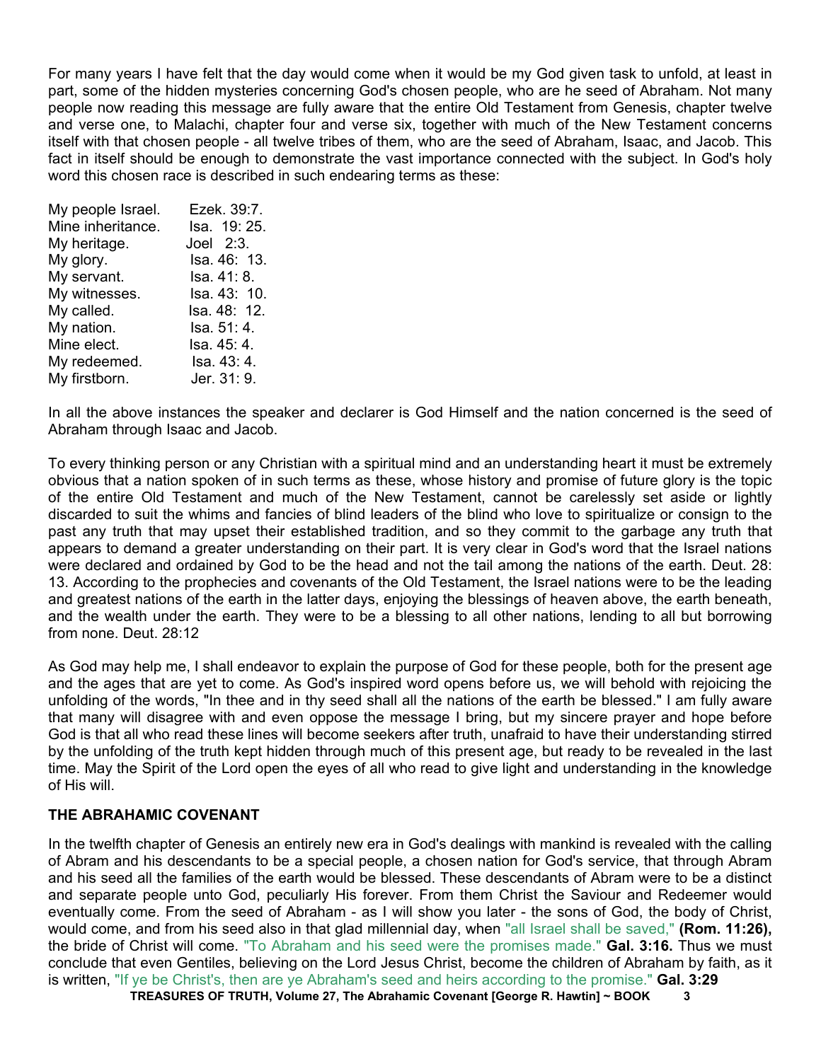For many years I have felt that the day would come when it would be my God given task to unfold, at least in part, some of the hidden mysteries concerning God's chosen people, who are he seed of Abraham. Not many people now reading this message are fully aware that the entire Old Testament from Genesis, chapter twelve and verse one, to Malachi, chapter four and verse six, together with much of the New Testament concerns itself with that chosen people - all twelve tribes of them, who are the seed of Abraham, Isaac, and Jacob. This fact in itself should be enough to demonstrate the vast importance connected with the subject. In God's holy word this chosen race is described in such endearing terms as these:

| | |
|---|---|
| My people Israel. | Ezek. 39:7. |
| Mine inheritance. | Isa. 19: 25. |
| My heritage. | Joel 2:3. |
| My glory. | Isa. 46: 13. |
| My servant. | Isa. 41: 8. |
| My witnesses. | Isa. 43: 10. |
| My called. | Isa. 48: 12. |
| My nation. | Isa. 51: 4. |
| Mine elect. | Isa. 45: 4. |
| My redeemed. | Isa. 43: 4. |
| My firstborn. | Jer. 31: 9. |

In all the above instances the speaker and declarer is God Himself and the nation concerned is the seed of Abraham through Isaac and Jacob.

To every thinking person or any Christian with a spiritual mind and an understanding heart it must be extremely obvious that a nation spoken of in such terms as these, whose history and promise of future glory is the topic of the entire Old Testament and much of the New Testament, cannot be carelessly set aside or lightly discarded to suit the whims and fancies of blind leaders of the blind who love to spiritualize or consign to the past any truth that may upset their established tradition, and so they commit to the garbage any truth that appears to demand a greater understanding on their part. It is very clear in God's word that the Israel nations were declared and ordained by God to be the head and not the tail among the nations of the earth. Deut. 28: 13. According to the prophecies and covenants of the Old Testament, the Israel nations were to be the leading and greatest nations of the earth in the latter days, enjoying the blessings of heaven above, the earth beneath, and the wealth under the earth. They were to be a blessing to all other nations, lending to all but borrowing from none. Deut. 28:12

As God may help me, I shall endeavor to explain the purpose of God for these people, both for the present age and the ages that are yet to come. As God's inspired word opens before us, we will behold with rejoicing the unfolding of the words, "In thee and in thy seed shall all the nations of the earth be blessed." I am fully aware that many will disagree with and even oppose the message I bring, but my sincere prayer and hope before God is that all who read these lines will become seekers after truth, unafraid to have their understanding stirred by the unfolding of the truth kept hidden through much of this present age, but ready to be revealed in the last time. May the Spirit of the Lord open the eyes of all who read to give light and understanding in the knowledge of His will.

## THE ABRAHAMIC COVENANT

In the twelfth chapter of Genesis an entirely new era in God's dealings with mankind is revealed with the calling of Abram and his descendants to be a special people, a chosen nation for God's service, that through Abram and his seed all the families of the earth would be blessed. These descendants of Abram were to be a distinct and separate people unto God, peculiarly His forever. From them Christ the Saviour and Redeemer would eventually come. From the seed of Abraham - as I will show you later - the sons of God, the body of Christ, would come, and from his seed also in that glad millennial day, when "all Israel shall be saved," **(Rom. 11:26),** the bride of Christ will come. "To Abraham and his seed were the promises made." **Gal. 3:16.** Thus we must conclude that even Gentiles, believing on the Lord Jesus Christ, become the children of Abraham by faith, as it is written, "If ye be Christ's, then are ye Abraham's seed and heirs according to the promise." **Gal. 3:29**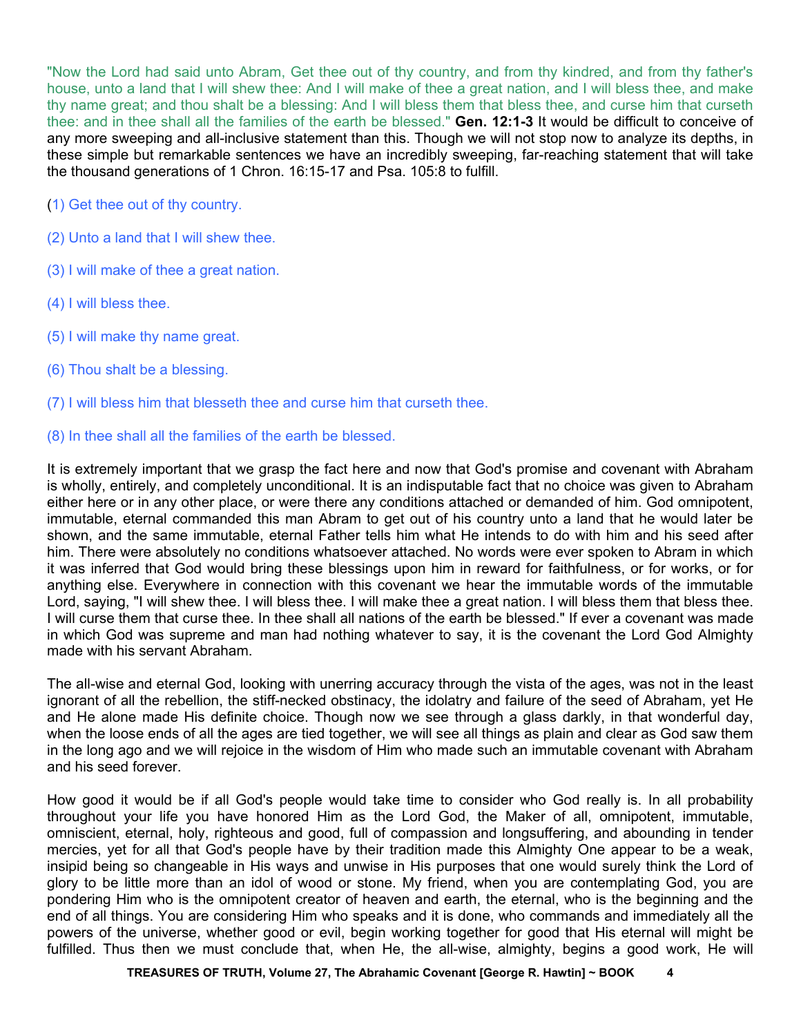"Now the Lord had said unto Abram, Get thee out of thy country, and from thy kindred, and from thy father's house, unto a land that I will shew thee: And I will make of thee a great nation, and I will bless thee, and make thy name great; and thou shalt be a blessing: And I will bless them that bless thee, and curse him that curseth thee: and in thee shall all the families of the earth be blessed." **Gen. 12:1-3** It would be difficult to conceive of any more sweeping and all-inclusive statement than this. Though we will not stop now to analyze its depths, in these simple but remarkable sentences we have an incredibly sweeping, far-reaching statement that will take the thousand generations of 1 Chron. 16:15-17 and Psa. 105:8 to fulfill.

(1) Get thee out of thy country.

(2) Unto a land that I will shew thee.

(3) I will make of thee a great nation.

(4) I will bless thee.

(5) I will make thy name great.

(6) Thou shalt be a blessing.

(7) I will bless him that blesseth thee and curse him that curseth thee.

(8) In thee shall all the families of the earth be blessed.

It is extremely important that we grasp the fact here and now that God's promise and covenant with Abraham is wholly, entirely, and completely unconditional. It is an indisputable fact that no choice was given to Abraham either here or in any other place, or were there any conditions attached or demanded of him. God omnipotent, immutable, eternal commanded this man Abram to get out of his country unto a land that he would later be shown, and the same immutable, eternal Father tells him what He intends to do with him and his seed after him. There were absolutely no conditions whatsoever attached. No words were ever spoken to Abram in which it was inferred that God would bring these blessings upon him in reward for faithfulness, or for works, or for anything else. Everywhere in connection with this covenant we hear the immutable words of the immutable Lord, saying, "I will shew thee. I will bless thee. I will make thee a great nation. I will bless them that bless thee. I will curse them that curse thee. In thee shall all nations of the earth be blessed." If ever a covenant was made in which God was supreme and man had nothing whatever to say, it is the covenant the Lord God Almighty made with his servant Abraham.

The all-wise and eternal God, looking with unerring accuracy through the vista of the ages, was not in the least ignorant of all the rebellion, the stiff-necked obstinacy, the idolatry and failure of the seed of Abraham, yet He and He alone made His definite choice. Though now we see through a glass darkly, in that wonderful day, when the loose ends of all the ages are tied together, we will see all things as plain and clear as God saw them in the long ago and we will rejoice in the wisdom of Him who made such an immutable covenant with Abraham and his seed forever.

How good it would be if all God's people would take time to consider who God really is. In all probability throughout your life you have honored Him as the Lord God, the Maker of all, omnipotent, immutable, omniscient, eternal, holy, righteous and good, full of compassion and longsuffering, and abounding in tender mercies, yet for all that God's people have by their tradition made this Almighty One appear to be a weak, insipid being so changeable in His ways and unwise in His purposes that one would surely think the Lord of glory to be little more than an idol of wood or stone. My friend, when you are contemplating God, you are pondering Him who is the omnipotent creator of heaven and earth, the eternal, who is the beginning and the end of all things. You are considering Him who speaks and it is done, who commands and immediately all the powers of the universe, whether good or evil, begin working together for good that His eternal will might be fulfilled. Thus then we must conclude that, when He, the all-wise, almighty, begins a good work, He will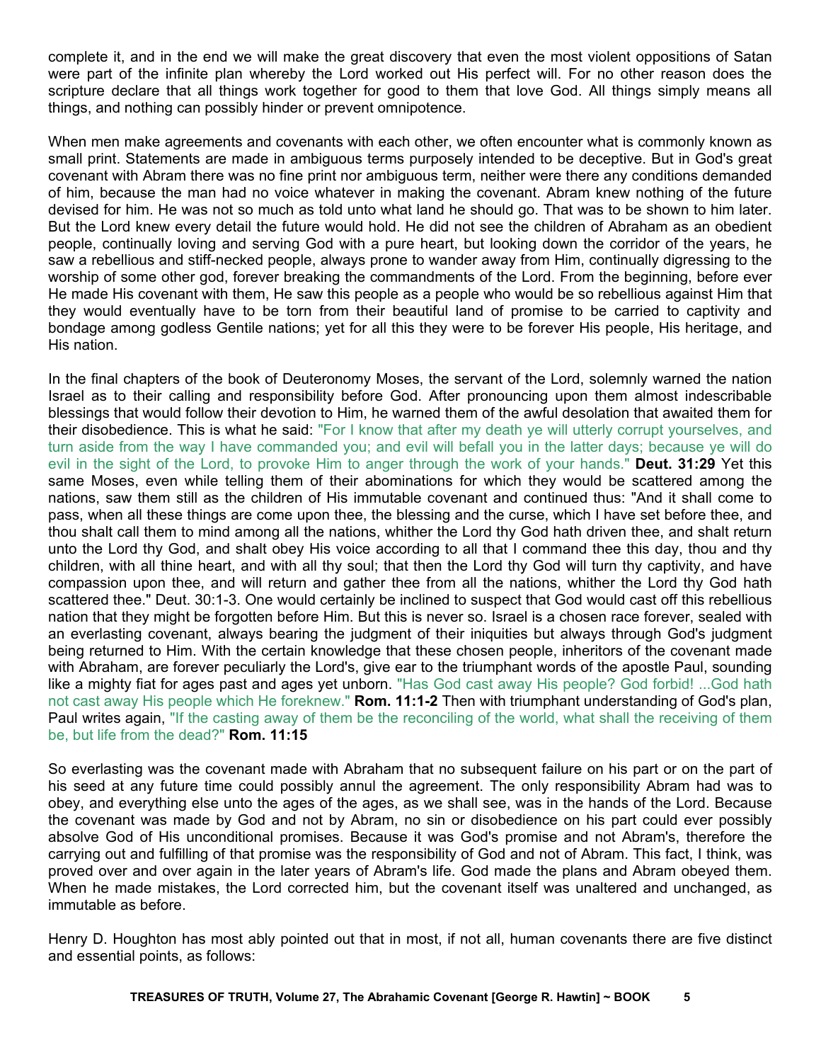complete it, and in the end we will make the great discovery that even the most violent oppositions of Satan were part of the infinite plan whereby the Lord worked out His perfect will. For no other reason does the scripture declare that all things work together for good to them that love God. All things simply means all things, and nothing can possibly hinder or prevent omnipotence.

When men make agreements and covenants with each other, we often encounter what is commonly known as small print. Statements are made in ambiguous terms purposely intended to be deceptive. But in God's great covenant with Abram there was no fine print nor ambiguous term, neither were there any conditions demanded of him, because the man had no voice whatever in making the covenant. Abram knew nothing of the future devised for him. He was not so much as told unto what land he should go. That was to be shown to him later. But the Lord knew every detail the future would hold. He did not see the children of Abraham as an obedient people, continually loving and serving God with a pure heart, but looking down the corridor of the years, he saw a rebellious and stiff-necked people, always prone to wander away from Him, continually digressing to the worship of some other god, forever breaking the commandments of the Lord. From the beginning, before ever He made His covenant with them, He saw this people as a people who would be so rebellious against Him that they would eventually have to be torn from their beautiful land of promise to be carried to captivity and bondage among godless Gentile nations; yet for all this they were to be forever His people, His heritage, and His nation.

In the final chapters of the book of Deuteronomy Moses, the servant of the Lord, solemnly warned the nation Israel as to their calling and responsibility before God. After pronouncing upon them almost indescribable blessings that would follow their devotion to Him, he warned them of the awful desolation that awaited them for their disobedience. This is what he said: "For I know that after my death ye will utterly corrupt yourselves, and turn aside from the way I have commanded you; and evil will befall you in the latter days; because ye will do evil in the sight of the Lord, to provoke Him to anger through the work of your hands." **Deut. 31:29** Yet this same Moses, even while telling them of their abominations for which they would be scattered among the nations, saw them still as the children of His immutable covenant and continued thus: "And it shall come to pass, when all these things are come upon thee, the blessing and the curse, which I have set before thee, and thou shalt call them to mind among all the nations, whither the Lord thy God hath driven thee, and shalt return unto the Lord thy God, and shalt obey His voice according to all that I command thee this day, thou and thy children, with all thine heart, and with all thy soul; that then the Lord thy God will turn thy captivity, and have compassion upon thee, and will return and gather thee from all the nations, whither the Lord thy God hath scattered thee." Deut. 30:1-3. One would certainly be inclined to suspect that God would cast off this rebellious nation that they might be forgotten before Him. But this is never so. Israel is a chosen race forever, sealed with an everlasting covenant, always bearing the judgment of their iniquities but always through God's judgment being returned to Him. With the certain knowledge that these chosen people, inheritors of the covenant made with Abraham, are forever peculiarly the Lord's, give ear to the triumphant words of the apostle Paul, sounding like a mighty fiat for ages past and ages yet unborn. "Has God cast away His people? God forbid! ...God hath not cast away His people which He foreknew." **Rom. 11:1-2** Then with triumphant understanding of God's plan, Paul writes again, "If the casting away of them be the reconciling of the world, what shall the receiving of them be, but life from the dead?" **Rom. 11:15**

So everlasting was the covenant made with Abraham that no subsequent failure on his part or on the part of his seed at any future time could possibly annul the agreement. The only responsibility Abram had was to obey, and everything else unto the ages of the ages, as we shall see, was in the hands of the Lord. Because the covenant was made by God and not by Abram, no sin or disobedience on his part could ever possibly absolve God of His unconditional promises. Because it was God's promise and not Abram's, therefore the carrying out and fulfilling of that promise was the responsibility of God and not of Abram. This fact, I think, was proved over and over again in the later years of Abram's life. God made the plans and Abram obeyed them. When he made mistakes, the Lord corrected him, but the covenant itself was unaltered and unchanged, as immutable as before.

Henry D. Houghton has most ably pointed out that in most, if not all, human covenants there are five distinct and essential points, as follows: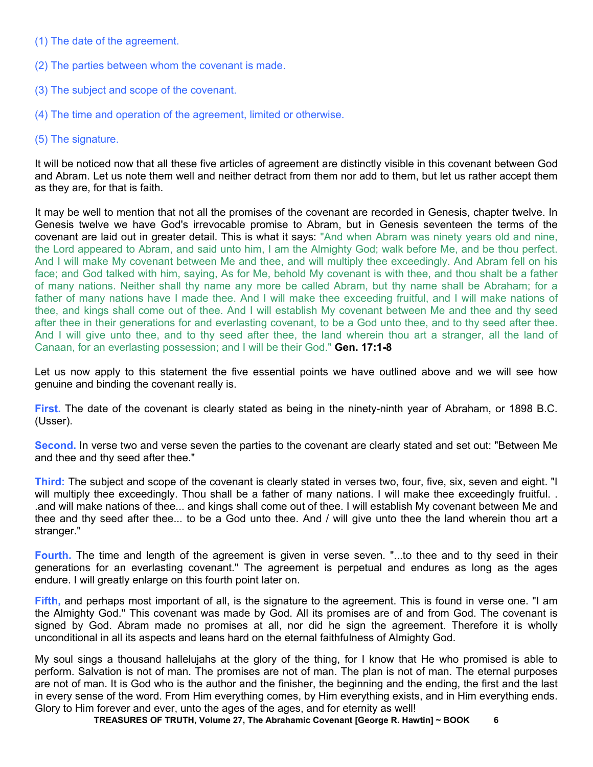(1) The date of the agreement.

(2) The parties between whom the covenant is made.

(3) The subject and scope of the covenant.

(4) The time and operation of the agreement, limited or otherwise.

(5) The signature.

It will be noticed now that all these five articles of agreement are distinctly visible in this covenant between God and Abram. Let us note them well and neither detract from them nor add to them, but let us rather accept them as they are, for that is faith.

It may be well to mention that not all the promises of the covenant are recorded in Genesis, chapter twelve. In Genesis twelve we have God's irrevocable promise to Abram, but in Genesis seventeen the terms of the covenant are laid out in greater detail. This is what it says: "And when Abram was ninety years old and nine, the Lord appeared to Abram, and said unto him, I am the Almighty God; walk before Me, and be thou perfect. And I will make My covenant between Me and thee, and will multiply thee exceedingly. And Abram fell on his face; and God talked with him, saying, As for Me, behold My covenant is with thee, and thou shalt be a father of many nations. Neither shall thy name any more be called Abram, but thy name shall be Abraham; for a father of many nations have I made thee. And I will make thee exceeding fruitful, and I will make nations of thee, and kings shall come out of thee. And I will establish My covenant between Me and thee and thy seed after thee in their generations for and everlasting covenant, to be a God unto thee, and to thy seed after thee. And I will give unto thee, and to thy seed after thee, the land wherein thou art a stranger, all the land of Canaan, for an everlasting possession; and I will be their God." **Gen. 17:1-8**

Let us now apply to this statement the five essential points we have outlined above and we will see how genuine and binding the covenant really is.

**First.** The date of the covenant is clearly stated as being in the ninety-ninth year of Abraham, or 1898 B.C. (Usser).

**Second.** In verse two and verse seven the parties to the covenant are clearly stated and set out: "Between Me and thee and thy seed after thee."

**Third:** The subject and scope of the covenant is clearly stated in verses two, four, five, six, seven and eight. "I will multiply thee exceedingly. Thou shall be a father of many nations. I will make thee exceedingly fruitful. . .and will make nations of thee... and kings shall come out of thee. I will establish My covenant between Me and thee and thy seed after thee... to be a God unto thee. And / will give unto thee the land wherein thou art a stranger."

**Fourth.** The time and length of the agreement is given in verse seven. "...to thee and to thy seed in their generations for an everlasting covenant." The agreement is perpetual and endures as long as the ages endure. I will greatly enlarge on this fourth point later on.

**Fifth,** and perhaps most important of all, is the signature to the agreement. This is found in verse one. "I am the Almighty God." This covenant was made by God. All its promises are of and from God. The covenant is signed by God. Abram made no promises at all, nor did he sign the agreement. Therefore it is wholly unconditional in all its aspects and leans hard on the eternal faithfulness of Almighty God.

My soul sings a thousand hallelujahs at the glory of the thing, for I know that He who promised is able to perform. Salvation is not of man. The promises are not of man. The plan is not of man. The eternal purposes are not of man. It is God who is the author and the finisher, the beginning and the ending, the first and the last in every sense of the word. From Him everything comes, by Him everything exists, and in Him everything ends. Glory to Him forever and ever, unto the ages of the ages, and for eternity as well!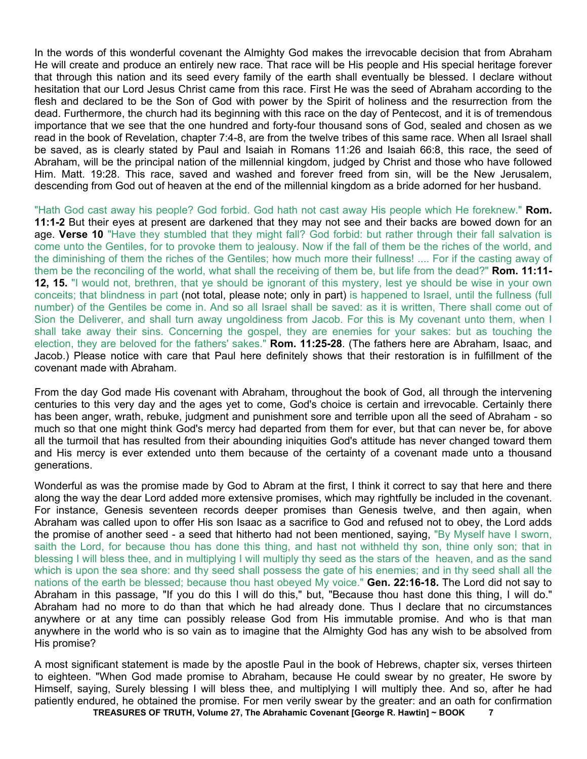In the words of this wonderful covenant the Almighty God makes the irrevocable decision that from Abraham He will create and produce an entirely new race. That race will be His people and His special heritage forever that through this nation and its seed every family of the earth shall eventually be blessed. I declare without hesitation that our Lord Jesus Christ came from this race. First He was the seed of Abraham according to the flesh and declared to be the Son of God with power by the Spirit of holiness and the resurrection from the dead. Furthermore, the church had its beginning with this race on the day of Pentecost, and it is of tremendous importance that we see that the one hundred and forty-four thousand sons of God, sealed and chosen as we read in the book of Revelation, chapter 7:4-8, are from the twelve tribes of this same race. When all Israel shall be saved, as is clearly stated by Paul and Isaiah in Romans 11:26 and Isaiah 66:8, this race, the seed of Abraham, will be the principal nation of the millennial kingdom, judged by Christ and those who have followed Him. Matt. 19:28. This race, saved and washed and forever freed from sin, will be the New Jerusalem, descending from God out of heaven at the end of the millennial kingdom as a bride adorned for her husband.

"Hath God cast away his people? God forbid. God hath not cast away His people which He foreknew." **Rom. 11:1-2** But their eyes at present are darkened that they may not see and their backs are bowed down for an age. **Verse 10** "Have they stumbled that they might fall? God forbid: but rather through their fall salvation is come unto the Gentiles, for to provoke them to jealousy. Now if the fall of them be the riches of the world, and the diminishing of them the riches of the Gentiles; how much more their fullness! .... For if the casting away of them be the reconciling of the world, what shall the receiving of them be, but life from the dead?" **Rom. 11:11-12, 15.** "I would not, brethren, that ye should be ignorant of this mystery, lest ye should be wise in your own conceits; that blindness in part (not total, please note; only in part) is happened to Israel, until the fullness (full number) of the Gentiles be come in. And so all Israel shall be saved: as it is written, There shall come out of Sion the Deliverer, and shall turn away ungodliness from Jacob. For this is My covenant unto them, when I shall take away their sins. Concerning the gospel, they are enemies for your sakes: but as touching the election, they are beloved for the fathers' sakes." **Rom. 11:25-28**. (The fathers here are Abraham, Isaac, and Jacob.) Please notice with care that Paul here definitely shows that their restoration is in fulfillment of the covenant made with Abraham.

From the day God made His covenant with Abraham, throughout the book of God, all through the intervening centuries to this very day and the ages yet to come, God's choice is certain and irrevocable. Certainly there has been anger, wrath, rebuke, judgment and punishment sore and terrible upon all the seed of Abraham - so much so that one might think God's mercy had departed from them for ever, but that can never be, for above all the turmoil that has resulted from their abounding iniquities God's attitude has never changed toward them and His mercy is ever extended unto them because of the certainty of a covenant made unto a thousand generations.

Wonderful as was the promise made by God to Abram at the first, I think it correct to say that here and there along the way the dear Lord added more extensive promises, which may rightfully be included in the covenant. For instance, Genesis seventeen records deeper promises than Genesis twelve, and then again, when Abraham was called upon to offer His son Isaac as a sacrifice to God and refused not to obey, the Lord adds the promise of another seed - a seed that hitherto had not been mentioned, saying, "By Myself have I sworn, saith the Lord, for because thou has done this thing, and hast not withheld thy son, thine only son; that in blessing I will bless thee, and in multiplying I will multiply thy seed as the stars of the heaven, and as the sand which is upon the sea shore: and thy seed shall possess the gate of his enemies; and in thy seed shall all the nations of the earth be blessed; because thou hast obeyed My voice." **Gen. 22:16-18.** The Lord did not say to Abraham in this passage, "If you do this I will do this," but, "Because thou hast done this thing, I will do." Abraham had no more to do than that which he had already done. Thus I declare that no circumstances anywhere or at any time can possibly release God from His immutable promise. And who is that man anywhere in the world who is so vain as to imagine that the Almighty God has any wish to be absolved from His promise?

A most significant statement is made by the apostle Paul in the book of Hebrews, chapter six, verses thirteen to eighteen. "When God made promise to Abraham, because He could swear by no greater, He swore by Himself, saying, Surely blessing I will bless thee, and multiplying I will multiply thee. And so, after he had patiently endured, he obtained the promise. For men verily swear by the greater: and an oath for confirmation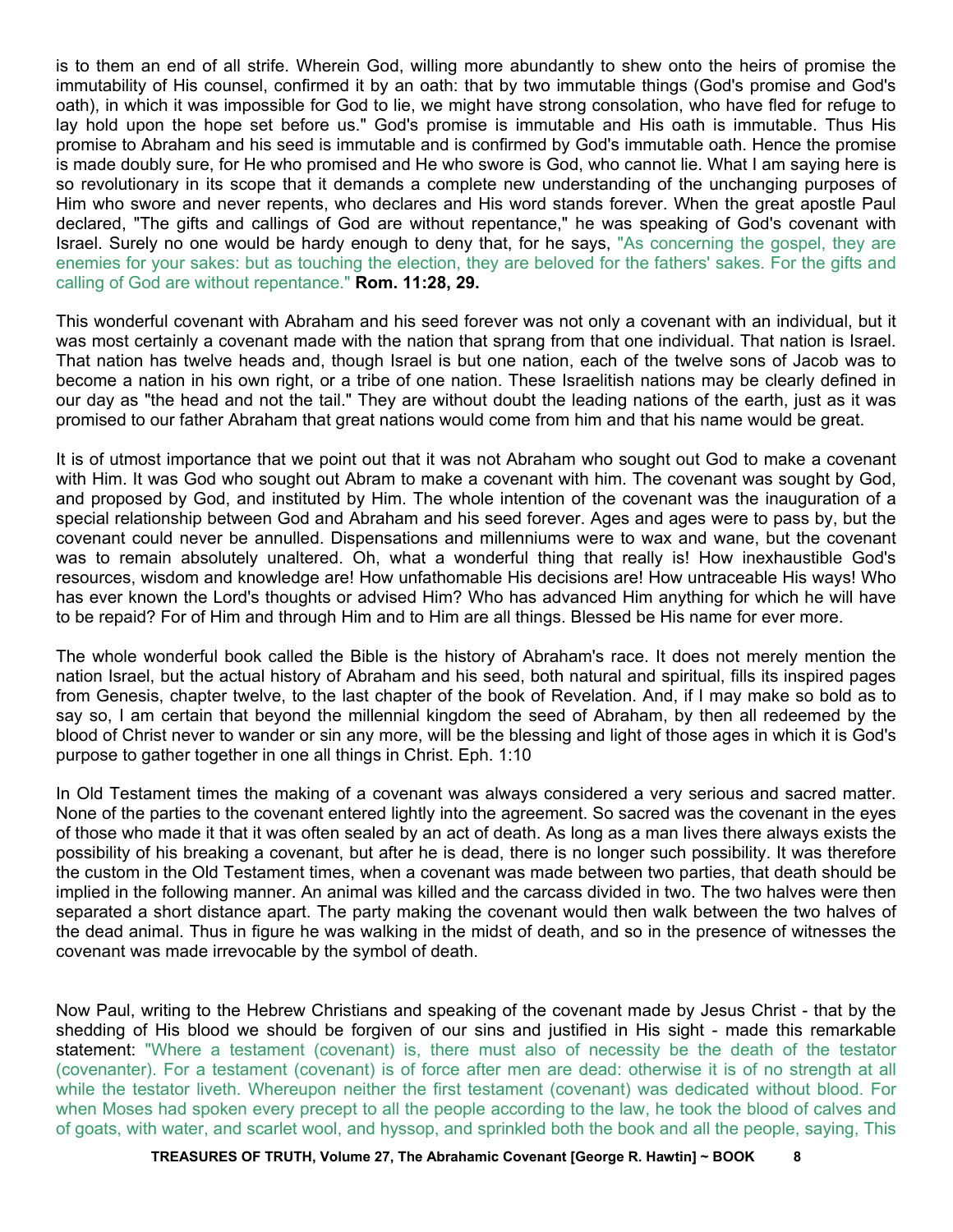is to them an end of all strife. Wherein God, willing more abundantly to shew onto the heirs of promise the immutability of His counsel, confirmed it by an oath: that by two immutable things (God's promise and God's oath), in which it was impossible for God to lie, we might have strong consolation, who have fled for refuge to lay hold upon the hope set before us." God's promise is immutable and His oath is immutable. Thus His promise to Abraham and his seed is immutable and is confirmed by God's immutable oath. Hence the promise is made doubly sure, for He who promised and He who swore is God, who cannot lie. What I am saying here is so revolutionary in its scope that it demands a complete new understanding of the unchanging purposes of Him who swore and never repents, who declares and His word stands forever. When the great apostle Paul declared, "The gifts and callings of God are without repentance," he was speaking of God's covenant with Israel. Surely no one would be hardy enough to deny that, for he says, "As concerning the gospel, they are enemies for your sakes: but as touching the election, they are beloved for the fathers' sakes. For the gifts and calling of God are without repentance." **Rom. 11:28, 29.**

This wonderful covenant with Abraham and his seed forever was not only a covenant with an individual, but it was most certainly a covenant made with the nation that sprang from that one individual. That nation is Israel. That nation has twelve heads and, though Israel is but one nation, each of the twelve sons of Jacob was to become a nation in his own right, or a tribe of one nation. These Israelitish nations may be clearly defined in our day as "the head and not the tail." They are without doubt the leading nations of the earth, just as it was promised to our father Abraham that great nations would come from him and that his name would be great.

It is of utmost importance that we point out that it was not Abraham who sought out God to make a covenant with Him. It was God who sought out Abram to make a covenant with him. The covenant was sought by God, and proposed by God, and instituted by Him. The whole intention of the covenant was the inauguration of a special relationship between God and Abraham and his seed forever. Ages and ages were to pass by, but the covenant could never be annulled. Dispensations and millenniums were to wax and wane, but the covenant was to remain absolutely unaltered. Oh, what a wonderful thing that really is! How inexhaustible God's resources, wisdom and knowledge are! How unfathomable His decisions are! How untraceable His ways! Who has ever known the Lord's thoughts or advised Him? Who has advanced Him anything for which he will have to be repaid? For of Him and through Him and to Him are all things. Blessed be His name for ever more.

The whole wonderful book called the Bible is the history of Abraham's race. It does not merely mention the nation Israel, but the actual history of Abraham and his seed, both natural and spiritual, fills its inspired pages from Genesis, chapter twelve, to the last chapter of the book of Revelation. And, if I may make so bold as to say so, I am certain that beyond the millennial kingdom the seed of Abraham, by then all redeemed by the blood of Christ never to wander or sin any more, will be the blessing and light of those ages in which it is God's purpose to gather together in one all things in Christ. Eph. 1:10

In Old Testament times the making of a covenant was always considered a very serious and sacred matter. None of the parties to the covenant entered lightly into the agreement. So sacred was the covenant in the eyes of those who made it that it was often sealed by an act of death. As long as a man lives there always exists the possibility of his breaking a covenant, but after he is dead, there is no longer such possibility. It was therefore the custom in the Old Testament times, when a covenant was made between two parties, that death should be implied in the following manner. An animal was killed and the carcass divided in two. The two halves were then separated a short distance apart. The party making the covenant would then walk between the two halves of the dead animal. Thus in figure he was walking in the midst of death, and so in the presence of witnesses the covenant was made irrevocable by the symbol of death.

Now Paul, writing to the Hebrew Christians and speaking of the covenant made by Jesus Christ - that by the shedding of His blood we should be forgiven of our sins and justified in His sight - made this remarkable statement: "Where a testament (covenant) is, there must also of necessity be the death of the testator (covenanter). For a testament (covenant) is of force after men are dead: otherwise it is of no strength at all while the testator liveth. Whereupon neither the first testament (covenant) was dedicated without blood. For when Moses had spoken every precept to all the people according to the law, he took the blood of calves and of goats, with water, and scarlet wool, and hyssop, and sprinkled both the book and all the people, saying, This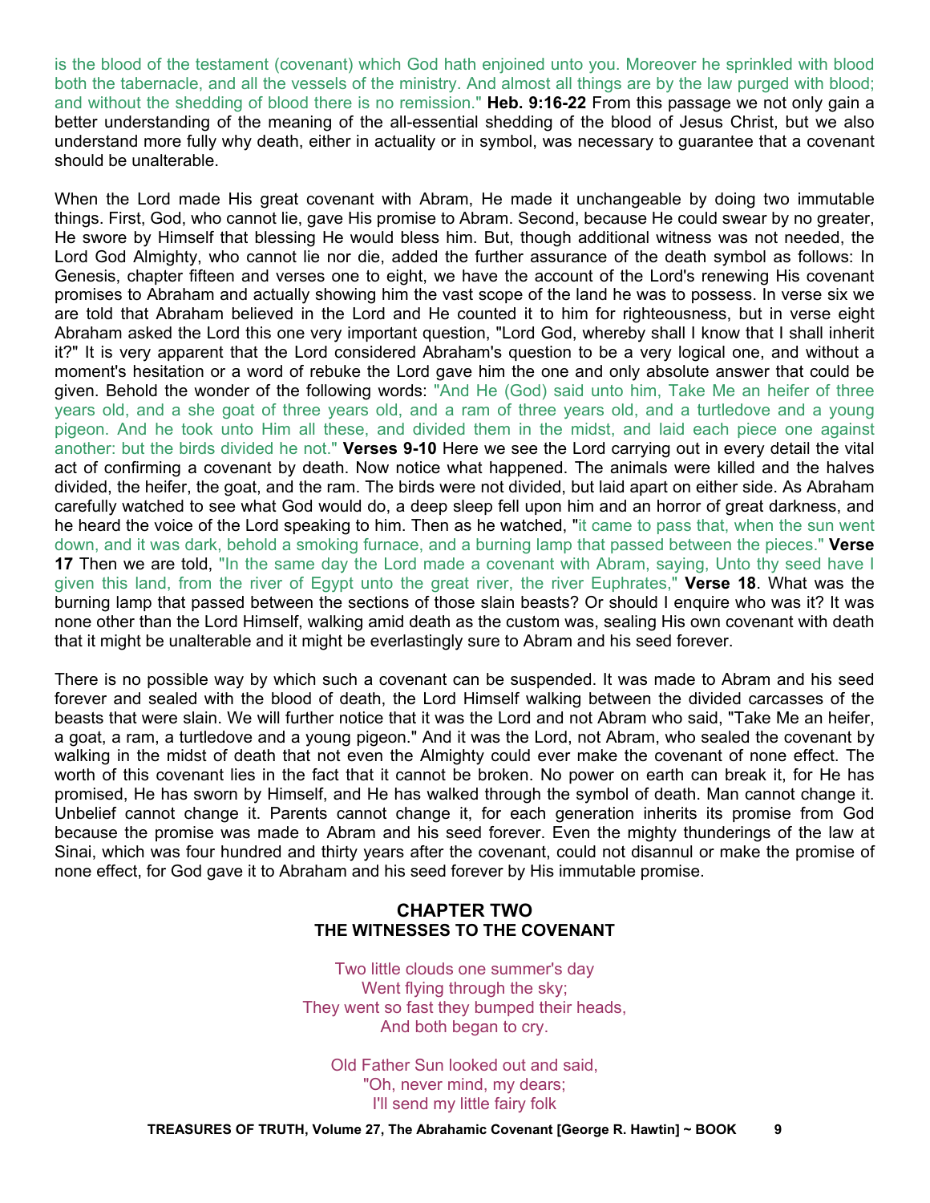is the blood of the testament (covenant) which God hath enjoined unto you. Moreover he sprinkled with blood both the tabernacle, and all the vessels of the ministry. And almost all things are by the law purged with blood; and without the shedding of blood there is no remission." **Heb. 9:16-22** From this passage we not only gain a better understanding of the meaning of the all-essential shedding of the blood of Jesus Christ, but we also understand more fully why death, either in actuality or in symbol, was necessary to guarantee that a covenant should be unalterable.

When the Lord made His great covenant with Abram, He made it unchangeable by doing two immutable things. First, God, who cannot lie, gave His promise to Abram. Second, because He could swear by no greater, He swore by Himself that blessing He would bless him. But, though additional witness was not needed, the Lord God Almighty, who cannot lie nor die, added the further assurance of the death symbol as follows: In Genesis, chapter fifteen and verses one to eight, we have the account of the Lord's renewing His covenant promises to Abraham and actually showing him the vast scope of the land he was to possess. In verse six we are told that Abraham believed in the Lord and He counted it to him for righteousness, but in verse eight Abraham asked the Lord this one very important question, "Lord God, whereby shall I know that I shall inherit it?" It is very apparent that the Lord considered Abraham's question to be a very logical one, and without a moment's hesitation or a word of rebuke the Lord gave him the one and only absolute answer that could be given. Behold the wonder of the following words: "And He (God) said unto him, Take Me an heifer of three years old, and a she goat of three years old, and a ram of three years old, and a turtledove and a young pigeon. And he took unto Him all these, and divided them in the midst, and laid each piece one against another: but the birds divided he not." **Verses 9-10** Here we see the Lord carrying out in every detail the vital act of confirming a covenant by death. Now notice what happened. The animals were killed and the halves divided, the heifer, the goat, and the ram. The birds were not divided, but laid apart on either side. As Abraham carefully watched to see what God would do, a deep sleep fell upon him and an horror of great darkness, and he heard the voice of the Lord speaking to him. Then as he watched, "it came to pass that, when the sun went down, and it was dark, behold a smoking furnace, and a burning lamp that passed between the pieces." **Verse 17** Then we are told, "In the same day the Lord made a covenant with Abram, saying, Unto thy seed have I given this land, from the river of Egypt unto the great river, the river Euphrates," **Verse 18**. What was the burning lamp that passed between the sections of those slain beasts? Or should I enquire who was it? It was none other than the Lord Himself, walking amid death as the custom was, sealing His own covenant with death that it might be unalterable and it might be everlastingly sure to Abram and his seed forever.

There is no possible way by which such a covenant can be suspended. It was made to Abram and his seed forever and sealed with the blood of death, the Lord Himself walking between the divided carcasses of the beasts that were slain. We will further notice that it was the Lord and not Abram who said, "Take Me an heifer, a goat, a ram, a turtledove and a young pigeon." And it was the Lord, not Abram, who sealed the covenant by walking in the midst of death that not even the Almighty could ever make the covenant of none effect. The worth of this covenant lies in the fact that it cannot be broken. No power on earth can break it, for He has promised, He has sworn by Himself, and He has walked through the symbol of death. Man cannot change it. Unbelief cannot change it. Parents cannot change it, for each generation inherits its promise from God because the promise was made to Abram and his seed forever. Even the mighty thunderings of the law at Sinai, which was four hundred and thirty years after the covenant, could not disannul or make the promise of none effect, for God gave it to Abraham and his seed forever by His immutable promise.

## CHAPTER TWO
## THE WITNESSES TO THE COVENANT

Two little clouds one summer's day
Went flying through the sky;
They went so fast they bumped their heads,
And both began to cry.

Old Father Sun looked out and said,
"Oh, never mind, my dears;
I'll send my little fairy folk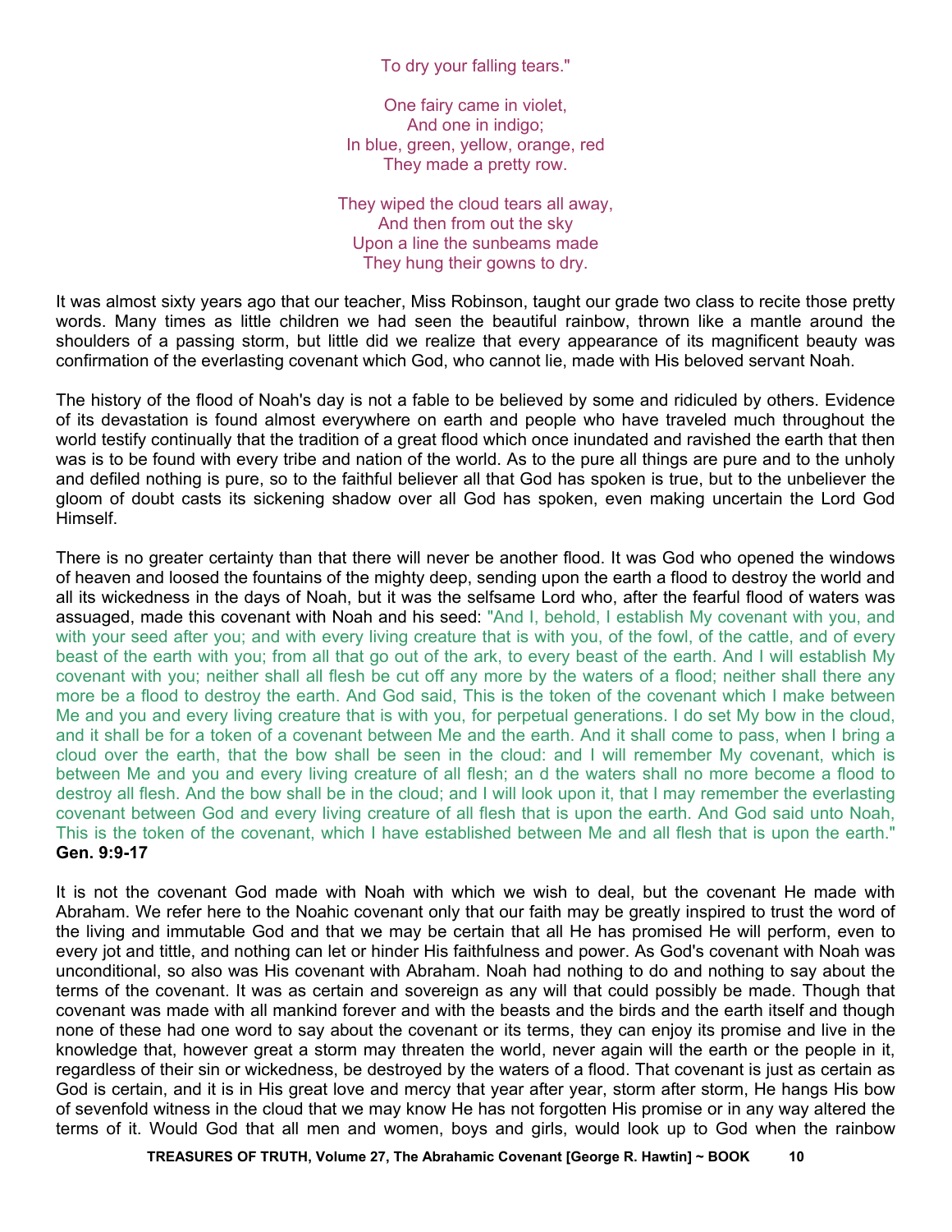To dry your falling tears."

One fairy came in violet,  
And one in indigo;  
In blue, green, yellow, orange, red  
They made a pretty row.

They wiped the cloud tears all away,  
And then from out the sky  
Upon a line the sunbeams made  
They hung their gowns to dry.

It was almost sixty years ago that our teacher, Miss Robinson, taught our grade two class to recite those pretty words. Many times as little children we had seen the beautiful rainbow, thrown like a mantle around the shoulders of a passing storm, but little did we realize that every appearance of its magnificent beauty was confirmation of the everlasting covenant which God, who cannot lie, made with His beloved servant Noah.

The history of the flood of Noah's day is not a fable to be believed by some and ridiculed by others. Evidence of its devastation is found almost everywhere on earth and people who have traveled much throughout the world testify continually that the tradition of a great flood which once inundated and ravished the earth that then was is to be found with every tribe and nation of the world. As to the pure all things are pure and to the unholy and defiled nothing is pure, so to the faithful believer all that God has spoken is true, but to the unbeliever the gloom of doubt casts its sickening shadow over all God has spoken, even making uncertain the Lord God Himself.

There is no greater certainty than that there will never be another flood. It was God who opened the windows of heaven and loosed the fountains of the mighty deep, sending upon the earth a flood to destroy the world and all its wickedness in the days of Noah, but it was the selfsame Lord who, after the fearful flood of waters was assuaged, made this covenant with Noah and his seed: "And I, behold, I establish My covenant with you, and with your seed after you; and with every living creature that is with you, of the fowl, of the cattle, and of every beast of the earth with you; from all that go out of the ark, to every beast of the earth. And I will establish My covenant with you; neither shall all flesh be cut off any more by the waters of a flood; neither shall there any more be a flood to destroy the earth. And God said, This is the token of the covenant which I make between Me and you and every living creature that is with you, for perpetual generations. I do set My bow in the cloud, and it shall be for a token of a covenant between Me and the earth. And it shall come to pass, when I bring a cloud over the earth, that the bow shall be seen in the cloud: and I will remember My covenant, which is between Me and you and every living creature of all flesh; an d the waters shall no more become a flood to destroy all flesh. And the bow shall be in the cloud; and I will look upon it, that I may remember the everlasting covenant between God and every living creature of all flesh that is upon the earth. And God said unto Noah, This is the token of the covenant, which I have established between Me and all flesh that is upon the earth." **Gen. 9:9-17**

It is not the covenant God made with Noah with which we wish to deal, but the covenant He made with Abraham. We refer here to the Noahic covenant only that our faith may be greatly inspired to trust the word of the living and immutable God and that we may be certain that all He has promised He will perform, even to every jot and tittle, and nothing can let or hinder His faithfulness and power. As God's covenant with Noah was unconditional, so also was His covenant with Abraham. Noah had nothing to do and nothing to say about the terms of the covenant. It was as certain and sovereign as any will that could possibly be made. Though that covenant was made with all mankind forever and with the beasts and the birds and the earth itself and though none of these had one word to say about the covenant or its terms, they can enjoy its promise and live in the knowledge that, however great a storm may threaten the world, never again will the earth or the people in it, regardless of their sin or wickedness, be destroyed by the waters of a flood. That covenant is just as certain as God is certain, and it is in His great love and mercy that year after year, storm after storm, He hangs His bow of sevenfold witness in the cloud that we may know He has not forgotten His promise or in any way altered the terms of it. Would God that all men and women, boys and girls, would look up to God when the rainbow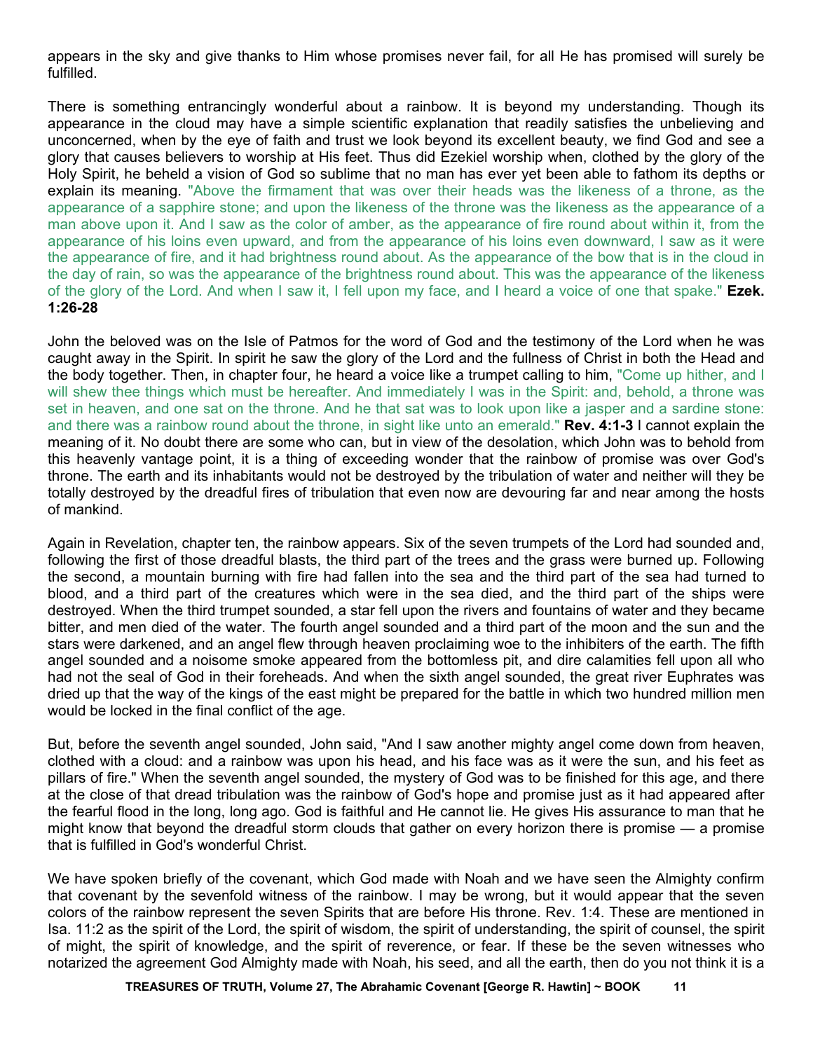appears in the sky and give thanks to Him whose promises never fail, for all He has promised will surely be fulfilled.

There is something entrancingly wonderful about a rainbow. It is beyond my understanding. Though its appearance in the cloud may have a simple scientific explanation that readily satisfies the unbelieving and unconcerned, when by the eye of faith and trust we look beyond its excellent beauty, we find God and see a glory that causes believers to worship at His feet. Thus did Ezekiel worship when, clothed by the glory of the Holy Spirit, he beheld a vision of God so sublime that no man has ever yet been able to fathom its depths or explain its meaning. "Above the firmament that was over their heads was the likeness of a throne, as the appearance of a sapphire stone; and upon the likeness of the throne was the likeness as the appearance of a man above upon it. And I saw as the color of amber, as the appearance of fire round about within it, from the appearance of his loins even upward, and from the appearance of his loins even downward, I saw as it were the appearance of fire, and it had brightness round about. As the appearance of the bow that is in the cloud in the day of rain, so was the appearance of the brightness round about. This was the appearance of the likeness of the glory of the Lord. And when I saw it, I fell upon my face, and I heard a voice of one that spake." **Ezek. 1:26-28**

John the beloved was on the Isle of Patmos for the word of God and the testimony of the Lord when he was caught away in the Spirit. In spirit he saw the glory of the Lord and the fullness of Christ in both the Head and the body together. Then, in chapter four, he heard a voice like a trumpet calling to him, "Come up hither, and I will shew thee things which must be hereafter. And immediately I was in the Spirit: and, behold, a throne was set in heaven, and one sat on the throne. And he that sat was to look upon like a jasper and a sardine stone: and there was a rainbow round about the throne, in sight like unto an emerald." **Rev. 4:1-3** I cannot explain the meaning of it. No doubt there are some who can, but in view of the desolation, which John was to behold from this heavenly vantage point, it is a thing of exceeding wonder that the rainbow of promise was over God's throne. The earth and its inhabitants would not be destroyed by the tribulation of water and neither will they be totally destroyed by the dreadful fires of tribulation that even now are devouring far and near among the hosts of mankind.

Again in Revelation, chapter ten, the rainbow appears. Six of the seven trumpets of the Lord had sounded and, following the first of those dreadful blasts, the third part of the trees and the grass were burned up. Following the second, a mountain burning with fire had fallen into the sea and the third part of the sea had turned to blood, and a third part of the creatures which were in the sea died, and the third part of the ships were destroyed. When the third trumpet sounded, a star fell upon the rivers and fountains of water and they became bitter, and men died of the water. The fourth angel sounded and a third part of the moon and the sun and the stars were darkened, and an angel flew through heaven proclaiming woe to the inhibiters of the earth. The fifth angel sounded and a noisome smoke appeared from the bottomless pit, and dire calamities fell upon all who had not the seal of God in their foreheads. And when the sixth angel sounded, the great river Euphrates was dried up that the way of the kings of the east might be prepared for the battle in which two hundred million men would be locked in the final conflict of the age.

But, before the seventh angel sounded, John said, "And I saw another mighty angel come down from heaven, clothed with a cloud: and a rainbow was upon his head, and his face was as it were the sun, and his feet as pillars of fire." When the seventh angel sounded, the mystery of God was to be finished for this age, and there at the close of that dread tribulation was the rainbow of God's hope and promise just as it had appeared after the fearful flood in the long, long ago. God is faithful and He cannot lie. He gives His assurance to man that he might know that beyond the dreadful storm clouds that gather on every horizon there is promise — a promise that is fulfilled in God's wonderful Christ.

We have spoken briefly of the covenant, which God made with Noah and we have seen the Almighty confirm that covenant by the sevenfold witness of the rainbow. I may be wrong, but it would appear that the seven colors of the rainbow represent the seven Spirits that are before His throne. Rev. 1:4. These are mentioned in Isa. 11:2 as the spirit of the Lord, the spirit of wisdom, the spirit of understanding, the spirit of counsel, the spirit of might, the spirit of knowledge, and the spirit of reverence, or fear. If these be the seven witnesses who notarized the agreement God Almighty made with Noah, his seed, and all the earth, then do you not think it is a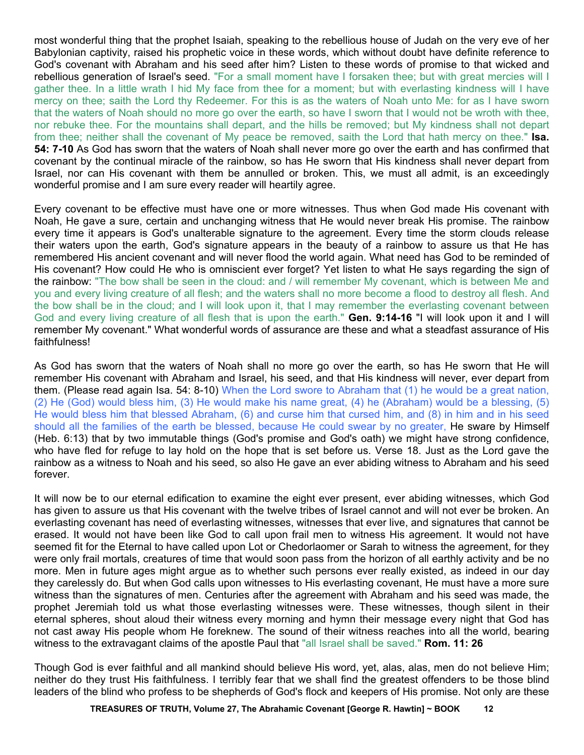most wonderful thing that the prophet Isaiah, speaking to the rebellious house of Judah on the very eve of her Babylonian captivity, raised his prophetic voice in these words, which without doubt have definite reference to God's covenant with Abraham and his seed after him? Listen to these words of promise to that wicked and rebellious generation of Israel's seed. "For a small moment have I forsaken thee; but with great mercies will I gather thee. In a little wrath I hid My face from thee for a moment; but with everlasting kindness will I have mercy on thee; saith the Lord thy Redeemer. For this is as the waters of Noah unto Me: for as I have sworn that the waters of Noah should no more go over the earth, so have I sworn that I would not be wroth with thee, nor rebuke thee. For the mountains shall depart, and the hills be removed; but My kindness shall not depart from thee; neither shall the covenant of My peace be removed, saith the Lord that hath mercy on thee." **Isa. 54: 7-10** As God has sworn that the waters of Noah shall never more go over the earth and has confirmed that covenant by the continual miracle of the rainbow, so has He sworn that His kindness shall never depart from Israel, nor can His covenant with them be annulled or broken. This, we must all admit, is an exceedingly wonderful promise and I am sure every reader will heartily agree.

Every covenant to be effective must have one or more witnesses. Thus when God made His covenant with Noah, He gave a sure, certain and unchanging witness that He would never break His promise. The rainbow every time it appears is God's unalterable signature to the agreement. Every time the storm clouds release their waters upon the earth, God's signature appears in the beauty of a rainbow to assure us that He has remembered His ancient covenant and will never flood the world again. What need has God to be reminded of His covenant? How could He who is omniscient ever forget? Yet listen to what He says regarding the sign of the rainbow: "The bow shall be seen in the cloud: and / will remember My covenant, which is between Me and you and every living creature of all flesh; and the waters shall no more become a flood to destroy all flesh. And the bow shall be in the cloud; and I will look upon it, that I may remember the everlasting covenant between God and every living creature of all flesh that is upon the earth." **Gen. 9:14-16** "I will look upon it and I will remember My covenant." What wonderful words of assurance are these and what a steadfast assurance of His faithfulness!

As God has sworn that the waters of Noah shall no more go over the earth, so has He sworn that He will remember His covenant with Abraham and Israel, his seed, and that His kindness will never, ever depart from them. (Please read again Isa. 54: 8-10) When the Lord swore to Abraham that (1) he would be a great nation, (2) He (God) would bless him, (3) He would make his name great, (4) he (Abraham) would be a blessing, (5) He would bless him that blessed Abraham, (6) and curse him that cursed him, and (8) in him and in his seed should all the families of the earth be blessed, because He could swear by no greater, He sware by Himself (Heb. 6:13) that by two immutable things (God's promise and God's oath) we might have strong confidence, who have fled for refuge to lay hold on the hope that is set before us. Verse 18. Just as the Lord gave the rainbow as a witness to Noah and his seed, so also He gave an ever abiding witness to Abraham and his seed forever.

It will now be to our eternal edification to examine the eight ever present, ever abiding witnesses, which God has given to assure us that His covenant with the twelve tribes of Israel cannot and will not ever be broken. An everlasting covenant has need of everlasting witnesses, witnesses that ever live, and signatures that cannot be erased. It would not have been like God to call upon frail men to witness His agreement. It would not have seemed fit for the Eternal to have called upon Lot or Chedorlaomer or Sarah to witness the agreement, for they were only frail mortals, creatures of time that would soon pass from the horizon of all earthly activity and be no more. Men in future ages might argue as to whether such persons ever really existed, as indeed in our day they carelessly do. But when God calls upon witnesses to His everlasting covenant, He must have a more sure witness than the signatures of men. Centuries after the agreement with Abraham and his seed was made, the prophet Jeremiah told us what those everlasting witnesses were. These witnesses, though silent in their eternal spheres, shout aloud their witness every morning and hymn their message every night that God has not cast away His people whom He foreknew. The sound of their witness reaches into all the world, bearing witness to the extravagant claims of the apostle Paul that "all Israel shall be saved." **Rom. 11: 26**

Though God is ever faithful and all mankind should believe His word, yet, alas, alas, men do not believe Him; neither do they trust His faithfulness. I terribly fear that we shall find the greatest offenders to be those blind leaders of the blind who profess to be shepherds of God's flock and keepers of His promise. Not only are these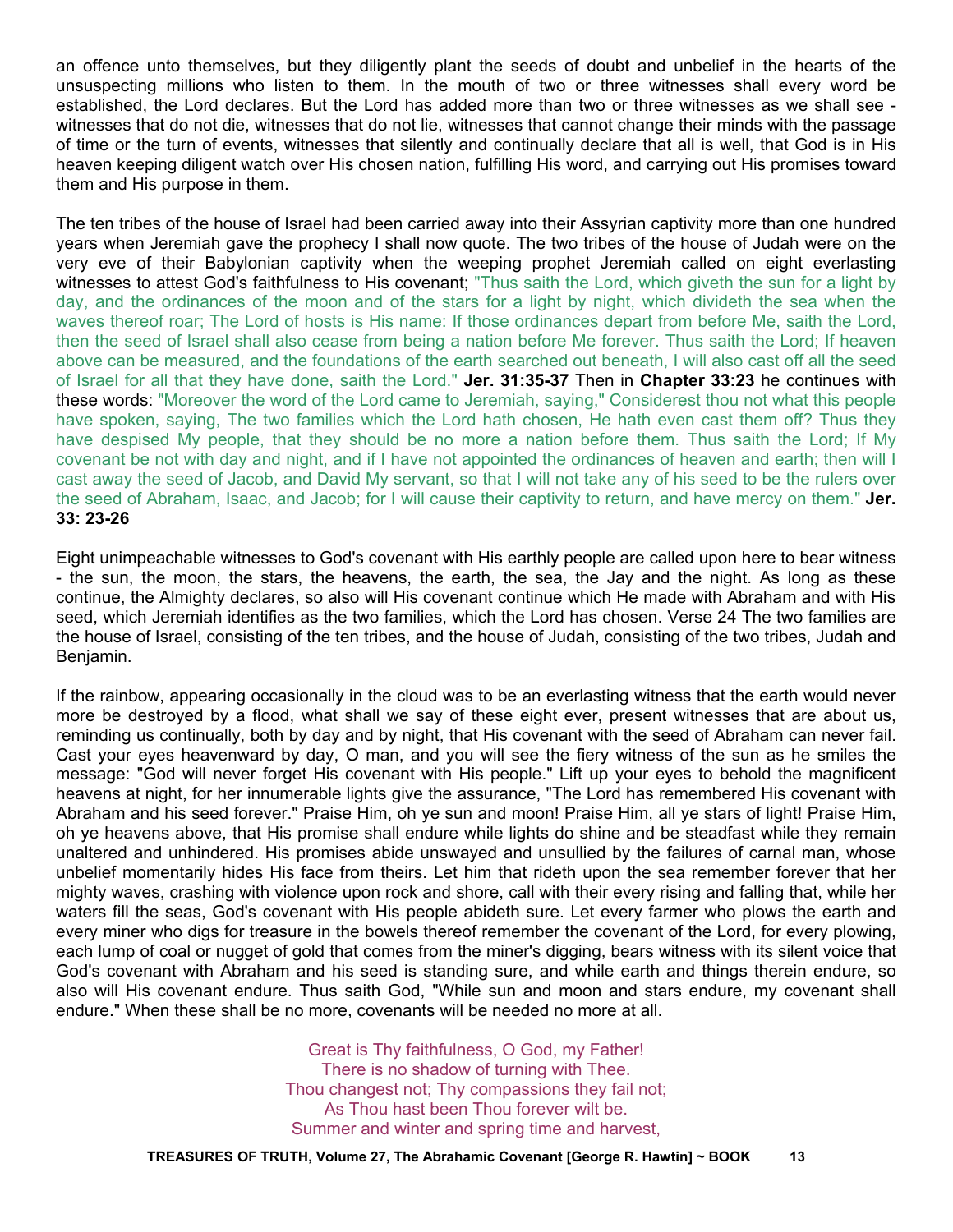an offence unto themselves, but they diligently plant the seeds of doubt and unbelief in the hearts of the unsuspecting millions who listen to them. In the mouth of two or three witnesses shall every word be established, the Lord declares. But the Lord has added more than two or three witnesses as we shall see - witnesses that do not die, witnesses that do not lie, witnesses that cannot change their minds with the passage of time or the turn of events, witnesses that silently and continually declare that all is well, that God is in His heaven keeping diligent watch over His chosen nation, fulfilling His word, and carrying out His promises toward them and His purpose in them.

The ten tribes of the house of Israel had been carried away into their Assyrian captivity more than one hundred years when Jeremiah gave the prophecy I shall now quote. The two tribes of the house of Judah were on the very eve of their Babylonian captivity when the weeping prophet Jeremiah called on eight everlasting witnesses to attest God's faithfulness to His covenant; "Thus saith the Lord, which giveth the sun for a light by day, and the ordinances of the moon and of the stars for a light by night, which divideth the sea when the waves thereof roar; The Lord of hosts is His name: If those ordinances depart from before Me, saith the Lord, then the seed of Israel shall also cease from being a nation before Me forever. Thus saith the Lord; If heaven above can be measured, and the foundations of the earth searched out beneath, I will also cast off all the seed of Israel for all that they have done, saith the Lord." **Jer. 31:35-37** Then in **Chapter 33:23** he continues with these words: "Moreover the word of the Lord came to Jeremiah, saying," Considerest thou not what this people have spoken, saying, The two families which the Lord hath chosen, He hath even cast them off? Thus they have despised My people, that they should be no more a nation before them. Thus saith the Lord; If My covenant be not with day and night, and if I have not appointed the ordinances of heaven and earth; then will I cast away the seed of Jacob, and David My servant, so that I will not take any of his seed to be the rulers over the seed of Abraham, Isaac, and Jacob; for I will cause their captivity to return, and have mercy on them." **Jer. 33: 23-26**

Eight unimpeachable witnesses to God's covenant with His earthly people are called upon here to bear witness - the sun, the moon, the stars, the heavens, the earth, the sea, the Jay and the night. As long as these continue, the Almighty declares, so also will His covenant continue which He made with Abraham and with His seed, which Jeremiah identifies as the two families, which the Lord has chosen. Verse 24 The two families are the house of Israel, consisting of the ten tribes, and the house of Judah, consisting of the two tribes, Judah and Benjamin.

If the rainbow, appearing occasionally in the cloud was to be an everlasting witness that the earth would never more be destroyed by a flood, what shall we say of these eight ever, present witnesses that are about us, reminding us continually, both by day and by night, that His covenant with the seed of Abraham can never fail. Cast your eyes heavenward by day, O man, and you will see the fiery witness of the sun as he smiles the message: "God will never forget His covenant with His people." Lift up your eyes to behold the magnificent heavens at night, for her innumerable lights give the assurance, "The Lord has remembered His covenant with Abraham and his seed forever." Praise Him, oh ye sun and moon! Praise Him, all ye stars of light! Praise Him, oh ye heavens above, that His promise shall endure while lights do shine and be steadfast while they remain unaltered and unhindered. His promises abide unswayed and unsullied by the failures of carnal man, whose unbelief momentarily hides His face from theirs. Let him that rideth upon the sea remember forever that her mighty waves, crashing with violence upon rock and shore, call with their every rising and falling that, while her waters fill the seas, God's covenant with His people abideth sure. Let every farmer who plows the earth and every miner who digs for treasure in the bowels thereof remember the covenant of the Lord, for every plowing, each lump of coal or nugget of gold that comes from the miner's digging, bears witness with its silent voice that God's covenant with Abraham and his seed is standing sure, and while earth and things therein endure, so also will His covenant endure. Thus saith God, "While sun and moon and stars endure, my covenant shall endure." When these shall be no more, covenants will be needed no more at all.

Great is Thy faithfulness, O God, my Father!  
There is no shadow of turning with Thee.  
Thou changest not; Thy compassions they fail not;  
As Thou hast been Thou forever wilt be.  
Summer and winter and spring time and harvest,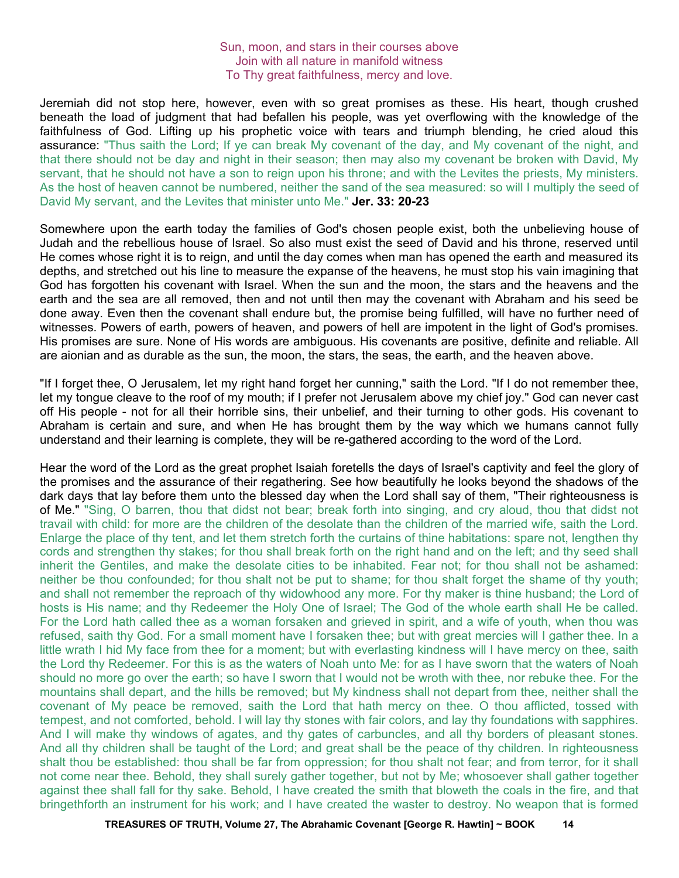Sun, moon, and stars in their courses above
Join with all nature in manifold witness
To Thy great faithfulness, mercy and love.

Jeremiah did not stop here, however, even with so great promises as these. His heart, though crushed beneath the load of judgment that had befallen his people, was yet overflowing with the knowledge of the faithfulness of God. Lifting up his prophetic voice with tears and triumph blending, he cried aloud this assurance: "Thus saith the Lord; If ye can break My covenant of the day, and My covenant of the night, and that there should not be day and night in their season; then may also my covenant be broken with David, My servant, that he should not have a son to reign upon his throne; and with the Levites the priests, My ministers. As the host of heaven cannot be numbered, neither the sand of the sea measured: so will I multiply the seed of David My servant, and the Levites that minister unto Me." **Jer. 33: 20-23**

Somewhere upon the earth today the families of God's chosen people exist, both the unbelieving house of Judah and the rebellious house of Israel. So also must exist the seed of David and his throne, reserved until He comes whose right it is to reign, and until the day comes when man has opened the earth and measured its depths, and stretched out his line to measure the expanse of the heavens, he must stop his vain imagining that God has forgotten his covenant with Israel. When the sun and the moon, the stars and the heavens and the earth and the sea are all removed, then and not until then may the covenant with Abraham and his seed be done away. Even then the covenant shall endure but, the promise being fulfilled, will have no further need of witnesses. Powers of earth, powers of heaven, and powers of hell are impotent in the light of God's promises. His promises are sure. None of His words are ambiguous. His covenants are positive, definite and reliable. All are aionian and as durable as the sun, the moon, the stars, the seas, the earth, and the heaven above.

"If I forget thee, O Jerusalem, let my right hand forget her cunning," saith the Lord. "If I do not remember thee, let my tongue cleave to the roof of my mouth; if I prefer not Jerusalem above my chief joy." God can never cast off His people - not for all their horrible sins, their unbelief, and their turning to other gods. His covenant to Abraham is certain and sure, and when He has brought them by the way which we humans cannot fully understand and their learning is complete, they will be re-gathered according to the word of the Lord.

Hear the word of the Lord as the great prophet Isaiah foretells the days of Israel's captivity and feel the glory of the promises and the assurance of their regathering. See how beautifully he looks beyond the shadows of the dark days that lay before them unto the blessed day when the Lord shall say of them, "Their righteousness is of Me." "Sing, O barren, thou that didst not bear; break forth into singing, and cry aloud, thou that didst not travail with child: for more are the children of the desolate than the children of the married wife, saith the Lord. Enlarge the place of thy tent, and let them stretch forth the curtains of thine habitations: spare not, lengthen thy cords and strengthen thy stakes; for thou shall break forth on the right hand and on the left; and thy seed shall inherit the Gentiles, and make the desolate cities to be inhabited. Fear not; for thou shall not be ashamed: neither be thou confounded; for thou shalt not be put to shame; for thou shalt forget the shame of thy youth; and shall not remember the reproach of thy widowhood any more. For thy maker is thine husband; the Lord of hosts is His name; and thy Redeemer the Holy One of Israel; The God of the whole earth shall He be called. For the Lord hath called thee as a woman forsaken and grieved in spirit, and a wife of youth, when thou was refused, saith thy God. For a small moment have I forsaken thee; but with great mercies will I gather thee. In a little wrath I hid My face from thee for a moment; but with everlasting kindness will I have mercy on thee, saith the Lord thy Redeemer. For this is as the waters of Noah unto Me: for as I have sworn that the waters of Noah should no more go over the earth; so have I sworn that I would not be wroth with thee, nor rebuke thee. For the mountains shall depart, and the hills be removed; but My kindness shall not depart from thee, neither shall the covenant of My peace be removed, saith the Lord that hath mercy on thee. O thou afflicted, tossed with tempest, and not comforted, behold. I will lay thy stones with fair colors, and lay thy foundations with sapphires. And I will make thy windows of agates, and thy gates of carbuncles, and all thy borders of pleasant stones. And all thy children shall be taught of the Lord; and great shall be the peace of thy children. In righteousness shalt thou be established: thou shall be far from oppression; for thou shalt not fear; and from terror, for it shall not come near thee. Behold, they shall surely gather together, but not by Me; whosoever shall gather together against thee shall fall for thy sake. Behold, I have created the smith that bloweth the coals in the fire, and that bringethforth an instrument for his work; and I have created the waster to destroy. No weapon that is formed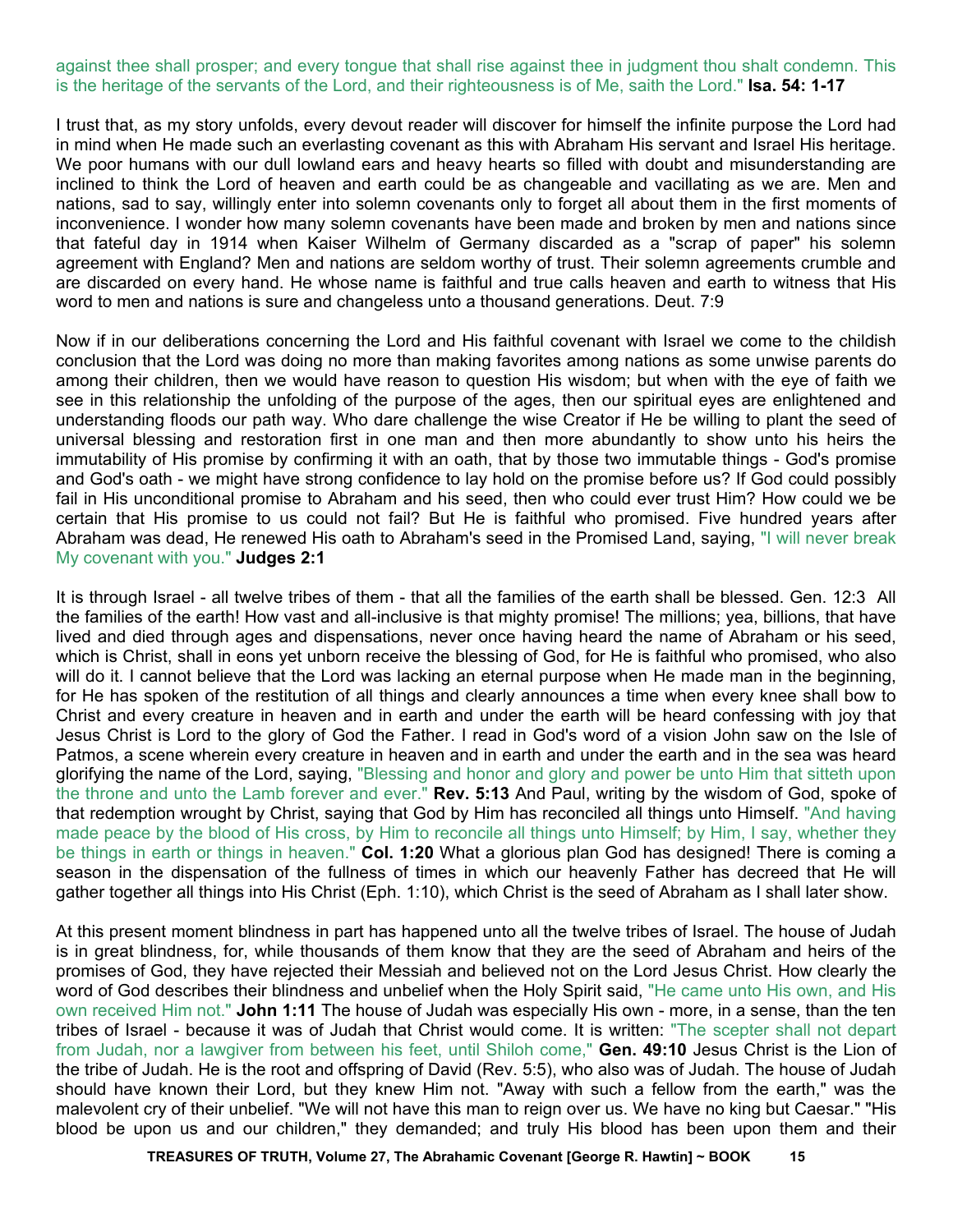against thee shall prosper; and every tongue that shall rise against thee in judgment thou shalt condemn. This is the heritage of the servants of the Lord, and their righteousness is of Me, saith the Lord." **Isa. 54: 1-17**

I trust that, as my story unfolds, every devout reader will discover for himself the infinite purpose the Lord had in mind when He made such an everlasting covenant as this with Abraham His servant and Israel His heritage. We poor humans with our dull lowland ears and heavy hearts so filled with doubt and misunderstanding are inclined to think the Lord of heaven and earth could be as changeable and vacillating as we are. Men and nations, sad to say, willingly enter into solemn covenants only to forget all about them in the first moments of inconvenience. I wonder how many solemn covenants have been made and broken by men and nations since that fateful day in 1914 when Kaiser Wilhelm of Germany discarded as a "scrap of paper" his solemn agreement with England? Men and nations are seldom worthy of trust. Their solemn agreements crumble and are discarded on every hand. He whose name is faithful and true calls heaven and earth to witness that His word to men and nations is sure and changeless unto a thousand generations. Deut. 7:9

Now if in our deliberations concerning the Lord and His faithful covenant with Israel we come to the childish conclusion that the Lord was doing no more than making favorites among nations as some unwise parents do among their children, then we would have reason to question His wisdom; but when with the eye of faith we see in this relationship the unfolding of the purpose of the ages, then our spiritual eyes are enlightened and understanding floods our path way. Who dare challenge the wise Creator if He be willing to plant the seed of universal blessing and restoration first in one man and then more abundantly to show unto his heirs the immutability of His promise by confirming it with an oath, that by those two immutable things - God's promise and God's oath - we might have strong confidence to lay hold on the promise before us? If God could possibly fail in His unconditional promise to Abraham and his seed, then who could ever trust Him? How could we be certain that His promise to us could not fail? But He is faithful who promised. Five hundred years after Abraham was dead, He renewed His oath to Abraham's seed in the Promised Land, saying, "I will never break My covenant with you." **Judges 2:1**

It is through Israel - all twelve tribes of them - that all the families of the earth shall be blessed. Gen. 12:3 All the families of the earth! How vast and all-inclusive is that mighty promise! The millions; yea, billions, that have lived and died through ages and dispensations, never once having heard the name of Abraham or his seed, which is Christ, shall in eons yet unborn receive the blessing of God, for He is faithful who promised, who also will do it. I cannot believe that the Lord was lacking an eternal purpose when He made man in the beginning, for He has spoken of the restitution of all things and clearly announces a time when every knee shall bow to Christ and every creature in heaven and in earth and under the earth will be heard confessing with joy that Jesus Christ is Lord to the glory of God the Father. I read in God's word of a vision John saw on the Isle of Patmos, a scene wherein every creature in heaven and in earth and under the earth and in the sea was heard glorifying the name of the Lord, saying, "Blessing and honor and glory and power be unto Him that sitteth upon the throne and unto the Lamb forever and ever." **Rev. 5:13** And Paul, writing by the wisdom of God, spoke of that redemption wrought by Christ, saying that God by Him has reconciled all things unto Himself. "And having made peace by the blood of His cross, by Him to reconcile all things unto Himself; by Him, I say, whether they be things in earth or things in heaven." **Col. 1:20** What a glorious plan God has designed! There is coming a season in the dispensation of the fullness of times in which our heavenly Father has decreed that He will gather together all things into His Christ (Eph. 1:10), which Christ is the seed of Abraham as I shall later show.

At this present moment blindness in part has happened unto all the twelve tribes of Israel. The house of Judah is in great blindness, for, while thousands of them know that they are the seed of Abraham and heirs of the promises of God, they have rejected their Messiah and believed not on the Lord Jesus Christ. How clearly the word of God describes their blindness and unbelief when the Holy Spirit said, "He came unto His own, and His own received Him not." **John 1:11** The house of Judah was especially His own - more, in a sense, than the ten tribes of Israel - because it was of Judah that Christ would come. It is written: "The scepter shall not depart from Judah, nor a lawgiver from between his feet, until Shiloh come," **Gen. 49:10** Jesus Christ is the Lion of the tribe of Judah. He is the root and offspring of David (Rev. 5:5), who also was of Judah. The house of Judah should have known their Lord, but they knew Him not. "Away with such a fellow from the earth," was the malevolent cry of their unbelief. "We will not have this man to reign over us. We have no king but Caesar." "His blood be upon us and our children," they demanded; and truly His blood has been upon them and their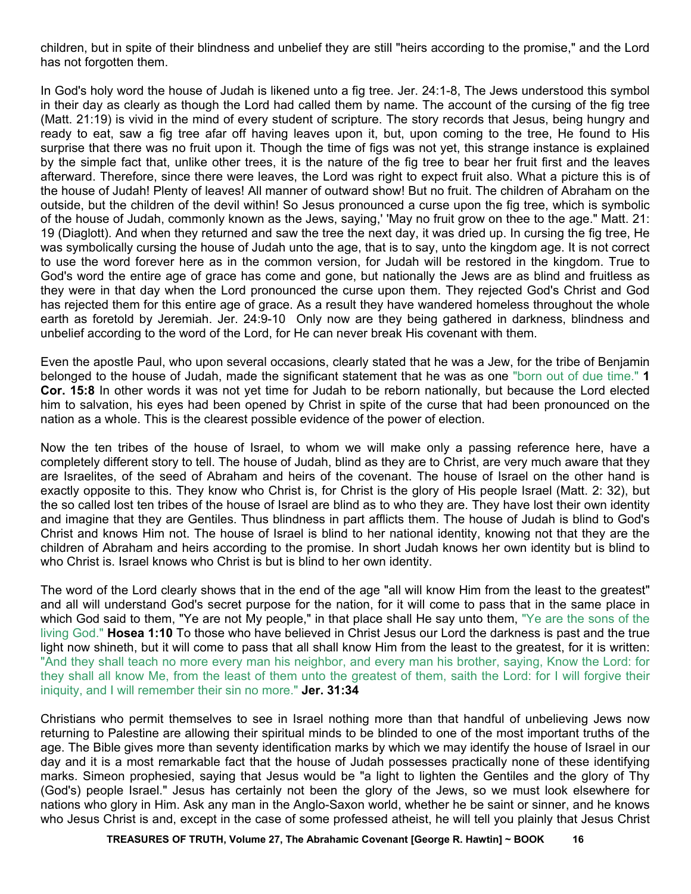children, but in spite of their blindness and unbelief they are still "heirs according to the promise," and the Lord has not forgotten them.

In God's holy word the house of Judah is likened unto a fig tree. Jer. 24:1-8, The Jews understood this symbol in their day as clearly as though the Lord had called them by name. The account of the cursing of the fig tree (Matt. 21:19) is vivid in the mind of every student of scripture. The story records that Jesus, being hungry and ready to eat, saw a fig tree afar off having leaves upon it, but, upon coming to the tree, He found to His surprise that there was no fruit upon it. Though the time of figs was not yet, this strange instance is explained by the simple fact that, unlike other trees, it is the nature of the fig tree to bear her fruit first and the leaves afterward. Therefore, since there were leaves, the Lord was right to expect fruit also. What a picture this is of the house of Judah! Plenty of leaves! All manner of outward show! But no fruit. The children of Abraham on the outside, but the children of the devil within! So Jesus pronounced a curse upon the fig tree, which is symbolic of the house of Judah, commonly known as the Jews, saying,' 'May no fruit grow on thee to the age." Matt. 21: 19 (Diaglott). And when they returned and saw the tree the next day, it was dried up. In cursing the fig tree, He was symbolically cursing the house of Judah unto the age, that is to say, unto the kingdom age. It is not correct to use the word forever here as in the common version, for Judah will be restored in the kingdom. True to God's word the entire age of grace has come and gone, but nationally the Jews are as blind and fruitless as they were in that day when the Lord pronounced the curse upon them. They rejected God's Christ and God has rejected them for this entire age of grace. As a result they have wandered homeless throughout the whole earth as foretold by Jeremiah. Jer. 24:9-10  Only now are they being gathered in darkness, blindness and unbelief according to the word of the Lord, for He can never break His covenant with them.

Even the apostle Paul, who upon several occasions, clearly stated that he was a Jew, for the tribe of Benjamin belonged to the house of Judah, made the significant statement that he was as one "born out of due time." **1 Cor. 15:8** In other words it was not yet time for Judah to be reborn nationally, but because the Lord elected him to salvation, his eyes had been opened by Christ in spite of the curse that had been pronounced on the nation as a whole. This is the clearest possible evidence of the power of election.

Now the ten tribes of the house of Israel, to whom we will make only a passing reference here, have a completely different story to tell. The house of Judah, blind as they are to Christ, are very much aware that they are Israelites, of the seed of Abraham and heirs of the covenant. The house of Israel on the other hand is exactly opposite to this. They know who Christ is, for Christ is the glory of His people Israel (Matt. 2: 32), but the so called lost ten tribes of the house of Israel are blind as to who they are. They have lost their own identity and imagine that they are Gentiles. Thus blindness in part afflicts them. The house of Judah is blind to God's Christ and knows Him not. The house of Israel is blind to her national identity, knowing not that they are the children of Abraham and heirs according to the promise. In short Judah knows her own identity but is blind to who Christ is. Israel knows who Christ is but is blind to her own identity.

The word of the Lord clearly shows that in the end of the age "all will know Him from the least to the greatest" and all will understand God's secret purpose for the nation, for it will come to pass that in the same place in which God said to them, "Ye are not My people," in that place shall He say unto them, "Ye are the sons of the living God." **Hosea 1:10** To those who have believed in Christ Jesus our Lord the darkness is past and the true light now shineth, but it will come to pass that all shall know Him from the least to the greatest, for it is written: "And they shall teach no more every man his neighbor, and every man his brother, saying, Know the Lord: for they shall all know Me, from the least of them unto the greatest of them, saith the Lord: for I will forgive their iniquity, and I will remember their sin no more." **Jer. 31:34**

Christians who permit themselves to see in Israel nothing more than that handful of unbelieving Jews now returning to Palestine are allowing their spiritual minds to be blinded to one of the most important truths of the age. The Bible gives more than seventy identification marks by which we may identify the house of Israel in our day and it is a most remarkable fact that the house of Judah possesses practically none of these identifying marks. Simeon prophesied, saying that Jesus would be "a light to lighten the Gentiles and the glory of Thy (God's) people Israel." Jesus has certainly not been the glory of the Jews, so we must look elsewhere for nations who glory in Him. Ask any man in the Anglo-Saxon world, whether he be saint or sinner, and he knows who Jesus Christ is and, except in the case of some professed atheist, he will tell you plainly that Jesus Christ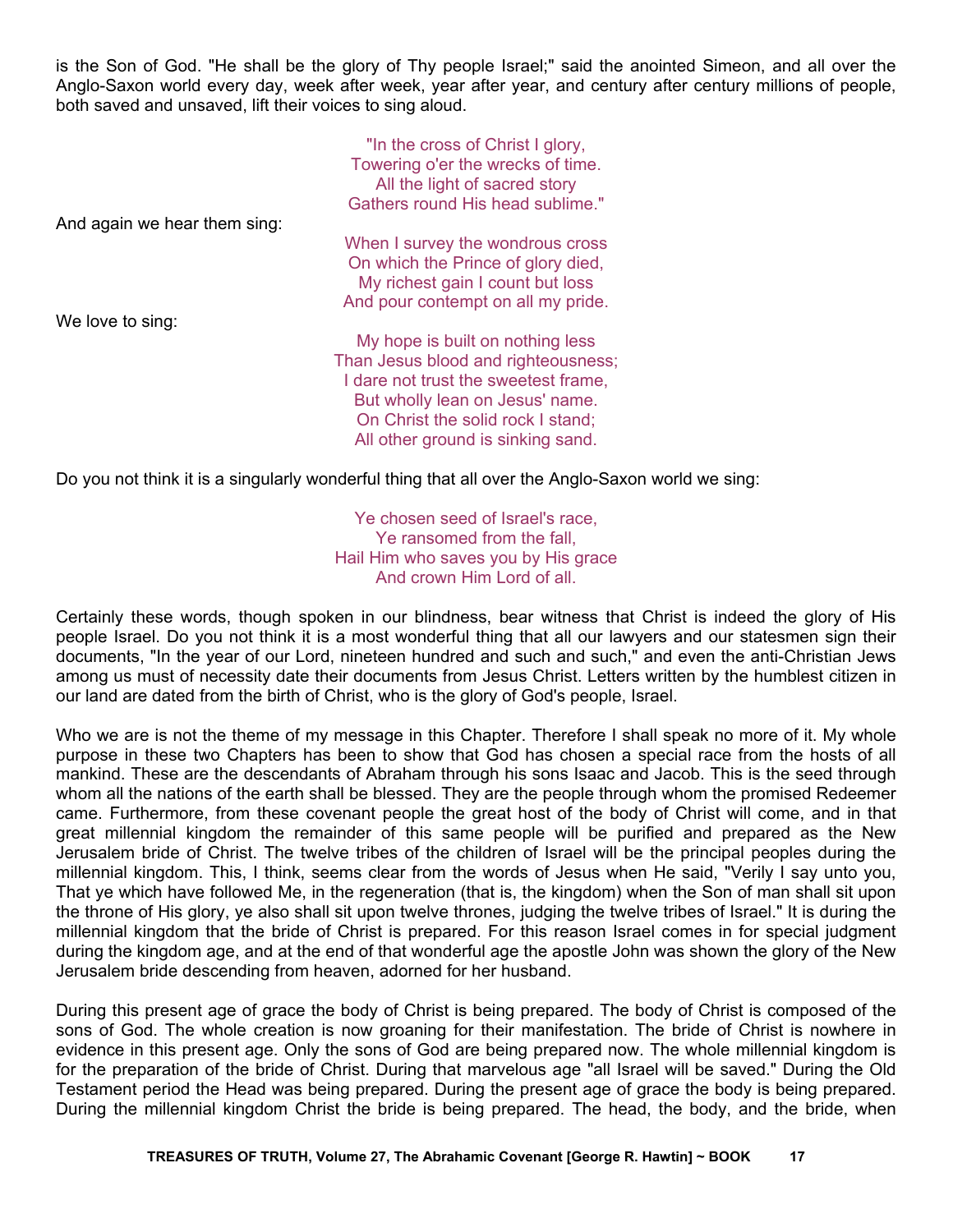is the Son of God. "He shall be the glory of Thy people Israel;" said the anointed Simeon, and all over the Anglo-Saxon world every day, week after week, year after year, and century after century millions of people, both saved and unsaved, lift their voices to sing aloud.

"In the cross of Christ I glory,  
Towering o'er the wrecks of time.  
All the light of sacred story  
Gathers round His head sublime."

And again we hear them sing:

When I survey the wondrous cross  
On which the Prince of glory died,  
My richest gain I count but loss  
And pour contempt on all my pride.

We love to sing:

My hope is built on nothing less  
Than Jesus blood and righteousness;  
I dare not trust the sweetest frame,  
But wholly lean on Jesus' name.  
On Christ the solid rock I stand;  
All other ground is sinking sand.

Do you not think it is a singularly wonderful thing that all over the Anglo-Saxon world we sing:

Ye chosen seed of Israel's race,  
Ye ransomed from the fall,  
Hail Him who saves you by His grace  
And crown Him Lord of all.

Certainly these words, though spoken in our blindness, bear witness that Christ is indeed the glory of His people Israel. Do you not think it is a most wonderful thing that all our lawyers and our statesmen sign their documents, "In the year of our Lord, nineteen hundred and such and such," and even the anti-Christian Jews among us must of necessity date their documents from Jesus Christ. Letters written by the humblest citizen in our land are dated from the birth of Christ, who is the glory of God's people, Israel.

Who we are is not the theme of my message in this Chapter. Therefore I shall speak no more of it. My whole purpose in these two Chapters has been to show that God has chosen a special race from the hosts of all mankind. These are the descendants of Abraham through his sons Isaac and Jacob. This is the seed through whom all the nations of the earth shall be blessed. They are the people through whom the promised Redeemer came. Furthermore, from these covenant people the great host of the body of Christ will come, and in that great millennial kingdom the remainder of this same people will be purified and prepared as the New Jerusalem bride of Christ. The twelve tribes of the children of Israel will be the principal peoples during the millennial kingdom. This, I think, seems clear from the words of Jesus when He said, "Verily I say unto you, That ye which have followed Me, in the regeneration (that is, the kingdom) when the Son of man shall sit upon the throne of His glory, ye also shall sit upon twelve thrones, judging the twelve tribes of Israel." It is during the millennial kingdom that the bride of Christ is prepared. For this reason Israel comes in for special judgment during the kingdom age, and at the end of that wonderful age the apostle John was shown the glory of the New Jerusalem bride descending from heaven, adorned for her husband.

During this present age of grace the body of Christ is being prepared. The body of Christ is composed of the sons of God. The whole creation is now groaning for their manifestation. The bride of Christ is nowhere in evidence in this present age. Only the sons of God are being prepared now. The whole millennial kingdom is for the preparation of the bride of Christ. During that marvelous age "all Israel will be saved." During the Old Testament period the Head was being prepared. During the present age of grace the body is being prepared. During the millennial kingdom Christ the bride is being prepared. The head, the body, and the bride, when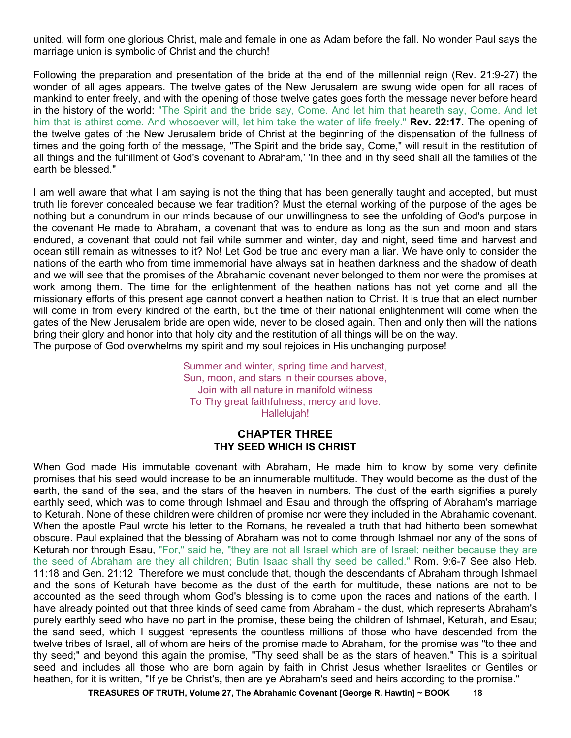united, will form one glorious Christ, male and female in one as Adam before the fall. No wonder Paul says the marriage union is symbolic of Christ and the church!

Following the preparation and presentation of the bride at the end of the millennial reign (Rev. 21:9-27) the wonder of all ages appears. The twelve gates of the New Jerusalem are swung wide open for all races of mankind to enter freely, and with the opening of those twelve gates goes forth the message never before heard in the history of the world: "The Spirit and the bride say, Come. And let him that heareth say, Come. And let him that is athirst come. And whosoever will, let him take the water of life freely." **Rev. 22:17.** The opening of the twelve gates of the New Jerusalem bride of Christ at the beginning of the dispensation of the fullness of times and the going forth of the message, "The Spirit and the bride say, Come," will result in the restitution of all things and the fulfillment of God's covenant to Abraham,' 'In thee and in thy seed shall all the families of the earth be blessed."

I am well aware that what I am saying is not the thing that has been generally taught and accepted, but must truth lie forever concealed because we fear tradition? Must the eternal working of the purpose of the ages be nothing but a conundrum in our minds because of our unwillingness to see the unfolding of God's purpose in the covenant He made to Abraham, a covenant that was to endure as long as the sun and moon and stars endured, a covenant that could not fail while summer and winter, day and night, seed time and harvest and ocean still remain as witnesses to it? No! Let God be true and every man a liar. We have only to consider the nations of the earth who from time immemorial have always sat in heathen darkness and the shadow of death and we will see that the promises of the Abrahamic covenant never belonged to them nor were the promises at work among them. The time for the enlightenment of the heathen nations has not yet come and all the missionary efforts of this present age cannot convert a heathen nation to Christ. It is true that an elect number will come in from every kindred of the earth, but the time of their national enlightenment will come when the gates of the New Jerusalem bride are open wide, never to be closed again. Then and only then will the nations bring their glory and honor into that holy city and the restitution of all things will be on the way.
The purpose of God overwhelms my spirit and my soul rejoices in His unchanging purpose!

Summer and winter, spring time and harvest,
Sun, moon, and stars in their courses above,
Join with all nature in manifold witness
To Thy great faithfulness, mercy and love.
Hallelujah!

## CHAPTER THREE
## THY SEED WHICH IS CHRIST

When God made His immutable covenant with Abraham, He made him to know by some very definite promises that his seed would increase to be an innumerable multitude. They would become as the dust of the earth, the sand of the sea, and the stars of the heaven in numbers. The dust of the earth signifies a purely earthly seed, which was to come through Ishmael and Esau and through the offspring of Abraham's marriage to Keturah. None of these children were children of promise nor were they included in the Abrahamic covenant. When the apostle Paul wrote his letter to the Romans, he revealed a truth that had hitherto been somewhat obscure. Paul explained that the blessing of Abraham was not to come through Ishmael nor any of the sons of Keturah nor through Esau, "For," said he, "they are not all Israel which are of Israel; neither because they are the seed of Abraham are they all children; Butin Isaac shall thy seed be called." Rom. 9:6-7 See also Heb. 11:18 and Gen. 21:12 Therefore we must conclude that, though the descendants of Abraham through Ishmael and the sons of Keturah have become as the dust of the earth for multitude, these nations are not to be accounted as the seed through whom God's blessing is to come upon the races and nations of the earth. I have already pointed out that three kinds of seed came from Abraham - the dust, which represents Abraham's purely earthly seed who have no part in the promise, these being the children of Ishmael, Keturah, and Esau; the sand seed, which I suggest represents the countless millions of those who have descended from the twelve tribes of Israel, all of whom are heirs of the promise made to Abraham, for the promise was "to thee and thy seed;" and beyond this again the promise, "Thy seed shall be as the stars of heaven." This is a spiritual seed and includes all those who are born again by faith in Christ Jesus whether Israelites or Gentiles or heathen, for it is written, "If ye be Christ's, then are ye Abraham's seed and heirs according to the promise."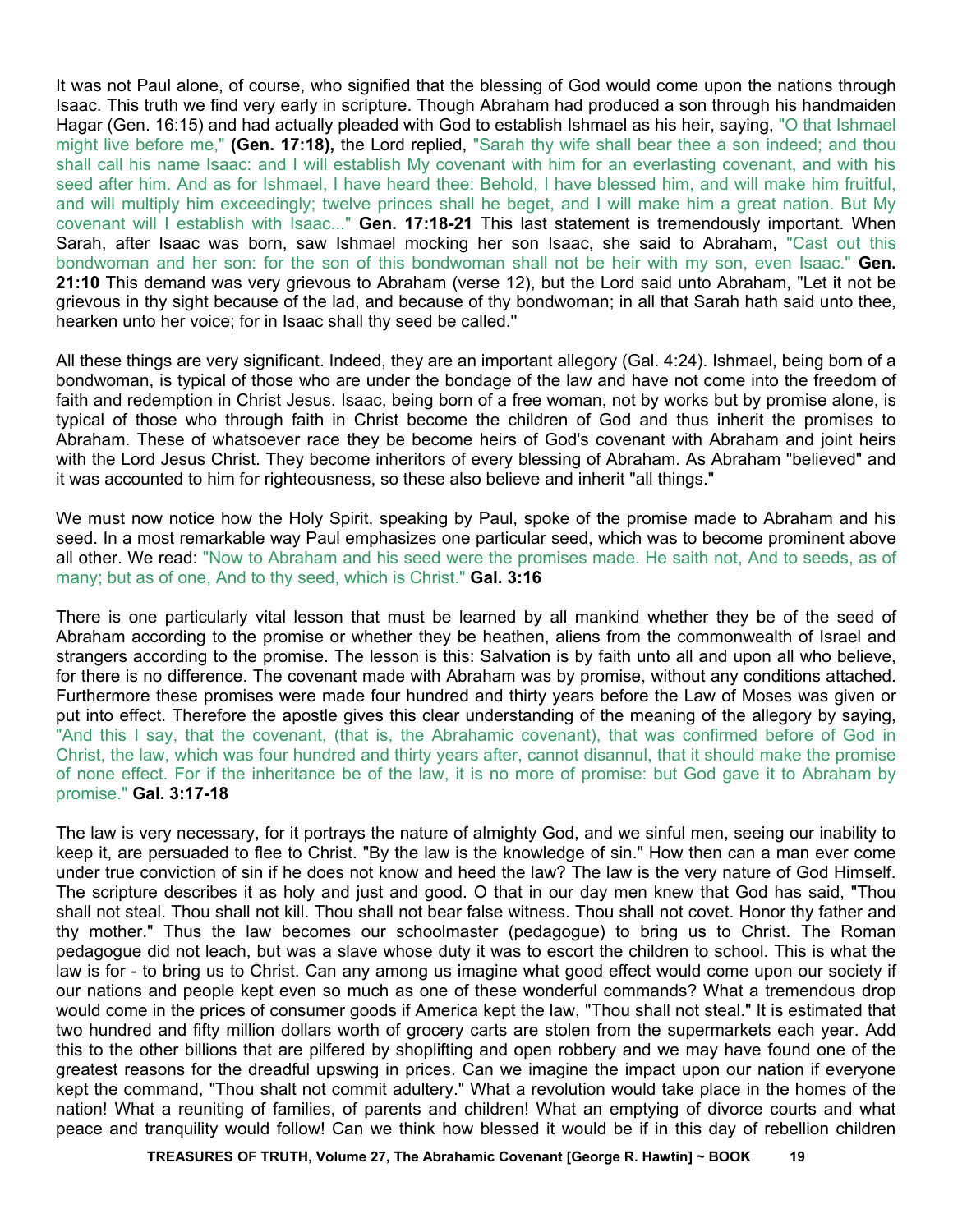It was not Paul alone, of course, who signified that the blessing of God would come upon the nations through Isaac. This truth we find very early in scripture. Though Abraham had produced a son through his handmaiden Hagar (Gen. 16:15) and had actually pleaded with God to establish Ishmael as his heir, saying, "O that Ishmael might live before me," **(Gen. 17:18),** the Lord replied, "Sarah thy wife shall bear thee a son indeed; and thou shall call his name Isaac: and I will establish My covenant with him for an everlasting covenant, and with his seed after him. And as for Ishmael, I have heard thee: Behold, I have blessed him, and will make him fruitful, and will multiply him exceedingly; twelve princes shall he beget, and I will make him a great nation. But My covenant will I establish with Isaac..." **Gen. 17:18-21** This last statement is tremendously important. When Sarah, after Isaac was born, saw Ishmael mocking her son Isaac, she said to Abraham, "Cast out this bondwoman and her son: for the son of this bondwoman shall not be heir with my son, even Isaac." **Gen. 21:10** This demand was very grievous to Abraham (verse 12), but the Lord said unto Abraham, "Let it not be grievous in thy sight because of the lad, and because of thy bondwoman; in all that Sarah hath said unto thee, hearken unto her voice; for in Isaac shall thy seed be called."

All these things are very significant. Indeed, they are an important allegory (Gal. 4:24). Ishmael, being born of a bondwoman, is typical of those who are under the bondage of the law and have not come into the freedom of faith and redemption in Christ Jesus. Isaac, being born of a free woman, not by works but by promise alone, is typical of those who through faith in Christ become the children of God and thus inherit the promises to Abraham. These of whatsoever race they be become heirs of God's covenant with Abraham and joint heirs with the Lord Jesus Christ. They become inheritors of every blessing of Abraham. As Abraham "believed" and it was accounted to him for righteousness, so these also believe and inherit "all things."

We must now notice how the Holy Spirit, speaking by Paul, spoke of the promise made to Abraham and his seed. In a most remarkable way Paul emphasizes one particular seed, which was to become prominent above all other. We read: "Now to Abraham and his seed were the promises made. He saith not, And to seeds, as of many; but as of one, And to thy seed, which is Christ." **Gal. 3:16**

There is one particularly vital lesson that must be learned by all mankind whether they be of the seed of Abraham according to the promise or whether they be heathen, aliens from the commonwealth of Israel and strangers according to the promise. The lesson is this: Salvation is by faith unto all and upon all who believe, for there is no difference. The covenant made with Abraham was by promise, without any conditions attached. Furthermore these promises were made four hundred and thirty years before the Law of Moses was given or put into effect. Therefore the apostle gives this clear understanding of the meaning of the allegory by saying, "And this I say, that the covenant, (that is, the Abrahamic covenant), that was confirmed before of God in Christ, the law, which was four hundred and thirty years after, cannot disannul, that it should make the promise of none effect. For if the inheritance be of the law, it is no more of promise: but God gave it to Abraham by promise." **Gal. 3:17-18**

The law is very necessary, for it portrays the nature of almighty God, and we sinful men, seeing our inability to keep it, are persuaded to flee to Christ. "By the law is the knowledge of sin." How then can a man ever come under true conviction of sin if he does not know and heed the law? The law is the very nature of God Himself. The scripture describes it as holy and just and good. O that in our day men knew that God has said, "Thou shall not steal. Thou shall not kill. Thou shall not bear false witness. Thou shall not covet. Honor thy father and thy mother." Thus the law becomes our schoolmaster (pedagogue) to bring us to Christ. The Roman pedagogue did not leach, but was a slave whose duty it was to escort the children to school. This is what the law is for - to bring us to Christ. Can any among us imagine what good effect would come upon our society if our nations and people kept even so much as one of these wonderful commands? What a tremendous drop would come in the prices of consumer goods if America kept the law, "Thou shall not steal." It is estimated that two hundred and fifty million dollars worth of grocery carts are stolen from the supermarkets each year. Add this to the other billions that are pilfered by shoplifting and open robbery and we may have found one of the greatest reasons for the dreadful upswing in prices. Can we imagine the impact upon our nation if everyone kept the command, "Thou shalt not commit adultery." What a revolution would take place in the homes of the nation! What a reuniting of families, of parents and children! What an emptying of divorce courts and what peace and tranquility would follow! Can we think how blessed it would be if in this day of rebellion children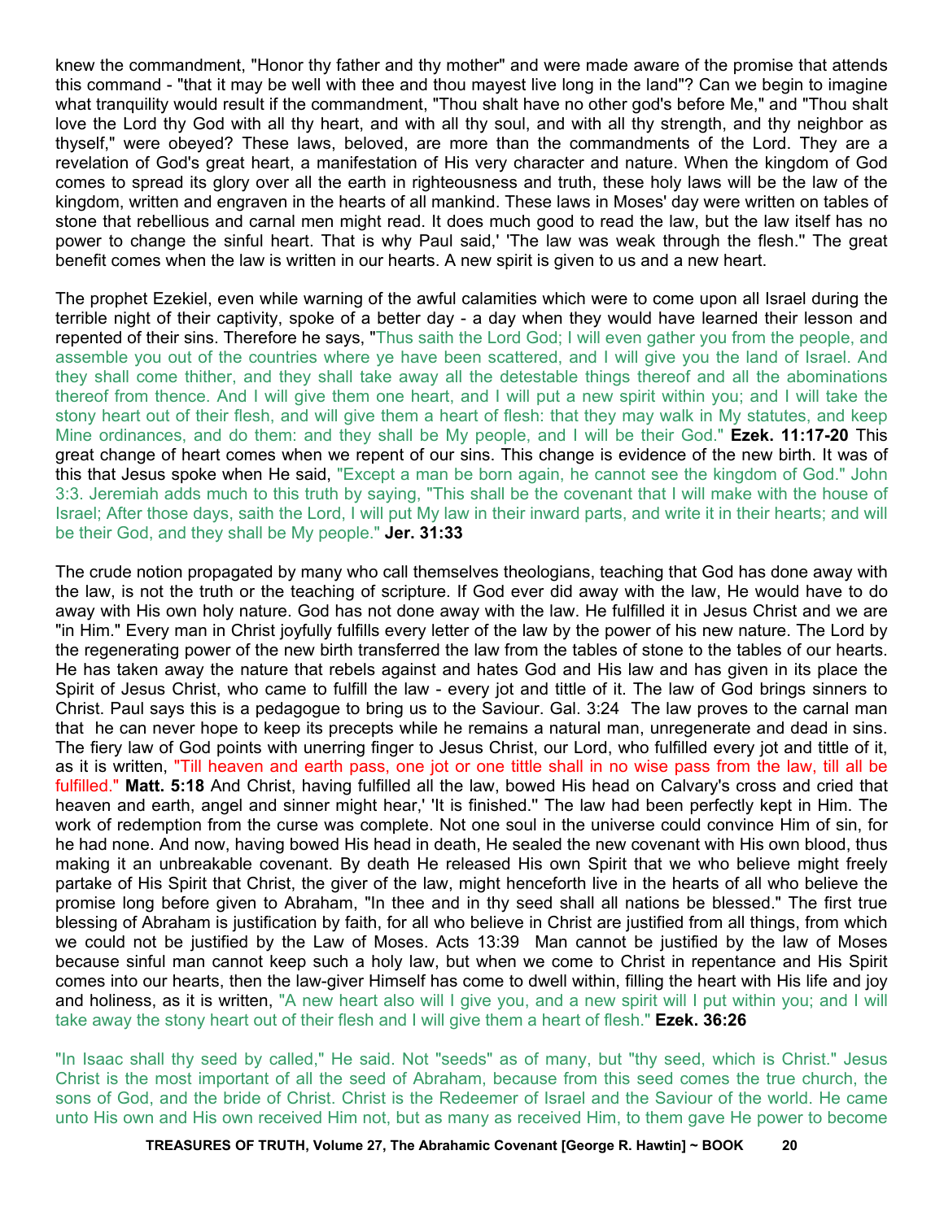knew the commandment, "Honor thy father and thy mother" and were made aware of the promise that attends this command - "that it may be well with thee and thou mayest live long in the land"? Can we begin to imagine what tranquility would result if the commandment, "Thou shalt have no other god's before Me," and "Thou shalt love the Lord thy God with all thy heart, and with all thy soul, and with all thy strength, and thy neighbor as thyself," were obeyed? These laws, beloved, are more than the commandments of the Lord. They are a revelation of God's great heart, a manifestation of His very character and nature. When the kingdom of God comes to spread its glory over all the earth in righteousness and truth, these holy laws will be the law of the kingdom, written and engraven in the hearts of all mankind. These laws in Moses' day were written on tables of stone that rebellious and carnal men might read. It does much good to read the law, but the law itself has no power to change the sinful heart. That is why Paul said,' 'The law was weak through the flesh.'' The great benefit comes when the law is written in our hearts. A new spirit is given to us and a new heart.

The prophet Ezekiel, even while warning of the awful calamities which were to come upon all Israel during the terrible night of their captivity, spoke of a better day - a day when they would have learned their lesson and repented of their sins. Therefore he says, "Thus saith the Lord God; I will even gather you from the people, and assemble you out of the countries where ye have been scattered, and I will give you the land of Israel. And they shall come thither, and they shall take away all the detestable things thereof and all the abominations thereof from thence. And I will give them one heart, and I will put a new spirit within you; and I will take the stony heart out of their flesh, and will give them a heart of flesh: that they may walk in My statutes, and keep Mine ordinances, and do them: and they shall be My people, and I will be their God." **Ezek. 11:17-20** This great change of heart comes when we repent of our sins. This change is evidence of the new birth. It was of this that Jesus spoke when He said, "Except a man be born again, he cannot see the kingdom of God." John 3:3. Jeremiah adds much to this truth by saying, "This shall be the covenant that I will make with the house of Israel; After those days, saith the Lord, I will put My law in their inward parts, and write it in their hearts; and will be their God, and they shall be My people." **Jer. 31:33**

The crude notion propagated by many who call themselves theologians, teaching that God has done away with the law, is not the truth or the teaching of scripture. If God ever did away with the law, He would have to do away with His own holy nature. God has not done away with the law. He fulfilled it in Jesus Christ and we are "in Him." Every man in Christ joyfully fulfills every letter of the law by the power of his new nature. The Lord by the regenerating power of the new birth transferred the law from the tables of stone to the tables of our hearts. He has taken away the nature that rebels against and hates God and His law and has given in its place the Spirit of Jesus Christ, who came to fulfill the law - every jot and tittle of it. The law of God brings sinners to Christ. Paul says this is a pedagogue to bring us to the Saviour. Gal. 3:24 The law proves to the carnal man that he can never hope to keep its precepts while he remains a natural man, unregenerate and dead in sins. The fiery law of God points with unerring finger to Jesus Christ, our Lord, who fulfilled every jot and tittle of it, as it is written, "Till heaven and earth pass, one jot or one tittle shall in no wise pass from the law, till all be fulfilled." **Matt. 5:18** And Christ, having fulfilled all the law, bowed His head on Calvary's cross and cried that heaven and earth, angel and sinner might hear,' 'It is finished.'' The law had been perfectly kept in Him. The work of redemption from the curse was complete. Not one soul in the universe could convince Him of sin, for he had none. And now, having bowed His head in death, He sealed the new covenant with His own blood, thus making it an unbreakable covenant. By death He released His own Spirit that we who believe might freely partake of His Spirit that Christ, the giver of the law, might henceforth live in the hearts of all who believe the promise long before given to Abraham, "In thee and in thy seed shall all nations be blessed." The first true blessing of Abraham is justification by faith, for all who believe in Christ are justified from all things, from which we could not be justified by the Law of Moses. Acts 13:39 Man cannot be justified by the law of Moses because sinful man cannot keep such a holy law, but when we come to Christ in repentance and His Spirit comes into our hearts, then the law-giver Himself has come to dwell within, filling the heart with His life and joy and holiness, as it is written, "A new heart also will I give you, and a new spirit will I put within you; and I will take away the stony heart out of their flesh and I will give them a heart of flesh." **Ezek. 36:26**

"In Isaac shall thy seed by called," He said. Not "seeds" as of many, but "thy seed, which is Christ." Jesus Christ is the most important of all the seed of Abraham, because from this seed comes the true church, the sons of God, and the bride of Christ. Christ is the Redeemer of Israel and the Saviour of the world. He came unto His own and His own received Him not, but as many as received Him, to them gave He power to become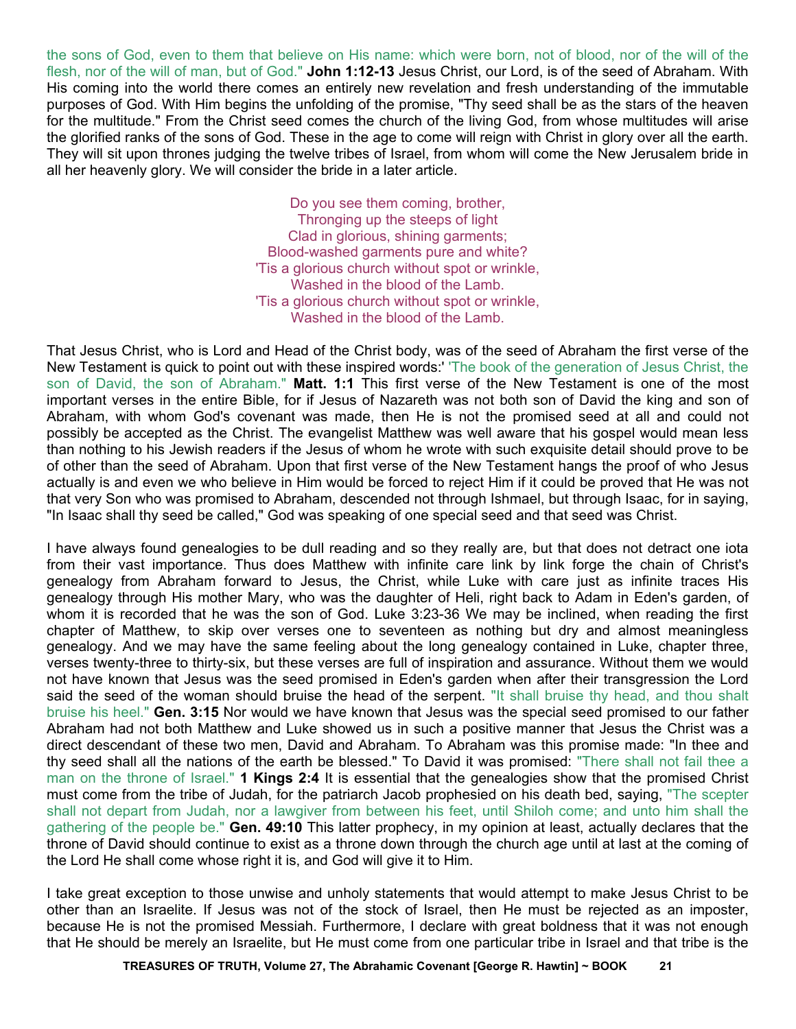the sons of God, even to them that believe on His name: which were born, not of blood, nor of the will of the flesh, nor of the will of man, but of God." **John 1:12-13** Jesus Christ, our Lord, is of the seed of Abraham. With His coming into the world there comes an entirely new revelation and fresh understanding of the immutable purposes of God. With Him begins the unfolding of the promise, "Thy seed shall be as the stars of the heaven for the multitude." From the Christ seed comes the church of the living God, from whose multitudes will arise the glorified ranks of the sons of God. These in the age to come will reign with Christ in glory over all the earth. They will sit upon thrones judging the twelve tribes of Israel, from whom will come the New Jerusalem bride in all her heavenly glory. We will consider the bride in a later article.

Do you see them coming, brother,
Thronging up the steeps of light
Clad in glorious, shining garments;
Blood-washed garments pure and white?
'Tis a glorious church without spot or wrinkle,
Washed in the blood of the Lamb.
'Tis a glorious church without spot or wrinkle,
Washed in the blood of the Lamb.

That Jesus Christ, who is Lord and Head of the Christ body, was of the seed of Abraham the first verse of the New Testament is quick to point out with these inspired words:' 'The book of the generation of Jesus Christ, the son of David, the son of Abraham." **Matt. 1:1** This first verse of the New Testament is one of the most important verses in the entire Bible, for if Jesus of Nazareth was not both son of David the king and son of Abraham, with whom God's covenant was made, then He is not the promised seed at all and could not possibly be accepted as the Christ. The evangelist Matthew was well aware that his gospel would mean less than nothing to his Jewish readers if the Jesus of whom he wrote with such exquisite detail should prove to be of other than the seed of Abraham. Upon that first verse of the New Testament hangs the proof of who Jesus actually is and even we who believe in Him would be forced to reject Him if it could be proved that He was not that very Son who was promised to Abraham, descended not through Ishmael, but through Isaac, for in saying, "In Isaac shall thy seed be called," God was speaking of one special seed and that seed was Christ.

I have always found genealogies to be dull reading and so they really are, but that does not detract one iota from their vast importance. Thus does Matthew with infinite care link by link forge the chain of Christ's genealogy from Abraham forward to Jesus, the Christ, while Luke with care just as infinite traces His genealogy through His mother Mary, who was the daughter of Heli, right back to Adam in Eden's garden, of whom it is recorded that he was the son of God. Luke 3:23-36 We may be inclined, when reading the first chapter of Matthew, to skip over verses one to seventeen as nothing but dry and almost meaningless genealogy. And we may have the same feeling about the long genealogy contained in Luke, chapter three, verses twenty-three to thirty-six, but these verses are full of inspiration and assurance. Without them we would not have known that Jesus was the seed promised in Eden's garden when after their transgression the Lord said the seed of the woman should bruise the head of the serpent. "It shall bruise thy head, and thou shalt bruise his heel." **Gen. 3:15** Nor would we have known that Jesus was the special seed promised to our father Abraham had not both Matthew and Luke showed us in such a positive manner that Jesus the Christ was a direct descendant of these two men, David and Abraham. To Abraham was this promise made: "In thee and thy seed shall all the nations of the earth be blessed." To David it was promised: "There shall not fail thee a man on the throne of Israel." **1 Kings 2:4** It is essential that the genealogies show that the promised Christ must come from the tribe of Judah, for the patriarch Jacob prophesied on his death bed, saying, "The scepter shall not depart from Judah, nor a lawgiver from between his feet, until Shiloh come; and unto him shall the gathering of the people be." **Gen. 49:10** This latter prophecy, in my opinion at least, actually declares that the throne of David should continue to exist as a throne down through the church age until at last at the coming of the Lord He shall come whose right it is, and God will give it to Him.

I take great exception to those unwise and unholy statements that would attempt to make Jesus Christ to be other than an Israelite. If Jesus was not of the stock of Israel, then He must be rejected as an imposter, because He is not the promised Messiah. Furthermore, I declare with great boldness that it was not enough that He should be merely an Israelite, but He must come from one particular tribe in Israel and that tribe is the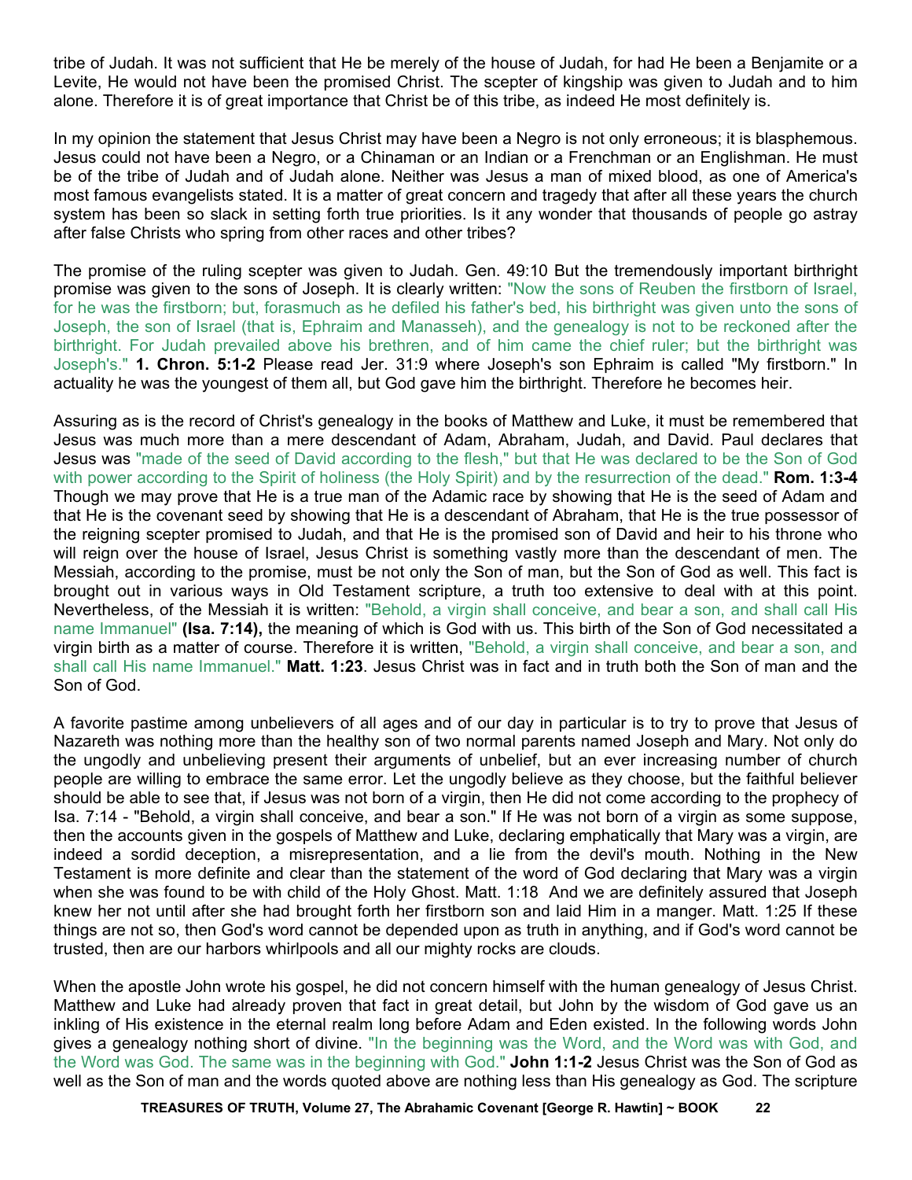tribe of Judah. It was not sufficient that He be merely of the house of Judah, for had He been a Benjamite or a Levite, He would not have been the promised Christ. The scepter of kingship was given to Judah and to him alone. Therefore it is of great importance that Christ be of this tribe, as indeed He most definitely is.

In my opinion the statement that Jesus Christ may have been a Negro is not only erroneous; it is blasphemous. Jesus could not have been a Negro, or a Chinaman or an Indian or a Frenchman or an Englishman. He must be of the tribe of Judah and of Judah alone. Neither was Jesus a man of mixed blood, as one of America's most famous evangelists stated. It is a matter of great concern and tragedy that after all these years the church system has been so slack in setting forth true priorities. Is it any wonder that thousands of people go astray after false Christs who spring from other races and other tribes?

The promise of the ruling scepter was given to Judah. Gen. 49:10 But the tremendously important birthright promise was given to the sons of Joseph. It is clearly written: "Now the sons of Reuben the firstborn of Israel, for he was the firstborn; but, forasmuch as he defiled his father's bed, his birthright was given unto the sons of Joseph, the son of Israel (that is, Ephraim and Manasseh), and the genealogy is not to be reckoned after the birthright. For Judah prevailed above his brethren, and of him came the chief ruler; but the birthright was Joseph's." **1. Chron. 5:1-2** Please read Jer. 31:9 where Joseph's son Ephraim is called "My firstborn." In actuality he was the youngest of them all, but God gave him the birthright. Therefore he becomes heir.

Assuring as is the record of Christ's genealogy in the books of Matthew and Luke, it must be remembered that Jesus was much more than a mere descendant of Adam, Abraham, Judah, and David. Paul declares that Jesus was "made of the seed of David according to the flesh," but that He was declared to be the Son of God with power according to the Spirit of holiness (the Holy Spirit) and by the resurrection of the dead." **Rom. 1:3-4** Though we may prove that He is a true man of the Adamic race by showing that He is the seed of Adam and that He is the covenant seed by showing that He is a descendant of Abraham, that He is the true possessor of the reigning scepter promised to Judah, and that He is the promised son of David and heir to his throne who will reign over the house of Israel, Jesus Christ is something vastly more than the descendant of men. The Messiah, according to the promise, must be not only the Son of man, but the Son of God as well. This fact is brought out in various ways in Old Testament scripture, a truth too extensive to deal with at this point. Nevertheless, of the Messiah it is written: "Behold, a virgin shall conceive, and bear a son, and shall call His name Immanuel" **(Isa. 7:14),** the meaning of which is God with us. This birth of the Son of God necessitated a virgin birth as a matter of course. Therefore it is written, "Behold, a virgin shall conceive, and bear a son, and shall call His name Immanuel." **Matt. 1:23**. Jesus Christ was in fact and in truth both the Son of man and the Son of God.

A favorite pastime among unbelievers of all ages and of our day in particular is to try to prove that Jesus of Nazareth was nothing more than the healthy son of two normal parents named Joseph and Mary. Not only do the ungodly and unbelieving present their arguments of unbelief, but an ever increasing number of church people are willing to embrace the same error. Let the ungodly believe as they choose, but the faithful believer should be able to see that, if Jesus was not born of a virgin, then He did not come according to the prophecy of Isa. 7:14 - "Behold, a virgin shall conceive, and bear a son." If He was not born of a virgin as some suppose, then the accounts given in the gospels of Matthew and Luke, declaring emphatically that Mary was a virgin, are indeed a sordid deception, a misrepresentation, and a lie from the devil's mouth. Nothing in the New Testament is more definite and clear than the statement of the word of God declaring that Mary was a virgin when she was found to be with child of the Holy Ghost. Matt. 1:18 And we are definitely assured that Joseph knew her not until after she had brought forth her firstborn son and laid Him in a manger. Matt. 1:25 If these things are not so, then God's word cannot be depended upon as truth in anything, and if God's word cannot be trusted, then are our harbors whirlpools and all our mighty rocks are clouds.

When the apostle John wrote his gospel, he did not concern himself with the human genealogy of Jesus Christ. Matthew and Luke had already proven that fact in great detail, but John by the wisdom of God gave us an inkling of His existence in the eternal realm long before Adam and Eden existed. In the following words John gives a genealogy nothing short of divine. "In the beginning was the Word, and the Word was with God, and the Word was God. The same was in the beginning with God." **John 1:1-2** Jesus Christ was the Son of God as well as the Son of man and the words quoted above are nothing less than His genealogy as God. The scripture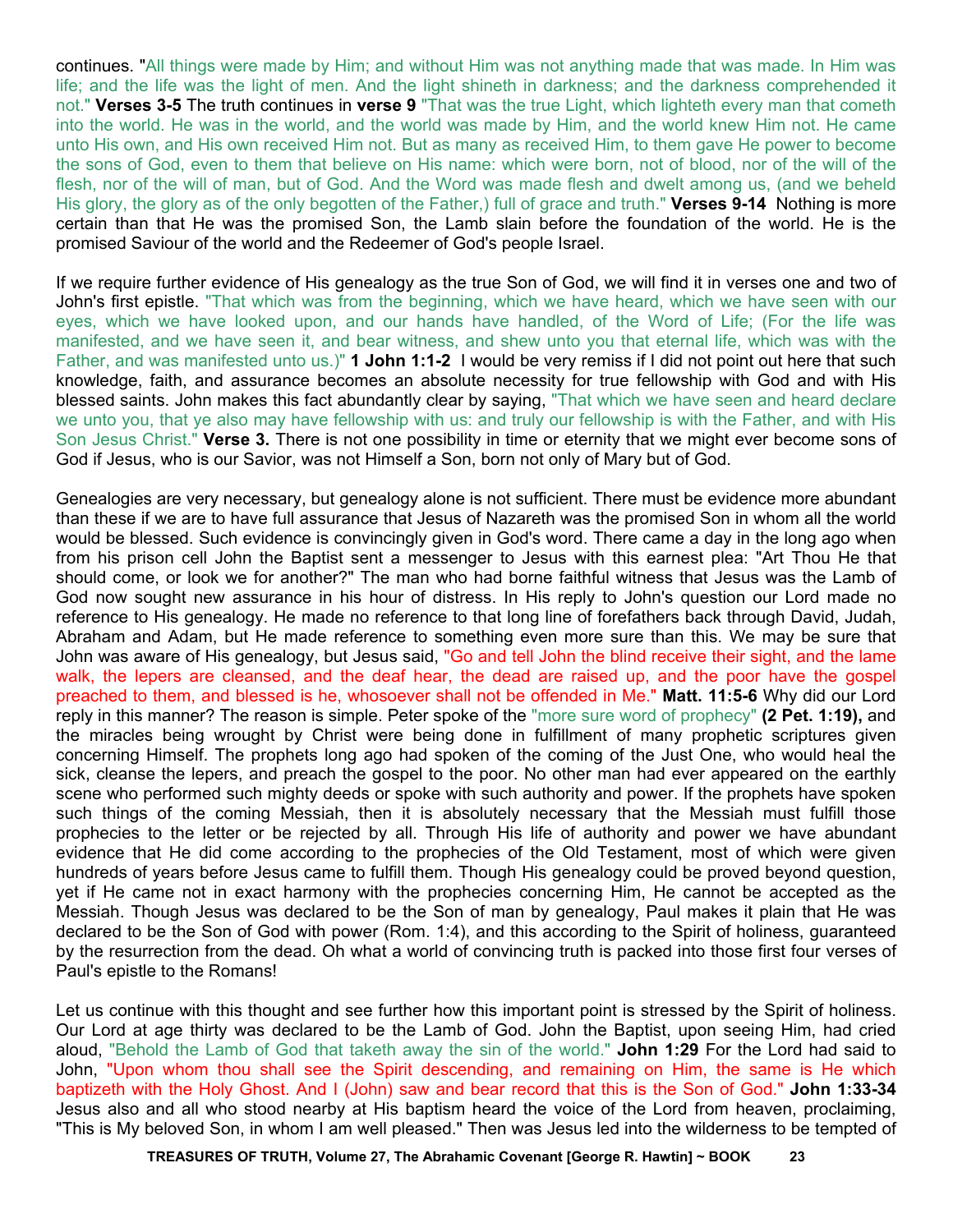continues. "All things were made by Him; and without Him was not anything made that was made. In Him was life; and the life was the light of men. And the light shineth in darkness; and the darkness comprehended it not." **Verses 3-5** The truth continues in **verse 9** "That was the true Light, which lighteth every man that cometh into the world. He was in the world, and the world was made by Him, and the world knew Him not. He came unto His own, and His own received Him not. But as many as received Him, to them gave He power to become the sons of God, even to them that believe on His name: which were born, not of blood, nor of the will of the flesh, nor of the will of man, but of God. And the Word was made flesh and dwelt among us, (and we beheld His glory, the glory as of the only begotten of the Father,) full of grace and truth." **Verses 9-14** Nothing is more certain than that He was the promised Son, the Lamb slain before the foundation of the world. He is the promised Saviour of the world and the Redeemer of God's people Israel.

If we require further evidence of His genealogy as the true Son of God, we will find it in verses one and two of John's first epistle. "That which was from the beginning, which we have heard, which we have seen with our eyes, which we have looked upon, and our hands have handled, of the Word of Life; (For the life was manifested, and we have seen it, and bear witness, and shew unto you that eternal life, which was with the Father, and was manifested unto us.)" **1 John 1:1-2** I would be very remiss if I did not point out here that such knowledge, faith, and assurance becomes an absolute necessity for true fellowship with God and with His blessed saints. John makes this fact abundantly clear by saying, "That which we have seen and heard declare we unto you, that ye also may have fellowship with us: and truly our fellowship is with the Father, and with His Son Jesus Christ." **Verse 3.** There is not one possibility in time or eternity that we might ever become sons of God if Jesus, who is our Savior, was not Himself a Son, born not only of Mary but of God.

Genealogies are very necessary, but genealogy alone is not sufficient. There must be evidence more abundant than these if we are to have full assurance that Jesus of Nazareth was the promised Son in whom all the world would be blessed. Such evidence is convincingly given in God's word. There came a day in the long ago when from his prison cell John the Baptist sent a messenger to Jesus with this earnest plea: "Art Thou He that should come, or look we for another?" The man who had borne faithful witness that Jesus was the Lamb of God now sought new assurance in his hour of distress. In His reply to John's question our Lord made no reference to His genealogy. He made no reference to that long line of forefathers back through David, Judah, Abraham and Adam, but He made reference to something even more sure than this. We may be sure that John was aware of His genealogy, but Jesus said, "Go and tell John the blind receive their sight, and the lame walk, the lepers are cleansed, and the deaf hear, the dead are raised up, and the poor have the gospel preached to them, and blessed is he, whosoever shall not be offended in Me." **Matt. 11:5-6** Why did our Lord reply in this manner? The reason is simple. Peter spoke of the "more sure word of prophecy" **(2 Pet. 1:19),** and the miracles being wrought by Christ were being done in fulfillment of many prophetic scriptures given concerning Himself. The prophets long ago had spoken of the coming of the Just One, who would heal the sick, cleanse the lepers, and preach the gospel to the poor. No other man had ever appeared on the earthly scene who performed such mighty deeds or spoke with such authority and power. If the prophets have spoken such things of the coming Messiah, then it is absolutely necessary that the Messiah must fulfill those prophecies to the letter or be rejected by all. Through His life of authority and power we have abundant evidence that He did come according to the prophecies of the Old Testament, most of which were given hundreds of years before Jesus came to fulfill them. Though His genealogy could be proved beyond question, yet if He came not in exact harmony with the prophecies concerning Him, He cannot be accepted as the Messiah. Though Jesus was declared to be the Son of man by genealogy, Paul makes it plain that He was declared to be the Son of God with power (Rom. 1:4), and this according to the Spirit of holiness, guaranteed by the resurrection from the dead. Oh what a world of convincing truth is packed into those first four verses of Paul's epistle to the Romans!

Let us continue with this thought and see further how this important point is stressed by the Spirit of holiness. Our Lord at age thirty was declared to be the Lamb of God. John the Baptist, upon seeing Him, had cried aloud, "Behold the Lamb of God that taketh away the sin of the world." **John 1:29** For the Lord had said to John, "Upon whom thou shall see the Spirit descending, and remaining on Him, the same is He which baptizeth with the Holy Ghost. And I (John) saw and bear record that this is the Son of God." **John 1:33-34** Jesus also and all who stood nearby at His baptism heard the voice of the Lord from heaven, proclaiming, "This is My beloved Son, in whom I am well pleased." Then was Jesus led into the wilderness to be tempted of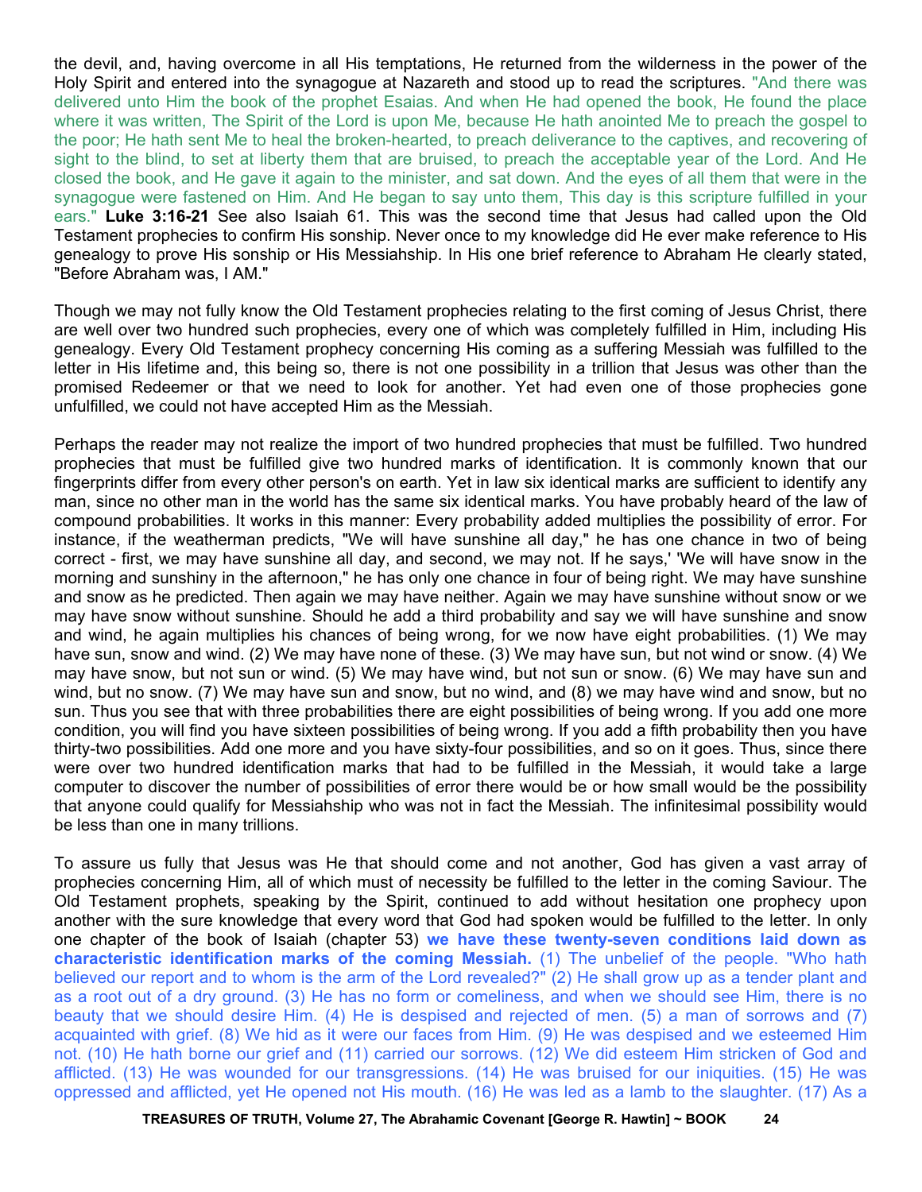the devil, and, having overcome in all His temptations, He returned from the wilderness in the power of the Holy Spirit and entered into the synagogue at Nazareth and stood up to read the scriptures. "And there was delivered unto Him the book of the prophet Esaias. And when He had opened the book, He found the place where it was written, The Spirit of the Lord is upon Me, because He hath anointed Me to preach the gospel to the poor; He hath sent Me to heal the broken-hearted, to preach deliverance to the captives, and recovering of sight to the blind, to set at liberty them that are bruised, to preach the acceptable year of the Lord. And He closed the book, and He gave it again to the minister, and sat down. And the eyes of all them that were in the synagogue were fastened on Him. And He began to say unto them, This day is this scripture fulfilled in your ears." **Luke 3:16-21** See also Isaiah 61. This was the second time that Jesus had called upon the Old Testament prophecies to confirm His sonship. Never once to my knowledge did He ever make reference to His genealogy to prove His sonship or His Messiahship. In His one brief reference to Abraham He clearly stated, "Before Abraham was, I AM."

Though we may not fully know the Old Testament prophecies relating to the first coming of Jesus Christ, there are well over two hundred such prophecies, every one of which was completely fulfilled in Him, including His genealogy. Every Old Testament prophecy concerning His coming as a suffering Messiah was fulfilled to the letter in His lifetime and, this being so, there is not one possibility in a trillion that Jesus was other than the promised Redeemer or that we need to look for another. Yet had even one of those prophecies gone unfulfilled, we could not have accepted Him as the Messiah.

Perhaps the reader may not realize the import of two hundred prophecies that must be fulfilled. Two hundred prophecies that must be fulfilled give two hundred marks of identification. It is commonly known that our fingerprints differ from every other person's on earth. Yet in law six identical marks are sufficient to identify any man, since no other man in the world has the same six identical marks. You have probably heard of the law of compound probabilities. It works in this manner: Every probability added multiplies the possibility of error. For instance, if the weatherman predicts, "We will have sunshine all day," he has one chance in two of being correct - first, we may have sunshine all day, and second, we may not. If he says,' 'We will have snow in the morning and sunshiny in the afternoon," he has only one chance in four of being right. We may have sunshine and snow as he predicted. Then again we may have neither. Again we may have sunshine without snow or we may have snow without sunshine. Should he add a third probability and say we will have sunshine and snow and wind, he again multiplies his chances of being wrong, for we now have eight probabilities. (1) We may have sun, snow and wind. (2) We may have none of these. (3) We may have sun, but not wind or snow. (4) We may have snow, but not sun or wind. (5) We may have wind, but not sun or snow. (6) We may have sun and wind, but no snow. (7) We may have sun and snow, but no wind, and (8) we may have wind and snow, but no sun. Thus you see that with three probabilities there are eight possibilities of being wrong. If you add one more condition, you will find you have sixteen possibilities of being wrong. If you add a fifth probability then you have thirty-two possibilities. Add one more and you have sixty-four possibilities, and so on it goes. Thus, since there were over two hundred identification marks that had to be fulfilled in the Messiah, it would take a large computer to discover the number of possibilities of error there would be or how small would be the possibility that anyone could qualify for Messiahship who was not in fact the Messiah. The infinitesimal possibility would be less than one in many trillions.

To assure us fully that Jesus was He that should come and not another, God has given a vast array of prophecies concerning Him, all of which must of necessity be fulfilled to the letter in the coming Saviour. The Old Testament prophets, speaking by the Spirit, continued to add without hesitation one prophecy upon another with the sure knowledge that every word that God had spoken would be fulfilled to the letter. In only one chapter of the book of Isaiah (chapter 53) **we have these twenty-seven conditions laid down as characteristic identification marks of the coming Messiah.** (1) The unbelief of the people. "Who hath believed our report and to whom is the arm of the Lord revealed?" (2) He shall grow up as a tender plant and as a root out of a dry ground. (3) He has no form or comeliness, and when we should see Him, there is no beauty that we should desire Him. (4) He is despised and rejected of men. (5) a man of sorrows and (7) acquainted with grief. (8) We hid as it were our faces from Him. (9) He was despised and we esteemed Him not. (10) He hath borne our grief and (11) carried our sorrows. (12) We did esteem Him stricken of God and afflicted. (13) He was wounded for our transgressions. (14) He was bruised for our iniquities. (15) He was oppressed and afflicted, yet He opened not His mouth. (16) He was led as a lamb to the slaughter. (17) As a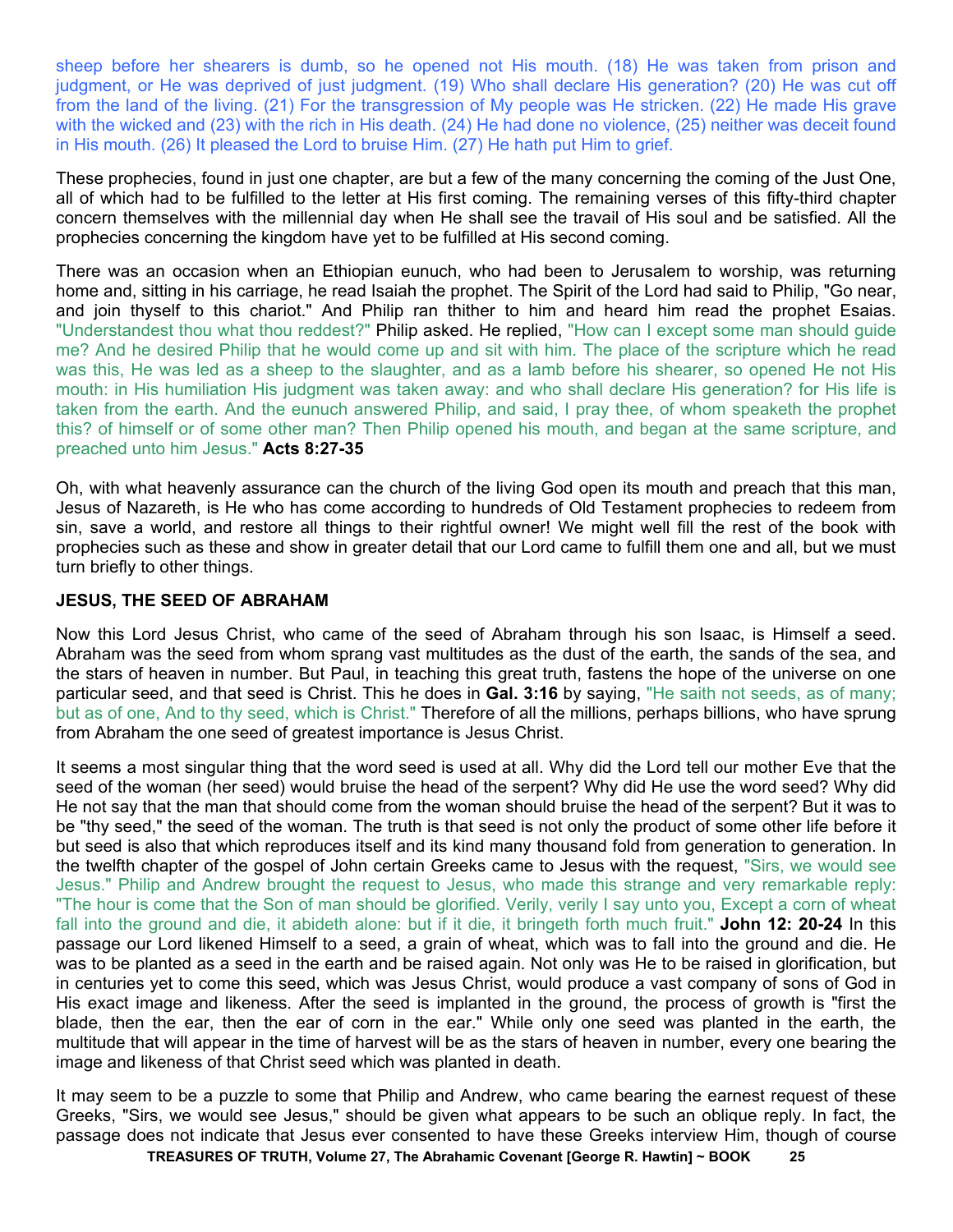sheep before her shearers is dumb, so he opened not His mouth. (18) He was taken from prison and judgment, or He was deprived of just judgment. (19) Who shall declare His generation? (20) He was cut off from the land of the living. (21) For the transgression of My people was He stricken. (22) He made His grave with the wicked and (23) with the rich in His death. (24) He had done no violence, (25) neither was deceit found in His mouth. (26) It pleased the Lord to bruise Him. (27) He hath put Him to grief.

These prophecies, found in just one chapter, are but a few of the many concerning the coming of the Just One, all of which had to be fulfilled to the letter at His first coming. The remaining verses of this fifty-third chapter concern themselves with the millennial day when He shall see the travail of His soul and be satisfied. All the prophecies concerning the kingdom have yet to be fulfilled at His second coming.

There was an occasion when an Ethiopian eunuch, who had been to Jerusalem to worship, was returning home and, sitting in his carriage, he read Isaiah the prophet. The Spirit of the Lord had said to Philip, "Go near, and join thyself to this chariot." And Philip ran thither to him and heard him read the prophet Esaias. "Understandest thou what thou reddest?" Philip asked. He replied, "How can I except some man should guide me? And he desired Philip that he would come up and sit with him. The place of the scripture which he read was this, He was led as a sheep to the slaughter, and as a lamb before his shearer, so opened He not His mouth: in His humiliation His judgment was taken away: and who shall declare His generation? for His life is taken from the earth. And the eunuch answered Philip, and said, I pray thee, of whom speaketh the prophet this? of himself or of some other man? Then Philip opened his mouth, and began at the same scripture, and preached unto him Jesus." **Acts 8:27-35**

Oh, with what heavenly assurance can the church of the living God open its mouth and preach that this man, Jesus of Nazareth, is He who has come according to hundreds of Old Testament prophecies to redeem from sin, save a world, and restore all things to their rightful owner! We might well fill the rest of the book with prophecies such as these and show in greater detail that our Lord came to fulfill them one and all, but we must turn briefly to other things.

## JESUS, THE SEED OF ABRAHAM

Now this Lord Jesus Christ, who came of the seed of Abraham through his son Isaac, is Himself a seed. Abraham was the seed from whom sprang vast multitudes as the dust of the earth, the sands of the sea, and the stars of heaven in number. But Paul, in teaching this great truth, fastens the hope of the universe on one particular seed, and that seed is Christ. This he does in **Gal. 3:16** by saying, "He saith not seeds, as of many; but as of one, And to thy seed, which is Christ." Therefore of all the millions, perhaps billions, who have sprung from Abraham the one seed of greatest importance is Jesus Christ.

It seems a most singular thing that the word seed is used at all. Why did the Lord tell our mother Eve that the seed of the woman (her seed) would bruise the head of the serpent? Why did He use the word seed? Why did He not say that the man that should come from the woman should bruise the head of the serpent? But it was to be "thy seed," the seed of the woman. The truth is that seed is not only the product of some other life before it but seed is also that which reproduces itself and its kind many thousand fold from generation to generation. In the twelfth chapter of the gospel of John certain Greeks came to Jesus with the request, "Sirs, we would see Jesus." Philip and Andrew brought the request to Jesus, who made this strange and very remarkable reply: "The hour is come that the Son of man should be glorified. Verily, verily I say unto you, Except a corn of wheat fall into the ground and die, it abideth alone: but if it die, it bringeth forth much fruit." **John 12: 20-24** In this passage our Lord likened Himself to a seed, a grain of wheat, which was to fall into the ground and die. He was to be planted as a seed in the earth and be raised again. Not only was He to be raised in glorification, but in centuries yet to come this seed, which was Jesus Christ, would produce a vast company of sons of God in His exact image and likeness. After the seed is implanted in the ground, the process of growth is "first the blade, then the ear, then the ear of corn in the ear." While only one seed was planted in the earth, the multitude that will appear in the time of harvest will be as the stars of heaven in number, every one bearing the image and likeness of that Christ seed which was planted in death.

It may seem to be a puzzle to some that Philip and Andrew, who came bearing the earnest request of these Greeks, "Sirs, we would see Jesus," should be given what appears to be such an oblique reply. In fact, the passage does not indicate that Jesus ever consented to have these Greeks interview Him, though of course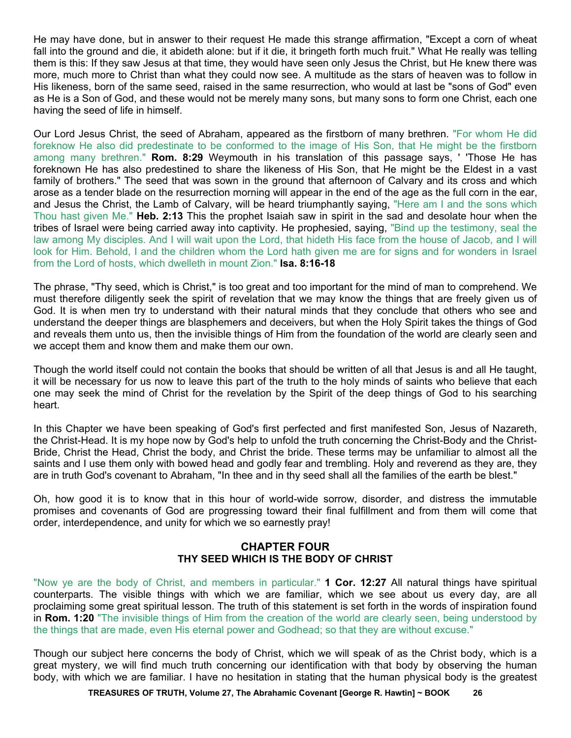He may have done, but in answer to their request He made this strange affirmation, "Except a corn of wheat fall into the ground and die, it abideth alone: but if it die, it bringeth forth much fruit." What He really was telling them is this: If they saw Jesus at that time, they would have seen only Jesus the Christ, but He knew there was more, much more to Christ than what they could now see. A multitude as the stars of heaven was to follow in His likeness, born of the same seed, raised in the same resurrection, who would at last be "sons of God" even as He is a Son of God, and these would not be merely many sons, but many sons to form one Christ, each one having the seed of life in himself.

Our Lord Jesus Christ, the seed of Abraham, appeared as the firstborn of many brethren. "For whom He did foreknow He also did predestinate to be conformed to the image of His Son, that He might be the firstborn among many brethren." **Rom. 8:29** Weymouth in his translation of this passage says, ' 'Those He has foreknown He has also predestined to share the likeness of His Son, that He might be the Eldest in a vast family of brothers." The seed that was sown in the ground that afternoon of Calvary and its cross and which arose as a tender blade on the resurrection morning will appear in the end of the age as the full corn in the ear, and Jesus the Christ, the Lamb of Calvary, will be heard triumphantly saying, "Here am I and the sons which Thou hast given Me." **Heb. 2:13** This the prophet Isaiah saw in spirit in the sad and desolate hour when the tribes of Israel were being carried away into captivity. He prophesied, saying, "Bind up the testimony, seal the law among My disciples. And I will wait upon the Lord, that hideth His face from the house of Jacob, and I will look for Him. Behold, I and the children whom the Lord hath given me are for signs and for wonders in Israel from the Lord of hosts, which dwelleth in mount Zion." **Isa. 8:16-18**

The phrase, "Thy seed, which is Christ," is too great and too important for the mind of man to comprehend. We must therefore diligently seek the spirit of revelation that we may know the things that are freely given us of God. It is when men try to understand with their natural minds that they conclude that others who see and understand the deeper things are blasphemers and deceivers, but when the Holy Spirit takes the things of God and reveals them unto us, then the invisible things of Him from the foundation of the world are clearly seen and we accept them and know them and make them our own.

Though the world itself could not contain the books that should be written of all that Jesus is and all He taught, it will be necessary for us now to leave this part of the truth to the holy minds of saints who believe that each one may seek the mind of Christ for the revelation by the Spirit of the deep things of God to his searching heart.

In this Chapter we have been speaking of God's first perfected and first manifested Son, Jesus of Nazareth, the Christ-Head. It is my hope now by God's help to unfold the truth concerning the Christ-Body and the Christ-Bride, Christ the Head, Christ the body, and Christ the bride. These terms may be unfamiliar to almost all the saints and I use them only with bowed head and godly fear and trembling. Holy and reverend as they are, they are in truth God's covenant to Abraham, "In thee and in thy seed shall all the families of the earth be blest."

Oh, how good it is to know that in this hour of world-wide sorrow, disorder, and distress the immutable promises and covenants of God are progressing toward their final fulfillment and from them will come that order, interdependence, and unity for which we so earnestly pray!

## CHAPTER FOUR
## THY SEED WHICH IS THE BODY OF CHRIST

"Now ye are the body of Christ, and members in particular." **1 Cor. 12:27** All natural things have spiritual counterparts. The visible things with which we are familiar, which we see about us every day, are all proclaiming some great spiritual lesson. The truth of this statement is set forth in the words of inspiration found in **Rom. 1:20** "The invisible things of Him from the creation of the world are clearly seen, being understood by the things that are made, even His eternal power and Godhead; so that they are without excuse."

Though our subject here concerns the body of Christ, which we will speak of as the Christ body, which is a great mystery, we will find much truth concerning our identification with that body by observing the human body, with which we are familiar. I have no hesitation in stating that the human physical body is the greatest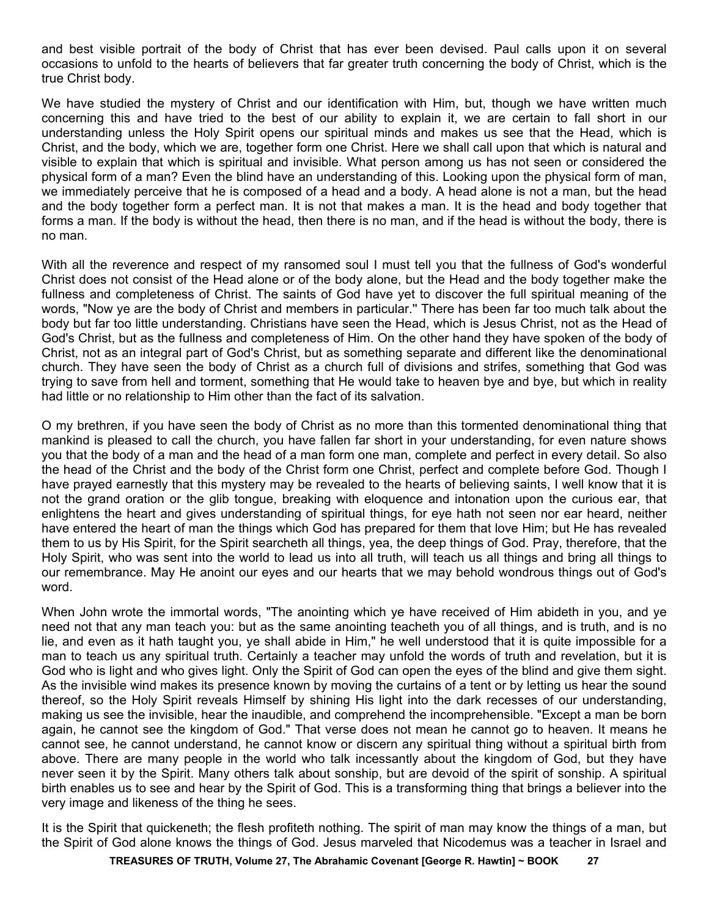and best visible portrait of the body of Christ that has ever been devised. Paul calls upon it on several occasions to unfold to the hearts of believers that far greater truth concerning the body of Christ, which is the true Christ body.

We have studied the mystery of Christ and our identification with Him, but, though we have written much concerning this and have tried to the best of our ability to explain it, we are certain to fall short in our understanding unless the Holy Spirit opens our spiritual minds and makes us see that the Head, which is Christ, and the body, which we are, together form one Christ. Here we shall call upon that which is natural and visible to explain that which is spiritual and invisible. What person among us has not seen or considered the physical form of a man? Even the blind have an understanding of this. Looking upon the physical form of man, we immediately perceive that he is composed of a head and a body. A head alone is not a man, but the head and the body together form a perfect man. It is not that makes a man. It is the head and body together that forms a man. If the body is without the head, then there is no man, and if the head is without the body, there is no man.

With all the reverence and respect of my ransomed soul I must tell you that the fullness of God's wonderful Christ does not consist of the Head alone or of the body alone, but the Head and the body together make the fullness and completeness of Christ. The saints of God have yet to discover the full spiritual meaning of the words, "Now ye are the body of Christ and members in particular.'' There has been far too much talk about the body but far too little understanding. Christians have seen the Head, which is Jesus Christ, not as the Head of God's Christ, but as the fullness and completeness of Him. On the other hand they have spoken of the body of Christ, not as an integral part of God's Christ, but as something separate and different like the denominational church. They have seen the body of Christ as a church full of divisions and strifes, something that God was trying to save from hell and torment, something that He would take to heaven bye and bye, but which in reality had little or no relationship to Him other than the fact of its salvation.

O my brethren, if you have seen the body of Christ as no more than this tormented denominational thing that mankind is pleased to call the church, you have fallen far short in your understanding, for even nature shows you that the body of a man and the head of a man form one man, complete and perfect in every detail. So also the head of the Christ and the body of the Christ form one Christ, perfect and complete before God. Though I have prayed earnestly that this mystery may be revealed to the hearts of believing saints, I well know that it is not the grand oration or the glib tongue, breaking with eloquence and intonation upon the curious ear, that enlightens the heart and gives understanding of spiritual things, for eye hath not seen nor ear heard, neither have entered the heart of man the things which God has prepared for them that love Him; but He has revealed them to us by His Spirit, for the Spirit searcheth all things, yea, the deep things of God. Pray, therefore, that the Holy Spirit, who was sent into the world to lead us into all truth, will teach us all things and bring all things to our remembrance. May He anoint our eyes and our hearts that we may behold wondrous things out of God's word.

When John wrote the immortal words, "The anointing which ye have received of Him abideth in you, and ye need not that any man teach you: but as the same anointing teacheth you of all things, and is truth, and is no lie, and even as it hath taught you, ye shall abide in Him," he well understood that it is quite impossible for a man to teach us any spiritual truth. Certainly a teacher may unfold the words of truth and revelation, but it is God who is light and who gives light. Only the Spirit of God can open the eyes of the blind and give them sight. As the invisible wind makes its presence known by moving the curtains of a tent or by letting us hear the sound thereof, so the Holy Spirit reveals Himself by shining His light into the dark recesses of our understanding, making us see the invisible, hear the inaudible, and comprehend the incomprehensible. "Except a man be born again, he cannot see the kingdom of God." That verse does not mean he cannot go to heaven. It means he cannot see, he cannot understand, he cannot know or discern any spiritual thing without a spiritual birth from above. There are many people in the world who talk incessantly about the kingdom of God, but they have never seen it by the Spirit. Many others talk about sonship, but are devoid of the spirit of sonship. A spiritual birth enables us to see and hear by the Spirit of God. This is a transforming thing that brings a believer into the very image and likeness of the thing he sees.

It is the Spirit that quickeneth; the flesh profiteth nothing. The spirit of man may know the things of a man, but the Spirit of God alone knows the things of God. Jesus marveled that Nicodemus was a teacher in Israel and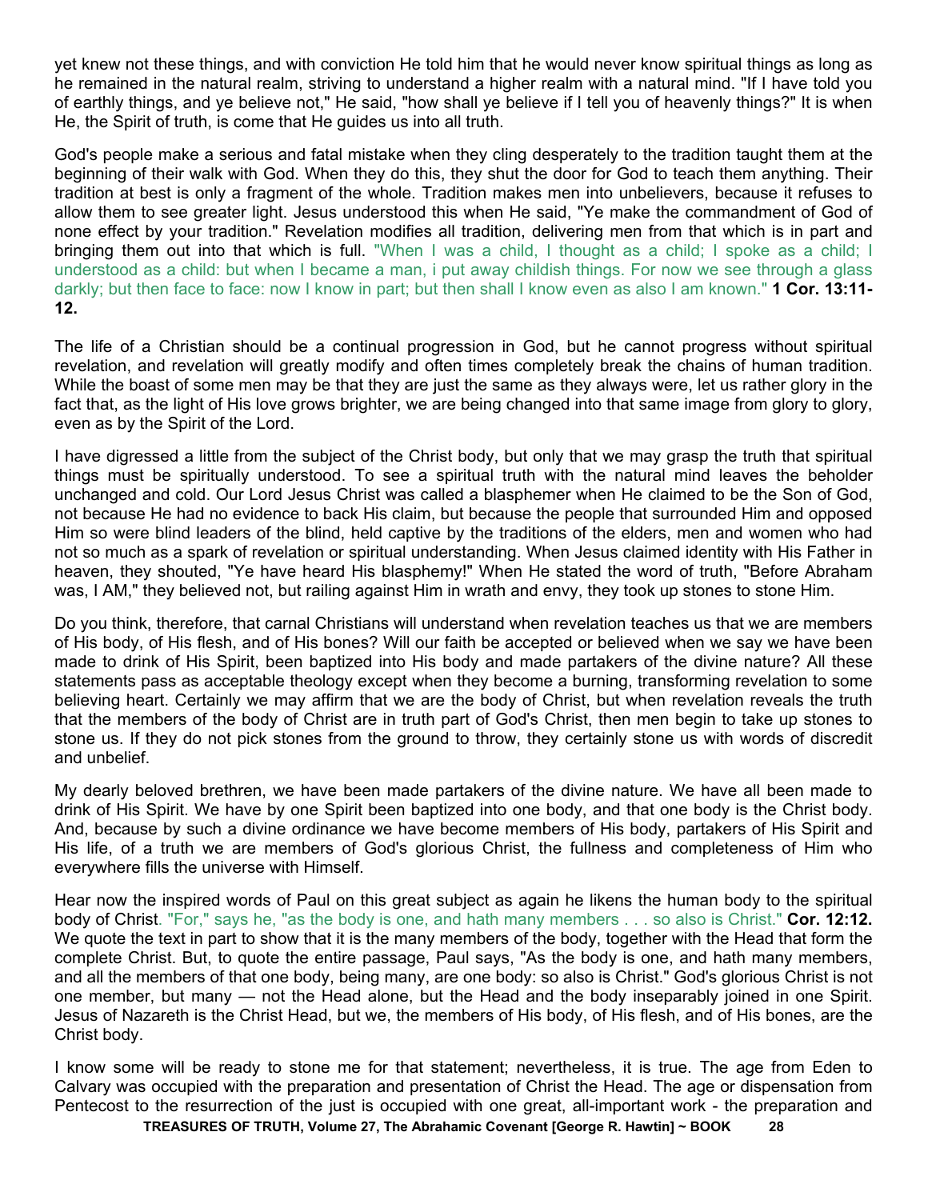yet knew not these things, and with conviction He told him that he would never know spiritual things as long as he remained in the natural realm, striving to understand a higher realm with a natural mind. "If I have told you of earthly things, and ye believe not," He said, "how shall ye believe if I tell you of heavenly things?" It is when He, the Spirit of truth, is come that He guides us into all truth.

God's people make a serious and fatal mistake when they cling desperately to the tradition taught them at the beginning of their walk with God. When they do this, they shut the door for God to teach them anything. Their tradition at best is only a fragment of the whole. Tradition makes men into unbelievers, because it refuses to allow them to see greater light. Jesus understood this when He said, "Ye make the commandment of God of none effect by your tradition." Revelation modifies all tradition, delivering men from that which is in part and bringing them out into that which is full. "When I was a child, I thought as a child; I spoke as a child; I understood as a child: but when I became a man, i put away childish things. For now we see through a glass darkly; but then face to face: now I know in part; but then shall I know even as also I am known." **1 Cor. 13:11-12.**

The life of a Christian should be a continual progression in God, but he cannot progress without spiritual revelation, and revelation will greatly modify and often times completely break the chains of human tradition. While the boast of some men may be that they are just the same as they always were, let us rather glory in the fact that, as the light of His love grows brighter, we are being changed into that same image from glory to glory, even as by the Spirit of the Lord.

I have digressed a little from the subject of the Christ body, but only that we may grasp the truth that spiritual things must be spiritually understood. To see a spiritual truth with the natural mind leaves the beholder unchanged and cold. Our Lord Jesus Christ was called a blasphemer when He claimed to be the Son of God, not because He had no evidence to back His claim, but because the people that surrounded Him and opposed Him so were blind leaders of the blind, held captive by the traditions of the elders, men and women who had not so much as a spark of revelation or spiritual understanding. When Jesus claimed identity with His Father in heaven, they shouted, "Ye have heard His blasphemy!" When He stated the word of truth, "Before Abraham was, I AM," they believed not, but railing against Him in wrath and envy, they took up stones to stone Him.

Do you think, therefore, that carnal Christians will understand when revelation teaches us that we are members of His body, of His flesh, and of His bones? Will our faith be accepted or believed when we say we have been made to drink of His Spirit, been baptized into His body and made partakers of the divine nature? All these statements pass as acceptable theology except when they become a burning, transforming revelation to some believing heart. Certainly we may affirm that we are the body of Christ, but when revelation reveals the truth that the members of the body of Christ are in truth part of God's Christ, then men begin to take up stones to stone us. If they do not pick stones from the ground to throw, they certainly stone us with words of discredit and unbelief.

My dearly beloved brethren, we have been made partakers of the divine nature. We have all been made to drink of His Spirit. We have by one Spirit been baptized into one body, and that one body is the Christ body. And, because by such a divine ordinance we have become members of His body, partakers of His Spirit and His life, of a truth we are members of God's glorious Christ, the fullness and completeness of Him who everywhere fills the universe with Himself.

Hear now the inspired words of Paul on this great subject as again he likens the human body to the spiritual body of Christ. "For," says he, "as the body is one, and hath many members . . . so also is Christ." **Cor. 12:12.** We quote the text in part to show that it is the many members of the body, together with the Head that form the complete Christ. But, to quote the entire passage, Paul says, "As the body is one, and hath many members, and all the members of that one body, being many, are one body: so also is Christ." God's glorious Christ is not one member, but many — not the Head alone, but the Head and the body inseparably joined in one Spirit. Jesus of Nazareth is the Christ Head, but we, the members of His body, of His flesh, and of His bones, are the Christ body.

I know some will be ready to stone me for that statement; nevertheless, it is true. The age from Eden to Calvary was occupied with the preparation and presentation of Christ the Head. The age or dispensation from Pentecost to the resurrection of the just is occupied with one great, all-important work - the preparation and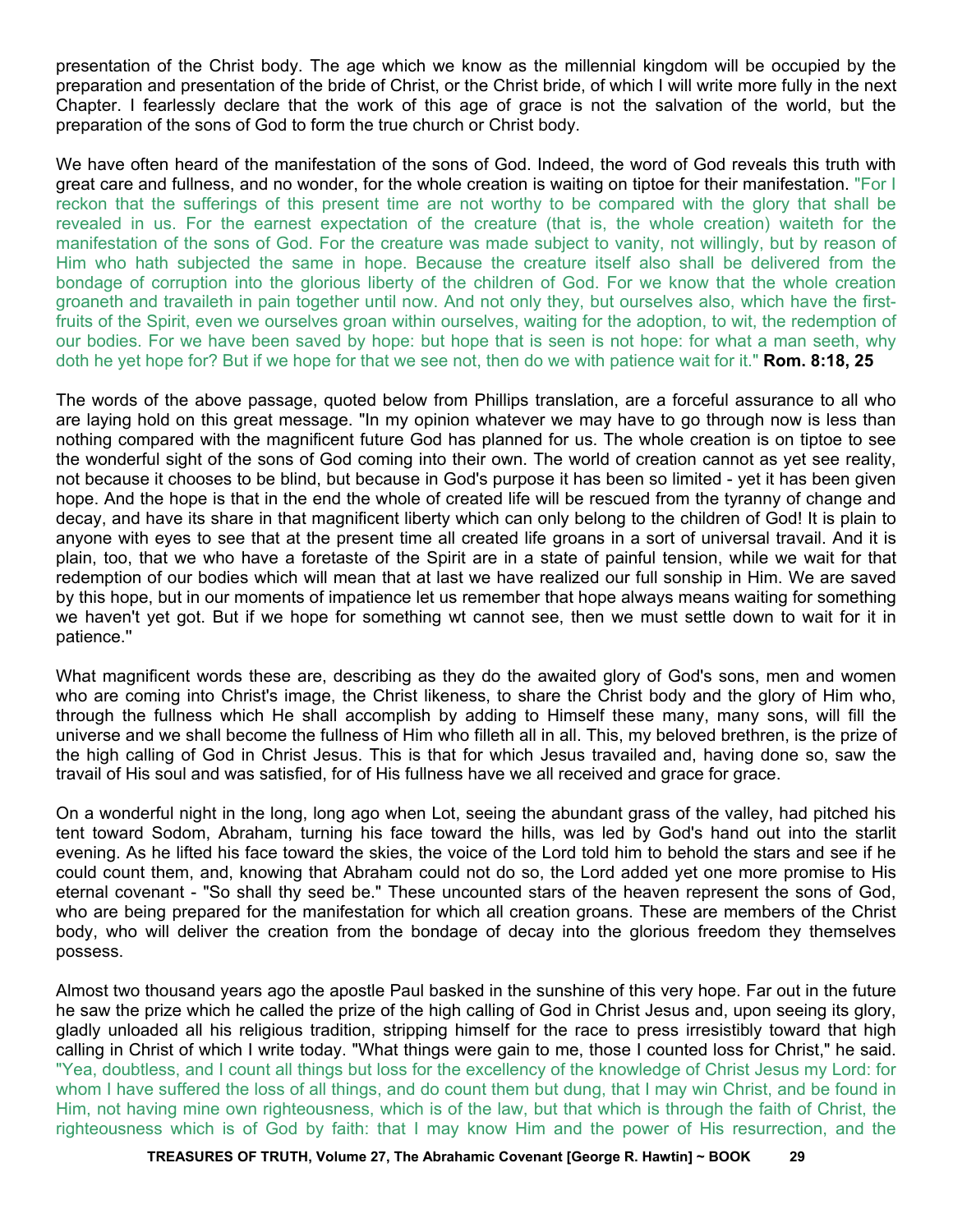presentation of the Christ body. The age which we know as the millennial kingdom will be occupied by the preparation and presentation of the bride of Christ, or the Christ bride, of which I will write more fully in the next Chapter. I fearlessly declare that the work of this age of grace is not the salvation of the world, but the preparation of the sons of God to form the true church or Christ body.

We have often heard of the manifestation of the sons of God. Indeed, the word of God reveals this truth with great care and fullness, and no wonder, for the whole creation is waiting on tiptoe for their manifestation. "For I reckon that the sufferings of this present time are not worthy to be compared with the glory that shall be revealed in us. For the earnest expectation of the creature (that is, the whole creation) waiteth for the manifestation of the sons of God. For the creature was made subject to vanity, not willingly, but by reason of Him who hath subjected the same in hope. Because the creature itself also shall be delivered from the bondage of corruption into the glorious liberty of the children of God. For we know that the whole creation groaneth and travaileth in pain together until now. And not only they, but ourselves also, which have the first-fruits of the Spirit, even we ourselves groan within ourselves, waiting for the adoption, to wit, the redemption of our bodies. For we have been saved by hope: but hope that is seen is not hope: for what a man seeth, why doth he yet hope for? But if we hope for that we see not, then do we with patience wait for it." **Rom. 8:18, 25**

The words of the above passage, quoted below from Phillips translation, are a forceful assurance to all who are laying hold on this great message. "In my opinion whatever we may have to go through now is less than nothing compared with the magnificent future God has planned for us. The whole creation is on tiptoe to see the wonderful sight of the sons of God coming into their own. The world of creation cannot as yet see reality, not because it chooses to be blind, but because in God's purpose it has been so limited - yet it has been given hope. And the hope is that in the end the whole of created life will be rescued from the tyranny of change and decay, and have its share in that magnificent liberty which can only belong to the children of God! It is plain to anyone with eyes to see that at the present time all created life groans in a sort of universal travail. And it is plain, too, that we who have a foretaste of the Spirit are in a state of painful tension, while we wait for that redemption of our bodies which will mean that at last we have realized our full sonship in Him. We are saved by this hope, but in our moments of impatience let us remember that hope always means waiting for something we haven't yet got. But if we hope for something wt cannot see, then we must settle down to wait for it in patience."

What magnificent words these are, describing as they do the awaited glory of God's sons, men and women who are coming into Christ's image, the Christ likeness, to share the Christ body and the glory of Him who, through the fullness which He shall accomplish by adding to Himself these many, many sons, will fill the universe and we shall become the fullness of Him who filleth all in all. This, my beloved brethren, is the prize of the high calling of God in Christ Jesus. This is that for which Jesus travailed and, having done so, saw the travail of His soul and was satisfied, for of His fullness have we all received and grace for grace.

On a wonderful night in the long, long ago when Lot, seeing the abundant grass of the valley, had pitched his tent toward Sodom, Abraham, turning his face toward the hills, was led by God's hand out into the starlit evening. As he lifted his face toward the skies, the voice of the Lord told him to behold the stars and see if he could count them, and, knowing that Abraham could not do so, the Lord added yet one more promise to His eternal covenant - "So shall thy seed be." These uncounted stars of the heaven represent the sons of God, who are being prepared for the manifestation for which all creation groans. These are members of the Christ body, who will deliver the creation from the bondage of decay into the glorious freedom they themselves possess.

Almost two thousand years ago the apostle Paul basked in the sunshine of this very hope. Far out in the future he saw the prize which he called the prize of the high calling of God in Christ Jesus and, upon seeing its glory, gladly unloaded all his religious tradition, stripping himself for the race to press irresistibly toward that high calling in Christ of which I write today. "What things were gain to me, those I counted loss for Christ," he said. "Yea, doubtless, and I count all things but loss for the excellency of the knowledge of Christ Jesus my Lord: for whom I have suffered the loss of all things, and do count them but dung, that I may win Christ, and be found in Him, not having mine own righteousness, which is of the law, but that which is through the faith of Christ, the righteousness which is of God by faith: that I may know Him and the power of His resurrection, and the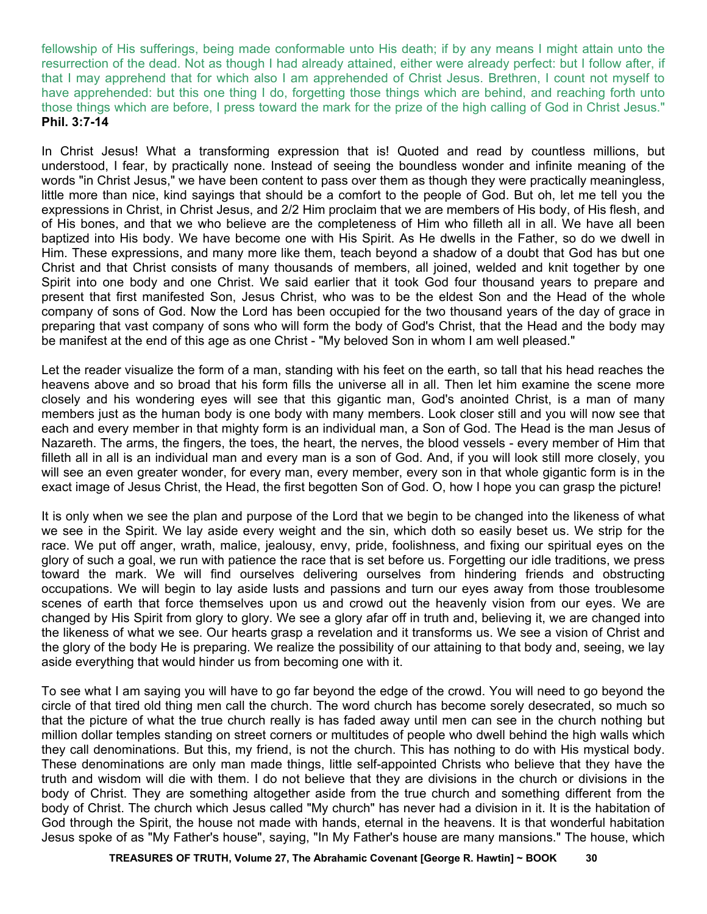fellowship of His sufferings, being made conformable unto His death; if by any means I might attain unto the resurrection of the dead. Not as though I had already attained, either were already perfect: but I follow after, if that I may apprehend that for which also I am apprehended of Christ Jesus. Brethren, I count not myself to have apprehended: but this one thing I do, forgetting those things which are behind, and reaching forth unto those things which are before, I press toward the mark for the prize of the high calling of God in Christ Jesus." **Phil. 3:7-14**

In Christ Jesus! What a transforming expression that is! Quoted and read by countless millions, but understood, I fear, by practically none. Instead of seeing the boundless wonder and infinite meaning of the words "in Christ Jesus," we have been content to pass over them as though they were practically meaningless, little more than nice, kind sayings that should be a comfort to the people of God. But oh, let me tell you the expressions in Christ, in Christ Jesus, and 2/2 Him proclaim that we are members of His body, of His flesh, and of His bones, and that we who believe are the completeness of Him who filleth all in all. We have all been baptized into His body. We have become one with His Spirit. As He dwells in the Father, so do we dwell in Him. These expressions, and many more like them, teach beyond a shadow of a doubt that God has but one Christ and that Christ consists of many thousands of members, all joined, welded and knit together by one Spirit into one body and one Christ. We said earlier that it took God four thousand years to prepare and present that first manifested Son, Jesus Christ, who was to be the eldest Son and the Head of the whole company of sons of God. Now the Lord has been occupied for the two thousand years of the day of grace in preparing that vast company of sons who will form the body of God's Christ, that the Head and the body may be manifest at the end of this age as one Christ - "My beloved Son in whom I am well pleased."

Let the reader visualize the form of a man, standing with his feet on the earth, so tall that his head reaches the heavens above and so broad that his form fills the universe all in all. Then let him examine the scene more closely and his wondering eyes will see that this gigantic man, God's anointed Christ, is a man of many members just as the human body is one body with many members. Look closer still and you will now see that each and every member in that mighty form is an individual man, a Son of God. The Head is the man Jesus of Nazareth. The arms, the fingers, the toes, the heart, the nerves, the blood vessels - every member of Him that filleth all in all is an individual man and every man is a son of God. And, if you will look still more closely, you will see an even greater wonder, for every man, every member, every son in that whole gigantic form is in the exact image of Jesus Christ, the Head, the first begotten Son of God. O, how I hope you can grasp the picture!

It is only when we see the plan and purpose of the Lord that we begin to be changed into the likeness of what we see in the Spirit. We lay aside every weight and the sin, which doth so easily beset us. We strip for the race. We put off anger, wrath, malice, jealousy, envy, pride, foolishness, and fixing our spiritual eyes on the glory of such a goal, we run with patience the race that is set before us. Forgetting our idle traditions, we press toward the mark. We will find ourselves delivering ourselves from hindering friends and obstructing occupations. We will begin to lay aside lusts and passions and turn our eyes away from those troublesome scenes of earth that force themselves upon us and crowd out the heavenly vision from our eyes. We are changed by His Spirit from glory to glory. We see a glory afar off in truth and, believing it, we are changed into the likeness of what we see. Our hearts grasp a revelation and it transforms us. We see a vision of Christ and the glory of the body He is preparing. We realize the possibility of our attaining to that body and, seeing, we lay aside everything that would hinder us from becoming one with it.

To see what I am saying you will have to go far beyond the edge of the crowd. You will need to go beyond the circle of that tired old thing men call the church. The word church has become sorely desecrated, so much so that the picture of what the true church really is has faded away until men can see in the church nothing but million dollar temples standing on street corners or multitudes of people who dwell behind the high walls which they call denominations. But this, my friend, is not the church. This has nothing to do with His mystical body. These denominations are only man made things, little self-appointed Christs who believe that they have the truth and wisdom will die with them. I do not believe that they are divisions in the church or divisions in the body of Christ. They are something altogether aside from the true church and something different from the body of Christ. The church which Jesus called "My church" has never had a division in it. It is the habitation of God through the Spirit, the house not made with hands, eternal in the heavens. It is that wonderful habitation Jesus spoke of as "My Father's house", saying, "In My Father's house are many mansions." The house, which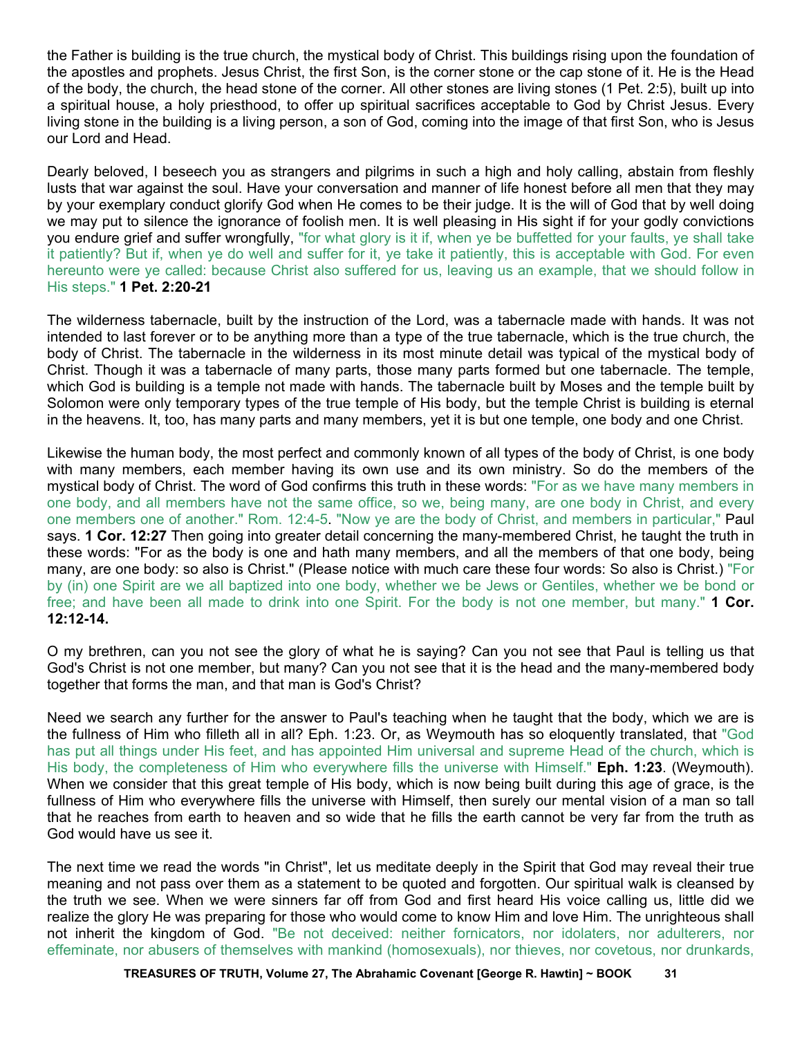the Father is building is the true church, the mystical body of Christ. This buildings rising upon the foundation of the apostles and prophets. Jesus Christ, the first Son, is the corner stone or the cap stone of it. He is the Head of the body, the church, the head stone of the corner. All other stones are living stones (1 Pet. 2:5), built up into a spiritual house, a holy priesthood, to offer up spiritual sacrifices acceptable to God by Christ Jesus. Every living stone in the building is a living person, a son of God, coming into the image of that first Son, who is Jesus our Lord and Head.

Dearly beloved, I beseech you as strangers and pilgrims in such a high and holy calling, abstain from fleshly lusts that war against the soul. Have your conversation and manner of life honest before all men that they may by your exemplary conduct glorify God when He comes to be their judge. It is the will of God that by well doing we may put to silence the ignorance of foolish men. It is well pleasing in His sight if for your godly convictions you endure grief and suffer wrongfully, "for what glory is it if, when ye be buffetted for your faults, ye shall take it patiently? But if, when ye do well and suffer for it, ye take it patiently, this is acceptable with God. For even hereunto were ye called: because Christ also suffered for us, leaving us an example, that we should follow in His steps." **1 Pet. 2:20-21**

The wilderness tabernacle, built by the instruction of the Lord, was a tabernacle made with hands. It was not intended to last forever or to be anything more than a type of the true tabernacle, which is the true church, the body of Christ. The tabernacle in the wilderness in its most minute detail was typical of the mystical body of Christ. Though it was a tabernacle of many parts, those many parts formed but one tabernacle. The temple, which God is building is a temple not made with hands. The tabernacle built by Moses and the temple built by Solomon were only temporary types of the true temple of His body, but the temple Christ is building is eternal in the heavens. It, too, has many parts and many members, yet it is but one temple, one body and one Christ.

Likewise the human body, the most perfect and commonly known of all types of the body of Christ, is one body with many members, each member having its own use and its own ministry. So do the members of the mystical body of Christ. The word of God confirms this truth in these words: "For as we have many members in one body, and all members have not the same office, so we, being many, are one body in Christ, and every one members one of another." Rom. 12:4-5. "Now ye are the body of Christ, and members in particular," Paul says. **1 Cor. 12:27** Then going into greater detail concerning the many-membered Christ, he taught the truth in these words: "For as the body is one and hath many members, and all the members of that one body, being many, are one body: so also is Christ." (Please notice with much care these four words: So also is Christ.) "For by (in) one Spirit are we all baptized into one body, whether we be Jews or Gentiles, whether we be bond or free; and have been all made to drink into one Spirit. For the body is not one member, but many." **1 Cor. 12:12-14.**

O my brethren, can you not see the glory of what he is saying? Can you not see that Paul is telling us that God's Christ is not one member, but many? Can you not see that it is the head and the many-membered body together that forms the man, and that man is God's Christ?

Need we search any further for the answer to Paul's teaching when he taught that the body, which we are is the fullness of Him who filleth all in all? Eph. 1:23. Or, as Weymouth has so eloquently translated, that "God has put all things under His feet, and has appointed Him universal and supreme Head of the church, which is His body, the completeness of Him who everywhere fills the universe with Himself." **Eph. 1:23**. (Weymouth). When we consider that this great temple of His body, which is now being built during this age of grace, is the fullness of Him who everywhere fills the universe with Himself, then surely our mental vision of a man so tall that he reaches from earth to heaven and so wide that he fills the earth cannot be very far from the truth as God would have us see it.

The next time we read the words "in Christ", let us meditate deeply in the Spirit that God may reveal their true meaning and not pass over them as a statement to be quoted and forgotten. Our spiritual walk is cleansed by the truth we see. When we were sinners far off from God and first heard His voice calling us, little did we realize the glory He was preparing for those who would come to know Him and love Him. The unrighteous shall not inherit the kingdom of God. "Be not deceived: neither fornicators, nor idolaters, nor adulterers, nor effeminate, nor abusers of themselves with mankind (homosexuals), nor thieves, nor covetous, nor drunkards,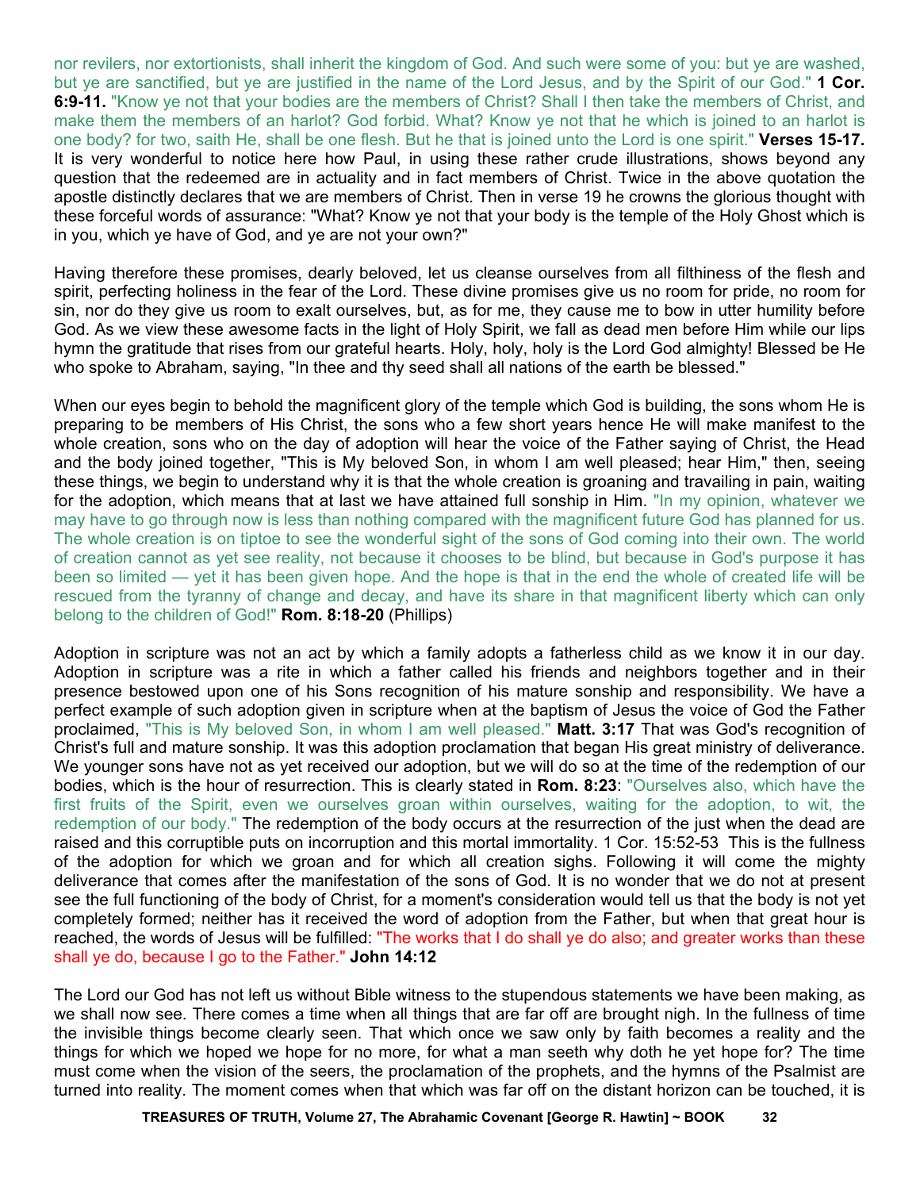nor revilers, nor extortionists, shall inherit the kingdom of God. And such were some of you: but ye are washed, but ye are sanctified, but ye are justified in the name of the Lord Jesus, and by the Spirit of our God." **1 Cor. 6:9-11.** "Know ye not that your bodies are the members of Christ? Shall I then take the members of Christ, and make them the members of an harlot? God forbid. What? Know ye not that he which is joined to an harlot is one body? for two, saith He, shall be one flesh. But he that is joined unto the Lord is one spirit." **Verses 15-17.** It is very wonderful to notice here how Paul, in using these rather crude illustrations, shows beyond any question that the redeemed are in actuality and in fact members of Christ. Twice in the above quotation the apostle distinctly declares that we are members of Christ. Then in verse 19 he crowns the glorious thought with these forceful words of assurance: "What? Know ye not that your body is the temple of the Holy Ghost which is in you, which ye have of God, and ye are not your own?"

Having therefore these promises, dearly beloved, let us cleanse ourselves from all filthiness of the flesh and spirit, perfecting holiness in the fear of the Lord. These divine promises give us no room for pride, no room for sin, nor do they give us room to exalt ourselves, but, as for me, they cause me to bow in utter humility before God. As we view these awesome facts in the light of Holy Spirit, we fall as dead men before Him while our lips hymn the gratitude that rises from our grateful hearts. Holy, holy, holy is the Lord God almighty! Blessed be He who spoke to Abraham, saying, "In thee and thy seed shall all nations of the earth be blessed."

When our eyes begin to behold the magnificent glory of the temple which God is building, the sons whom He is preparing to be members of His Christ, the sons who a few short years hence He will make manifest to the whole creation, sons who on the day of adoption will hear the voice of the Father saying of Christ, the Head and the body joined together, "This is My beloved Son, in whom I am well pleased; hear Him," then, seeing these things, we begin to understand why it is that the whole creation is groaning and travailing in pain, waiting for the adoption, which means that at last we have attained full sonship in Him. "In my opinion, whatever we may have to go through now is less than nothing compared with the magnificent future God has planned for us. The whole creation is on tiptoe to see the wonderful sight of the sons of God coming into their own. The world of creation cannot as yet see reality, not because it chooses to be blind, but because in God's purpose it has been so limited — yet it has been given hope. And the hope is that in the end the whole of created life will be rescued from the tyranny of change and decay, and have its share in that magnificent liberty which can only belong to the children of God!" **Rom. 8:18-20** (Phillips)

Adoption in scripture was not an act by which a family adopts a fatherless child as we know it in our day. Adoption in scripture was a rite in which a father called his friends and neighbors together and in their presence bestowed upon one of his Sons recognition of his mature sonship and responsibility. We have a perfect example of such adoption given in scripture when at the baptism of Jesus the voice of God the Father proclaimed, "This is My beloved Son, in whom I am well pleased." **Matt. 3:17** That was God's recognition of Christ's full and mature sonship. It was this adoption proclamation that began His great ministry of deliverance. We younger sons have not as yet received our adoption, but we will do so at the time of the redemption of our bodies, which is the hour of resurrection. This is clearly stated in **Rom. 8:23**: "Ourselves also, which have the first fruits of the Spirit, even we ourselves groan within ourselves, waiting for the adoption, to wit, the redemption of our body." The redemption of the body occurs at the resurrection of the just when the dead are raised and this corruptible puts on incorruption and this mortal immortality. 1 Cor. 15:52-53 This is the fullness of the adoption for which we groan and for which all creation sighs. Following it will come the mighty deliverance that comes after the manifestation of the sons of God. It is no wonder that we do not at present see the full functioning of the body of Christ, for a moment's consideration would tell us that the body is not yet completely formed; neither has it received the word of adoption from the Father, but when that great hour is reached, the words of Jesus will be fulfilled: "The works that I do shall ye do also; and greater works than these shall ye do, because I go to the Father." **John 14:12**

The Lord our God has not left us without Bible witness to the stupendous statements we have been making, as we shall now see. There comes a time when all things that are far off are brought nigh. In the fullness of time the invisible things become clearly seen. That which once we saw only by faith becomes a reality and the things for which we hoped we hope for no more, for what a man seeth why doth he yet hope for? The time must come when the vision of the seers, the proclamation of the prophets, and the hymns of the Psalmist are turned into reality. The moment comes when that which was far off on the distant horizon can be touched, it is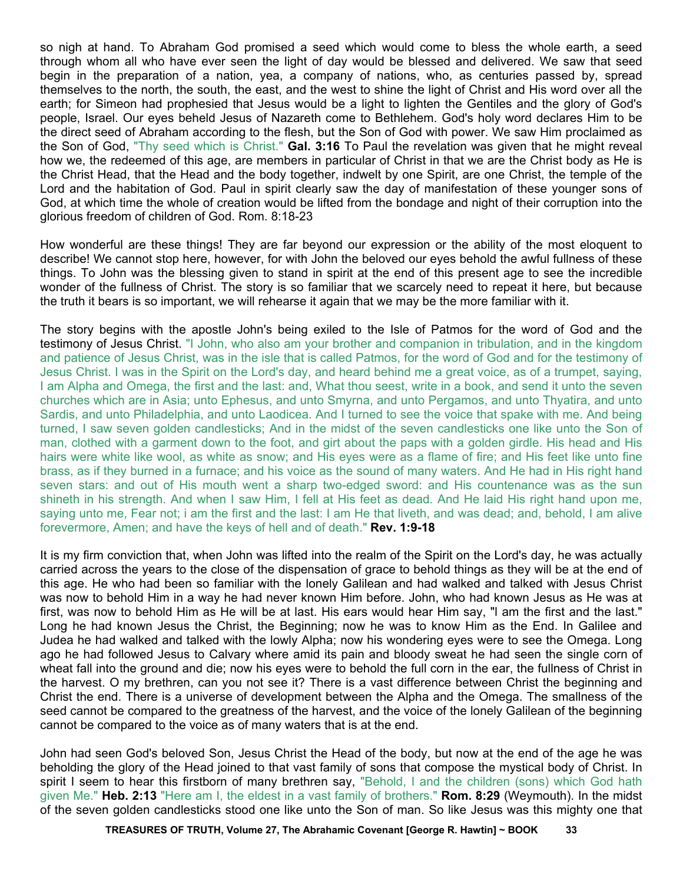so nigh at hand. To Abraham God promised a seed which would come to bless the whole earth, a seed through whom all who have ever seen the light of day would be blessed and delivered. We saw that seed begin in the preparation of a nation, yea, a company of nations, who, as centuries passed by, spread themselves to the north, the south, the east, and the west to shine the light of Christ and His word over all the earth; for Simeon had prophesied that Jesus would be a light to lighten the Gentiles and the glory of God's people, Israel. Our eyes beheld Jesus of Nazareth come to Bethlehem. God's holy word declares Him to be the direct seed of Abraham according to the flesh, but the Son of God with power. We saw Him proclaimed as the Son of God, "Thy seed which is Christ." **Gal. 3:16** To Paul the revelation was given that he might reveal how we, the redeemed of this age, are members in particular of Christ in that we are the Christ body as He is the Christ Head, that the Head and the body together, indwelt by one Spirit, are one Christ, the temple of the Lord and the habitation of God. Paul in spirit clearly saw the day of manifestation of these younger sons of God, at which time the whole of creation would be lifted from the bondage and night of their corruption into the glorious freedom of children of God. Rom. 8:18-23

How wonderful are these things! They are far beyond our expression or the ability of the most eloquent to describe! We cannot stop here, however, for with John the beloved our eyes behold the awful fullness of these things. To John was the blessing given to stand in spirit at the end of this present age to see the incredible wonder of the fullness of Christ. The story is so familiar that we scarcely need to repeat it here, but because the truth it bears is so important, we will rehearse it again that we may be the more familiar with it.

The story begins with the apostle John's being exiled to the Isle of Patmos for the word of God and the testimony of Jesus Christ. "I John, who also am your brother and companion in tribulation, and in the kingdom and patience of Jesus Christ, was in the isle that is called Patmos, for the word of God and for the testimony of Jesus Christ. I was in the Spirit on the Lord's day, and heard behind me a great voice, as of a trumpet, saying, I am Alpha and Omega, the first and the last: and, What thou seest, write in a book, and send it unto the seven churches which are in Asia; unto Ephesus, and unto Smyrna, and unto Pergamos, and unto Thyatira, and unto Sardis, and unto Philadelphia, and unto Laodicea. And I turned to see the voice that spake with me. And being turned, I saw seven golden candlesticks; And in the midst of the seven candlesticks one like unto the Son of man, clothed with a garment down to the foot, and girt about the paps with a golden girdle. His head and His hairs were white like wool, as white as snow; and His eyes were as a flame of fire; and His feet like unto fine brass, as if they burned in a furnace; and his voice as the sound of many waters. And He had in His right hand seven stars: and out of His mouth went a sharp two-edged sword: and His countenance was as the sun shineth in his strength. And when I saw Him, I fell at His feet as dead. And He laid His right hand upon me, saying unto me, Fear not; i am the first and the last: I am He that liveth, and was dead; and, behold, I am alive forevermore, Amen; and have the keys of hell and of death." **Rev. 1:9-18**

It is my firm conviction that, when John was lifted into the realm of the Spirit on the Lord's day, he was actually carried across the years to the close of the dispensation of grace to behold things as they will be at the end of this age. He who had been so familiar with the lonely Galilean and had walked and talked with Jesus Christ was now to behold Him in a way he had never known Him before. John, who had known Jesus as He was at first, was now to behold Him as He will be at last. His ears would hear Him say, "I am the first and the last." Long he had known Jesus the Christ, the Beginning; now he was to know Him as the End. In Galilee and Judea he had walked and talked with the lowly Alpha; now his wondering eyes were to see the Omega. Long ago he had followed Jesus to Calvary where amid its pain and bloody sweat he had seen the single corn of wheat fall into the ground and die; now his eyes were to behold the full corn in the ear, the fullness of Christ in the harvest. O my brethren, can you not see it? There is a vast difference between Christ the beginning and Christ the end. There is a universe of development between the Alpha and the Omega. The smallness of the seed cannot be compared to the greatness of the harvest, and the voice of the lonely Galilean of the beginning cannot be compared to the voice as of many waters that is at the end.

John had seen God's beloved Son, Jesus Christ the Head of the body, but now at the end of the age he was beholding the glory of the Head joined to that vast family of sons that compose the mystical body of Christ. In spirit I seem to hear this firstborn of many brethren say, "Behold, I and the children (sons) which God hath given Me." **Heb. 2:13** "Here am I, the eldest in a vast family of brothers." **Rom. 8:29** (Weymouth). In the midst of the seven golden candlesticks stood one like unto the Son of man. So like Jesus was this mighty one that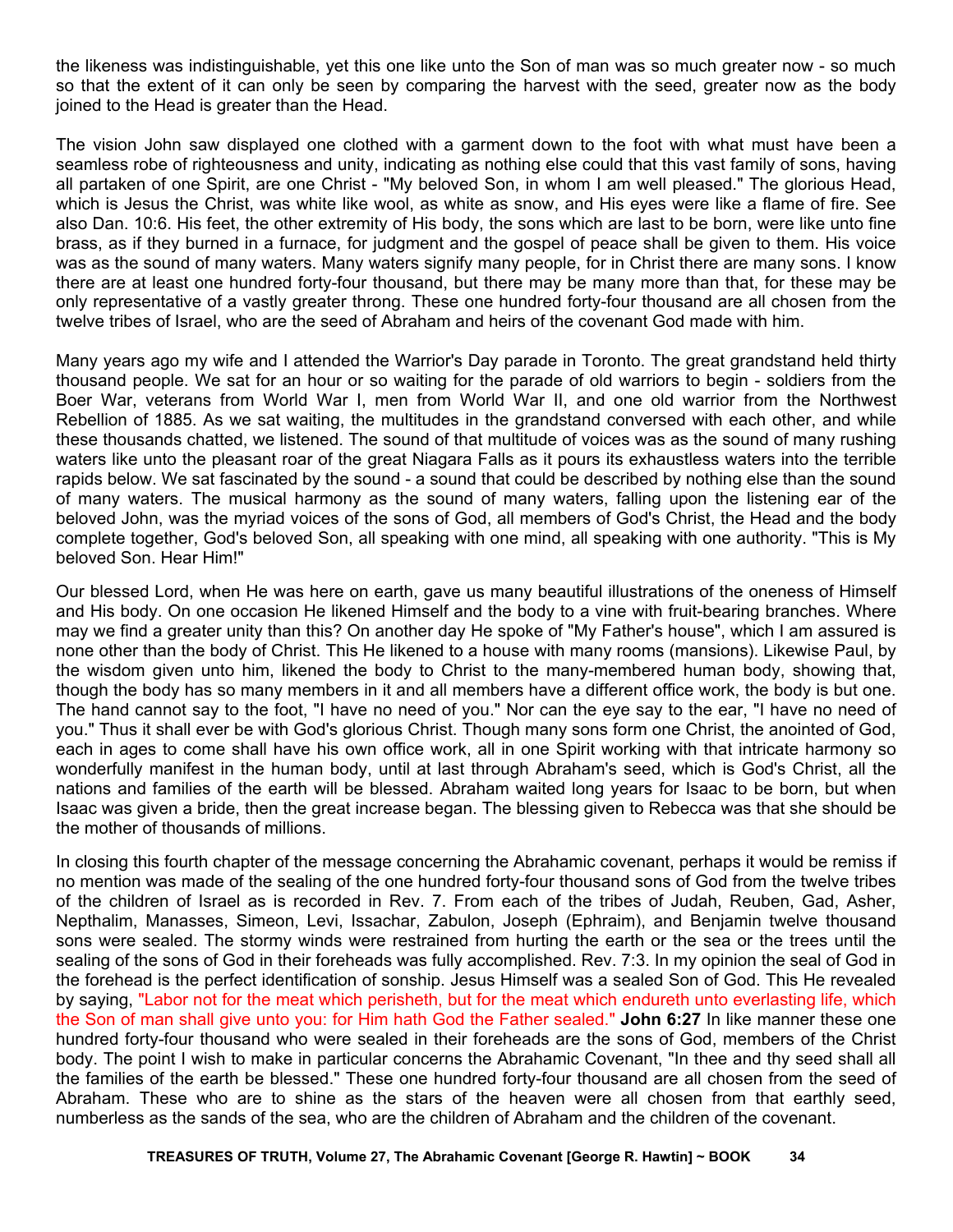the likeness was indistinguishable, yet this one like unto the Son of man was so much greater now - so much so that the extent of it can only be seen by comparing the harvest with the seed, greater now as the body joined to the Head is greater than the Head.

The vision John saw displayed one clothed with a garment down to the foot with what must have been a seamless robe of righteousness and unity, indicating as nothing else could that this vast family of sons, having all partaken of one Spirit, are one Christ - "My beloved Son, in whom I am well pleased." The glorious Head, which is Jesus the Christ, was white like wool, as white as snow, and His eyes were like a flame of fire. See also Dan. 10:6. His feet, the other extremity of His body, the sons which are last to be born, were like unto fine brass, as if they burned in a furnace, for judgment and the gospel of peace shall be given to them. His voice was as the sound of many waters. Many waters signify many people, for in Christ there are many sons. I know there are at least one hundred forty-four thousand, but there may be many more than that, for these may be only representative of a vastly greater throng. These one hundred forty-four thousand are all chosen from the twelve tribes of Israel, who are the seed of Abraham and heirs of the covenant God made with him.

Many years ago my wife and I attended the Warrior's Day parade in Toronto. The great grandstand held thirty thousand people. We sat for an hour or so waiting for the parade of old warriors to begin - soldiers from the Boer War, veterans from World War I, men from World War II, and one old warrior from the Northwest Rebellion of 1885. As we sat waiting, the multitudes in the grandstand conversed with each other, and while these thousands chatted, we listened. The sound of that multitude of voices was as the sound of many rushing waters like unto the pleasant roar of the great Niagara Falls as it pours its exhaustless waters into the terrible rapids below. We sat fascinated by the sound - a sound that could be described by nothing else than the sound of many waters. The musical harmony as the sound of many waters, falling upon the listening ear of the beloved John, was the myriad voices of the sons of God, all members of God's Christ, the Head and the body complete together, God's beloved Son, all speaking with one mind, all speaking with one authority. "This is My beloved Son. Hear Him!"

Our blessed Lord, when He was here on earth, gave us many beautiful illustrations of the oneness of Himself and His body. On one occasion He likened Himself and the body to a vine with fruit-bearing branches. Where may we find a greater unity than this? On another day He spoke of "My Father's house", which I am assured is none other than the body of Christ. This He likened to a house with many rooms (mansions). Likewise Paul, by the wisdom given unto him, likened the body to Christ to the many-membered human body, showing that, though the body has so many members in it and all members have a different office work, the body is but one. The hand cannot say to the foot, "I have no need of you." Nor can the eye say to the ear, "I have no need of you." Thus it shall ever be with God's glorious Christ. Though many sons form one Christ, the anointed of God, each in ages to come shall have his own office work, all in one Spirit working with that intricate harmony so wonderfully manifest in the human body, until at last through Abraham's seed, which is God's Christ, all the nations and families of the earth will be blessed. Abraham waited long years for Isaac to be born, but when Isaac was given a bride, then the great increase began. The blessing given to Rebecca was that she should be the mother of thousands of millions.

In closing this fourth chapter of the message concerning the Abrahamic covenant, perhaps it would be remiss if no mention was made of the sealing of the one hundred forty-four thousand sons of God from the twelve tribes of the children of Israel as is recorded in Rev. 7. From each of the tribes of Judah, Reuben, Gad, Asher, Nepthalim, Manasses, Simeon, Levi, Issachar, Zabulon, Joseph (Ephraim), and Benjamin twelve thousand sons were sealed. The stormy winds were restrained from hurting the earth or the sea or the trees until the sealing of the sons of God in their foreheads was fully accomplished. Rev. 7:3. In my opinion the seal of God in the forehead is the perfect identification of sonship. Jesus Himself was a sealed Son of God. This He revealed by saying, "Labor not for the meat which perisheth, but for the meat which endureth unto everlasting life, which the Son of man shall give unto you: for Him hath God the Father sealed." **John 6:27** In like manner these one hundred forty-four thousand who were sealed in their foreheads are the sons of God, members of the Christ body. The point I wish to make in particular concerns the Abrahamic Covenant, "In thee and thy seed shall all the families of the earth be blessed." These one hundred forty-four thousand are all chosen from the seed of Abraham. These who are to shine as the stars of the heaven were all chosen from that earthly seed, numberless as the sands of the sea, who are the children of Abraham and the children of the covenant.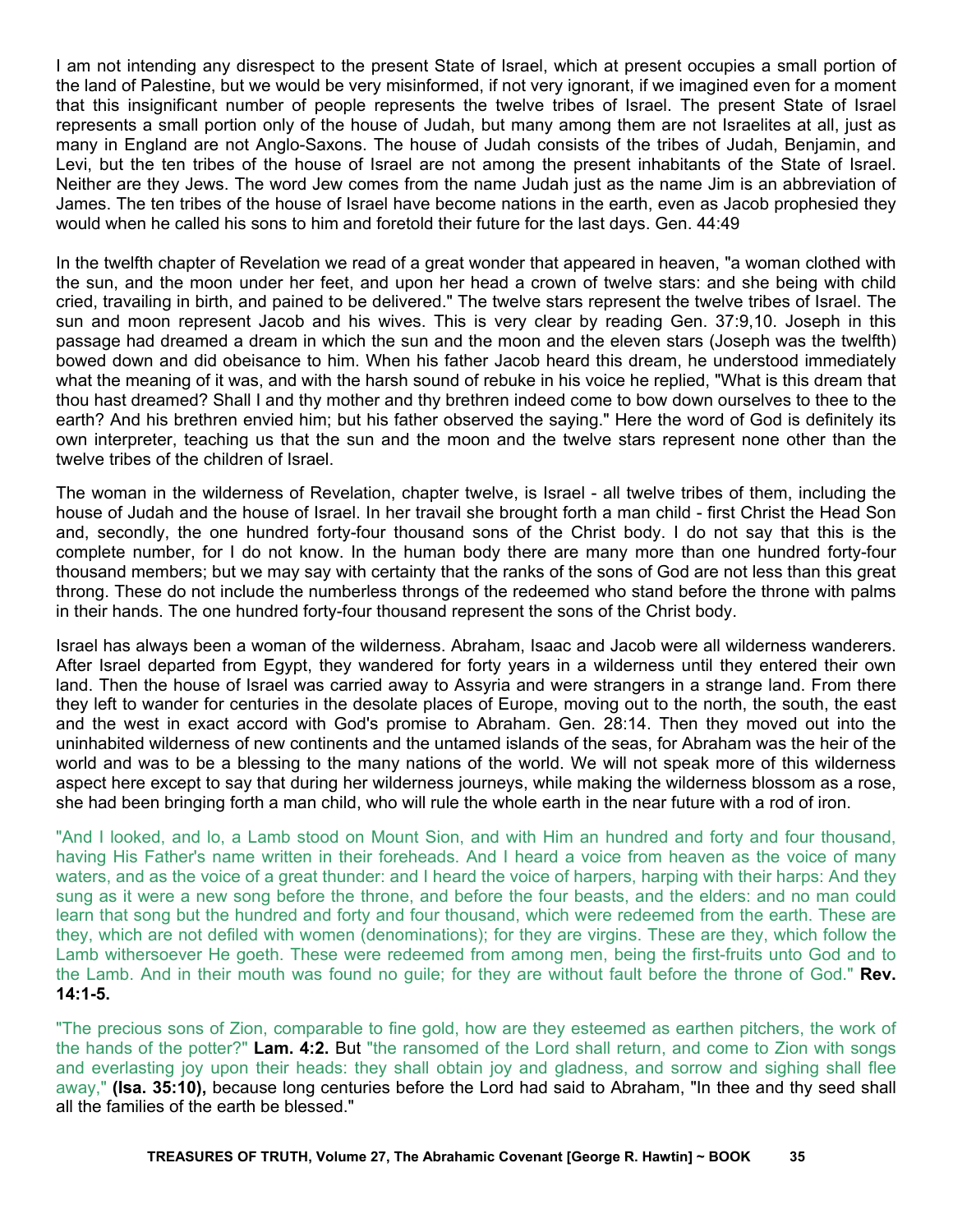I am not intending any disrespect to the present State of Israel, which at present occupies a small portion of the land of Palestine, but we would be very misinformed, if not very ignorant, if we imagined even for a moment that this insignificant number of people represents the twelve tribes of Israel. The present State of Israel represents a small portion only of the house of Judah, but many among them are not Israelites at all, just as many in England are not Anglo-Saxons. The house of Judah consists of the tribes of Judah, Benjamin, and Levi, but the ten tribes of the house of Israel are not among the present inhabitants of the State of Israel. Neither are they Jews. The word Jew comes from the name Judah just as the name Jim is an abbreviation of James. The ten tribes of the house of Israel have become nations in the earth, even as Jacob prophesied they would when he called his sons to him and foretold their future for the last days. Gen. 44:49

In the twelfth chapter of Revelation we read of a great wonder that appeared in heaven, "a woman clothed with the sun, and the moon under her feet, and upon her head a crown of twelve stars: and she being with child cried, travailing in birth, and pained to be delivered." The twelve stars represent the twelve tribes of Israel. The sun and moon represent Jacob and his wives. This is very clear by reading Gen. 37:9,10. Joseph in this passage had dreamed a dream in which the sun and the moon and the eleven stars (Joseph was the twelfth) bowed down and did obeisance to him. When his father Jacob heard this dream, he understood immediately what the meaning of it was, and with the harsh sound of rebuke in his voice he replied, "What is this dream that thou hast dreamed? Shall I and thy mother and thy brethren indeed come to bow down ourselves to thee to the earth? And his brethren envied him; but his father observed the saying." Here the word of God is definitely its own interpreter, teaching us that the sun and the moon and the twelve stars represent none other than the twelve tribes of the children of Israel.

The woman in the wilderness of Revelation, chapter twelve, is Israel - all twelve tribes of them, including the house of Judah and the house of Israel. In her travail she brought forth a man child - first Christ the Head Son and, secondly, the one hundred forty-four thousand sons of the Christ body. I do not say that this is the complete number, for I do not know. In the human body there are many more than one hundred forty-four thousand members; but we may say with certainty that the ranks of the sons of God are not less than this great throng. These do not include the numberless throngs of the redeemed who stand before the throne with palms in their hands. The one hundred forty-four thousand represent the sons of the Christ body.

Israel has always been a woman of the wilderness. Abraham, Isaac and Jacob were all wilderness wanderers. After Israel departed from Egypt, they wandered for forty years in a wilderness until they entered their own land. Then the house of Israel was carried away to Assyria and were strangers in a strange land. From there they left to wander for centuries in the desolate places of Europe, moving out to the north, the south, the east and the west in exact accord with God's promise to Abraham. Gen. 28:14. Then they moved out into the uninhabited wilderness of new continents and the untamed islands of the seas, for Abraham was the heir of the world and was to be a blessing to the many nations of the world. We will not speak more of this wilderness aspect here except to say that during her wilderness journeys, while making the wilderness blossom as a rose, she had been bringing forth a man child, who will rule the whole earth in the near future with a rod of iron.

"And I looked, and lo, a Lamb stood on Mount Sion, and with Him an hundred and forty and four thousand, having His Father's name written in their foreheads. And I heard a voice from heaven as the voice of many waters, and as the voice of a great thunder: and I heard the voice of harpers, harping with their harps: And they sung as it were a new song before the throne, and before the four beasts, and the elders: and no man could learn that song but the hundred and forty and four thousand, which were redeemed from the earth. These are they, which are not defiled with women (denominations); for they are virgins. These are they, which follow the Lamb withersoever He goeth. These were redeemed from among men, being the first-fruits unto God and to the Lamb. And in their mouth was found no guile; for they are without fault before the throne of God." **Rev. 14:1-5.**

"The precious sons of Zion, comparable to fine gold, how are they esteemed as earthen pitchers, the work of the hands of the potter?" **Lam. 4:2.** But "the ransomed of the Lord shall return, and come to Zion with songs and everlasting joy upon their heads: they shall obtain joy and gladness, and sorrow and sighing shall flee away," **(Isa. 35:10),** because long centuries before the Lord had said to Abraham, "In thee and thy seed shall all the families of the earth be blessed."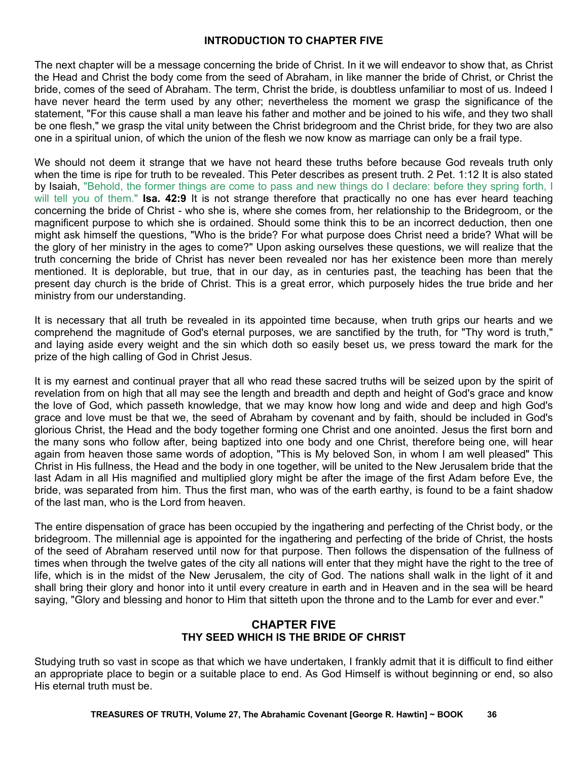## INTRODUCTION TO CHAPTER FIVE

The next chapter will be a message concerning the bride of Christ. In it we will endeavor to show that, as Christ the Head and Christ the body come from the seed of Abraham, in like manner the bride of Christ, or Christ the bride, comes of the seed of Abraham. The term, Christ the bride, is doubtless unfamiliar to most of us. Indeed I have never heard the term used by any other; nevertheless the moment we grasp the significance of the statement, "For this cause shall a man leave his father and mother and be joined to his wife, and they two shall be one flesh," we grasp the vital unity between the Christ bridegroom and the Christ bride, for they two are also one in a spiritual union, of which the union of the flesh we now know as marriage can only be a frail type.

We should not deem it strange that we have not heard these truths before because God reveals truth only when the time is ripe for truth to be revealed. This Peter describes as present truth. 2 Pet. 1:12 It is also stated by Isaiah, "Behold, the former things are come to pass and new things do I declare: before they spring forth, I will tell you of them." **Isa. 42:9** It is not strange therefore that practically no one has ever heard teaching concerning the bride of Christ - who she is, where she comes from, her relationship to the Bridegroom, or the magnificent purpose to which she is ordained. Should some think this to be an incorrect deduction, then one might ask himself the questions, "Who is the bride? For what purpose does Christ need a bride? What will be the glory of her ministry in the ages to come?" Upon asking ourselves these questions, we will realize that the truth concerning the bride of Christ has never been revealed nor has her existence been more than merely mentioned. It is deplorable, but true, that in our day, as in centuries past, the teaching has been that the present day church is the bride of Christ. This is a great error, which purposely hides the true bride and her ministry from our understanding.

It is necessary that all truth be revealed in its appointed time because, when truth grips our hearts and we comprehend the magnitude of God's eternal purposes, we are sanctified by the truth, for "Thy word is truth," and laying aside every weight and the sin which doth so easily beset us, we press toward the mark for the prize of the high calling of God in Christ Jesus.

It is my earnest and continual prayer that all who read these sacred truths will be seized upon by the spirit of revelation from on high that all may see the length and breadth and depth and height of God's grace and know the love of God, which passeth knowledge, that we may know how long and wide and deep and high God's grace and love must be that we, the seed of Abraham by covenant and by faith, should be included in God's glorious Christ, the Head and the body together forming one Christ and one anointed. Jesus the first born and the many sons who follow after, being baptized into one body and one Christ, therefore being one, will hear again from heaven those same words of adoption, "This is My beloved Son, in whom I am well pleased" This Christ in His fullness, the Head and the body in one together, will be united to the New Jerusalem bride that the last Adam in all His magnified and multiplied glory might be after the image of the first Adam before Eve, the bride, was separated from him. Thus the first man, who was of the earth earthy, is found to be a faint shadow of the last man, who is the Lord from heaven.

The entire dispensation of grace has been occupied by the ingathering and perfecting of the Christ body, or the bridegroom. The millennial age is appointed for the ingathering and perfecting of the bride of Christ, the hosts of the seed of Abraham reserved until now for that purpose. Then follows the dispensation of the fullness of times when through the twelve gates of the city all nations will enter that they might have the right to the tree of life, which is in the midst of the New Jerusalem, the city of God. The nations shall walk in the light of it and shall bring their glory and honor into it until every creature in earth and in Heaven and in the sea will be heard saying, "Glory and blessing and honor to Him that sitteth upon the throne and to the Lamb for ever and ever."

## CHAPTER FIVE
## THY SEED WHICH IS THE BRIDE OF CHRIST

Studying truth so vast in scope as that which we have undertaken, I frankly admit that it is difficult to find either an appropriate place to begin or a suitable place to end. As God Himself is without beginning or end, so also His eternal truth must be.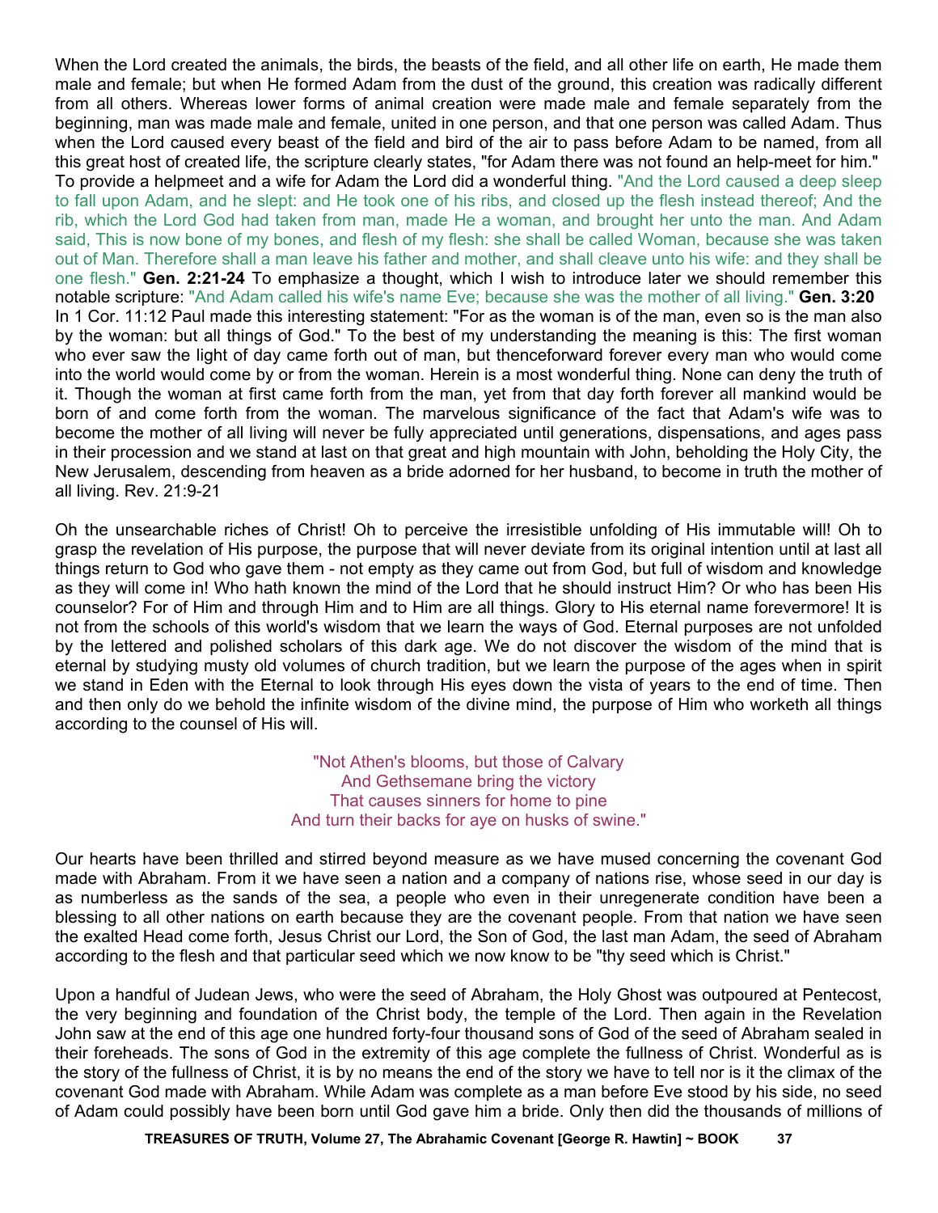When the Lord created the animals, the birds, the beasts of the field, and all other life on earth, He made them male and female; but when He formed Adam from the dust of the ground, this creation was radically different from all others. Whereas lower forms of animal creation were made male and female separately from the beginning, man was made male and female, united in one person, and that one person was called Adam. Thus when the Lord caused every beast of the field and bird of the air to pass before Adam to be named, from all this great host of created life, the scripture clearly states, "for Adam there was not found an help-meet for him." To provide a helpmeet and a wife for Adam the Lord did a wonderful thing. "And the Lord caused a deep sleep to fall upon Adam, and he slept: and He took one of his ribs, and closed up the flesh instead thereof; And the rib, which the Lord God had taken from man, made He a woman, and brought her unto the man. And Adam said, This is now bone of my bones, and flesh of my flesh: she shall be called Woman, because she was taken out of Man. Therefore shall a man leave his father and mother, and shall cleave unto his wife: and they shall be one flesh." **Gen. 2:21-24** To emphasize a thought, which I wish to introduce later we should remember this notable scripture: "And Adam called his wife's name Eve; because she was the mother of all living." **Gen. 3:20**
In 1 Cor. 11:12 Paul made this interesting statement: "For as the woman is of the man, even so is the man also by the woman: but all things of God." To the best of my understanding the meaning is this: The first woman who ever saw the light of day came forth out of man, but thenceforward forever every man who would come into the world would come by or from the woman. Herein is a most wonderful thing. None can deny the truth of it. Though the woman at first came forth from the man, yet from that day forth forever all mankind would be born of and come forth from the woman. The marvelous significance of the fact that Adam's wife was to become the mother of all living will never be fully appreciated until generations, dispensations, and ages pass in their procession and we stand at last on that great and high mountain with John, beholding the Holy City, the New Jerusalem, descending from heaven as a bride adorned for her husband, to become in truth the mother of all living. Rev. 21:9-21

Oh the unsearchable riches of Christ! Oh to perceive the irresistible unfolding of His immutable will! Oh to grasp the revelation of His purpose, the purpose that will never deviate from its original intention until at last all things return to God who gave them - not empty as they came out from God, but full of wisdom and knowledge as they will come in! Who hath known the mind of the Lord that he should instruct Him? Or who has been His counselor? For of Him and through Him and to Him are all things. Glory to His eternal name forevermore! It is not from the schools of this world's wisdom that we learn the ways of God. Eternal purposes are not unfolded by the lettered and polished scholars of this dark age. We do not discover the wisdom of the mind that is eternal by studying musty old volumes of church tradition, but we learn the purpose of the ages when in spirit we stand in Eden with the Eternal to look through His eyes down the vista of years to the end of time. Then and then only do we behold the infinite wisdom of the divine mind, the purpose of Him who worketh all things according to the counsel of His will.

"Not Athen's blooms, but those of Calvary
And Gethsemane bring the victory
That causes sinners for home to pine
And turn their backs for aye on husks of swine."

Our hearts have been thrilled and stirred beyond measure as we have mused concerning the covenant God made with Abraham. From it we have seen a nation and a company of nations rise, whose seed in our day is as numberless as the sands of the sea, a people who even in their unregenerate condition have been a blessing to all other nations on earth because they are the covenant people. From that nation we have seen the exalted Head come forth, Jesus Christ our Lord, the Son of God, the last man Adam, the seed of Abraham according to the flesh and that particular seed which we now know to be "thy seed which is Christ."

Upon a handful of Judean Jews, who were the seed of Abraham, the Holy Ghost was outpoured at Pentecost, the very beginning and foundation of the Christ body, the temple of the Lord. Then again in the Revelation John saw at the end of this age one hundred forty-four thousand sons of God of the seed of Abraham sealed in their foreheads. The sons of God in the extremity of this age complete the fullness of Christ. Wonderful as is the story of the fullness of Christ, it is by no means the end of the story we have to tell nor is it the climax of the covenant God made with Abraham. While Adam was complete as a man before Eve stood by his side, no seed of Adam could possibly have been born until God gave him a bride. Only then did the thousands of millions of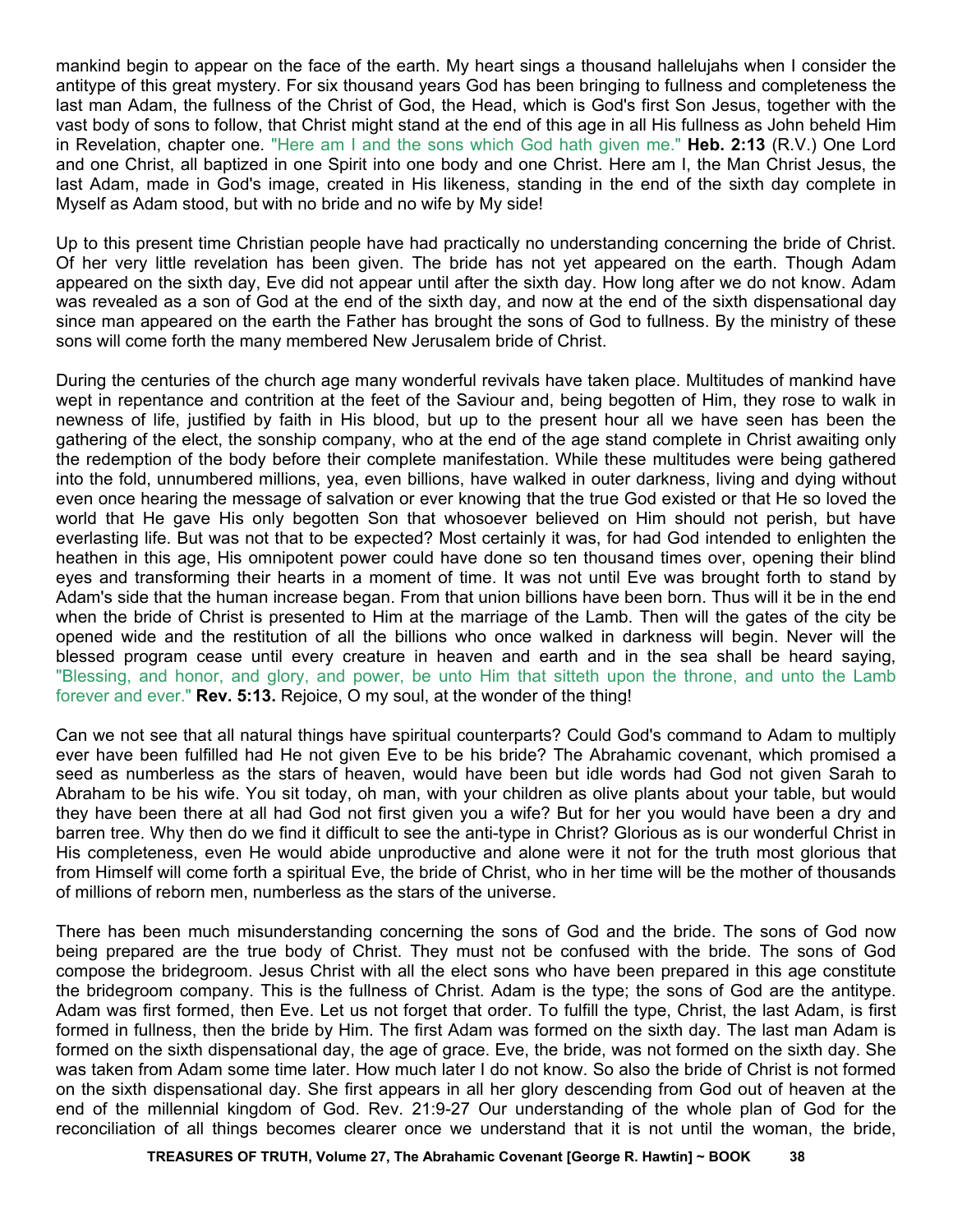mankind begin to appear on the face of the earth. My heart sings a thousand hallelujahs when I consider the antitype of this great mystery. For six thousand years God has been bringing to fullness and completeness the last man Adam, the fullness of the Christ of God, the Head, which is God's first Son Jesus, together with the vast body of sons to follow, that Christ might stand at the end of this age in all His fullness as John beheld Him in Revelation, chapter one. "Here am I and the sons which God hath given me." **Heb. 2:13** (R.V.) One Lord and one Christ, all baptized in one Spirit into one body and one Christ. Here am I, the Man Christ Jesus, the last Adam, made in God's image, created in His likeness, standing in the end of the sixth day complete in Myself as Adam stood, but with no bride and no wife by My side!

Up to this present time Christian people have had practically no understanding concerning the bride of Christ. Of her very little revelation has been given. The bride has not yet appeared on the earth. Though Adam appeared on the sixth day, Eve did not appear until after the sixth day. How long after we do not know. Adam was revealed as a son of God at the end of the sixth day, and now at the end of the sixth dispensational day since man appeared on the earth the Father has brought the sons of God to fullness. By the ministry of these sons will come forth the many membered New Jerusalem bride of Christ.

During the centuries of the church age many wonderful revivals have taken place. Multitudes of mankind have wept in repentance and contrition at the feet of the Saviour and, being begotten of Him, they rose to walk in newness of life, justified by faith in His blood, but up to the present hour all we have seen has been the gathering of the elect, the sonship company, who at the end of the age stand complete in Christ awaiting only the redemption of the body before their complete manifestation. While these multitudes were being gathered into the fold, unnumbered millions, yea, even billions, have walked in outer darkness, living and dying without even once hearing the message of salvation or ever knowing that the true God existed or that He so loved the world that He gave His only begotten Son that whosoever believed on Him should not perish, but have everlasting life. But was not that to be expected? Most certainly it was, for had God intended to enlighten the heathen in this age, His omnipotent power could have done so ten thousand times over, opening their blind eyes and transforming their hearts in a moment of time. It was not until Eve was brought forth to stand by Adam's side that the human increase began. From that union billions have been born. Thus will it be in the end when the bride of Christ is presented to Him at the marriage of the Lamb. Then will the gates of the city be opened wide and the restitution of all the billions who once walked in darkness will begin. Never will the blessed program cease until every creature in heaven and earth and in the sea shall be heard saying, "Blessing, and honor, and glory, and power, be unto Him that sitteth upon the throne, and unto the Lamb forever and ever." **Rev. 5:13.** Rejoice, O my soul, at the wonder of the thing!

Can we not see that all natural things have spiritual counterparts? Could God's command to Adam to multiply ever have been fulfilled had He not given Eve to be his bride? The Abrahamic covenant, which promised a seed as numberless as the stars of heaven, would have been but idle words had God not given Sarah to Abraham to be his wife. You sit today, oh man, with your children as olive plants about your table, but would they have been there at all had God not first given you a wife? But for her you would have been a dry and barren tree. Why then do we find it difficult to see the anti-type in Christ? Glorious as is our wonderful Christ in His completeness, even He would abide unproductive and alone were it not for the truth most glorious that from Himself will come forth a spiritual Eve, the bride of Christ, who in her time will be the mother of thousands of millions of reborn men, numberless as the stars of the universe.

There has been much misunderstanding concerning the sons of God and the bride. The sons of God now being prepared are the true body of Christ. They must not be confused with the bride. The sons of God compose the bridegroom. Jesus Christ with all the elect sons who have been prepared in this age constitute the bridegroom company. This is the fullness of Christ. Adam is the type; the sons of God are the antitype. Adam was first formed, then Eve. Let us not forget that order. To fulfill the type, Christ, the last Adam, is first formed in fullness, then the bride by Him. The first Adam was formed on the sixth day. The last man Adam is formed on the sixth dispensational day, the age of grace. Eve, the bride, was not formed on the sixth day. She was taken from Adam some time later. How much later I do not know. So also the bride of Christ is not formed on the sixth dispensational day. She first appears in all her glory descending from God out of heaven at the end of the millennial kingdom of God. Rev. 21:9-27 Our understanding of the whole plan of God for the reconciliation of all things becomes clearer once we understand that it is not until the woman, the bride,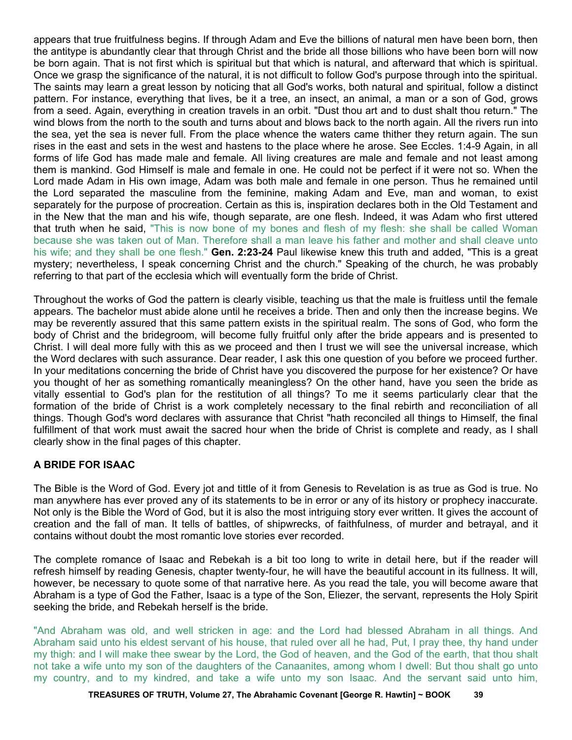appears that true fruitfulness begins. If through Adam and Eve the billions of natural men have been born, then the antitype is abundantly clear that through Christ and the bride all those billions who have been born will now be born again. That is not first which is spiritual but that which is natural, and afterward that which is spiritual. Once we grasp the significance of the natural, it is not difficult to follow God's purpose through into the spiritual. The saints may learn a great lesson by noticing that all God's works, both natural and spiritual, follow a distinct pattern. For instance, everything that lives, be it a tree, an insect, an animal, a man or a son of God, grows from a seed. Again, everything in creation travels in an orbit. "Dust thou art and to dust shalt thou return." The wind blows from the north to the south and turns about and blows back to the north again. All the rivers run into the sea, yet the sea is never full. From the place whence the waters came thither they return again. The sun rises in the east and sets in the west and hastens to the place where he arose. See Eccles. 1:4-9 Again, in all forms of life God has made male and female. All living creatures are male and female and not least among them is mankind. God Himself is male and female in one. He could not be perfect if it were not so. When the Lord made Adam in His own image, Adam was both male and female in one person. Thus he remained until the Lord separated the masculine from the feminine, making Adam and Eve, man and woman, to exist separately for the purpose of procreation. Certain as this is, inspiration declares both in the Old Testament and in the New that the man and his wife, though separate, are one flesh. Indeed, it was Adam who first uttered that truth when he said, "This is now bone of my bones and flesh of my flesh: she shall be called Woman because she was taken out of Man. Therefore shall a man leave his father and mother and shall cleave unto his wife; and they shall be one flesh." **Gen. 2:23-24** Paul likewise knew this truth and added, "This is a great mystery; nevertheless, I speak concerning Christ and the church." Speaking of the church, he was probably referring to that part of the ecclesia which will eventually form the bride of Christ.

Throughout the works of God the pattern is clearly visible, teaching us that the male is fruitless until the female appears. The bachelor must abide alone until he receives a bride. Then and only then the increase begins. We may be reverently assured that this same pattern exists in the spiritual realm. The sons of God, who form the body of Christ and the bridegroom, will become fully fruitful only after the bride appears and is presented to Christ. I will deal more fully with this as we proceed and then I trust we will see the universal increase, which the Word declares with such assurance. Dear reader, I ask this one question of you before we proceed further. In your meditations concerning the bride of Christ have you discovered the purpose for her existence? Or have you thought of her as something romantically meaningless? On the other hand, have you seen the bride as vitally essential to God's plan for the restitution of all things? To me it seems particularly clear that the formation of the bride of Christ is a work completely necessary to the final rebirth and reconciliation of all things. Though God's word declares with assurance that Christ "hath reconciled all things to Himself, the final fulfillment of that work must await the sacred hour when the bride of Christ is complete and ready, as I shall clearly show in the final pages of this chapter.

**A BRIDE FOR ISAAC**

The Bible is the Word of God. Every jot and tittle of it from Genesis to Revelation is as true as God is true. No man anywhere has ever proved any of its statements to be in error or any of its history or prophecy inaccurate. Not only is the Bible the Word of God, but it is also the most intriguing story ever written. It gives the account of creation and the fall of man. It tells of battles, of shipwrecks, of faithfulness, of murder and betrayal, and it contains without doubt the most romantic love stories ever recorded.

The complete romance of Isaac and Rebekah is a bit too long to write in detail here, but if the reader will refresh himself by reading Genesis, chapter twenty-four, he will have the beautiful account in its fullness. It will, however, be necessary to quote some of that narrative here. As you read the tale, you will become aware that Abraham is a type of God the Father, Isaac is a type of the Son, Eliezer, the servant, represents the Holy Spirit seeking the bride, and Rebekah herself is the bride.

"And Abraham was old, and well stricken in age: and the Lord had blessed Abraham in all things. And Abraham said unto his eldest servant of his house, that ruled over all he had, Put, I pray thee, thy hand under my thigh: and I will make thee swear by the Lord, the God of heaven, and the God of the earth, that thou shalt not take a wife unto my son of the daughters of the Canaanites, among whom I dwell: But thou shalt go unto my country, and to my kindred, and take a wife unto my son Isaac. And the servant said unto him,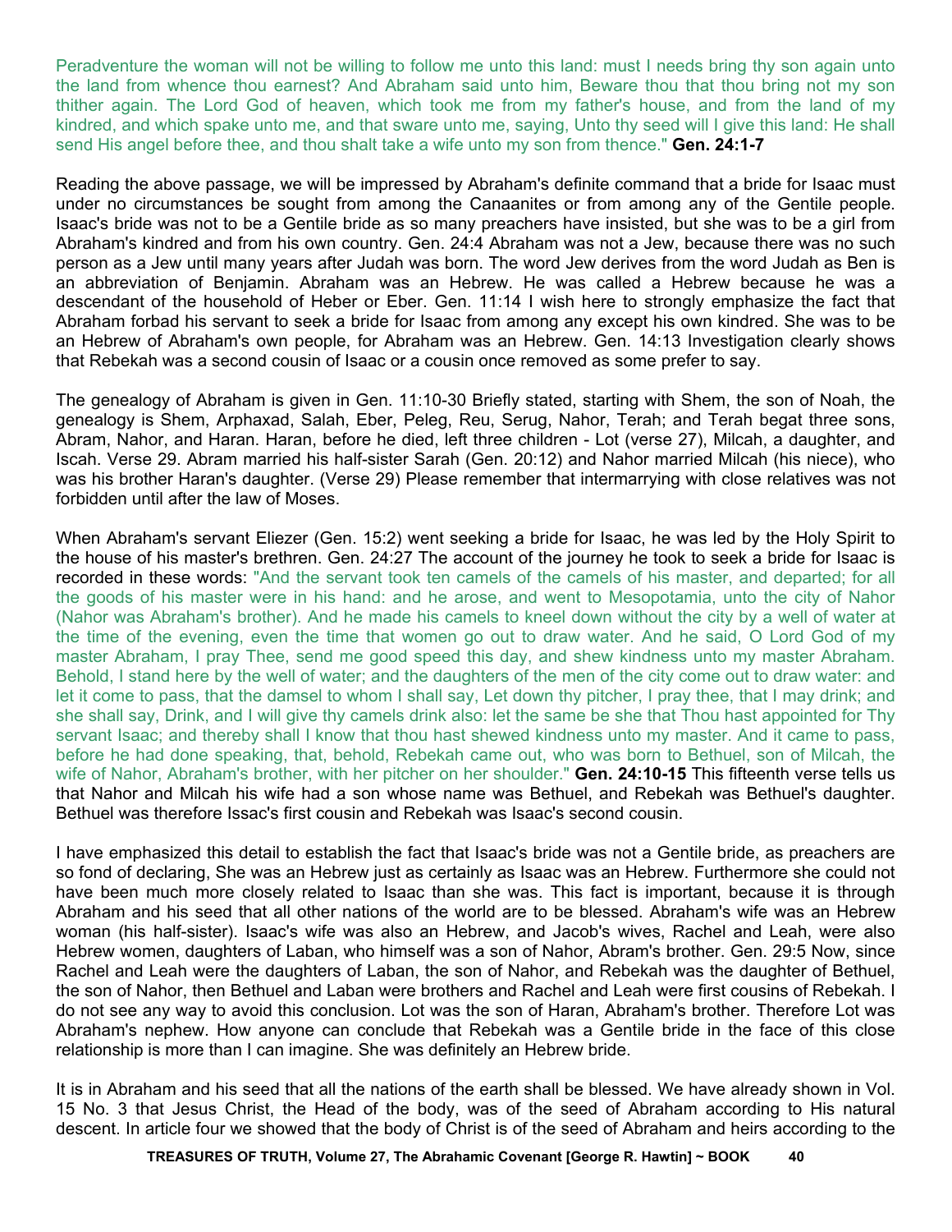Peradventure the woman will not be willing to follow me unto this land: must I needs bring thy son again unto the land from whence thou earnest? And Abraham said unto him, Beware thou that thou bring not my son thither again. The Lord God of heaven, which took me from my father's house, and from the land of my kindred, and which spake unto me, and that sware unto me, saying, Unto thy seed will I give this land: He shall send His angel before thee, and thou shalt take a wife unto my son from thence." **Gen. 24:1-7**

Reading the above passage, we will be impressed by Abraham's definite command that a bride for Isaac must under no circumstances be sought from among the Canaanites or from among any of the Gentile people. Isaac's bride was not to be a Gentile bride as so many preachers have insisted, but she was to be a girl from Abraham's kindred and from his own country. Gen. 24:4 Abraham was not a Jew, because there was no such person as a Jew until many years after Judah was born. The word Jew derives from the word Judah as Ben is an abbreviation of Benjamin. Abraham was an Hebrew. He was called a Hebrew because he was a descendant of the household of Heber or Eber. Gen. 11:14 I wish here to strongly emphasize the fact that Abraham forbad his servant to seek a bride for Isaac from among any except his own kindred. She was to be an Hebrew of Abraham's own people, for Abraham was an Hebrew. Gen. 14:13 Investigation clearly shows that Rebekah was a second cousin of Isaac or a cousin once removed as some prefer to say.

The genealogy of Abraham is given in Gen. 11:10-30 Briefly stated, starting with Shem, the son of Noah, the genealogy is Shem, Arphaxad, Salah, Eber, Peleg, Reu, Serug, Nahor, Terah; and Terah begat three sons, Abram, Nahor, and Haran. Haran, before he died, left three children - Lot (verse 27), Milcah, a daughter, and Iscah. Verse 29. Abram married his half-sister Sarah (Gen. 20:12) and Nahor married Milcah (his niece), who was his brother Haran's daughter. (Verse 29) Please remember that intermarrying with close relatives was not forbidden until after the law of Moses.

When Abraham's servant Eliezer (Gen. 15:2) went seeking a bride for Isaac, he was led by the Holy Spirit to the house of his master's brethren. Gen. 24:27 The account of the journey he took to seek a bride for Isaac is recorded in these words: "And the servant took ten camels of the camels of his master, and departed; for all the goods of his master were in his hand: and he arose, and went to Mesopotamia, unto the city of Nahor (Nahor was Abraham's brother). And he made his camels to kneel down without the city by a well of water at the time of the evening, even the time that women go out to draw water. And he said, O Lord God of my master Abraham, I pray Thee, send me good speed this day, and shew kindness unto my master Abraham. Behold, I stand here by the well of water; and the daughters of the men of the city come out to draw water: and let it come to pass, that the damsel to whom I shall say, Let down thy pitcher, I pray thee, that I may drink; and she shall say, Drink, and I will give thy camels drink also: let the same be she that Thou hast appointed for Thy servant Isaac; and thereby shall I know that thou hast shewed kindness unto my master. And it came to pass, before he had done speaking, that, behold, Rebekah came out, who was born to Bethuel, son of Milcah, the wife of Nahor, Abraham's brother, with her pitcher on her shoulder." **Gen. 24:10-15** This fifteenth verse tells us that Nahor and Milcah his wife had a son whose name was Bethuel, and Rebekah was Bethuel's daughter. Bethuel was therefore Issac's first cousin and Rebekah was Isaac's second cousin.

I have emphasized this detail to establish the fact that Isaac's bride was not a Gentile bride, as preachers are so fond of declaring, She was an Hebrew just as certainly as Isaac was an Hebrew. Furthermore she could not have been much more closely related to Isaac than she was. This fact is important, because it is through Abraham and his seed that all other nations of the world are to be blessed. Abraham's wife was an Hebrew woman (his half-sister). Isaac's wife was also an Hebrew, and Jacob's wives, Rachel and Leah, were also Hebrew women, daughters of Laban, who himself was a son of Nahor, Abram's brother. Gen. 29:5 Now, since Rachel and Leah were the daughters of Laban, the son of Nahor, and Rebekah was the daughter of Bethuel, the son of Nahor, then Bethuel and Laban were brothers and Rachel and Leah were first cousins of Rebekah. I do not see any way to avoid this conclusion. Lot was the son of Haran, Abraham's brother. Therefore Lot was Abraham's nephew. How anyone can conclude that Rebekah was a Gentile bride in the face of this close relationship is more than I can imagine. She was definitely an Hebrew bride.

It is in Abraham and his seed that all the nations of the earth shall be blessed. We have already shown in Vol. 15 No. 3 that Jesus Christ, the Head of the body, was of the seed of Abraham according to His natural descent. In article four we showed that the body of Christ is of the seed of Abraham and heirs according to the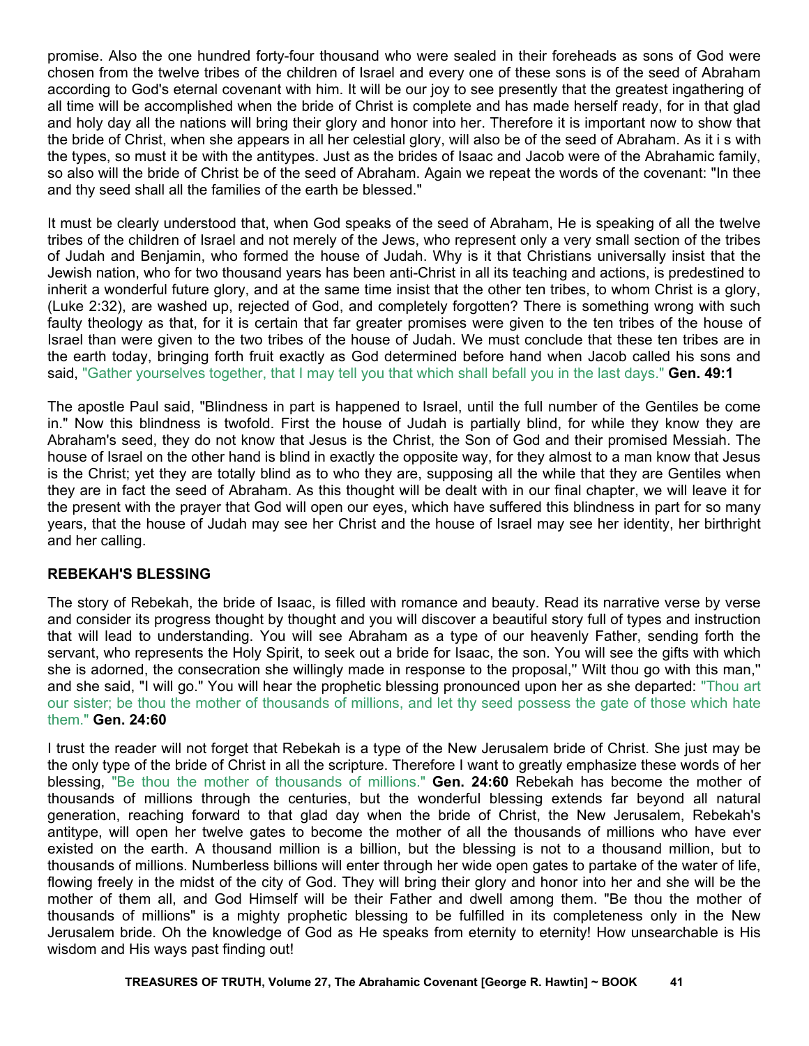promise. Also the one hundred forty-four thousand who were sealed in their foreheads as sons of God were chosen from the twelve tribes of the children of Israel and every one of these sons is of the seed of Abraham according to God's eternal covenant with him. It will be our joy to see presently that the greatest ingathering of all time will be accomplished when the bride of Christ is complete and has made herself ready, for in that glad and holy day all the nations will bring their glory and honor into her. Therefore it is important now to show that the bride of Christ, when she appears in all her celestial glory, will also be of the seed of Abraham. As it i s with the types, so must it be with the antitypes. Just as the brides of Isaac and Jacob were of the Abrahamic family, so also will the bride of Christ be of the seed of Abraham. Again we repeat the words of the covenant: "In thee and thy seed shall all the families of the earth be blessed."

It must be clearly understood that, when God speaks of the seed of Abraham, He is speaking of all the twelve tribes of the children of Israel and not merely of the Jews, who represent only a very small section of the tribes of Judah and Benjamin, who formed the house of Judah. Why is it that Christians universally insist that the Jewish nation, who for two thousand years has been anti-Christ in all its teaching and actions, is predestined to inherit a wonderful future glory, and at the same time insist that the other ten tribes, to whom Christ is a glory, (Luke 2:32), are washed up, rejected of God, and completely forgotten? There is something wrong with such faulty theology as that, for it is certain that far greater promises were given to the ten tribes of the house of Israel than were given to the two tribes of the house of Judah. We must conclude that these ten tribes are in the earth today, bringing forth fruit exactly as God determined before hand when Jacob called his sons and said, "Gather yourselves together, that I may tell you that which shall befall you in the last days." **Gen. 49:1**

The apostle Paul said, "Blindness in part is happened to Israel, until the full number of the Gentiles be come in." Now this blindness is twofold. First the house of Judah is partially blind, for while they know they are Abraham's seed, they do not know that Jesus is the Christ, the Son of God and their promised Messiah. The house of Israel on the other hand is blind in exactly the opposite way, for they almost to a man know that Jesus is the Christ; yet they are totally blind as to who they are, supposing all the while that they are Gentiles when they are in fact the seed of Abraham. As this thought will be dealt with in our final chapter, we will leave it for the present with the prayer that God will open our eyes, which have suffered this blindness in part for so many years, that the house of Judah may see her Christ and the house of Israel may see her identity, her birthright and her calling.

**REBEKAH'S BLESSING**

The story of Rebekah, the bride of Isaac, is filled with romance and beauty. Read its narrative verse by verse and consider its progress thought by thought and you will discover a beautiful story full of types and instruction that will lead to understanding. You will see Abraham as a type of our heavenly Father, sending forth the servant, who represents the Holy Spirit, to seek out a bride for Isaac, the son. You will see the gifts with which she is adorned, the consecration she willingly made in response to the proposal," Wilt thou go with this man," and she said, "I will go." You will hear the prophetic blessing pronounced upon her as she departed: "Thou art our sister; be thou the mother of thousands of millions, and let thy seed possess the gate of those which hate them." **Gen. 24:60**

I trust the reader will not forget that Rebekah is a type of the New Jerusalem bride of Christ. She just may be the only type of the bride of Christ in all the scripture. Therefore I want to greatly emphasize these words of her blessing, "Be thou the mother of thousands of millions." **Gen. 24:60** Rebekah has become the mother of thousands of millions through the centuries, but the wonderful blessing extends far beyond all natural generation, reaching forward to that glad day when the bride of Christ, the New Jerusalem, Rebekah's antitype, will open her twelve gates to become the mother of all the thousands of millions who have ever existed on the earth. A thousand million is a billion, but the blessing is not to a thousand million, but to thousands of millions. Numberless billions will enter through her wide open gates to partake of the water of life, flowing freely in the midst of the city of God. They will bring their glory and honor into her and she will be the mother of them all, and God Himself will be their Father and dwell among them. "Be thou the mother of thousands of millions" is a mighty prophetic blessing to be fulfilled in its completeness only in the New Jerusalem bride. Oh the knowledge of God as He speaks from eternity to eternity! How unsearchable is His wisdom and His ways past finding out!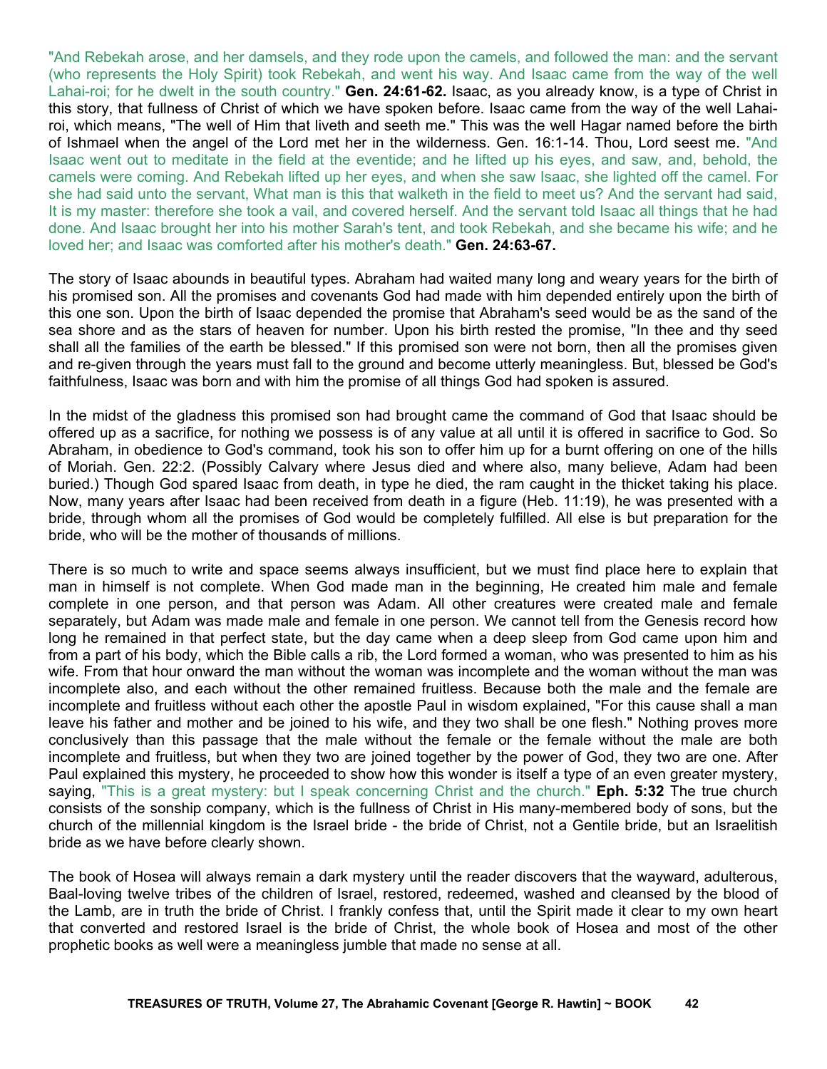"And Rebekah arose, and her damsels, and they rode upon the camels, and followed the man: and the servant (who represents the Holy Spirit) took Rebekah, and went his way. And Isaac came from the way of the well Lahai-roi; for he dwelt in the south country." **Gen. 24:61-62.** Isaac, as you already know, is a type of Christ in this story, that fullness of Christ of which we have spoken before. Isaac came from the way of the well Lahai-roi, which means, "The well of Him that liveth and seeth me." This was the well Hagar named before the birth of Ishmael when the angel of the Lord met her in the wilderness. Gen. 16:1-14. Thou, Lord seest me. "And Isaac went out to meditate in the field at the eventide; and he lifted up his eyes, and saw, and, behold, the camels were coming. And Rebekah lifted up her eyes, and when she saw Isaac, she lighted off the camel. For she had said unto the servant, What man is this that walketh in the field to meet us? And the servant had said, It is my master: therefore she took a vail, and covered herself. And the servant told Isaac all things that he had done. And Isaac brought her into his mother Sarah's tent, and took Rebekah, and she became his wife; and he loved her; and Isaac was comforted after his mother's death." **Gen. 24:63-67.**

The story of Isaac abounds in beautiful types. Abraham had waited many long and weary years for the birth of his promised son. All the promises and covenants God had made with him depended entirely upon the birth of this one son. Upon the birth of Isaac depended the promise that Abraham's seed would be as the sand of the sea shore and as the stars of heaven for number. Upon his birth rested the promise, "In thee and thy seed shall all the families of the earth be blessed." If this promised son were not born, then all the promises given and re-given through the years must fall to the ground and become utterly meaningless. But, blessed be God's faithfulness, Isaac was born and with him the promise of all things God had spoken is assured.

In the midst of the gladness this promised son had brought came the command of God that Isaac should be offered up as a sacrifice, for nothing we possess is of any value at all until it is offered in sacrifice to God. So Abraham, in obedience to God's command, took his son to offer him up for a burnt offering on one of the hills of Moriah. Gen. 22:2. (Possibly Calvary where Jesus died and where also, many believe, Adam had been buried.) Though God spared Isaac from death, in type he died, the ram caught in the thicket taking his place. Now, many years after Isaac had been received from death in a figure (Heb. 11:19), he was presented with a bride, through whom all the promises of God would be completely fulfilled. All else is but preparation for the bride, who will be the mother of thousands of millions.

There is so much to write and space seems always insufficient, but we must find place here to explain that man in himself is not complete. When God made man in the beginning, He created him male and female complete in one person, and that person was Adam. All other creatures were created male and female separately, but Adam was made male and female in one person. We cannot tell from the Genesis record how long he remained in that perfect state, but the day came when a deep sleep from God came upon him and from a part of his body, which the Bible calls a rib, the Lord formed a woman, who was presented to him as his wife. From that hour onward the man without the woman was incomplete and the woman without the man was incomplete also, and each without the other remained fruitless. Because both the male and the female are incomplete and fruitless without each other the apostle Paul in wisdom explained, "For this cause shall a man leave his father and mother and be joined to his wife, and they two shall be one flesh." Nothing proves more conclusively than this passage that the male without the female or the female without the male are both incomplete and fruitless, but when they two are joined together by the power of God, they two are one. After Paul explained this mystery, he proceeded to show how this wonder is itself a type of an even greater mystery, saying, "This is a great mystery: but I speak concerning Christ and the church." **Eph. 5:32** The true church consists of the sonship company, which is the fullness of Christ in His many-membered body of sons, but the church of the millennial kingdom is the Israel bride - the bride of Christ, not a Gentile bride, but an Israelitish bride as we have before clearly shown.

The book of Hosea will always remain a dark mystery until the reader discovers that the wayward, adulterous, Baal-loving twelve tribes of the children of Israel, restored, redeemed, washed and cleansed by the blood of the Lamb, are in truth the bride of Christ. I frankly confess that, until the Spirit made it clear to my own heart that converted and restored Israel is the bride of Christ, the whole book of Hosea and most of the other prophetic books as well were a meaningless jumble that made no sense at all.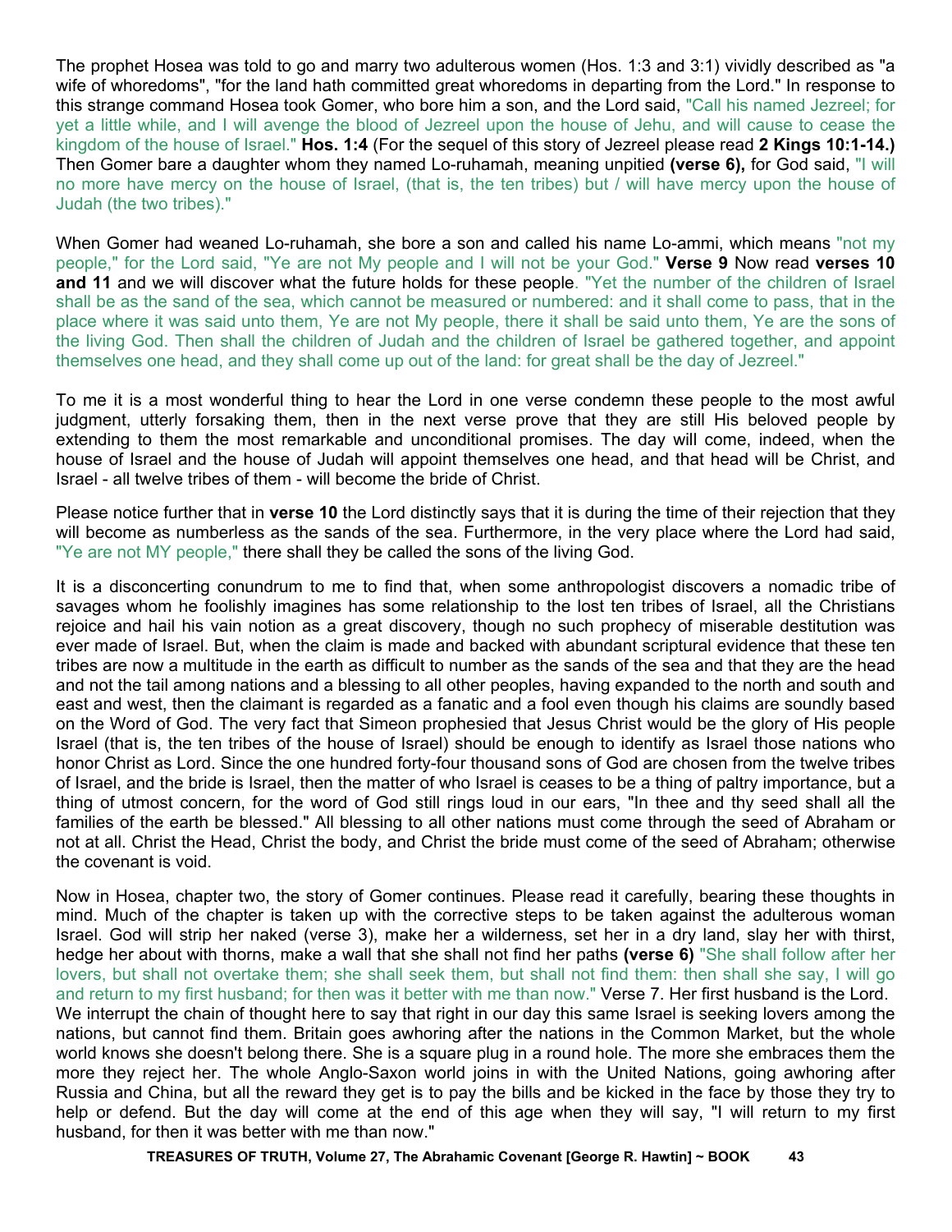The prophet Hosea was told to go and marry two adulterous women (Hos. 1:3 and 3:1) vividly described as "a wife of whoredoms", "for the land hath committed great whoredoms in departing from the Lord." In response to this strange command Hosea took Gomer, who bore him a son, and the Lord said, "Call his named Jezreel; for yet a little while, and I will avenge the blood of Jezreel upon the house of Jehu, and will cause to cease the kingdom of the house of Israel." **Hos. 1:4** (For the sequel of this story of Jezreel please read **2 Kings 10:1-14.)** Then Gomer bare a daughter whom they named Lo-ruhamah, meaning unpitied **(verse 6),** for God said, "I will no more have mercy on the house of Israel, (that is, the ten tribes) but / will have mercy upon the house of Judah (the two tribes)."

When Gomer had weaned Lo-ruhamah, she bore a son and called his name Lo-ammi, which means "not my people," for the Lord said, "Ye are not My people and I will not be your God." **Verse 9** Now read **verses 10 and 11** and we will discover what the future holds for these people. "Yet the number of the children of Israel shall be as the sand of the sea, which cannot be measured or numbered: and it shall come to pass, that in the place where it was said unto them, Ye are not My people, there it shall be said unto them, Ye are the sons of the living God. Then shall the children of Judah and the children of Israel be gathered together, and appoint themselves one head, and they shall come up out of the land: for great shall be the day of Jezreel."

To me it is a most wonderful thing to hear the Lord in one verse condemn these people to the most awful judgment, utterly forsaking them, then in the next verse prove that they are still His beloved people by extending to them the most remarkable and unconditional promises. The day will come, indeed, when the house of Israel and the house of Judah will appoint themselves one head, and that head will be Christ, and Israel - all twelve tribes of them - will become the bride of Christ.

Please notice further that in **verse 10** the Lord distinctly says that it is during the time of their rejection that they will become as numberless as the sands of the sea. Furthermore, in the very place where the Lord had said, "Ye are not MY people," there shall they be called the sons of the living God.

It is a disconcerting conundrum to me to find that, when some anthropologist discovers a nomadic tribe of savages whom he foolishly imagines has some relationship to the lost ten tribes of Israel, all the Christians rejoice and hail his vain notion as a great discovery, though no such prophecy of miserable destitution was ever made of Israel. But, when the claim is made and backed with abundant scriptural evidence that these ten tribes are now a multitude in the earth as difficult to number as the sands of the sea and that they are the head and not the tail among nations and a blessing to all other peoples, having expanded to the north and south and east and west, then the claimant is regarded as a fanatic and a fool even though his claims are soundly based on the Word of God. The very fact that Simeon prophesied that Jesus Christ would be the glory of His people Israel (that is, the ten tribes of the house of Israel) should be enough to identify as Israel those nations who honor Christ as Lord. Since the one hundred forty-four thousand sons of God are chosen from the twelve tribes of Israel, and the bride is Israel, then the matter of who Israel is ceases to be a thing of paltry importance, but a thing of utmost concern, for the word of God still rings loud in our ears, "In thee and thy seed shall all the families of the earth be blessed." All blessing to all other nations must come through the seed of Abraham or not at all. Christ the Head, Christ the body, and Christ the bride must come of the seed of Abraham; otherwise the covenant is void.

Now in Hosea, chapter two, the story of Gomer continues. Please read it carefully, bearing these thoughts in mind. Much of the chapter is taken up with the corrective steps to be taken against the adulterous woman Israel. God will strip her naked (verse 3), make her a wilderness, set her in a dry land, slay her with thirst, hedge her about with thorns, make a wall that she shall not find her paths **(verse 6)** "She shall follow after her lovers, but shall not overtake them; she shall seek them, but shall not find them: then shall she say, I will go and return to my first husband; for then was it better with me than now." Verse 7. Her first husband is the Lord. We interrupt the chain of thought here to say that right in our day this same Israel is seeking lovers among the nations, but cannot find them. Britain goes awhoring after the nations in the Common Market, but the whole world knows she doesn't belong there. She is a square plug in a round hole. The more she embraces them the more they reject her. The whole Anglo-Saxon world joins in with the United Nations, going awhoring after Russia and China, but all the reward they get is to pay the bills and be kicked in the face by those they try to help or defend. But the day will come at the end of this age when they will say, "I will return to my first husband, for then it was better with me than now."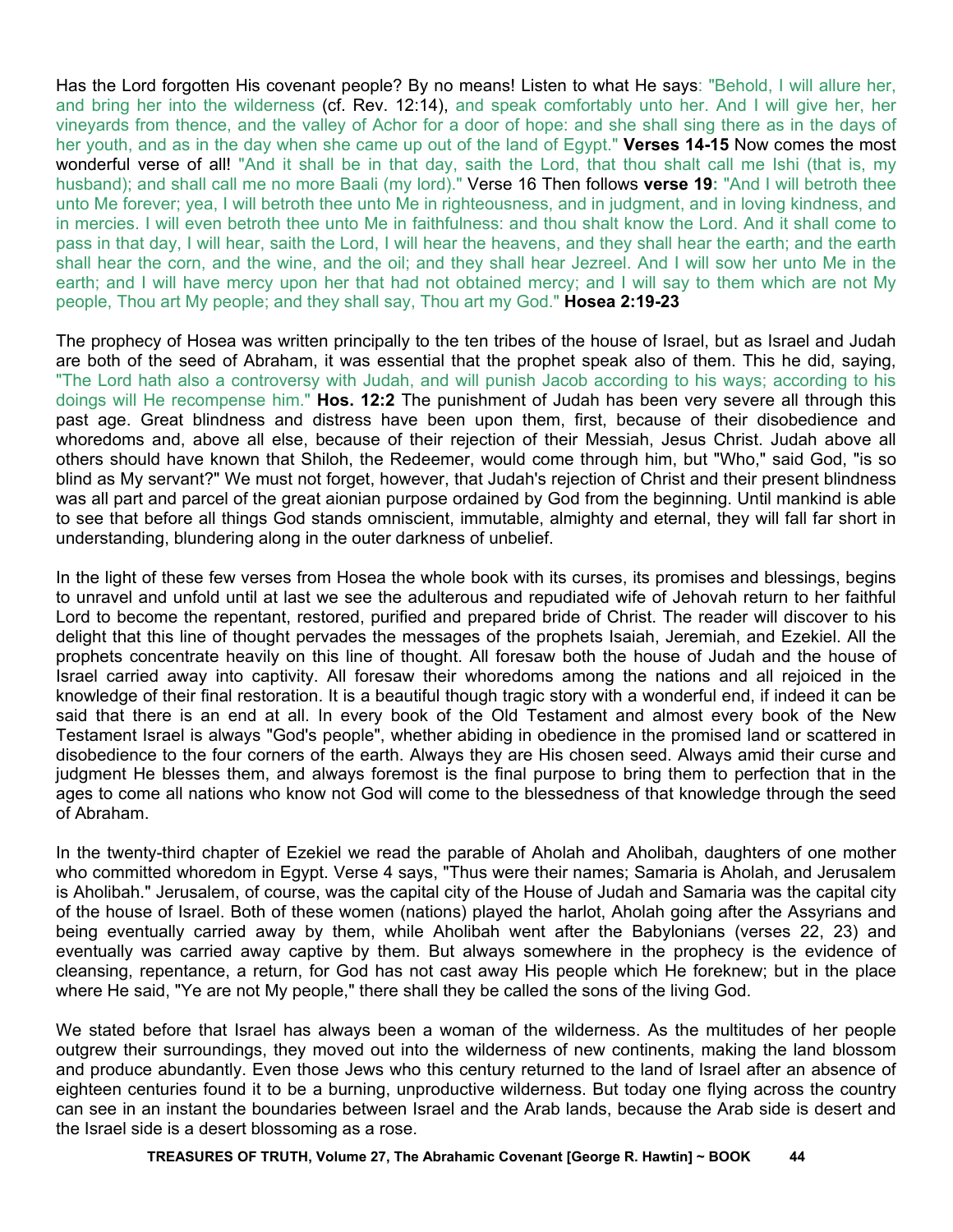Has the Lord forgotten His covenant people? By no means! Listen to what He says: "Behold, I will allure her, and bring her into the wilderness (cf. Rev. 12:14), and speak comfortably unto her. And I will give her, her vineyards from thence, and the valley of Achor for a door of hope: and she shall sing there as in the days of her youth, and as in the day when she came up out of the land of Egypt." **Verses 14-15** Now comes the most wonderful verse of all! "And it shall be in that day, saith the Lord, that thou shalt call me Ishi (that is, my husband); and shall call me no more Baali (my lord)." Verse 16 Then follows **verse 19:** "And I will betroth thee unto Me forever; yea, I will betroth thee unto Me in righteousness, and in judgment, and in loving kindness, and in mercies. I will even betroth thee unto Me in faithfulness: and thou shalt know the Lord. And it shall come to pass in that day, I will hear, saith the Lord, I will hear the heavens, and they shall hear the earth; and the earth shall hear the corn, and the wine, and the oil; and they shall hear Jezreel. And I will sow her unto Me in the earth; and I will have mercy upon her that had not obtained mercy; and I will say to them which are not My people, Thou art My people; and they shall say, Thou art my God." **Hosea 2:19-23**

The prophecy of Hosea was written principally to the ten tribes of the house of Israel, but as Israel and Judah are both of the seed of Abraham, it was essential that the prophet speak also of them. This he did, saying, "The Lord hath also a controversy with Judah, and will punish Jacob according to his ways; according to his doings will He recompense him." **Hos. 12:2** The punishment of Judah has been very severe all through this past age. Great blindness and distress have been upon them, first, because of their disobedience and whoredoms and, above all else, because of their rejection of their Messiah, Jesus Christ. Judah above all others should have known that Shiloh, the Redeemer, would come through him, but "Who," said God, "is so blind as My servant?" We must not forget, however, that Judah's rejection of Christ and their present blindness was all part and parcel of the great aionian purpose ordained by God from the beginning. Until mankind is able to see that before all things God stands omniscient, immutable, almighty and eternal, they will fall far short in understanding, blundering along in the outer darkness of unbelief.

In the light of these few verses from Hosea the whole book with its curses, its promises and blessings, begins to unravel and unfold until at last we see the adulterous and repudiated wife of Jehovah return to her faithful Lord to become the repentant, restored, purified and prepared bride of Christ. The reader will discover to his delight that this line of thought pervades the messages of the prophets Isaiah, Jeremiah, and Ezekiel. All the prophets concentrate heavily on this line of thought. All foresaw both the house of Judah and the house of Israel carried away into captivity. All foresaw their whoredoms among the nations and all rejoiced in the knowledge of their final restoration. It is a beautiful though tragic story with a wonderful end, if indeed it can be said that there is an end at all. In every book of the Old Testament and almost every book of the New Testament Israel is always "God's people", whether abiding in obedience in the promised land or scattered in disobedience to the four corners of the earth. Always they are His chosen seed. Always amid their curse and judgment He blesses them, and always foremost is the final purpose to bring them to perfection that in the ages to come all nations who know not God will come to the blessedness of that knowledge through the seed of Abraham.

In the twenty-third chapter of Ezekiel we read the parable of Aholah and Aholibah, daughters of one mother who committed whoredom in Egypt. Verse 4 says, "Thus were their names; Samaria is Aholah, and Jerusalem is Aholibah." Jerusalem, of course, was the capital city of the House of Judah and Samaria was the capital city of the house of Israel. Both of these women (nations) played the harlot, Aholah going after the Assyrians and being eventually carried away by them, while Aholibah went after the Babylonians (verses 22, 23) and eventually was carried away captive by them. But always somewhere in the prophecy is the evidence of cleansing, repentance, a return, for God has not cast away His people which He foreknew; but in the place where He said, "Ye are not My people," there shall they be called the sons of the living God.

We stated before that Israel has always been a woman of the wilderness. As the multitudes of her people outgrew their surroundings, they moved out into the wilderness of new continents, making the land blossom and produce abundantly. Even those Jews who this century returned to the land of Israel after an absence of eighteen centuries found it to be a burning, unproductive wilderness. But today one flying across the country can see in an instant the boundaries between Israel and the Arab lands, because the Arab side is desert and the Israel side is a desert blossoming as a rose.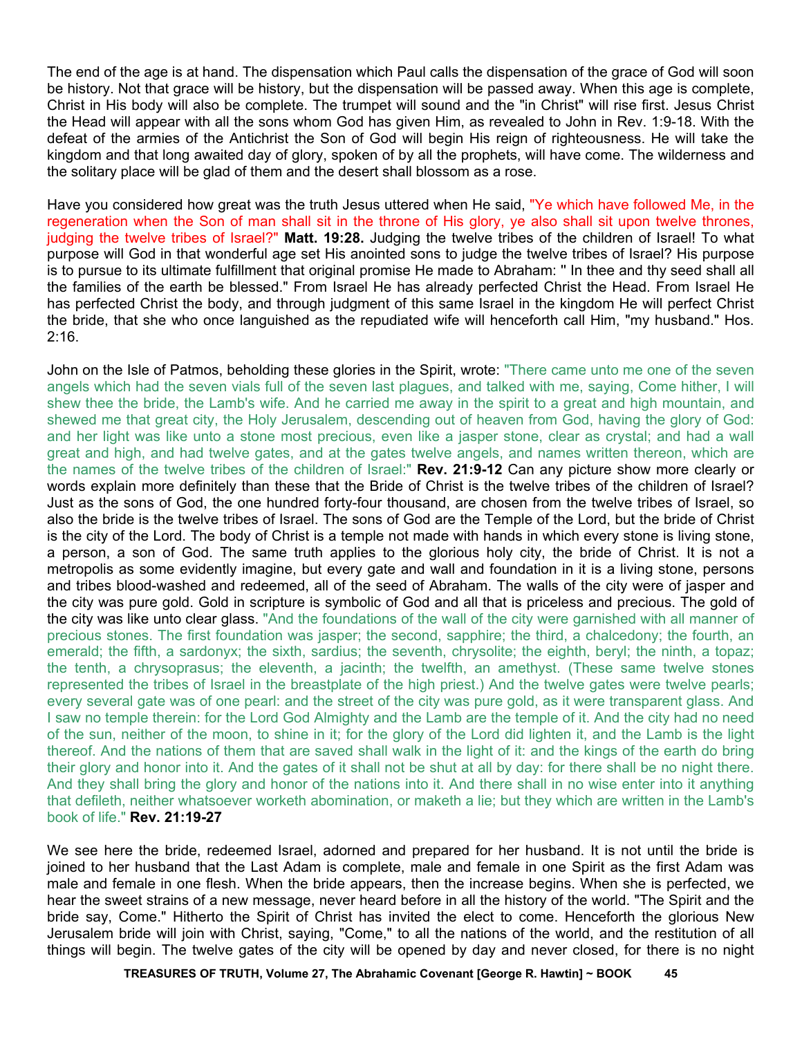The end of the age is at hand. The dispensation which Paul calls the dispensation of the grace of God will soon be history. Not that grace will be history, but the dispensation will be passed away. When this age is complete, Christ in His body will also be complete. The trumpet will sound and the "in Christ" will rise first. Jesus Christ the Head will appear with all the sons whom God has given Him, as revealed to John in Rev. 1:9-18. With the defeat of the armies of the Antichrist the Son of God will begin His reign of righteousness. He will take the kingdom and that long awaited day of glory, spoken of by all the prophets, will have come. The wilderness and the solitary place will be glad of them and the desert shall blossom as a rose.

Have you considered how great was the truth Jesus uttered when He said, "Ye which have followed Me, in the regeneration when the Son of man shall sit in the throne of His glory, ye also shall sit upon twelve thrones, judging the twelve tribes of Israel?" **Matt. 19:28.** Judging the twelve tribes of the children of Israel! To what purpose will God in that wonderful age set His anointed sons to judge the twelve tribes of Israel? His purpose is to pursue to its ultimate fulfillment that original promise He made to Abraham: " In thee and thy seed shall all the families of the earth be blessed." From Israel He has already perfected Christ the Head. From Israel He has perfected Christ the body, and through judgment of this same Israel in the kingdom He will perfect Christ the bride, that she who once languished as the repudiated wife will henceforth call Him, "my husband." Hos. 2:16.

John on the Isle of Patmos, beholding these glories in the Spirit, wrote: "There came unto me one of the seven angels which had the seven vials full of the seven last plagues, and talked with me, saying, Come hither, I will shew thee the bride, the Lamb's wife. And he carried me away in the spirit to a great and high mountain, and shewed me that great city, the Holy Jerusalem, descending out of heaven from God, having the glory of God: and her light was like unto a stone most precious, even like a jasper stone, clear as crystal; and had a wall great and high, and had twelve gates, and at the gates twelve angels, and names written thereon, which are the names of the twelve tribes of the children of Israel:" **Rev. 21:9-12** Can any picture show more clearly or words explain more definitely than these that the Bride of Christ is the twelve tribes of the children of Israel? Just as the sons of God, the one hundred forty-four thousand, are chosen from the twelve tribes of Israel, so also the bride is the twelve tribes of Israel. The sons of God are the Temple of the Lord, but the bride of Christ is the city of the Lord. The body of Christ is a temple not made with hands in which every stone is living stone, a person, a son of God. The same truth applies to the glorious holy city, the bride of Christ. It is not a metropolis as some evidently imagine, but every gate and wall and foundation in it is a living stone, persons and tribes blood-washed and redeemed, all of the seed of Abraham. The walls of the city were of jasper and the city was pure gold. Gold in scripture is symbolic of God and all that is priceless and precious. The gold of the city was like unto clear glass. "And the foundations of the wall of the city were garnished with all manner of precious stones. The first foundation was jasper; the second, sapphire; the third, a chalcedony; the fourth, an emerald; the fifth, a sardonyx; the sixth, sardius; the seventh, chrysolite; the eighth, beryl; the ninth, a topaz; the tenth, a chrysoprasus; the eleventh, a jacinth; the twelfth, an amethyst. (These same twelve stones represented the tribes of Israel in the breastplate of the high priest.) And the twelve gates were twelve pearls; every several gate was of one pearl: and the street of the city was pure gold, as it were transparent glass. And I saw no temple therein: for the Lord God Almighty and the Lamb are the temple of it. And the city had no need of the sun, neither of the moon, to shine in it; for the glory of the Lord did lighten it, and the Lamb is the light thereof. And the nations of them that are saved shall walk in the light of it: and the kings of the earth do bring their glory and honor into it. And the gates of it shall not be shut at all by day: for there shall be no night there. And they shall bring the glory and honor of the nations into it. And there shall in no wise enter into it anything that defileth, neither whatsoever worketh abomination, or maketh a lie; but they which are written in the Lamb's book of life." **Rev. 21:19-27**

We see here the bride, redeemed Israel, adorned and prepared for her husband. It is not until the bride is joined to her husband that the Last Adam is complete, male and female in one Spirit as the first Adam was male and female in one flesh. When the bride appears, then the increase begins. When she is perfected, we hear the sweet strains of a new message, never heard before in all the history of the world. "The Spirit and the bride say, Come." Hitherto the Spirit of Christ has invited the elect to come. Henceforth the glorious New Jerusalem bride will join with Christ, saying, "Come," to all the nations of the world, and the restitution of all things will begin. The twelve gates of the city will be opened by day and never closed, for there is no night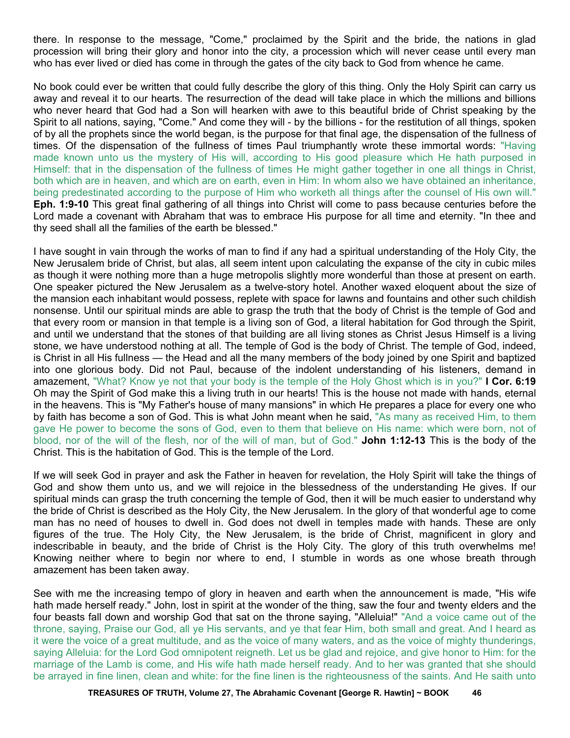there. In response to the message, "Come," proclaimed by the Spirit and the bride, the nations in glad procession will bring their glory and honor into the city, a procession which will never cease until every man who has ever lived or died has come in through the gates of the city back to God from whence he came.

No book could ever be written that could fully describe the glory of this thing. Only the Holy Spirit can carry us away and reveal it to our hearts. The resurrection of the dead will take place in which the millions and billions who never heard that God had a Son will hearken with awe to this beautiful bride of Christ speaking by the Spirit to all nations, saying, "Come." And come they will - by the billions - for the restitution of all things, spoken of by all the prophets since the world began, is the purpose for that final age, the dispensation of the fullness of times. Of the dispensation of the fullness of times Paul triumphantly wrote these immortal words: "Having made known unto us the mystery of His will, according to His good pleasure which He hath purposed in Himself: that in the dispensation of the fullness of times He might gather together in one all things in Christ, both which are in heaven, and which are on earth, even in Him: In whom also we have obtained an inheritance, being predestinated according to the purpose of Him who worketh all things after the counsel of His own will." **Eph. 1:9-10** This great final gathering of all things into Christ will come to pass because centuries before the Lord made a covenant with Abraham that was to embrace His purpose for all time and eternity. "In thee and thy seed shall all the families of the earth be blessed."

I have sought in vain through the works of man to find if any had a spiritual understanding of the Holy City, the New Jerusalem bride of Christ, but alas, all seem intent upon calculating the expanse of the city in cubic miles as though it were nothing more than a huge metropolis slightly more wonderful than those at present on earth. One speaker pictured the New Jerusalem as a twelve-story hotel. Another waxed eloquent about the size of the mansion each inhabitant would possess, replete with space for lawns and fountains and other such childish nonsense. Until our spiritual minds are able to grasp the truth that the body of Christ is the temple of God and that every room or mansion in that temple is a living son of God, a literal habitation for God through the Spirit, and until we understand that the stones of that building are all living stones as Christ Jesus Himself is a living stone, we have understood nothing at all. The temple of God is the body of Christ. The temple of God, indeed, is Christ in all His fullness — the Head and all the many members of the body joined by one Spirit and baptized into one glorious body. Did not Paul, because of the indolent understanding of his listeners, demand in amazement, "What? Know ye not that your body is the temple of the Holy Ghost which is in you?" **I Cor. 6:19** Oh may the Spirit of God make this a living truth in our hearts! This is the house not made with hands, eternal in the heavens. This is "My Father's house of many mansions" in which He prepares a place for every one who by faith has become a son of God. This is what John meant when he said, "As many as received Him, to them gave He power to become the sons of God, even to them that believe on His name: which were born, not of blood, nor of the will of the flesh, nor of the will of man, but of God." **John 1:12-13** This is the body of the Christ. This is the habitation of God. This is the temple of the Lord.

If we will seek God in prayer and ask the Father in heaven for revelation, the Holy Spirit will take the things of God and show them unto us, and we will rejoice in the blessedness of the understanding He gives. If our spiritual minds can grasp the truth concerning the temple of God, then it will be much easier to understand why the bride of Christ is described as the Holy City, the New Jerusalem. In the glory of that wonderful age to come man has no need of houses to dwell in. God does not dwell in temples made with hands. These are only figures of the true. The Holy City, the New Jerusalem, is the bride of Christ, magnificent in glory and indescribable in beauty, and the bride of Christ is the Holy City. The glory of this truth overwhelms me! Knowing neither where to begin nor where to end, I stumble in words as one whose breath through amazement has been taken away.

See with me the increasing tempo of glory in heaven and earth when the announcement is made, "His wife hath made herself ready." John, lost in spirit at the wonder of the thing, saw the four and twenty elders and the four beasts fall down and worship God that sat on the throne saying, "Alleluia!" "And a voice came out of the throne, saying, Praise our God, all ye His servants, and ye that fear Him, both small and great. And I heard as it were the voice of a great multitude, and as the voice of many waters, and as the voice of mighty thunderings, saying Alleluia: for the Lord God omnipotent reigneth. Let us be glad and rejoice, and give honor to Him: for the marriage of the Lamb is come, and His wife hath made herself ready. And to her was granted that she should be arrayed in fine linen, clean and white: for the fine linen is the righteousness of the saints. And He saith unto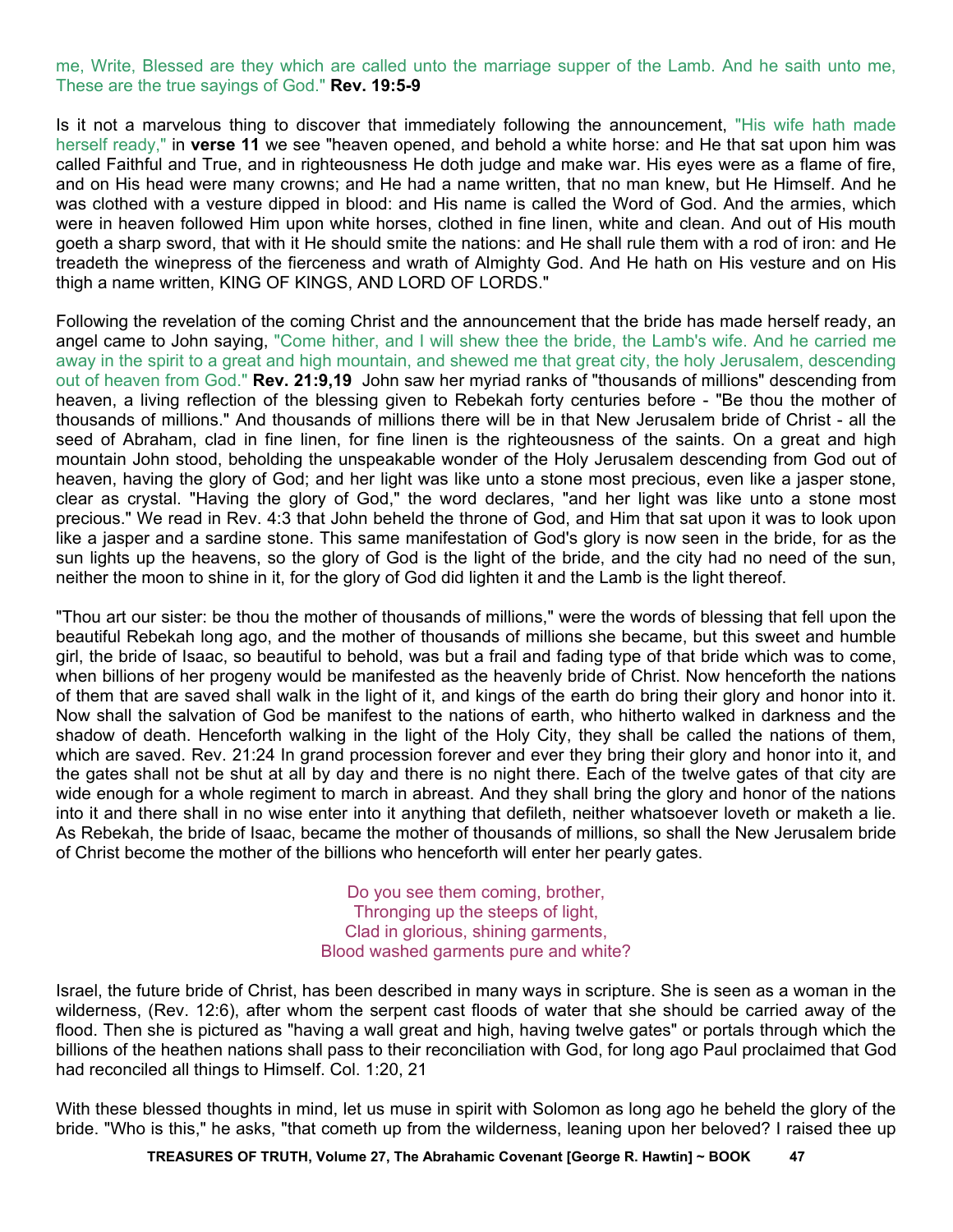me, Write, Blessed are they which are called unto the marriage supper of the Lamb. And he saith unto me, These are the true sayings of God." **Rev. 19:5-9**

Is it not a marvelous thing to discover that immediately following the announcement, "His wife hath made herself ready," in **verse 11** we see "heaven opened, and behold a white horse: and He that sat upon him was called Faithful and True, and in righteousness He doth judge and make war. His eyes were as a flame of fire, and on His head were many crowns; and He had a name written, that no man knew, but He Himself. And he was clothed with a vesture dipped in blood: and His name is called the Word of God. And the armies, which were in heaven followed Him upon white horses, clothed in fine linen, white and clean. And out of His mouth goeth a sharp sword, that with it He should smite the nations: and He shall rule them with a rod of iron: and He treadeth the winepress of the fierceness and wrath of Almighty God. And He hath on His vesture and on His thigh a name written, KING OF KINGS, AND LORD OF LORDS."

Following the revelation of the coming Christ and the announcement that the bride has made herself ready, an angel came to John saying, "Come hither, and I will shew thee the bride, the Lamb's wife. And he carried me away in the spirit to a great and high mountain, and shewed me that great city, the holy Jerusalem, descending out of heaven from God." **Rev. 21:9,19** John saw her myriad ranks of "thousands of millions" descending from heaven, a living reflection of the blessing given to Rebekah forty centuries before - "Be thou the mother of thousands of millions." And thousands of millions there will be in that New Jerusalem bride of Christ - all the seed of Abraham, clad in fine linen, for fine linen is the righteousness of the saints. On a great and high mountain John stood, beholding the unspeakable wonder of the Holy Jerusalem descending from God out of heaven, having the glory of God; and her light was like unto a stone most precious, even like a jasper stone, clear as crystal. "Having the glory of God," the word declares, "and her light was like unto a stone most precious." We read in Rev. 4:3 that John beheld the throne of God, and Him that sat upon it was to look upon like a jasper and a sardine stone. This same manifestation of God's glory is now seen in the bride, for as the sun lights up the heavens, so the glory of God is the light of the bride, and the city had no need of the sun, neither the moon to shine in it, for the glory of God did lighten it and the Lamb is the light thereof.

"Thou art our sister: be thou the mother of thousands of millions," were the words of blessing that fell upon the beautiful Rebekah long ago, and the mother of thousands of millions she became, but this sweet and humble girl, the bride of Isaac, so beautiful to behold, was but a frail and fading type of that bride which was to come, when billions of her progeny would be manifested as the heavenly bride of Christ. Now henceforth the nations of them that are saved shall walk in the light of it, and kings of the earth do bring their glory and honor into it. Now shall the salvation of God be manifest to the nations of earth, who hitherto walked in darkness and the shadow of death. Henceforth walking in the light of the Holy City, they shall be called the nations of them, which are saved. Rev. 21:24 In grand procession forever and ever they bring their glory and honor into it, and the gates shall not be shut at all by day and there is no night there. Each of the twelve gates of that city are wide enough for a whole regiment to march in abreast. And they shall bring the glory and honor of the nations into it and there shall in no wise enter into it anything that defileth, neither whatsoever loveth or maketh a lie. As Rebekah, the bride of Isaac, became the mother of thousands of millions, so shall the New Jerusalem bride of Christ become the mother of the billions who henceforth will enter her pearly gates.

Do you see them coming, brother,  
Thronging up the steeps of light,  
Clad in glorious, shining garments,  
Blood washed garments pure and white?

Israel, the future bride of Christ, has been described in many ways in scripture. She is seen as a woman in the wilderness, (Rev. 12:6), after whom the serpent cast floods of water that she should be carried away of the flood. Then she is pictured as "having a wall great and high, having twelve gates" or portals through which the billions of the heathen nations shall pass to their reconciliation with God, for long ago Paul proclaimed that God had reconciled all things to Himself. Col. 1:20, 21

With these blessed thoughts in mind, let us muse in spirit with Solomon as long ago he beheld the glory of the bride. "Who is this," he asks, "that cometh up from the wilderness, leaning upon her beloved? I raised thee up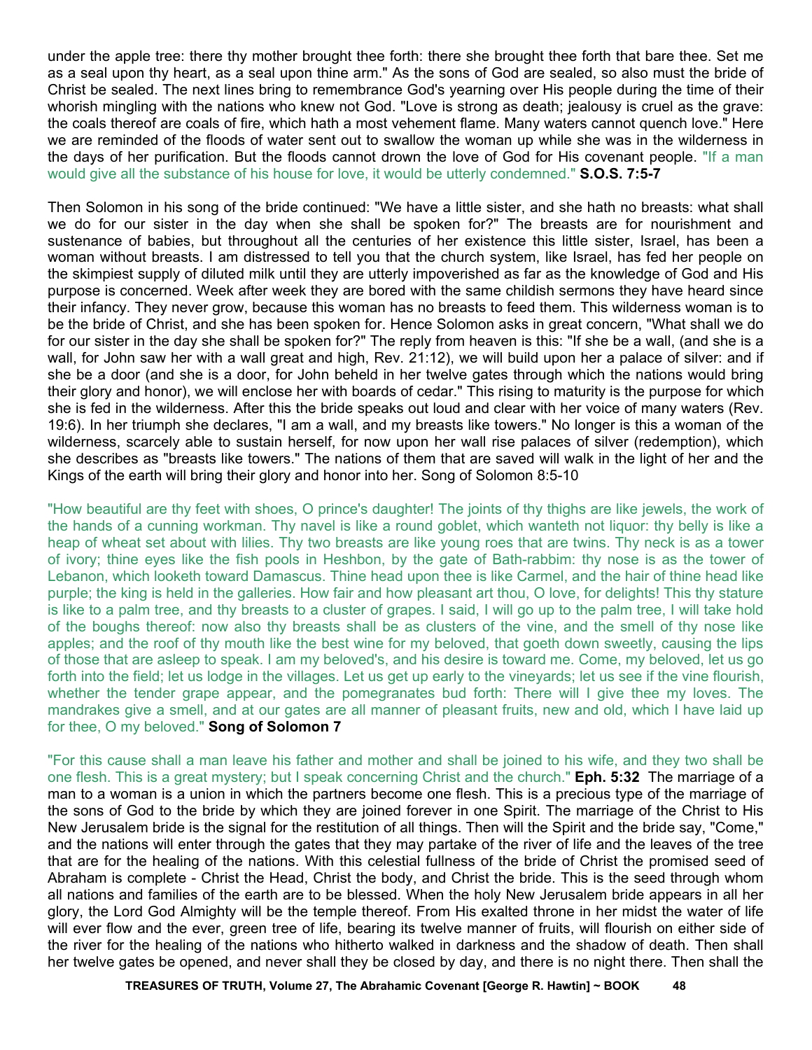under the apple tree: there thy mother brought thee forth: there she brought thee forth that bare thee. Set me as a seal upon thy heart, as a seal upon thine arm." As the sons of God are sealed, so also must the bride of Christ be sealed. The next lines bring to remembrance God's yearning over His people during the time of their whorish mingling with the nations who knew not God. "Love is strong as death; jealousy is cruel as the grave: the coals thereof are coals of fire, which hath a most vehement flame. Many waters cannot quench love." Here we are reminded of the floods of water sent out to swallow the woman up while she was in the wilderness in the days of her purification. But the floods cannot drown the love of God for His covenant people. "If a man would give all the substance of his house for love, it would be utterly condemned." **S.O.S. 7:5-7**

Then Solomon in his song of the bride continued: "We have a little sister, and she hath no breasts: what shall we do for our sister in the day when she shall be spoken for?" The breasts are for nourishment and sustenance of babies, but throughout all the centuries of her existence this little sister, Israel, has been a woman without breasts. I am distressed to tell you that the church system, like Israel, has fed her people on the skimpiest supply of diluted milk until they are utterly impoverished as far as the knowledge of God and His purpose is concerned. Week after week they are bored with the same childish sermons they have heard since their infancy. They never grow, because this woman has no breasts to feed them. This wilderness woman is to be the bride of Christ, and she has been spoken for. Hence Solomon asks in great concern, "What shall we do for our sister in the day she shall be spoken for?" The reply from heaven is this: "If she be a wall, (and she is a wall, for John saw her with a wall great and high, Rev. 21:12), we will build upon her a palace of silver: and if she be a door (and she is a door, for John beheld in her twelve gates through which the nations would bring their glory and honor), we will enclose her with boards of cedar." This rising to maturity is the purpose for which she is fed in the wilderness. After this the bride speaks out loud and clear with her voice of many waters (Rev. 19:6). In her triumph she declares, "I am a wall, and my breasts like towers." No longer is this a woman of the wilderness, scarcely able to sustain herself, for now upon her wall rise palaces of silver (redemption), which she describes as "breasts like towers." The nations of them that are saved will walk in the light of her and the Kings of the earth will bring their glory and honor into her. Song of Solomon 8:5-10

"How beautiful are thy feet with shoes, O prince's daughter! The joints of thy thighs are like jewels, the work of the hands of a cunning workman. Thy navel is like a round goblet, which wanteth not liquor: thy belly is like a heap of wheat set about with lilies. Thy two breasts are like young roes that are twins. Thy neck is as a tower of ivory; thine eyes like the fish pools in Heshbon, by the gate of Bath-rabbim: thy nose is as the tower of Lebanon, which looketh toward Damascus. Thine head upon thee is like Carmel, and the hair of thine head like purple; the king is held in the galleries. How fair and how pleasant art thou, O love, for delights! This thy stature is like to a palm tree, and thy breasts to a cluster of grapes. I said, I will go up to the palm tree, I will take hold of the boughs thereof: now also thy breasts shall be as clusters of the vine, and the smell of thy nose like apples; and the roof of thy mouth like the best wine for my beloved, that goeth down sweetly, causing the lips of those that are asleep to speak. I am my beloved's, and his desire is toward me. Come, my beloved, let us go forth into the field; let us lodge in the villages. Let us get up early to the vineyards; let us see if the vine flourish, whether the tender grape appear, and the pomegranates bud forth: There will I give thee my loves. The mandrakes give a smell, and at our gates are all manner of pleasant fruits, new and old, which I have laid up for thee, O my beloved." **Song of Solomon 7**

"For this cause shall a man leave his father and mother and shall be joined to his wife, and they two shall be one flesh. This is a great mystery; but I speak concerning Christ and the church." **Eph. 5:32** The marriage of a man to a woman is a union in which the partners become one flesh. This is a precious type of the marriage of the sons of God to the bride by which they are joined forever in one Spirit. The marriage of the Christ to His New Jerusalem bride is the signal for the restitution of all things. Then will the Spirit and the bride say, "Come," and the nations will enter through the gates that they may partake of the river of life and the leaves of the tree that are for the healing of the nations. With this celestial fullness of the bride of Christ the promised seed of Abraham is complete - Christ the Head, Christ the body, and Christ the bride. This is the seed through whom all nations and families of the earth are to be blessed. When the holy New Jerusalem bride appears in all her glory, the Lord God Almighty will be the temple thereof. From His exalted throne in her midst the water of life will ever flow and the ever, green tree of life, bearing its twelve manner of fruits, will flourish on either side of the river for the healing of the nations who hitherto walked in darkness and the shadow of death. Then shall her twelve gates be opened, and never shall they be closed by day, and there is no night there. Then shall the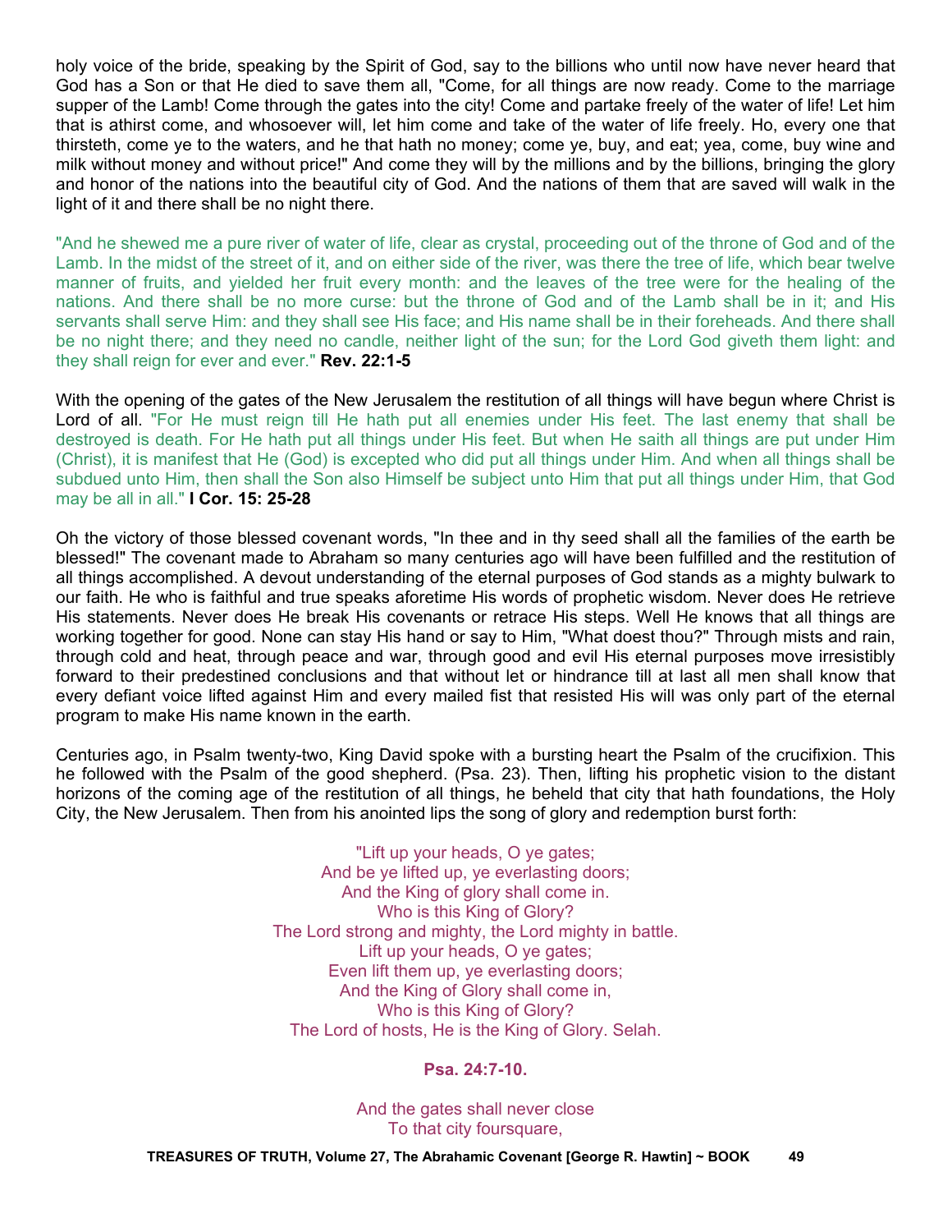holy voice of the bride, speaking by the Spirit of God, say to the billions who until now have never heard that God has a Son or that He died to save them all, "Come, for all things are now ready. Come to the marriage supper of the Lamb! Come through the gates into the city! Come and partake freely of the water of life! Let him that is athirst come, and whosoever will, let him come and take of the water of life freely. Ho, every one that thirsteth, come ye to the waters, and he that hath no money; come ye, buy, and eat; yea, come, buy wine and milk without money and without price!" And come they will by the millions and by the billions, bringing the glory and honor of the nations into the beautiful city of God. And the nations of them that are saved will walk in the light of it and there shall be no night there.

"And he shewed me a pure river of water of life, clear as crystal, proceeding out of the throne of God and of the Lamb. In the midst of the street of it, and on either side of the river, was there the tree of life, which bear twelve manner of fruits, and yielded her fruit every month: and the leaves of the tree were for the healing of the nations. And there shall be no more curse: but the throne of God and of the Lamb shall be in it; and His servants shall serve Him: and they shall see His face; and His name shall be in their foreheads. And there shall be no night there; and they need no candle, neither light of the sun; for the Lord God giveth them light: and they shall reign for ever and ever." **Rev. 22:1-5**

With the opening of the gates of the New Jerusalem the restitution of all things will have begun where Christ is Lord of all. "For He must reign till He hath put all enemies under His feet. The last enemy that shall be destroyed is death. For He hath put all things under His feet. But when He saith all things are put under Him (Christ), it is manifest that He (God) is excepted who did put all things under Him. And when all things shall be subdued unto Him, then shall the Son also Himself be subject unto Him that put all things under Him, that God may be all in all." **I Cor. 15: 25-28**

Oh the victory of those blessed covenant words, "In thee and in thy seed shall all the families of the earth be blessed!" The covenant made to Abraham so many centuries ago will have been fulfilled and the restitution of all things accomplished. A devout understanding of the eternal purposes of God stands as a mighty bulwark to our faith. He who is faithful and true speaks aforetime His words of prophetic wisdom. Never does He retrieve His statements. Never does He break His covenants or retrace His steps. Well He knows that all things are working together for good. None can stay His hand or say to Him, "What dost thou?" Through mists and rain, through cold and heat, through peace and war, through good and evil His eternal purposes move irresistibly forward to their predestined conclusions and that without let or hindrance till at last all men shall know that every defiant voice lifted against Him and every mailed fist that resisted His will was only part of the eternal program to make His name known in the earth.

Centuries ago, in Psalm twenty-two, King David spoke with a bursting heart the Psalm of the crucifixion. This he followed with the Psalm of the good shepherd. (Psa. 23). Then, lifting his prophetic vision to the distant horizons of the coming age of the restitution of all things, he beheld that city that hath foundations, the Holy City, the New Jerusalem. Then from his anointed lips the song of glory and redemption burst forth:

"Lift up your heads, O ye gates;
And be ye lifted up, ye everlasting doors;
And the King of glory shall come in.
Who is this King of Glory?
The Lord strong and mighty, the Lord mighty in battle.
Lift up your heads, O ye gates;
Even lift them up, ye everlasting doors;
And the King of Glory shall come in,
Who is this King of Glory?
The Lord of hosts, He is the King of Glory. Selah.

**Psa. 24:7-10.**

And the gates shall never close
To that city foursquare,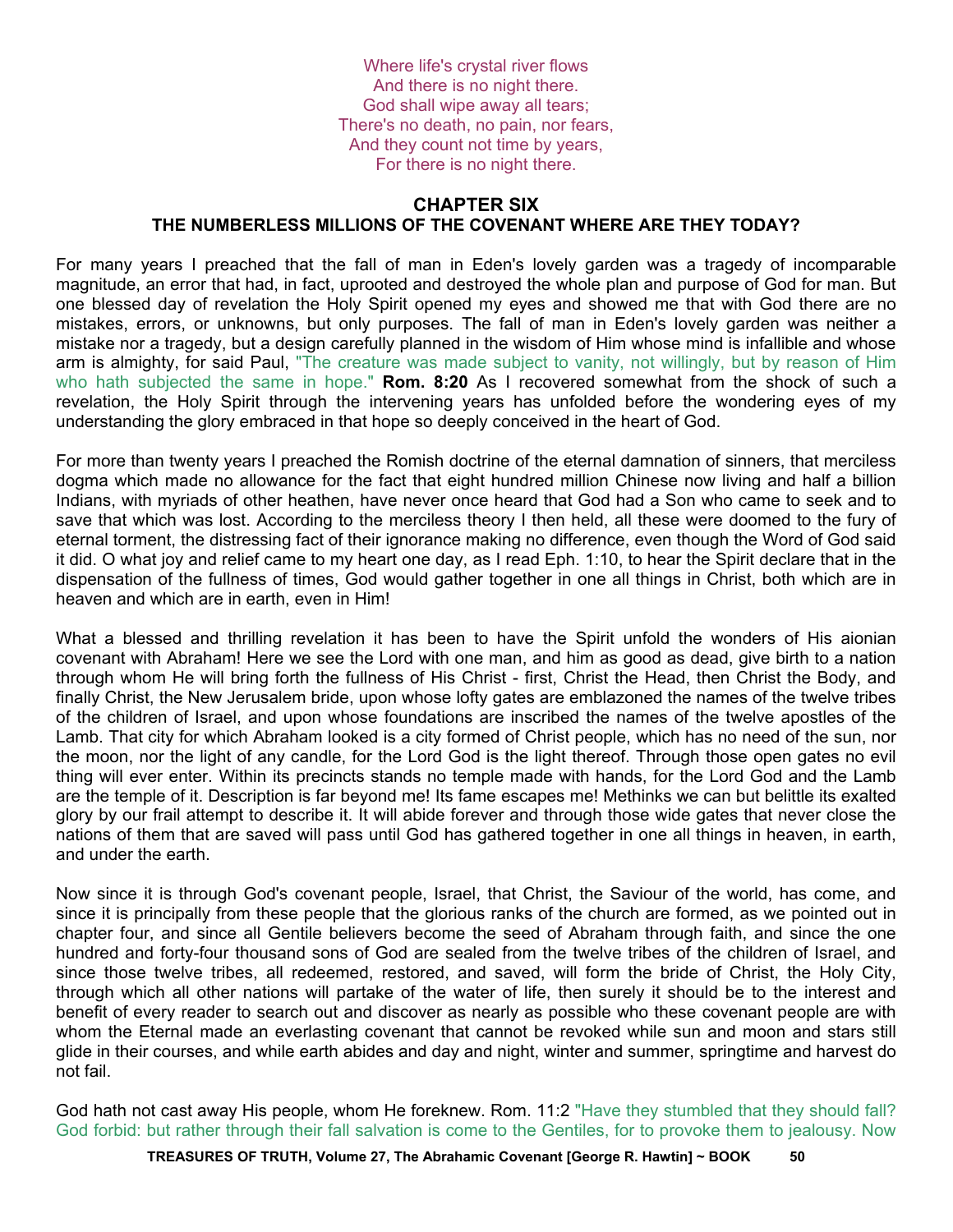Where life's crystal river flows  
And there is no night there.  
God shall wipe away all tears;  
There's no death, no pain, nor fears,  
And they count not time by years,  
For there is no night there.

## CHAPTER SIX
## THE NUMBERLESS MILLIONS OF THE COVENANT WHERE ARE THEY TODAY?

For many years I preached that the fall of man in Eden's lovely garden was a tragedy of incomparable magnitude, an error that had, in fact, uprooted and destroyed the whole plan and purpose of God for man. But one blessed day of revelation the Holy Spirit opened my eyes and showed me that with God there are no mistakes, errors, or unknowns, but only purposes. The fall of man in Eden's lovely garden was neither a mistake nor a tragedy, but a design carefully planned in the wisdom of Him whose mind is infallible and whose arm is almighty, for said Paul, "The creature was made subject to vanity, not willingly, but by reason of Him who hath subjected the same in hope." **Rom. 8:20** As I recovered somewhat from the shock of such a revelation, the Holy Spirit through the intervening years has unfolded before the wondering eyes of my understanding the glory embraced in that hope so deeply conceived in the heart of God.

For more than twenty years I preached the Romish doctrine of the eternal damnation of sinners, that merciless dogma which made no allowance for the fact that eight hundred million Chinese now living and half a billion Indians, with myriads of other heathen, have never once heard that God had a Son who came to seek and to save that which was lost. According to the merciless theory I then held, all these were doomed to the fury of eternal torment, the distressing fact of their ignorance making no difference, even though the Word of God said it did. O what joy and relief came to my heart one day, as I read Eph. 1:10, to hear the Spirit declare that in the dispensation of the fullness of times, God would gather together in one all things in Christ, both which are in heaven and which are in earth, even in Him!

What a blessed and thrilling revelation it has been to have the Spirit unfold the wonders of His aionian covenant with Abraham! Here we see the Lord with one man, and him as good as dead, give birth to a nation through whom He will bring forth the fullness of His Christ - first, Christ the Head, then Christ the Body, and finally Christ, the New Jerusalem bride, upon whose lofty gates are emblazoned the names of the twelve tribes of the children of Israel, and upon whose foundations are inscribed the names of the twelve apostles of the Lamb. That city for which Abraham looked is a city formed of Christ people, which has no need of the sun, nor the moon, nor the light of any candle, for the Lord God is the light thereof. Through those open gates no evil thing will ever enter. Within its precincts stands no temple made with hands, for the Lord God and the Lamb are the temple of it. Description is far beyond me! Its fame escapes me! Methinks we can but belittle its exalted glory by our frail attempt to describe it. It will abide forever and through those wide gates that never close the nations of them that are saved will pass until God has gathered together in one all things in heaven, in earth, and under the earth.

Now since it is through God's covenant people, Israel, that Christ, the Saviour of the world, has come, and since it is principally from these people that the glorious ranks of the church are formed, as we pointed out in chapter four, and since all Gentile believers become the seed of Abraham through faith, and since the one hundred and forty-four thousand sons of God are sealed from the twelve tribes of the children of Israel, and since those twelve tribes, all redeemed, restored, and saved, will form the bride of Christ, the Holy City, through which all other nations will partake of the water of life, then surely it should be to the interest and benefit of every reader to search out and discover as nearly as possible who these covenant people are with whom the Eternal made an everlasting covenant that cannot be revoked while sun and moon and stars still glide in their courses, and while earth abides and day and night, winter and summer, springtime and harvest do not fail.

God hath not cast away His people, whom He foreknew. Rom. 11:2 "Have they stumbled that they should fall? God forbid: but rather through their fall salvation is come to the Gentiles, for to provoke them to jealousy. Now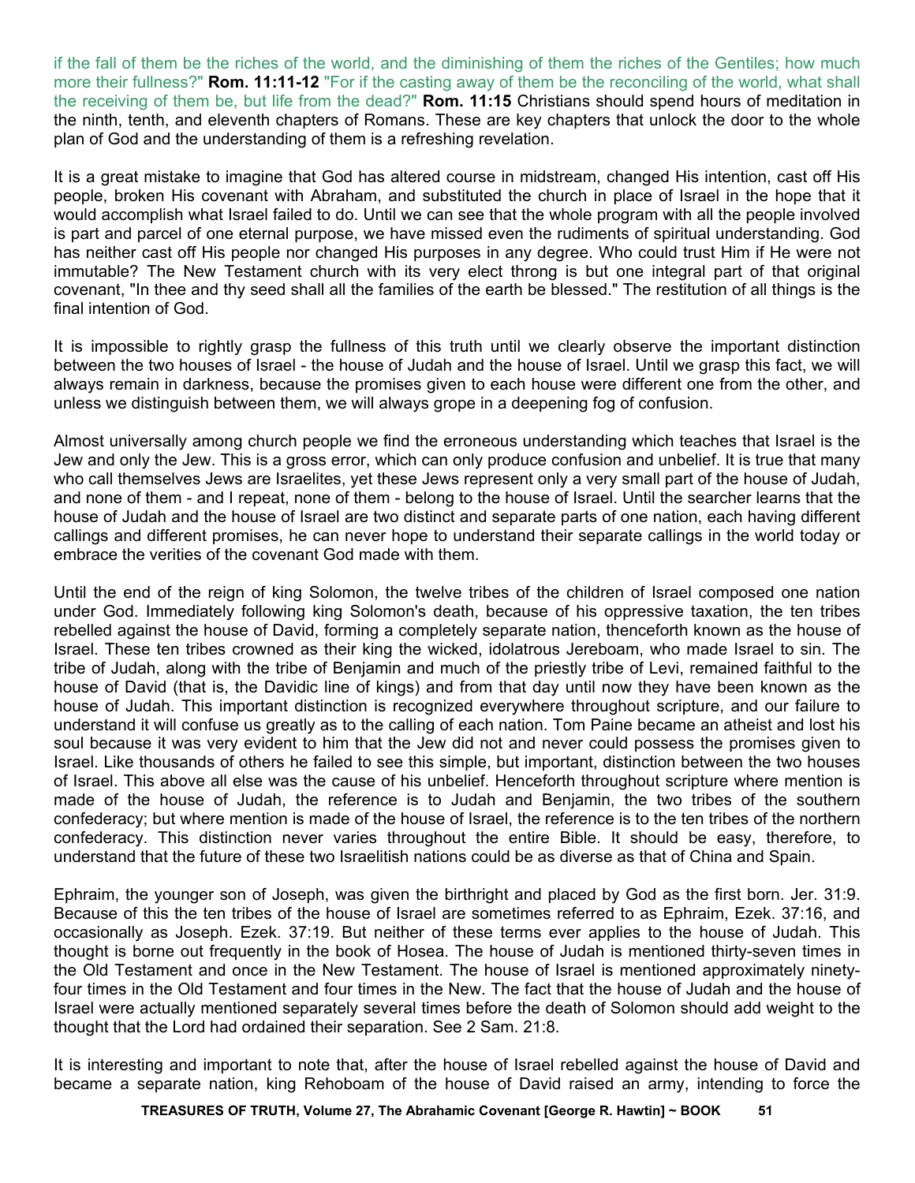if the fall of them be the riches of the world, and the diminishing of them the riches of the Gentiles; how much more their fullness?" **Rom. 11:11-12** "For if the casting away of them be the reconciling of the world, what shall the receiving of them be, but life from the dead?" **Rom. 11:15** Christians should spend hours of meditation in the ninth, tenth, and eleventh chapters of Romans. These are key chapters that unlock the door to the whole plan of God and the understanding of them is a refreshing revelation.

It is a great mistake to imagine that God has altered course in midstream, changed His intention, cast off His people, broken His covenant with Abraham, and substituted the church in place of Israel in the hope that it would accomplish what Israel failed to do. Until we can see that the whole program with all the people involved is part and parcel of one eternal purpose, we have missed even the rudiments of spiritual understanding. God has neither cast off His people nor changed His purposes in any degree. Who could trust Him if He were not immutable? The New Testament church with its very elect throng is but one integral part of that original covenant, "In thee and thy seed shall all the families of the earth be blessed." The restitution of all things is the final intention of God.

It is impossible to rightly grasp the fullness of this truth until we clearly observe the important distinction between the two houses of Israel - the house of Judah and the house of Israel. Until we grasp this fact, we will always remain in darkness, because the promises given to each house were different one from the other, and unless we distinguish between them, we will always grope in a deepening fog of confusion.

Almost universally among church people we find the erroneous understanding which teaches that Israel is the Jew and only the Jew. This is a gross error, which can only produce confusion and unbelief. It is true that many who call themselves Jews are Israelites, yet these Jews represent only a very small part of the house of Judah, and none of them - and I repeat, none of them - belong to the house of Israel. Until the searcher learns that the house of Judah and the house of Israel are two distinct and separate parts of one nation, each having different callings and different promises, he can never hope to understand their separate callings in the world today or embrace the verities of the covenant God made with them.

Until the end of the reign of king Solomon, the twelve tribes of the children of Israel composed one nation under God. Immediately following king Solomon's death, because of his oppressive taxation, the ten tribes rebelled against the house of David, forming a completely separate nation, thenceforth known as the house of Israel. These ten tribes crowned as their king the wicked, idolatrous Jereboam, who made Israel to sin. The tribe of Judah, along with the tribe of Benjamin and much of the priestly tribe of Levi, remained faithful to the house of David (that is, the Davidic line of kings) and from that day until now they have been known as the house of Judah. This important distinction is recognized everywhere throughout scripture, and our failure to understand it will confuse us greatly as to the calling of each nation. Tom Paine became an atheist and lost his soul because it was very evident to him that the Jew did not and never could possess the promises given to Israel. Like thousands of others he failed to see this simple, but important, distinction between the two houses of Israel. This above all else was the cause of his unbelief. Henceforth throughout scripture where mention is made of the house of Judah, the reference is to Judah and Benjamin, the two tribes of the southern confederacy; but where mention is made of the house of Israel, the reference is to the ten tribes of the northern confederacy. This distinction never varies throughout the entire Bible. It should be easy, therefore, to understand that the future of these two Israelitish nations could be as diverse as that of China and Spain.

Ephraim, the younger son of Joseph, was given the birthright and placed by God as the first born. Jer. 31:9. Because of this the ten tribes of the house of Israel are sometimes referred to as Ephraim, Ezek. 37:16, and occasionally as Joseph. Ezek. 37:19. But neither of these terms ever applies to the house of Judah. This thought is borne out frequently in the book of Hosea. The house of Judah is mentioned thirty-seven times in the Old Testament and once in the New Testament. The house of Israel is mentioned approximately ninety-four times in the Old Testament and four times in the New. The fact that the house of Judah and the house of Israel were actually mentioned separately several times before the death of Solomon should add weight to the thought that the Lord had ordained their separation. See 2 Sam. 21:8.

It is interesting and important to note that, after the house of Israel rebelled against the house of David and became a separate nation, king Rehoboam of the house of David raised an army, intending to force the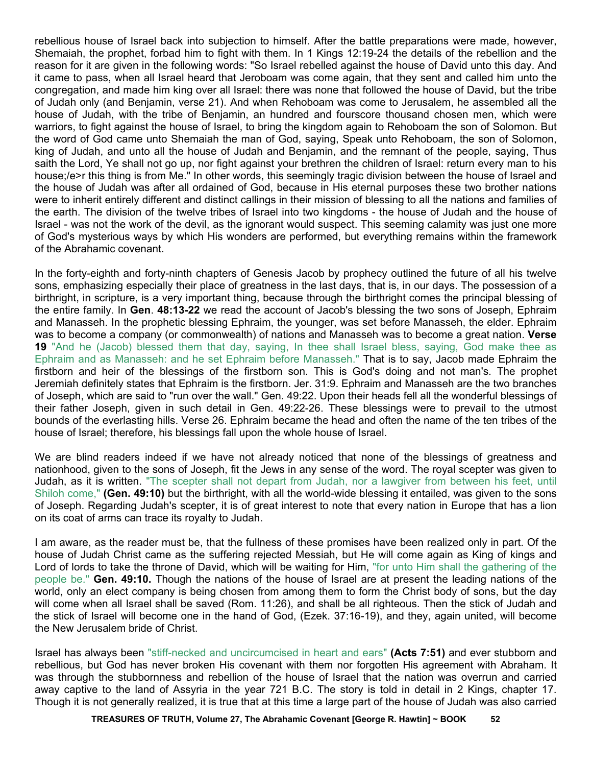rebellious house of Israel back into subjection to himself. After the battle preparations were made, however, Shemaiah, the prophet, forbad him to fight with them. In 1 Kings 12:19-24 the details of the rebellion and the reason for it are given in the following words: "So Israel rebelled against the house of David unto this day. And it came to pass, when all Israel heard that Jeroboam was come again, that they sent and called him unto the congregation, and made him king over all Israel: there was none that followed the house of David, but the tribe of Judah only (and Benjamin, verse 21). And when Rehoboam was come to Jerusalem, he assembled all the house of Judah, with the tribe of Benjamin, an hundred and fourscore thousand chosen men, which were warriors, to fight against the house of Israel, to bring the kingdom again to Rehoboam the son of Solomon. But the word of God came unto Shemaiah the man of God, saying, Speak unto Rehoboam, the son of Solomon, king of Judah, and unto all the house of Judah and Benjamin, and the remnant of the people, saying, Thus saith the Lord, Ye shall not go up, nor fight against your brethren the children of Israel: return every man to his house;/e>r this thing is from Me." In other words, this seemingly tragic division between the house of Israel and the house of Judah was after all ordained of God, because in His eternal purposes these two brother nations were to inherit entirely different and distinct callings in their mission of blessing to all the nations and families of the earth. The division of the twelve tribes of Israel into two kingdoms - the house of Judah and the house of Israel - was not the work of the devil, as the ignorant would suspect. This seeming calamity was just one more of God's mysterious ways by which His wonders are performed, but everything remains within the framework of the Abrahamic covenant.

In the forty-eighth and forty-ninth chapters of Genesis Jacob by prophecy outlined the future of all his twelve sons, emphasizing especially their place of greatness in the last days, that is, in our days. The possession of a birthright, in scripture, is a very important thing, because through the birthright comes the principal blessing of the entire family. In **Gen**. **48:13-22** we read the account of Jacob's blessing the two sons of Joseph, Ephraim and Manasseh. In the prophetic blessing Ephraim, the younger, was set before Manasseh, the elder. Ephraim was to become a company (or commonwealth) of nations and Manasseh was to become a great nation. **Verse 19** "And he (Jacob) blessed them that day, saying, In thee shall Israel bless, saying, God make thee as Ephraim and as Manasseh: and he set Ephraim before Manasseh." That is to say, Jacob made Ephraim the firstborn and heir of the blessings of the firstborn son. This is God's doing and not man's. The prophet Jeremiah definitely states that Ephraim is the firstborn. Jer. 31:9. Ephraim and Manasseh are the two branches of Joseph, which are said to "run over the wall." Gen. 49:22. Upon their heads fell all the wonderful blessings of their father Joseph, given in such detail in Gen. 49:22-26. These blessings were to prevail to the utmost bounds of the everlasting hills. Verse 26. Ephraim became the head and often the name of the ten tribes of the house of Israel; therefore, his blessings fall upon the whole house of Israel.

We are blind readers indeed if we have not already noticed that none of the blessings of greatness and nationhood, given to the sons of Joseph, fit the Jews in any sense of the word. The royal scepter was given to Judah, as it is written. "The scepter shall not depart from Judah, nor a lawgiver from between his feet, until Shiloh come," **(Gen. 49:10)** but the birthright, with all the world-wide blessing it entailed, was given to the sons of Joseph. Regarding Judah's scepter, it is of great interest to note that every nation in Europe that has a lion on its coat of arms can trace its royalty to Judah.

I am aware, as the reader must be, that the fullness of these promises have been realized only in part. Of the house of Judah Christ came as the suffering rejected Messiah, but He will come again as King of kings and Lord of lords to take the throne of David, which will be waiting for Him, "for unto Him shall the gathering of the people be." **Gen. 49:10.** Though the nations of the house of Israel are at present the leading nations of the world, only an elect company is being chosen from among them to form the Christ body of sons, but the day will come when all Israel shall be saved (Rom. 11:26), and shall be all righteous. Then the stick of Judah and the stick of Israel will become one in the hand of God, (Ezek. 37:16-19), and they, again united, will become the New Jerusalem bride of Christ.

Israel has always been "stiff-necked and uncircumcised in heart and ears" **(Acts 7:51)** and ever stubborn and rebellious, but God has never broken His covenant with them nor forgotten His agreement with Abraham. It was through the stubbornness and rebellion of the house of Israel that the nation was overrun and carried away captive to the land of Assyria in the year 721 B.C. The story is told in detail in 2 Kings, chapter 17. Though it is not generally realized, it is true that at this time a large part of the house of Judah was also carried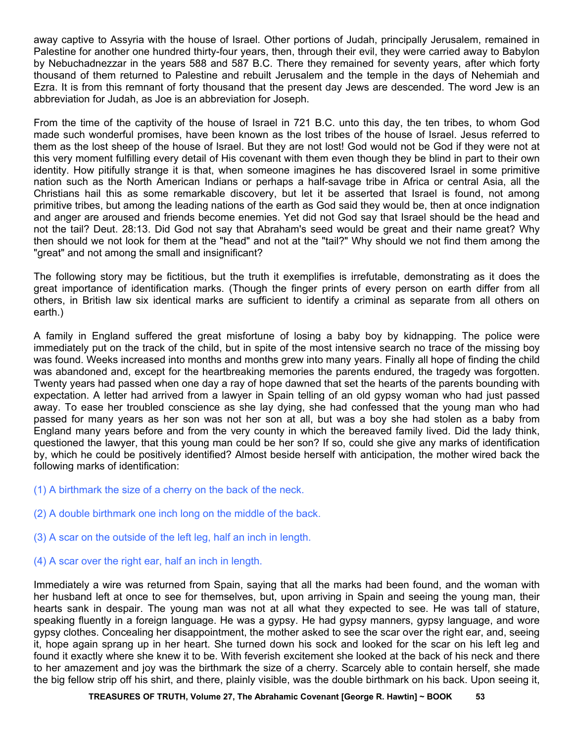away captive to Assyria with the house of Israel. Other portions of Judah, principally Jerusalem, remained in Palestine for another one hundred thirty-four years, then, through their evil, they were carried away to Babylon by Nebuchadnezzar in the years 588 and 587 B.C. There they remained for seventy years, after which forty thousand of them returned to Palestine and rebuilt Jerusalem and the temple in the days of Nehemiah and Ezra. It is from this remnant of forty thousand that the present day Jews are descended. The word Jew is an abbreviation for Judah, as Joe is an abbreviation for Joseph.

From the time of the captivity of the house of Israel in 721 B.C. unto this day, the ten tribes, to whom God made such wonderful promises, have been known as the lost tribes of the house of Israel. Jesus referred to them as the lost sheep of the house of Israel. But they are not lost! God would not be God if they were not at this very moment fulfilling every detail of His covenant with them even though they be blind in part to their own identity. How pitifully strange it is that, when someone imagines he has discovered Israel in some primitive nation such as the North American Indians or perhaps a half-savage tribe in Africa or central Asia, all the Christians hail this as some remarkable discovery, but let it be asserted that Israel is found, not among primitive tribes, but among the leading nations of the earth as God said they would be, then at once indignation and anger are aroused and friends become enemies. Yet did not God say that Israel should be the head and not the tail? Deut. 28:13. Did God not say that Abraham's seed would be great and their name great? Why then should we not look for them at the "head" and not at the "tail?" Why should we not find them among the "great" and not among the small and insignificant?

The following story may be fictitious, but the truth it exemplifies is irrefutable, demonstrating as it does the great importance of identification marks. (Though the finger prints of every person on earth differ from all others, in British law six identical marks are sufficient to identify a criminal as separate from all others on earth.)

A family in England suffered the great misfortune of losing a baby boy by kidnapping. The police were immediately put on the track of the child, but in spite of the most intensive search no trace of the missing boy was found. Weeks increased into months and months grew into many years. Finally all hope of finding the child was abandoned and, except for the heartbreaking memories the parents endured, the tragedy was forgotten. Twenty years had passed when one day a ray of hope dawned that set the hearts of the parents bounding with expectation. A letter had arrived from a lawyer in Spain telling of an old gypsy woman who had just passed away. To ease her troubled conscience as she lay dying, she had confessed that the young man who had passed for many years as her son was not her son at all, but was a boy she had stolen as a baby from England many years before and from the very county in which the bereaved family lived. Did the lady think, questioned the lawyer, that this young man could be her son? If so, could she give any marks of identification by, which he could be positively identified? Almost beside herself with anticipation, the mother wired back the following marks of identification:

(1) A birthmark the size of a cherry on the back of the neck.

(2) A double birthmark one inch long on the middle of the back.

(3) A scar on the outside of the left leg, half an inch in length.

(4) A scar over the right ear, half an inch in length.

Immediately a wire was returned from Spain, saying that all the marks had been found, and the woman with her husband left at once to see for themselves, but, upon arriving in Spain and seeing the young man, their hearts sank in despair. The young man was not at all what they expected to see. He was tall of stature, speaking fluently in a foreign language. He was a gypsy. He had gypsy manners, gypsy language, and wore gypsy clothes. Concealing her disappointment, the mother asked to see the scar over the right ear, and, seeing it, hope again sprang up in her heart. She turned down his sock and looked for the scar on his left leg and found it exactly where she knew it to be. With feverish excitement she looked at the back of his neck and there to her amazement and joy was the birthmark the size of a cherry. Scarcely able to contain herself, she made the big fellow strip off his shirt, and there, plainly visible, was the double birthmark on his back. Upon seeing it,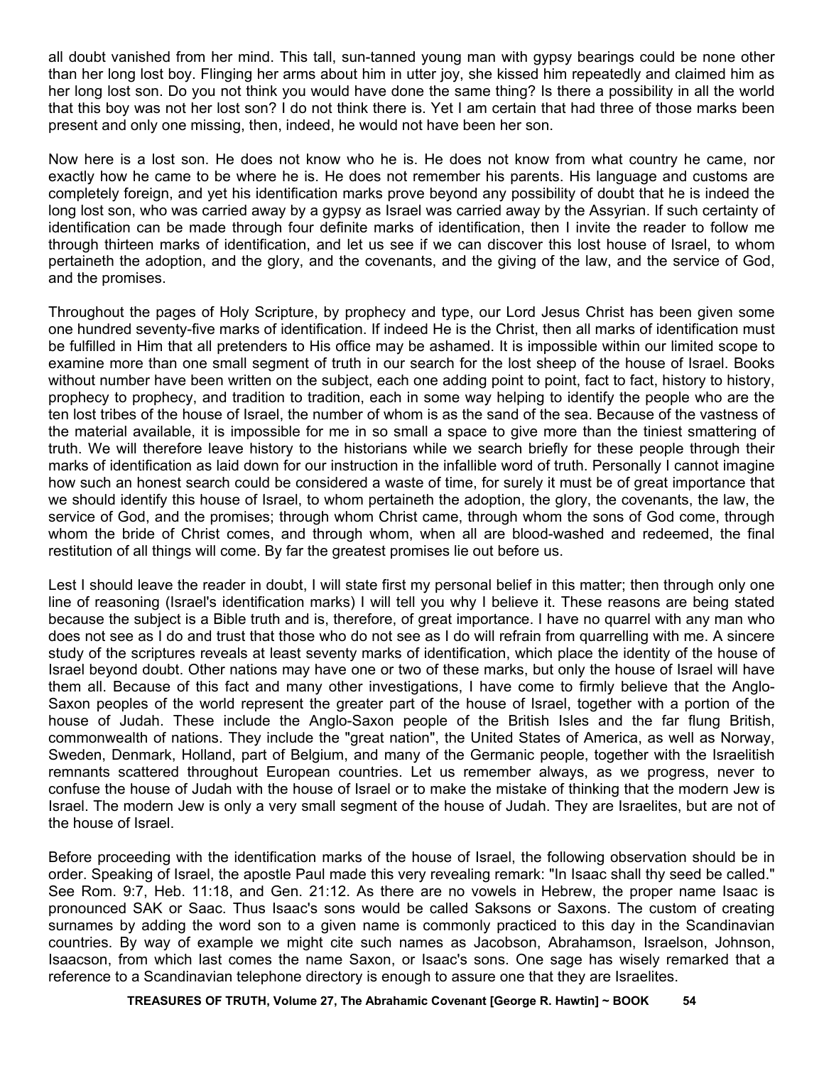all doubt vanished from her mind. This tall, sun-tanned young man with gypsy bearings could be none other than her long lost boy. Flinging her arms about him in utter joy, she kissed him repeatedly and claimed him as her long lost son. Do you not think you would have done the same thing? Is there a possibility in all the world that this boy was not her lost son? I do not think there is. Yet I am certain that had three of those marks been present and only one missing, then, indeed, he would not have been her son.

Now here is a lost son. He does not know who he is. He does not know from what country he came, nor exactly how he came to be where he is. He does not remember his parents. His language and customs are completely foreign, and yet his identification marks prove beyond any possibility of doubt that he is indeed the long lost son, who was carried away by a gypsy as Israel was carried away by the Assyrian. If such certainty of identification can be made through four definite marks of identification, then I invite the reader to follow me through thirteen marks of identification, and let us see if we can discover this lost house of Israel, to whom pertaineth the adoption, and the glory, and the covenants, and the giving of the law, and the service of God, and the promises.

Throughout the pages of Holy Scripture, by prophecy and type, our Lord Jesus Christ has been given some one hundred seventy-five marks of identification. If indeed He is the Christ, then all marks of identification must be fulfilled in Him that all pretenders to His office may be ashamed. It is impossible within our limited scope to examine more than one small segment of truth in our search for the lost sheep of the house of Israel. Books without number have been written on the subject, each one adding point to point, fact to fact, history to history, prophecy to prophecy, and tradition to tradition, each in some way helping to identify the people who are the ten lost tribes of the house of Israel, the number of whom is as the sand of the sea. Because of the vastness of the material available, it is impossible for me in so small a space to give more than the tiniest smattering of truth. We will therefore leave history to the historians while we search briefly for these people through their marks of identification as laid down for our instruction in the infallible word of truth. Personally I cannot imagine how such an honest search could be considered a waste of time, for surely it must be of great importance that we should identify this house of Israel, to whom pertaineth the adoption, the glory, the covenants, the law, the service of God, and the promises; through whom Christ came, through whom the sons of God come, through whom the bride of Christ comes, and through whom, when all are blood-washed and redeemed, the final restitution of all things will come. By far the greatest promises lie out before us.

Lest I should leave the reader in doubt, I will state first my personal belief in this matter; then through only one line of reasoning (Israel's identification marks) I will tell you why I believe it. These reasons are being stated because the subject is a Bible truth and is, therefore, of great importance. I have no quarrel with any man who does not see as I do and trust that those who do not see as I do will refrain from quarrelling with me. A sincere study of the scriptures reveals at least seventy marks of identification, which place the identity of the house of Israel beyond doubt. Other nations may have one or two of these marks, but only the house of Israel will have them all. Because of this fact and many other investigations, I have come to firmly believe that the Anglo-Saxon peoples of the world represent the greater part of the house of Israel, together with a portion of the house of Judah. These include the Anglo-Saxon people of the British Isles and the far flung British, commonwealth of nations. They include the "great nation", the United States of America, as well as Norway, Sweden, Denmark, Holland, part of Belgium, and many of the Germanic people, together with the Israelitish remnants scattered throughout European countries. Let us remember always, as we progress, never to confuse the house of Judah with the house of Israel or to make the mistake of thinking that the modern Jew is Israel. The modern Jew is only a very small segment of the house of Judah. They are Israelites, but are not of the house of Israel.

Before proceeding with the identification marks of the house of Israel, the following observation should be in order. Speaking of Israel, the apostle Paul made this very revealing remark: "In Isaac shall thy seed be called." See Rom. 9:7, Heb. 11:18, and Gen. 21:12. As there are no vowels in Hebrew, the proper name Isaac is pronounced SAK or Saac. Thus Isaac's sons would be called Saksons or Saxons. The custom of creating surnames by adding the word son to a given name is commonly practiced to this day in the Scandinavian countries. By way of example we might cite such names as Jacobson, Abrahamson, Israelson, Johnson, Isaacson, from which last comes the name Saxon, or Isaac's sons. One sage has wisely remarked that a reference to a Scandinavian telephone directory is enough to assure one that they are Israelites.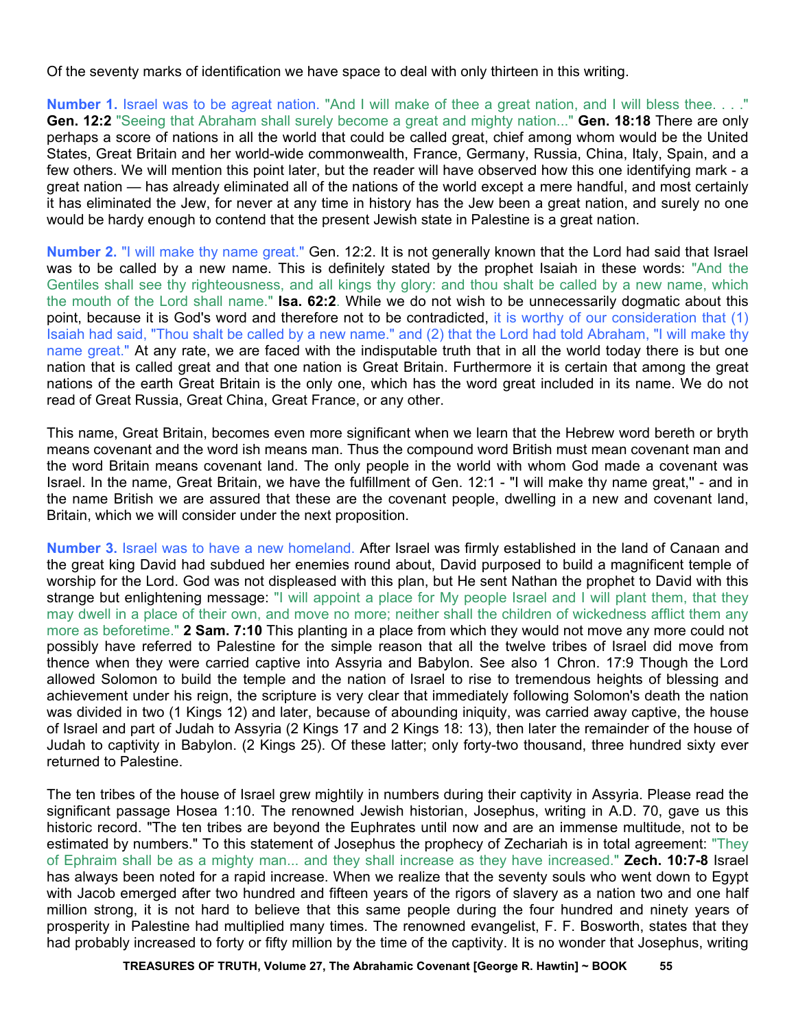Of the seventy marks of identification we have space to deal with only thirteen in this writing.

**Number 1.** Israel was to be agreat nation. "And I will make of thee a great nation, and I will bless thee. . . ." **Gen. 12:2** "Seeing that Abraham shall surely become a great and mighty nation..." **Gen. 18:18** There are only perhaps a score of nations in all the world that could be called great, chief among whom would be the United States, Great Britain and her world-wide commonwealth, France, Germany, Russia, China, Italy, Spain, and a few others. We will mention this point later, but the reader will have observed how this one identifying mark - a great nation — has already eliminated all of the nations of the world except a mere handful, and most certainly it has eliminated the Jew, for never at any time in history has the Jew been a great nation, and surely no one would be hardy enough to contend that the present Jewish state in Palestine is a great nation.

**Number 2.** "I will make thy name great." Gen. 12:2. It is not generally known that the Lord had said that Israel was to be called by a new name. This is definitely stated by the prophet Isaiah in these words: "And the Gentiles shall see thy righteousness, and all kings thy glory: and thou shalt be called by a new name, which the mouth of the Lord shall name." **Isa. 62:2**. While we do not wish to be unnecessarily dogmatic about this point, because it is God's word and therefore not to be contradicted, it is worthy of our consideration that (1) Isaiah had said, "Thou shalt be called by a new name." and (2) that the Lord had told Abraham, "I will make thy name great." At any rate, we are faced with the indisputable truth that in all the world today there is but one nation that is called great and that one nation is Great Britain. Furthermore it is certain that among the great nations of the earth Great Britain is the only one, which has the word great included in its name. We do not read of Great Russia, Great China, Great France, or any other.

This name, Great Britain, becomes even more significant when we learn that the Hebrew word bereth or bryth means covenant and the word ish means man. Thus the compound word British must mean covenant man and the word Britain means covenant land. The only people in the world with whom God made a covenant was Israel. In the name, Great Britain, we have the fulfillment of Gen. 12:1 - "I will make thy name great," - and in the name British we are assured that these are the covenant people, dwelling in a new and covenant land, Britain, which we will consider under the next proposition.

**Number 3.** Israel was to have a new homeland. After Israel was firmly established in the land of Canaan and the great king David had subdued her enemies round about, David purposed to build a magnificent temple of worship for the Lord. God was not displeased with this plan, but He sent Nathan the prophet to David with this strange but enlightening message: "I will appoint a place for My people Israel and I will plant them, that they may dwell in a place of their own, and move no more; neither shall the children of wickedness afflict them any more as beforetime." **2 Sam. 7:10** This planting in a place from which they would not move any more could not possibly have referred to Palestine for the simple reason that all the twelve tribes of Israel did move from thence when they were carried captive into Assyria and Babylon. See also 1 Chron. 17:9 Though the Lord allowed Solomon to build the temple and the nation of Israel to rise to tremendous heights of blessing and achievement under his reign, the scripture is very clear that immediately following Solomon's death the nation was divided in two (1 Kings 12) and later, because of abounding iniquity, was carried away captive, the house of Israel and part of Judah to Assyria (2 Kings 17 and 2 Kings 18: 13), then later the remainder of the house of Judah to captivity in Babylon. (2 Kings 25). Of these latter; only forty-two thousand, three hundred sixty ever returned to Palestine.

The ten tribes of the house of Israel grew mightily in numbers during their captivity in Assyria. Please read the significant passage Hosea 1:10. The renowned Jewish historian, Josephus, writing in A.D. 70, gave us this historic record. "The ten tribes are beyond the Euphrates until now and are an immense multitude, not to be estimated by numbers." To this statement of Josephus the prophecy of Zechariah is in total agreement: "They of Ephraim shall be as a mighty man... and they shall increase as they have increased." **Zech. 10:7-8** Israel has always been noted for a rapid increase. When we realize that the seventy souls who went down to Egypt with Jacob emerged after two hundred and fifteen years of the rigors of slavery as a nation two and one half million strong, it is not hard to believe that this same people during the four hundred and ninety years of prosperity in Palestine had multiplied many times. The renowned evangelist, F. F. Bosworth, states that they had probably increased to forty or fifty million by the time of the captivity. It is no wonder that Josephus, writing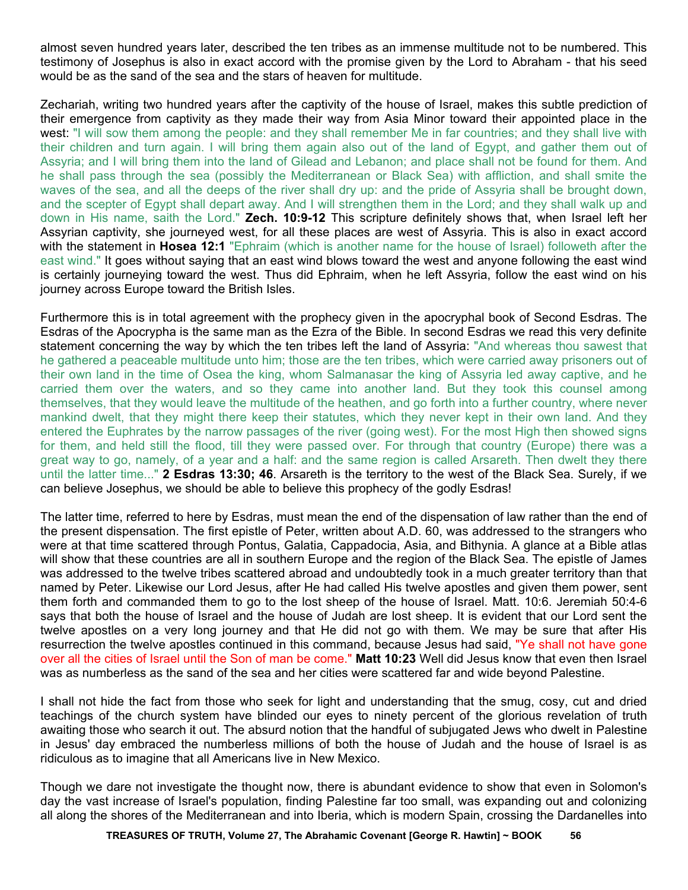almost seven hundred years later, described the ten tribes as an immense multitude not to be numbered. This testimony of Josephus is also in exact accord with the promise given by the Lord to Abraham - that his seed would be as the sand of the sea and the stars of heaven for multitude.

Zechariah, writing two hundred years after the captivity of the house of Israel, makes this subtle prediction of their emergence from captivity as they made their way from Asia Minor toward their appointed place in the west: "I will sow them among the people: and they shall remember Me in far countries; and they shall live with their children and turn again. I will bring them again also out of the land of Egypt, and gather them out of Assyria; and I will bring them into the land of Gilead and Lebanon; and place shall not be found for them. And he shall pass through the sea (possibly the Mediterranean or Black Sea) with affliction, and shall smite the waves of the sea, and all the deeps of the river shall dry up: and the pride of Assyria shall be brought down, and the scepter of Egypt shall depart away. And I will strengthen them in the Lord; and they shall walk up and down in His name, saith the Lord." **Zech. 10:9-12** This scripture definitely shows that, when Israel left her Assyrian captivity, she journeyed west, for all these places are west of Assyria. This is also in exact accord with the statement in **Hosea 12:1** "Ephraim (which is another name for the house of Israel) followeth after the east wind." It goes without saying that an east wind blows toward the west and anyone following the east wind is certainly journeying toward the west. Thus did Ephraim, when he left Assyria, follow the east wind on his journey across Europe toward the British Isles.

Furthermore this is in total agreement with the prophecy given in the apocryphal book of Second Esdras. The Esdras of the Apocrypha is the same man as the Ezra of the Bible. In second Esdras we read this very definite statement concerning the way by which the ten tribes left the land of Assyria: "And whereas thou sawest that he gathered a peaceable multitude unto him; those are the ten tribes, which were carried away prisoners out of their own land in the time of Osea the king, whom Salmanasar the king of Assyria led away captive, and he carried them over the waters, and so they came into another land. But they took this counsel among themselves, that they would leave the multitude of the heathen, and go forth into a further country, where never mankind dwelt, that they might there keep their statutes, which they never kept in their own land. And they entered the Euphrates by the narrow passages of the river (going west). For the most High then showed signs for them, and held still the flood, till they were passed over. For through that country (Europe) there was a great way to go, namely, of a year and a half: and the same region is called Arsareth. Then dwelt they there until the latter time..." **2 Esdras 13:30; 46**. Arsareth is the territory to the west of the Black Sea. Surely, if we can believe Josephus, we should be able to believe this prophecy of the godly Esdras!

The latter time, referred to here by Esdras, must mean the end of the dispensation of law rather than the end of the present dispensation. The first epistle of Peter, written about A.D. 60, was addressed to the strangers who were at that time scattered through Pontus, Galatia, Cappadocia, Asia, and Bithynia. A glance at a Bible atlas will show that these countries are all in southern Europe and the region of the Black Sea. The epistle of James was addressed to the twelve tribes scattered abroad and undoubtedly took in a much greater territory than that named by Peter. Likewise our Lord Jesus, after He had called His twelve apostles and given them power, sent them forth and commanded them to go to the lost sheep of the house of Israel. Matt. 10:6. Jeremiah 50:4-6 says that both the house of Israel and the house of Judah are lost sheep. It is evident that our Lord sent the twelve apostles on a very long journey and that He did not go with them. We may be sure that after His resurrection the twelve apostles continued in this command, because Jesus had said, "Ye shall not have gone over all the cities of Israel until the Son of man be come." **Matt 10:23** Well did Jesus know that even then Israel was as numberless as the sand of the sea and her cities were scattered far and wide beyond Palestine.

I shall not hide the fact from those who seek for light and understanding that the smug, cosy, cut and dried teachings of the church system have blinded our eyes to ninety percent of the glorious revelation of truth awaiting those who search it out. The absurd notion that the handful of subjugated Jews who dwelt in Palestine in Jesus' day embraced the numberless millions of both the house of Judah and the house of Israel is as ridiculous as to imagine that all Americans live in New Mexico.

Though we dare not investigate the thought now, there is abundant evidence to show that even in Solomon's day the vast increase of Israel's population, finding Palestine far too small, was expanding out and colonizing all along the shores of the Mediterranean and into Iberia, which is modern Spain, crossing the Dardanelles into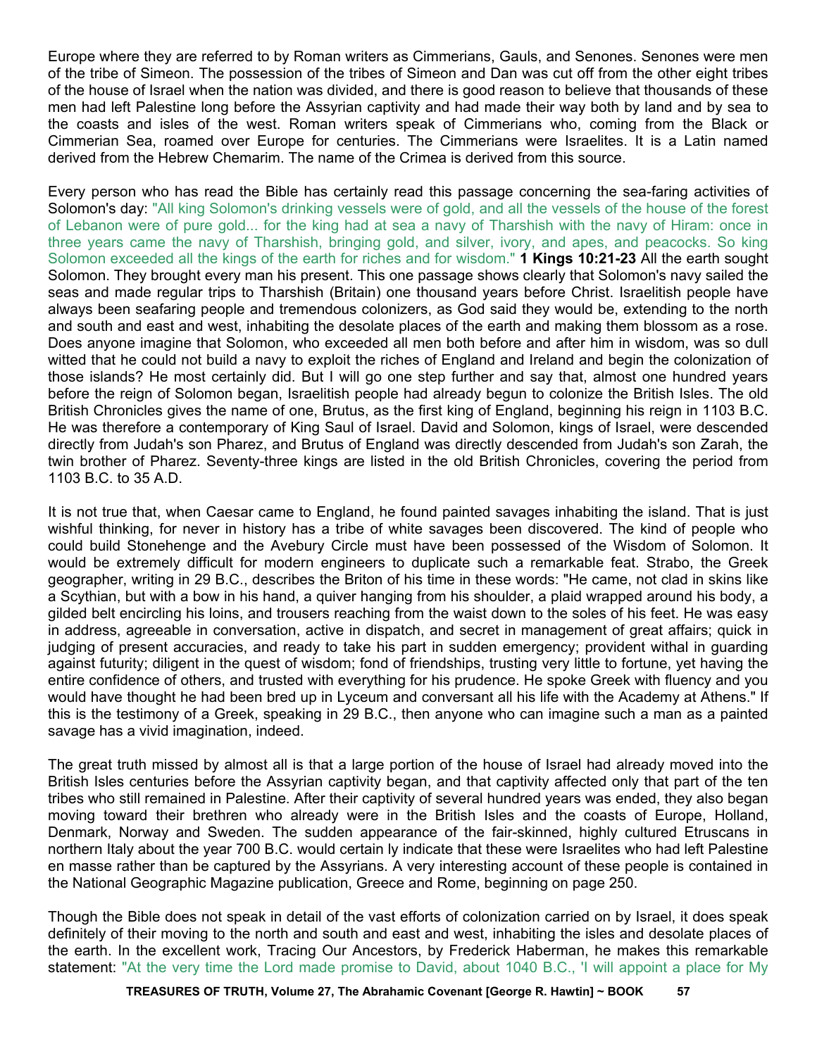Europe where they are referred to by Roman writers as Cimmerians, Gauls, and Senones. Senones were men of the tribe of Simeon. The possession of the tribes of Simeon and Dan was cut off from the other eight tribes of the house of Israel when the nation was divided, and there is good reason to believe that thousands of these men had left Palestine long before the Assyrian captivity and had made their way both by land and by sea to the coasts and isles of the west. Roman writers speak of Cimmerians who, coming from the Black or Cimmerian Sea, roamed over Europe for centuries. The Cimmerians were Israelites. It is a Latin named derived from the Hebrew Chemarim. The name of the Crimea is derived from this source.

Every person who has read the Bible has certainly read this passage concerning the sea-faring activities of Solomon's day: "All king Solomon's drinking vessels were of gold, and all the vessels of the house of the forest of Lebanon were of pure gold... for the king had at sea a navy of Tharshish with the navy of Hiram: once in three years came the navy of Tharshish, bringing gold, and silver, ivory, and apes, and peacocks. So king Solomon exceeded all the kings of the earth for riches and for wisdom." **1 Kings 10:21-23** All the earth sought Solomon. They brought every man his present. This one passage shows clearly that Solomon's navy sailed the seas and made regular trips to Tharshish (Britain) one thousand years before Christ. Israelitish people have always been seafaring people and tremendous colonizers, as God said they would be, extending to the north and south and east and west, inhabiting the desolate places of the earth and making them blossom as a rose. Does anyone imagine that Solomon, who exceeded all men both before and after him in wisdom, was so dull witted that he could not build a navy to exploit the riches of England and Ireland and begin the colonization of those islands? He most certainly did. But I will go one step further and say that, almost one hundred years before the reign of Solomon began, Israelitish people had already begun to colonize the British Isles. The old British Chronicles gives the name of one, Brutus, as the first king of England, beginning his reign in 1103 B.C. He was therefore a contemporary of King Saul of Israel. David and Solomon, kings of Israel, were descended directly from Judah's son Pharez, and Brutus of England was directly descended from Judah's son Zarah, the twin brother of Pharez. Seventy-three kings are listed in the old British Chronicles, covering the period from 1103 B.C. to 35 A.D.

It is not true that, when Caesar came to England, he found painted savages inhabiting the island. That is just wishful thinking, for never in history has a tribe of white savages been discovered. The kind of people who could build Stonehenge and the Avebury Circle must have been possessed of the Wisdom of Solomon. It would be extremely difficult for modern engineers to duplicate such a remarkable feat. Strabo, the Greek geographer, writing in 29 B.C., describes the Briton of his time in these words: "He came, not clad in skins like a Scythian, but with a bow in his hand, a quiver hanging from his shoulder, a plaid wrapped around his body, a gilded belt encircling his loins, and trousers reaching from the waist down to the soles of his feet. He was easy in address, agreeable in conversation, active in dispatch, and secret in management of great affairs; quick in judging of present accuracies, and ready to take his part in sudden emergency; provident withal in guarding against futurity; diligent in the quest of wisdom; fond of friendships, trusting very little to fortune, yet having the entire confidence of others, and trusted with everything for his prudence. He spoke Greek with fluency and you would have thought he had been bred up in Lyceum and conversant all his life with the Academy at Athens." If this is the testimony of a Greek, speaking in 29 B.C., then anyone who can imagine such a man as a painted savage has a vivid imagination, indeed.

The great truth missed by almost all is that a large portion of the house of Israel had already moved into the British Isles centuries before the Assyrian captivity began, and that captivity affected only that part of the ten tribes who still remained in Palestine. After their captivity of several hundred years was ended, they also began moving toward their brethren who already were in the British Isles and the coasts of Europe, Holland, Denmark, Norway and Sweden. The sudden appearance of the fair-skinned, highly cultured Etruscans in northern Italy about the year 700 B.C. would certain ly indicate that these were Israelites who had left Palestine en masse rather than be captured by the Assyrians. A very interesting account of these people is contained in the National Geographic Magazine publication, Greece and Rome, beginning on page 250.

Though the Bible does not speak in detail of the vast efforts of colonization carried on by Israel, it does speak definitely of their moving to the north and south and east and west, inhabiting the isles and desolate places of the earth. In the excellent work, Tracing Our Ancestors, by Frederick Haberman, he makes this remarkable statement: "At the very time the Lord made promise to David, about 1040 B.C., 'I will appoint a place for My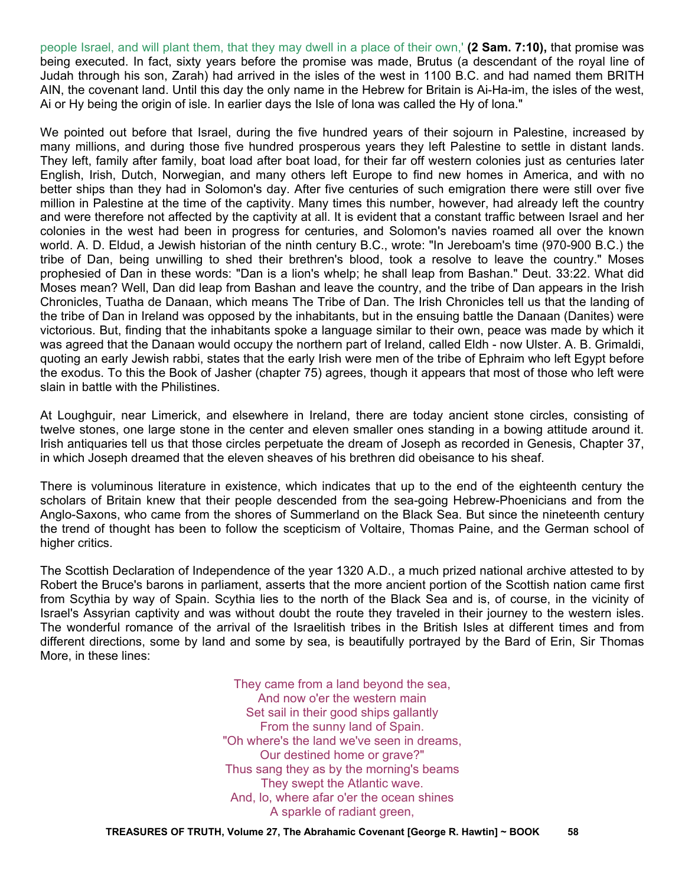people Israel, and will plant them, that they may dwell in a place of their own,' **(2 Sam. 7:10),** that promise was being executed. In fact, sixty years before the promise was made, Brutus (a descendant of the royal line of Judah through his son, Zarah) had arrived in the isles of the west in 1100 B.C. and had named them BRITH AIN, the covenant land. Until this day the only name in the Hebrew for Britain is Ai-Ha-im, the isles of the west, Ai or Hy being the origin of isle. In earlier days the Isle of lona was called the Hy of lona."

We pointed out before that Israel, during the five hundred years of their sojourn in Palestine, increased by many millions, and during those five hundred prosperous years they left Palestine to settle in distant lands. They left, family after family, boat load after boat load, for their far off western colonies just as centuries later English, Irish, Dutch, Norwegian, and many others left Europe to find new homes in America, and with no better ships than they had in Solomon's day. After five centuries of such emigration there were still over five million in Palestine at the time of the captivity. Many times this number, however, had already left the country and were therefore not affected by the captivity at all. It is evident that a constant traffic between Israel and her colonies in the west had been in progress for centuries, and Solomon's navies roamed all over the known world. A. D. Eldud, a Jewish historian of the ninth century B.C., wrote: "In Jereboam's time (970-900 B.C.) the tribe of Dan, being unwilling to shed their brethren's blood, took a resolve to leave the country." Moses prophesied of Dan in these words: "Dan is a lion's whelp; he shall leap from Bashan." Deut. 33:22. What did Moses mean? Well, Dan did leap from Bashan and leave the country, and the tribe of Dan appears in the Irish Chronicles, Tuatha de Danaan, which means The Tribe of Dan. The Irish Chronicles tell us that the landing of the tribe of Dan in Ireland was opposed by the inhabitants, but in the ensuing battle the Danaan (Danites) were victorious. But, finding that the inhabitants spoke a language similar to their own, peace was made by which it was agreed that the Danaan would occupy the northern part of Ireland, called Eldh - now Ulster. A. B. Grimaldi, quoting an early Jewish rabbi, states that the early Irish were men of the tribe of Ephraim who left Egypt before the exodus. To this the Book of Jasher (chapter 75) agrees, though it appears that most of those who left were slain in battle with the Philistines.

At Loughguir, near Limerick, and elsewhere in Ireland, there are today ancient stone circles, consisting of twelve stones, one large stone in the center and eleven smaller ones standing in a bowing attitude around it. Irish antiquaries tell us that those circles perpetuate the dream of Joseph as recorded in Genesis, Chapter 37, in which Joseph dreamed that the eleven sheaves of his brethren did obeisance to his sheaf.

There is voluminous literature in existence, which indicates that up to the end of the eighteenth century the scholars of Britain knew that their people descended from the sea-going Hebrew-Phoenicians and from the Anglo-Saxons, who came from the shores of Summerland on the Black Sea. But since the nineteenth century the trend of thought has been to follow the scepticism of Voltaire, Thomas Paine, and the German school of higher critics.

The Scottish Declaration of Independence of the year 1320 A.D., a much prized national archive attested to by Robert the Bruce's barons in parliament, asserts that the more ancient portion of the Scottish nation came first from Scythia by way of Spain. Scythia lies to the north of the Black Sea and is, of course, in the vicinity of Israel's Assyrian captivity and was without doubt the route they traveled in their journey to the western isles. The wonderful romance of the arrival of the Israelitish tribes in the British Isles at different times and from different directions, some by land and some by sea, is beautifully portrayed by the Bard of Erin, Sir Thomas More, in these lines:

They came from a land beyond the sea,  
And now o'er the western main  
Set sail in their good ships gallantly  
From the sunny land of Spain.  
"Oh where's the land we've seen in dreams,  
Our destined home or grave?"  
Thus sang they as by the morning's beams  
They swept the Atlantic wave.  
And, lo, where afar o'er the ocean shines  
A sparkle of radiant green,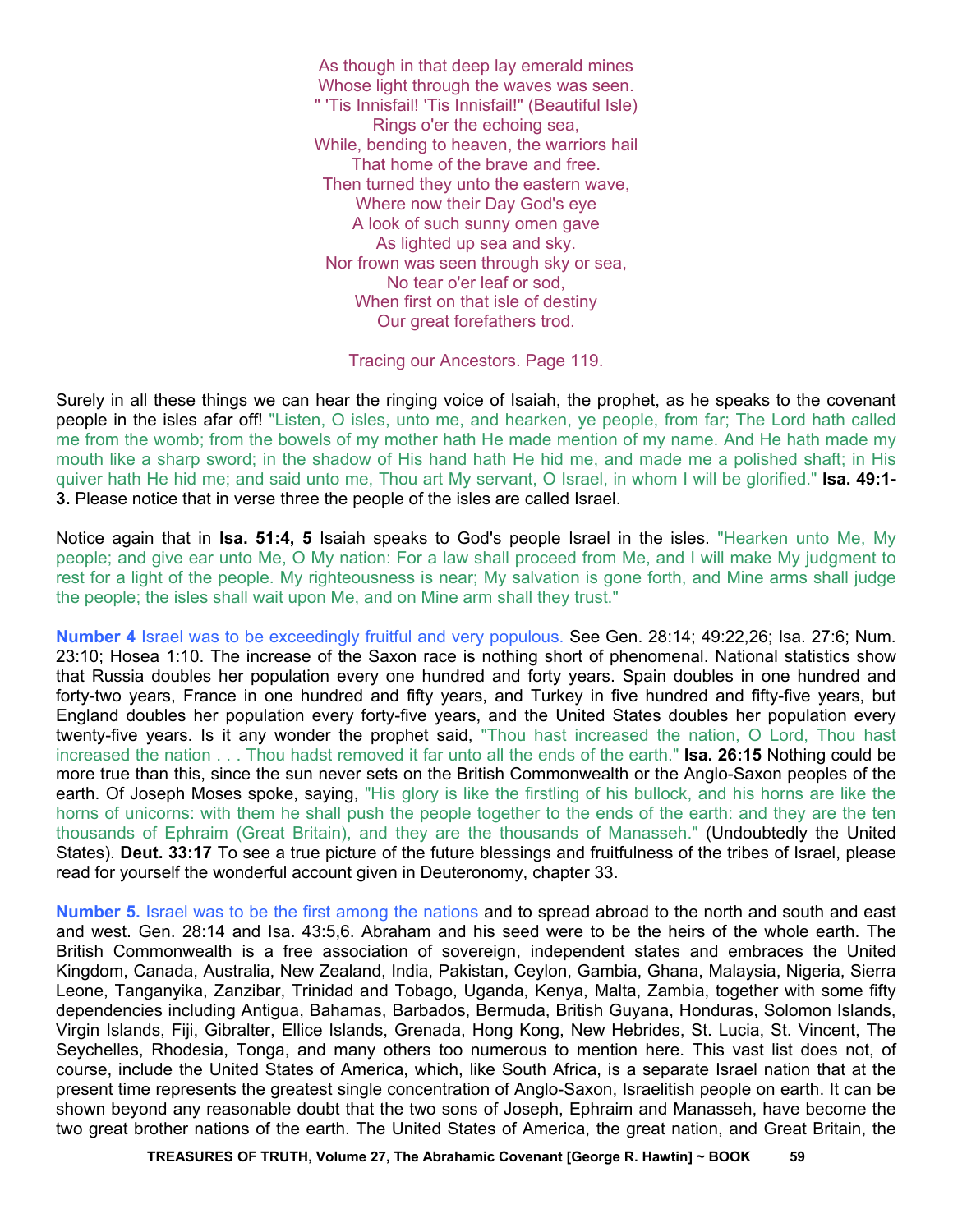As though in that deep lay emerald mines
Whose light through the waves was seen.
" 'Tis Innisfail! 'Tis Innisfail!" (Beautiful Isle)
Rings o'er the echoing sea,
While, bending to heaven, the warriors hail
That home of the brave and free.
Then turned they unto the eastern wave,
Where now their Day God's eye
A look of such sunny omen gave
As lighted up sea and sky.
Nor frown was seen through sky or sea,
No tear o'er leaf or sod,
When first on that isle of destiny
Our great forefathers trod.

Tracing our Ancestors. Page 119.

Surely in all these things we can hear the ringing voice of Isaiah, the prophet, as he speaks to the covenant people in the isles afar off! "Listen, O isles, unto me, and hearken, ye people, from far; The Lord hath called me from the womb; from the bowels of my mother hath He made mention of my name. And He hath made my mouth like a sharp sword; in the shadow of His hand hath He hid me, and made me a polished shaft; in His quiver hath He hid me; and said unto me, Thou art My servant, O Israel, in whom I will be glorified." **Isa. 49:1-3.** Please notice that in verse three the people of the isles are called Israel.

Notice again that in **Isa. 51:4, 5** Isaiah speaks to God's people Israel in the isles. "Hearken unto Me, My people; and give ear unto Me, O My nation: For a law shall proceed from Me, and I will make My judgment to rest for a light of the people. My righteousness is near; My salvation is gone forth, and Mine arms shall judge the people; the isles shall wait upon Me, and on Mine arm shall they trust."

**Number 4** Israel was to be exceedingly fruitful and very populous. See Gen. 28:14; 49:22,26; Isa. 27:6; Num. 23:10; Hosea 1:10. The increase of the Saxon race is nothing short of phenomenal. National statistics show that Russia doubles her population every one hundred and forty years. Spain doubles in one hundred and forty-two years, France in one hundred and fifty years, and Turkey in five hundred and fifty-five years, but England doubles her population every forty-five years, and the United States doubles her population every twenty-five years. Is it any wonder the prophet said, "Thou hast increased the nation, O Lord, Thou hast increased the nation . . . Thou hadst removed it far unto all the ends of the earth." **Isa. 26:15** Nothing could be more true than this, since the sun never sets on the British Commonwealth or the Anglo-Saxon peoples of the earth. Of Joseph Moses spoke, saying, "His glory is like the firstling of his bullock, and his horns are like the horns of unicorns: with them he shall push the people together to the ends of the earth: and they are the ten thousands of Ephraim (Great Britain), and they are the thousands of Manasseh." (Undoubtedly the United States). **Deut. 33:17** To see a true picture of the future blessings and fruitfulness of the tribes of Israel, please read for yourself the wonderful account given in Deuteronomy, chapter 33.

**Number 5.** Israel was to be the first among the nations and to spread abroad to the north and south and east and west. Gen. 28:14 and Isa. 43:5,6. Abraham and his seed were to be the heirs of the whole earth. The British Commonwealth is a free association of sovereign, independent states and embraces the United Kingdom, Canada, Australia, New Zealand, India, Pakistan, Ceylon, Gambia, Ghana, Malaysia, Nigeria, Sierra Leone, Tanganyika, Zanzibar, Trinidad and Tobago, Uganda, Kenya, Malta, Zambia, together with some fifty dependencies including Antigua, Bahamas, Barbados, Bermuda, British Guyana, Honduras, Solomon Islands, Virgin Islands, Fiji, Gibralter, Ellice Islands, Grenada, Hong Kong, New Hebrides, St. Lucia, St. Vincent, The Seychelles, Rhodesia, Tonga, and many others too numerous to mention here. This vast list does not, of course, include the United States of America, which, like South Africa, is a separate Israel nation that at the present time represents the greatest single concentration of Anglo-Saxon, Israelitish people on earth. It can be shown beyond any reasonable doubt that the two sons of Joseph, Ephraim and Manasseh, have become the two great brother nations of the earth. The United States of America, the great nation, and Great Britain, the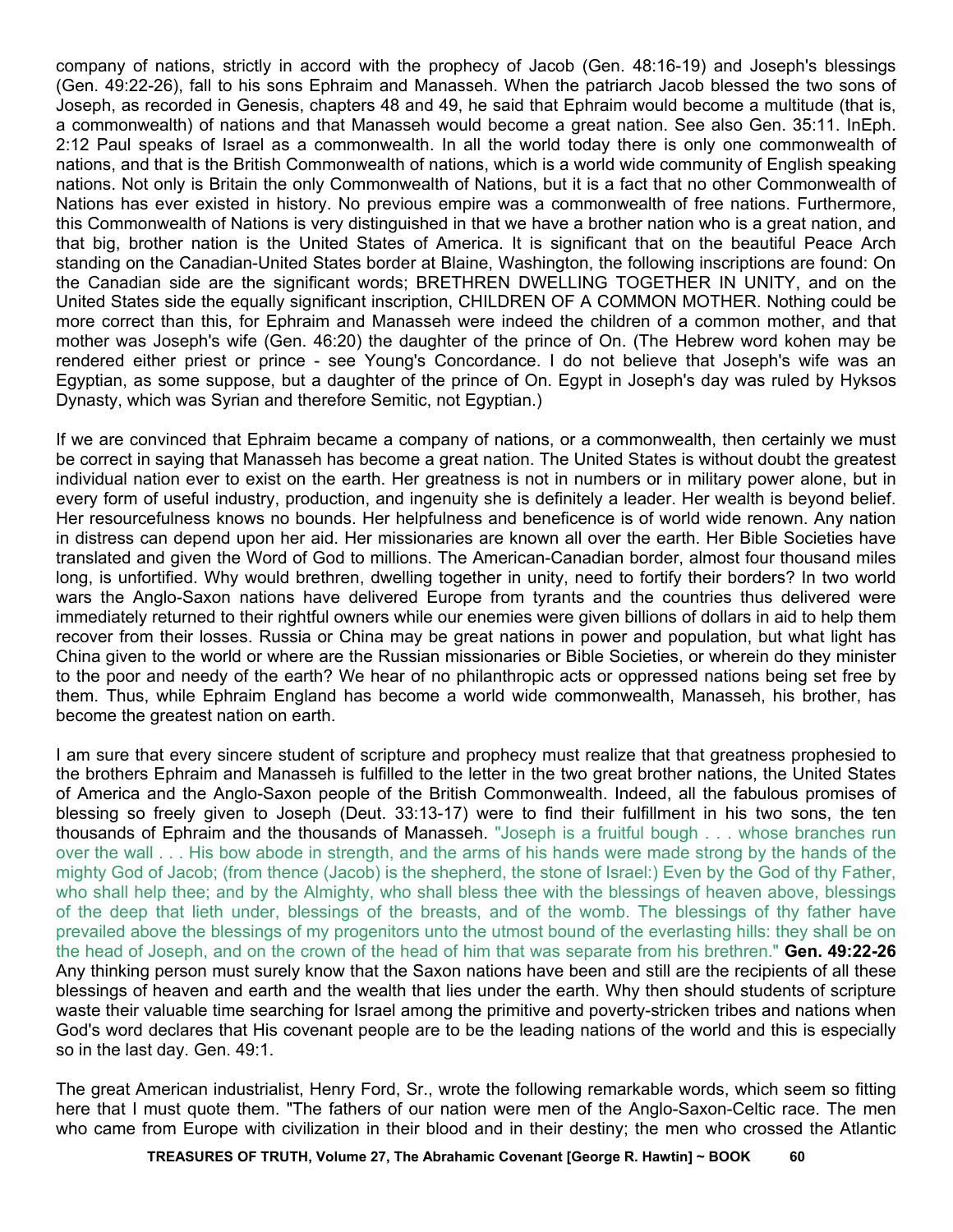company of nations, strictly in accord with the prophecy of Jacob (Gen. 48:16-19) and Joseph's blessings (Gen. 49:22-26), fall to his sons Ephraim and Manasseh. When the patriarch Jacob blessed the two sons of Joseph, as recorded in Genesis, chapters 48 and 49, he said that Ephraim would become a multitude (that is, a commonwealth) of nations and that Manasseh would become a great nation. See also Gen. 35:11. InEph. 2:12 Paul speaks of Israel as a commonwealth. In all the world today there is only one commonwealth of nations, and that is the British Commonwealth of nations, which is a world wide community of English speaking nations. Not only is Britain the only Commonwealth of Nations, but it is a fact that no other Commonwealth of Nations has ever existed in history. No previous empire was a commonwealth of free nations. Furthermore, this Commonwealth of Nations is very distinguished in that we have a brother nation who is a great nation, and that big, brother nation is the United States of America. It is significant that on the beautiful Peace Arch standing on the Canadian-United States border at Blaine, Washington, the following inscriptions are found: On the Canadian side are the significant words; BRETHREN DWELLING TOGETHER IN UNITY, and on the United States side the equally significant inscription, CHILDREN OF A COMMON MOTHER. Nothing could be more correct than this, for Ephraim and Manasseh were indeed the children of a common mother, and that mother was Joseph's wife (Gen. 46:20) the daughter of the prince of On. (The Hebrew word kohen may be rendered either priest or prince - see Young's Concordance. I do not believe that Joseph's wife was an Egyptian, as some suppose, but a daughter of the prince of On. Egypt in Joseph's day was ruled by Hyksos Dynasty, which was Syrian and therefore Semitic, not Egyptian.)

If we are convinced that Ephraim became a company of nations, or a commonwealth, then certainly we must be correct in saying that Manasseh has become a great nation. The United States is without doubt the greatest individual nation ever to exist on the earth. Her greatness is not in numbers or in military power alone, but in every form of useful industry, production, and ingenuity she is definitely a leader. Her wealth is beyond belief. Her resourcefulness knows no bounds. Her helpfulness and beneficence is of world wide renown. Any nation in distress can depend upon her aid. Her missionaries are known all over the earth. Her Bible Societies have translated and given the Word of God to millions. The American-Canadian border, almost four thousand miles long, is unfortified. Why would brethren, dwelling together in unity, need to fortify their borders? In two world wars the Anglo-Saxon nations have delivered Europe from tyrants and the countries thus delivered were immediately returned to their rightful owners while our enemies were given billions of dollars in aid to help them recover from their losses. Russia or China may be great nations in power and population, but what light has China given to the world or where are the Russian missionaries or Bible Societies, or wherein do they minister to the poor and needy of the earth? We hear of no philanthropic acts or oppressed nations being set free by them. Thus, while Ephraim England has become a world wide commonwealth, Manasseh, his brother, has become the greatest nation on earth.

I am sure that every sincere student of scripture and prophecy must realize that that greatness prophesied to the brothers Ephraim and Manasseh is fulfilled to the letter in the two great brother nations, the United States of America and the Anglo-Saxon people of the British Commonwealth. Indeed, all the fabulous promises of blessing so freely given to Joseph (Deut. 33:13-17) were to find their fulfillment in his two sons, the ten thousands of Ephraim and the thousands of Manasseh. "Joseph is a fruitful bough . . . whose branches run over the wall . . . His bow abode in strength, and the arms of his hands were made strong by the hands of the mighty God of Jacob; (from thence (Jacob) is the shepherd, the stone of Israel:) Even by the God of thy Father, who shall help thee; and by the Almighty, who shall bless thee with the blessings of heaven above, blessings of the deep that lieth under, blessings of the breasts, and of the womb. The blessings of thy father have prevailed above the blessings of my progenitors unto the utmost bound of the everlasting hills: they shall be on the head of Joseph, and on the crown of the head of him that was separate from his brethren." **Gen. 49:22-26** Any thinking person must surely know that the Saxon nations have been and still are the recipients of all these blessings of heaven and earth and the wealth that lies under the earth. Why then should students of scripture waste their valuable time searching for Israel among the primitive and poverty-stricken tribes and nations when God's word declares that His covenant people are to be the leading nations of the world and this is especially so in the last day. Gen. 49:1.

The great American industrialist, Henry Ford, Sr., wrote the following remarkable words, which seem so fitting here that I must quote them. "The fathers of our nation were men of the Anglo-Saxon-Celtic race. The men who came from Europe with civilization in their blood and in their destiny; the men who crossed the Atlantic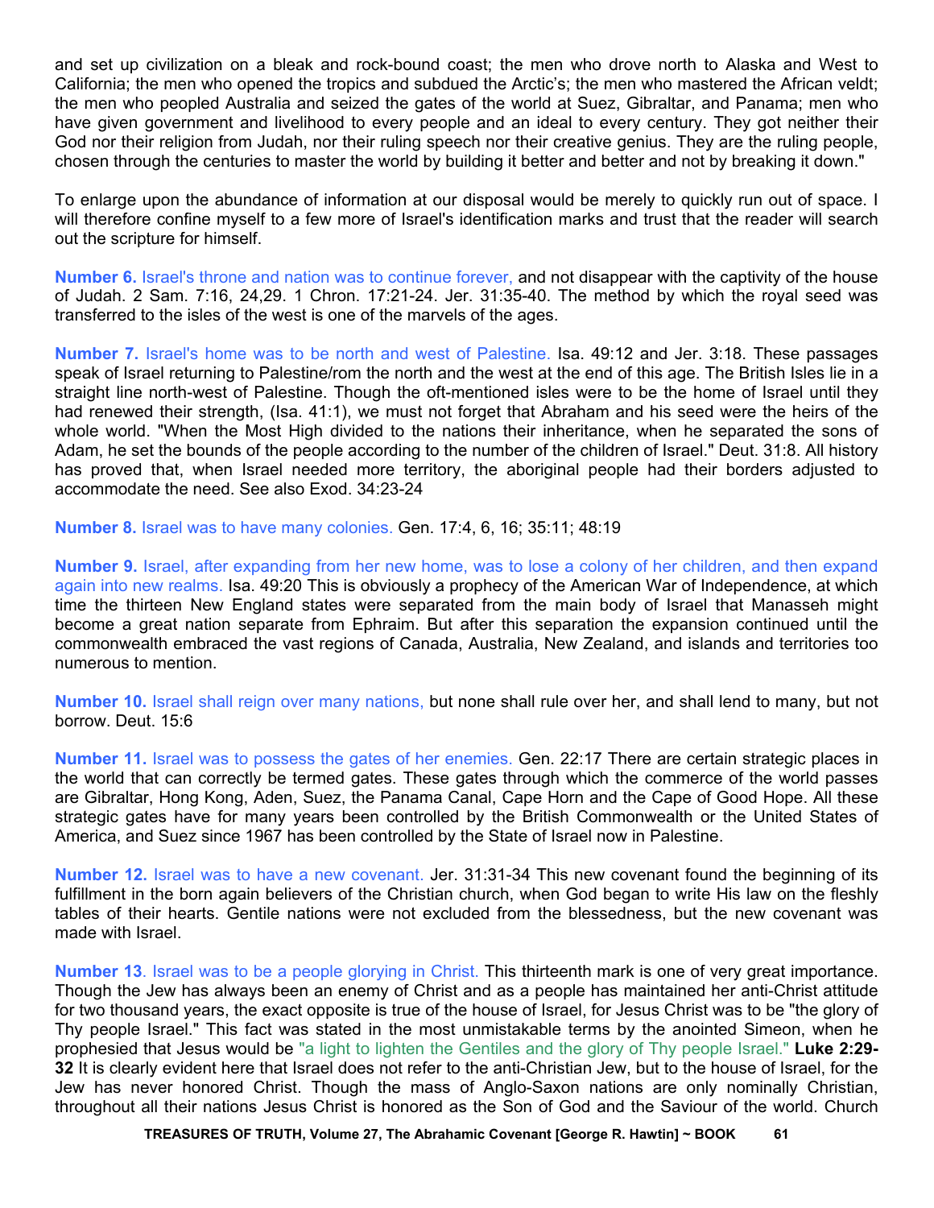and set up civilization on a bleak and rock-bound coast; the men who drove north to Alaska and West to California; the men who opened the tropics and subdued the Arctic's; the men who mastered the African veldt; the men who peopled Australia and seized the gates of the world at Suez, Gibraltar, and Panama; men who have given government and livelihood to every people and an ideal to every century. They got neither their God nor their religion from Judah, nor their ruling speech nor their creative genius. They are the ruling people, chosen through the centuries to master the world by building it better and better and not by breaking it down."

To enlarge upon the abundance of information at our disposal would be merely to quickly run out of space. I will therefore confine myself to a few more of Israel's identification marks and trust that the reader will search out the scripture for himself.

**Number 6.** Israel's throne and nation was to continue forever, and not disappear with the captivity of the house of Judah. 2 Sam. 7:16, 24,29. 1 Chron. 17:21-24. Jer. 31:35-40. The method by which the royal seed was transferred to the isles of the west is one of the marvels of the ages.

**Number 7.** Israel's home was to be north and west of Palestine. Isa. 49:12 and Jer. 3:18. These passages speak of Israel returning to Palestine/rom the north and the west at the end of this age. The British Isles lie in a straight line north-west of Palestine. Though the oft-mentioned isles were to be the home of Israel until they had renewed their strength, (Isa. 41:1), we must not forget that Abraham and his seed were the heirs of the whole world. "When the Most High divided to the nations their inheritance, when he separated the sons of Adam, he set the bounds of the people according to the number of the children of Israel." Deut. 31:8. All history has proved that, when Israel needed more territory, the aboriginal people had their borders adjusted to accommodate the need. See also Exod. 34:23-24

**Number 8.** Israel was to have many colonies. Gen. 17:4, 6, 16; 35:11; 48:19

**Number 9.** Israel, after expanding from her new home, was to lose a colony of her children, and then expand again into new realms. Isa. 49:20 This is obviously a prophecy of the American War of Independence, at which time the thirteen New England states were separated from the main body of Israel that Manasseh might become a great nation separate from Ephraim. But after this separation the expansion continued until the commonwealth embraced the vast regions of Canada, Australia, New Zealand, and islands and territories too numerous to mention.

**Number 10.** Israel shall reign over many nations, but none shall rule over her, and shall lend to many, but not borrow. Deut. 15:6

**Number 11.** Israel was to possess the gates of her enemies. Gen. 22:17 There are certain strategic places in the world that can correctly be termed gates. These gates through which the commerce of the world passes are Gibraltar, Hong Kong, Aden, Suez, the Panama Canal, Cape Horn and the Cape of Good Hope. All these strategic gates have for many years been controlled by the British Commonwealth or the United States of America, and Suez since 1967 has been controlled by the State of Israel now in Palestine.

**Number 12.** Israel was to have a new covenant. Jer. 31:31-34 This new covenant found the beginning of its fulfillment in the born again believers of the Christian church, when God began to write His law on the fleshly tables of their hearts. Gentile nations were not excluded from the blessedness, but the new covenant was made with Israel.

**Number 13**. Israel was to be a people glorying in Christ. This thirteenth mark is one of very great importance. Though the Jew has always been an enemy of Christ and as a people has maintained her anti-Christ attitude for two thousand years, the exact opposite is true of the house of Israel, for Jesus Christ was to be "the glory of Thy people Israel." This fact was stated in the most unmistakable terms by the anointed Simeon, when he prophesied that Jesus would be "a light to lighten the Gentiles and the glory of Thy people Israel." **Luke 2:29-32** It is clearly evident here that Israel does not refer to the anti-Christian Jew, but to the house of Israel, for the Jew has never honored Christ. Though the mass of Anglo-Saxon nations are only nominally Christian, throughout all their nations Jesus Christ is honored as the Son of God and the Saviour of the world. Church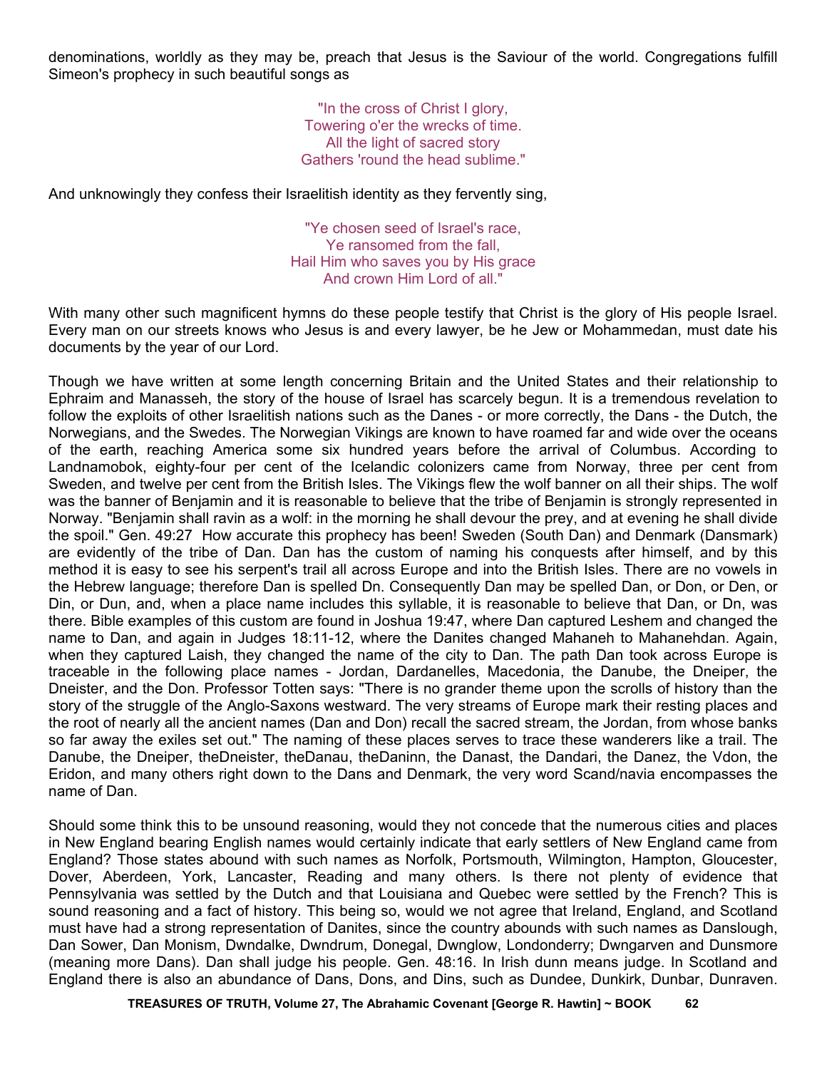denominations, worldly as they may be, preach that Jesus is the Saviour of the world. Congregations fulfill Simeon's prophecy in such beautiful songs as

"In the cross of Christ I glory,  
Towering o'er the wrecks of time.  
All the light of sacred story  
Gathers 'round the head sublime."

And unknowingly they confess their Israelitish identity as they fervently sing,

"Ye chosen seed of Israel's race,  
Ye ransomed from the fall,  
Hail Him who saves you by His grace  
And crown Him Lord of all."

With many other such magnificent hymns do these people testify that Christ is the glory of His people Israel. Every man on our streets knows who Jesus is and every lawyer, be he Jew or Mohammedan, must date his documents by the year of our Lord.

Though we have written at some length concerning Britain and the United States and their relationship to Ephraim and Manasseh, the story of the house of Israel has scarcely begun. It is a tremendous revelation to follow the exploits of other Israelitish nations such as the Danes - or more correctly, the Dans - the Dutch, the Norwegians, and the Swedes. The Norwegian Vikings are known to have roamed far and wide over the oceans of the earth, reaching America some six hundred years before the arrival of Columbus. According to Landnamobok, eighty-four per cent of the Icelandic colonizers came from Norway, three per cent from Sweden, and twelve per cent from the British Isles. The Vikings flew the wolf banner on all their ships. The wolf was the banner of Benjamin and it is reasonable to believe that the tribe of Benjamin is strongly represented in Norway. "Benjamin shall ravin as a wolf: in the morning he shall devour the prey, and at evening he shall divide the spoil." Gen. 49:27 How accurate this prophecy has been! Sweden (South Dan) and Denmark (Dansmark) are evidently of the tribe of Dan. Dan has the custom of naming his conquests after himself, and by this method it is easy to see his serpent's trail all across Europe and into the British Isles. There are no vowels in the Hebrew language; therefore Dan is spelled Dn. Consequently Dan may be spelled Dan, or Don, or Den, or Din, or Dun, and, when a place name includes this syllable, it is reasonable to believe that Dan, or Dn, was there. Bible examples of this custom are found in Joshua 19:47, where Dan captured Leshem and changed the name to Dan, and again in Judges 18:11-12, where the Danites changed Mahaneh to Mahanehdan. Again, when they captured Laish, they changed the name of the city to Dan. The path Dan took across Europe is traceable in the following place names - Jordan, Dardanelles, Macedonia, the Danube, the Dneiper, the Dneister, and the Don. Professor Totten says: "There is no grander theme upon the scrolls of history than the story of the struggle of the Anglo-Saxons westward. The very streams of Europe mark their resting places and the root of nearly all the ancient names (Dan and Don) recall the sacred stream, the Jordan, from whose banks so far away the exiles set out." The naming of these places serves to trace these wanderers like a trail. The Danube, the Dneiper, theDneister, theDanau, theDaninn, the Danast, the Dandari, the Danez, the Vdon, the Eridon, and many others right down to the Dans and Denmark, the very word Scand/navia encompasses the name of Dan.

Should some think this to be unsound reasoning, would they not concede that the numerous cities and places in New England bearing English names would certainly indicate that early settlers of New England came from England? Those states abound with such names as Norfolk, Portsmouth, Wilmington, Hampton, Gloucester, Dover, Aberdeen, York, Lancaster, Reading and many others. Is there not plenty of evidence that Pennsylvania was settled by the Dutch and that Louisiana and Quebec were settled by the French? This is sound reasoning and a fact of history. This being so, would we not agree that Ireland, England, and Scotland must have had a strong representation of Danites, since the country abounds with such names as Danslough, Dan Sower, Dan Monism, Dwndalke, Dwndrum, Donegal, Dwnglow, Londonderry; Dwngarven and Dunsmore (meaning more Dans). Dan shall judge his people. Gen. 48:16. In Irish dunn means judge. In Scotland and England there is also an abundance of Dans, Dons, and Dins, such as Dundee, Dunkirk, Dunbar, Dunraven.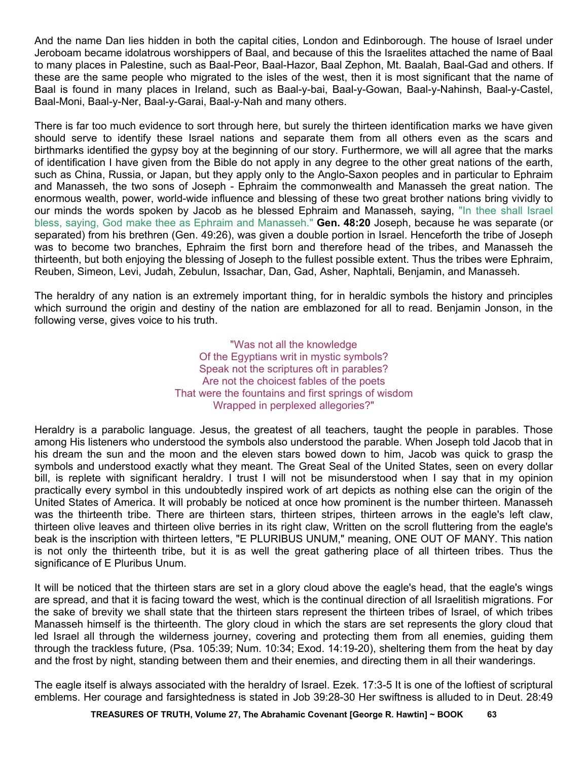And the name Dan lies hidden in both the capital cities, London and Edinborough. The house of Israel under Jeroboam became idolatrous worshippers of Baal, and because of this the Israelites attached the name of Baal to many places in Palestine, such as Baal-Peor, Baal-Hazor, Baal Zephon, Mt. Baalah, Baal-Gad and others. If these are the same people who migrated to the isles of the west, then it is most significant that the name of Baal is found in many places in Ireland, such as Baal-y-bai, Baal-y-Gowan, Baal-y-Nahinsh, Baal-y-Castel, Baal-Moni, Baal-y-Ner, Baal-y-Garai, Baal-y-Nah and many others.

There is far too much evidence to sort through here, but surely the thirteen identification marks we have given should serve to identify these Israel nations and separate them from all others even as the scars and birthmarks identified the gypsy boy at the beginning of our story. Furthermore, we will all agree that the marks of identification I have given from the Bible do not apply in any degree to the other great nations of the earth, such as China, Russia, or Japan, but they apply only to the Anglo-Saxon peoples and in particular to Ephraim and Manasseh, the two sons of Joseph - Ephraim the commonwealth and Manasseh the great nation. The enormous wealth, power, world-wide influence and blessing of these two great brother nations bring vividly to our minds the words spoken by Jacob as he blessed Ephraim and Manasseh, saying, "In thee shall Israel bless, saying, God make thee as Ephraim and Manasseh." **Gen. 48:20** Joseph, because he was separate (or separated) from his brethren (Gen. 49:26), was given a double portion in Israel. Henceforth the tribe of Joseph was to become two branches, Ephraim the first born and therefore head of the tribes, and Manasseh the thirteenth, but both enjoying the blessing of Joseph to the fullest possible extent. Thus the tribes were Ephraim, Reuben, Simeon, Levi, Judah, Zebulun, Issachar, Dan, Gad, Asher, Naphtali, Benjamin, and Manasseh.

The heraldry of any nation is an extremely important thing, for in heraldic symbols the history and principles which surround the origin and destiny of the nation are emblazoned for all to read. Benjamin Jonson, in the following verse, gives voice to his truth.

"Was not all the knowledge
Of the Egyptians writ in mystic symbols?
Speak not the scriptures oft in parables?
Are not the choicest fables of the poets
That were the fountains and first springs of wisdom
Wrapped in perplexed allegories?"

Heraldry is a parabolic language. Jesus, the greatest of all teachers, taught the people in parables. Those among His listeners who understood the symbols also understood the parable. When Joseph told Jacob that in his dream the sun and the moon and the eleven stars bowed down to him, Jacob was quick to grasp the symbols and understood exactly what they meant. The Great Seal of the United States, seen on every dollar bill, is replete with significant heraldry. I trust I will not be misunderstood when I say that in my opinion practically every symbol in this undoubtedly inspired work of art depicts as nothing else can the origin of the United States of America. It will probably be noticed at once how prominent is the number thirteen. Manasseh was the thirteenth tribe. There are thirteen stars, thirteen stripes, thirteen arrows in the eagle's left claw, thirteen olive leaves and thirteen olive berries in its right claw, Written on the scroll fluttering from the eagle's beak is the inscription with thirteen letters, "E PLURIBUS UNUM," meaning, ONE OUT OF MANY. This nation is not only the thirteenth tribe, but it is as well the great gathering place of all thirteen tribes. Thus the significance of E Pluribus Unum.

It will be noticed that the thirteen stars are set in a glory cloud above the eagle's head, that the eagle's wings are spread, and that it is facing toward the west, which is the continual direction of all Israelitish migrations. For the sake of brevity we shall state that the thirteen stars represent the thirteen tribes of Israel, of which tribes Manasseh himself is the thirteenth. The glory cloud in which the stars are set represents the glory cloud that led Israel all through the wilderness journey, covering and protecting them from all enemies, guiding them through the trackless future, (Psa. 105:39; Num. 10:34; Exod. 14:19-20), sheltering them from the heat by day and the frost by night, standing between them and their enemies, and directing them in all their wanderings.

The eagle itself is always associated with the heraldry of Israel. Ezek. 17:3-5 It is one of the loftiest of scriptural emblems. Her courage and farsightedness is stated in Job 39:28-30 Her swiftness is alluded to in Deut. 28:49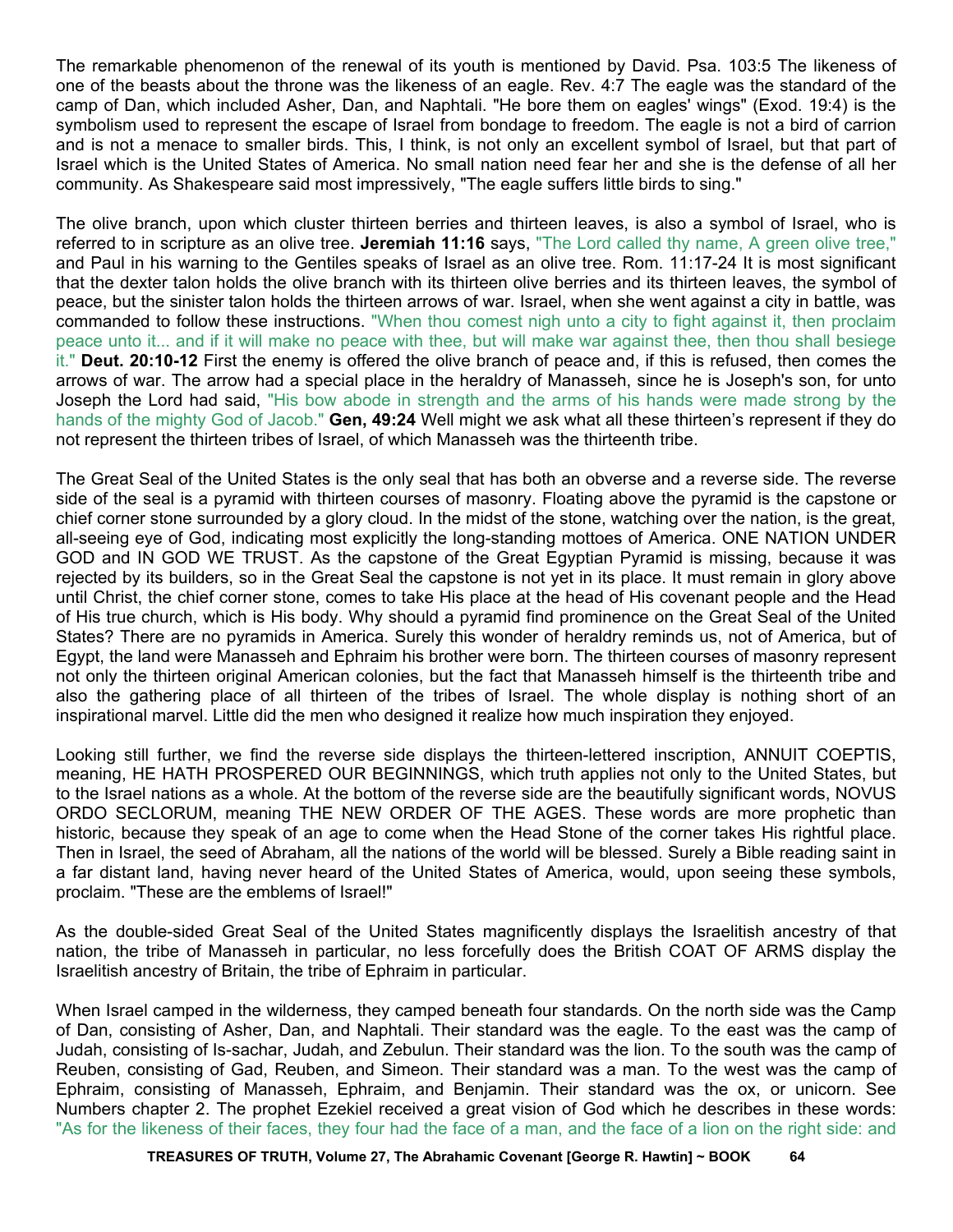The remarkable phenomenon of the renewal of its youth is mentioned by David. Psa. 103:5 The likeness of one of the beasts about the throne was the likeness of an eagle. Rev. 4:7 The eagle was the standard of the camp of Dan, which included Asher, Dan, and Naphtali. "He bore them on eagles' wings" (Exod. 19:4) is the symbolism used to represent the escape of Israel from bondage to freedom. The eagle is not a bird of carrion and is not a menace to smaller birds. This, I think, is not only an excellent symbol of Israel, but that part of Israel which is the United States of America. No small nation need fear her and she is the defense of all her community. As Shakespeare said most impressively, "The eagle suffers little birds to sing."

The olive branch, upon which cluster thirteen berries and thirteen leaves, is also a symbol of Israel, who is referred to in scripture as an olive tree. **Jeremiah 11:16** says, "The Lord called thy name, A green olive tree," and Paul in his warning to the Gentiles speaks of Israel as an olive tree. Rom. 11:17-24 It is most significant that the dexter talon holds the olive branch with its thirteen olive berries and its thirteen leaves, the symbol of peace, but the sinister talon holds the thirteen arrows of war. Israel, when she went against a city in battle, was commanded to follow these instructions. "When thou comest nigh unto a city to fight against it, then proclaim peace unto it... and if it will make no peace with thee, but will make war against thee, then thou shall besiege it." **Deut. 20:10-12** First the enemy is offered the olive branch of peace and, if this is refused, then comes the arrows of war. The arrow had a special place in the heraldry of Manasseh, since he is Joseph's son, for unto Joseph the Lord had said, "His bow abode in strength and the arms of his hands were made strong by the hands of the mighty God of Jacob." **Gen, 49:24** Well might we ask what all these thirteen's represent if they do not represent the thirteen tribes of Israel, of which Manasseh was the thirteenth tribe.

The Great Seal of the United States is the only seal that has both an obverse and a reverse side. The reverse side of the seal is a pyramid with thirteen courses of masonry. Floating above the pyramid is the capstone or chief corner stone surrounded by a glory cloud. In the midst of the stone, watching over the nation, is the great, all-seeing eye of God, indicating most explicitly the long-standing mottoes of America. ONE NATION UNDER GOD and IN GOD WE TRUST. As the capstone of the Great Egyptian Pyramid is missing, because it was rejected by its builders, so in the Great Seal the capstone is not yet in its place. It must remain in glory above until Christ, the chief corner stone, comes to take His place at the head of His covenant people and the Head of His true church, which is His body. Why should a pyramid find prominence on the Great Seal of the United States? There are no pyramids in America. Surely this wonder of heraldry reminds us, not of America, but of Egypt, the land were Manasseh and Ephraim his brother were born. The thirteen courses of masonry represent not only the thirteen original American colonies, but the fact that Manasseh himself is the thirteenth tribe and also the gathering place of all thirteen of the tribes of Israel. The whole display is nothing short of an inspirational marvel. Little did the men who designed it realize how much inspiration they enjoyed.

Looking still further, we find the reverse side displays the thirteen-lettered inscription, ANNUIT COEPTIS, meaning, HE HATH PROSPERED OUR BEGINNINGS, which truth applies not only to the United States, but to the Israel nations as a whole. At the bottom of the reverse side are the beautifully significant words, NOVUS ORDO SECLORUM, meaning THE NEW ORDER OF THE AGES. These words are more prophetic than historic, because they speak of an age to come when the Head Stone of the corner takes His rightful place. Then in Israel, the seed of Abraham, all the nations of the world will be blessed. Surely a Bible reading saint in a far distant land, having never heard of the United States of America, would, upon seeing these symbols, proclaim. "These are the emblems of Israel!"

As the double-sided Great Seal of the United States magnificently displays the Israelitish ancestry of that nation, the tribe of Manasseh in particular, no less forcefully does the British COAT OF ARMS display the Israelitish ancestry of Britain, the tribe of Ephraim in particular.

When Israel camped in the wilderness, they camped beneath four standards. On the north side was the Camp of Dan, consisting of Asher, Dan, and Naphtali. Their standard was the eagle. To the east was the camp of Judah, consisting of Is-sachar, Judah, and Zebulun. Their standard was the lion. To the south was the camp of Reuben, consisting of Gad, Reuben, and Simeon. Their standard was a man. To the west was the camp of Ephraim, consisting of Manasseh, Ephraim, and Benjamin. Their standard was the ox, or unicorn. See Numbers chapter 2. The prophet Ezekiel received a great vision of God which he describes in these words: "As for the likeness of their faces, they four had the face of a man, and the face of a lion on the right side: and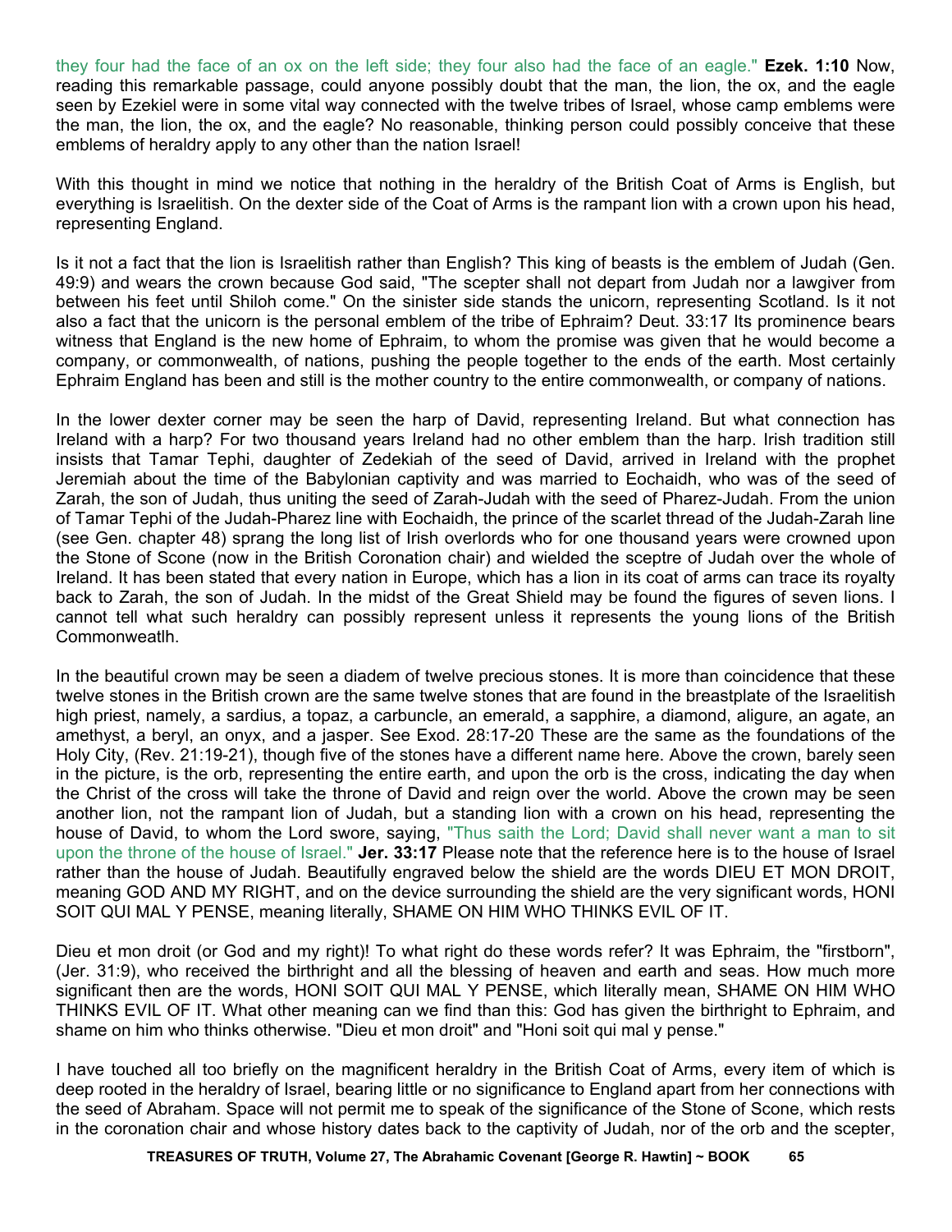they four had the face of an ox on the left side; they four also had the face of an eagle." **Ezek. 1:10** Now, reading this remarkable passage, could anyone possibly doubt that the man, the lion, the ox, and the eagle seen by Ezekiel were in some vital way connected with the twelve tribes of Israel, whose camp emblems were the man, the lion, the ox, and the eagle? No reasonable, thinking person could possibly conceive that these emblems of heraldry apply to any other than the nation Israel!

With this thought in mind we notice that nothing in the heraldry of the British Coat of Arms is English, but everything is Israelitish. On the dexter side of the Coat of Arms is the rampant lion with a crown upon his head, representing England.

Is it not a fact that the lion is Israelitish rather than English? This king of beasts is the emblem of Judah (Gen. 49:9) and wears the crown because God said, "The scepter shall not depart from Judah nor a lawgiver from between his feet until Shiloh come." On the sinister side stands the unicorn, representing Scotland. Is it not also a fact that the unicorn is the personal emblem of the tribe of Ephraim? Deut. 33:17 Its prominence bears witness that England is the new home of Ephraim, to whom the promise was given that he would become a company, or commonwealth, of nations, pushing the people together to the ends of the earth. Most certainly Ephraim England has been and still is the mother country to the entire commonwealth, or company of nations.

In the lower dexter corner may be seen the harp of David, representing Ireland. But what connection has Ireland with a harp? For two thousand years Ireland had no other emblem than the harp. Irish tradition still insists that Tamar Tephi, daughter of Zedekiah of the seed of David, arrived in Ireland with the prophet Jeremiah about the time of the Babylonian captivity and was married to Eochaidh, who was of the seed of Zarah, the son of Judah, thus uniting the seed of Zarah-Judah with the seed of Pharez-Judah. From the union of Tamar Tephi of the Judah-Pharez line with Eochaidh, the prince of the scarlet thread of the Judah-Zarah line (see Gen. chapter 48) sprang the long list of Irish overlords who for one thousand years were crowned upon the Stone of Scone (now in the British Coronation chair) and wielded the sceptre of Judah over the whole of Ireland. It has been stated that every nation in Europe, which has a lion in its coat of arms can trace its royalty back to Zarah, the son of Judah. In the midst of the Great Shield may be found the figures of seven lions. I cannot tell what such heraldry can possibly represent unless it represents the young lions of the British Commonweatlh.

In the beautiful crown may be seen a diadem of twelve precious stones. It is more than coincidence that these twelve stones in the British crown are the same twelve stones that are found in the breastplate of the Israelitish high priest, namely, a sardius, a topaz, a carbuncle, an emerald, a sapphire, a diamond, aligure, an agate, an amethyst, a beryl, an onyx, and a jasper. See Exod. 28:17-20 These are the same as the foundations of the Holy City, (Rev. 21:19-21), though five of the stones have a different name here. Above the crown, barely seen in the picture, is the orb, representing the entire earth, and upon the orb is the cross, indicating the day when the Christ of the cross will take the throne of David and reign over the world. Above the crown may be seen another lion, not the rampant lion of Judah, but a standing lion with a crown on his head, representing the house of David, to whom the Lord swore, saying, "Thus saith the Lord; David shall never want a man to sit upon the throne of the house of Israel." **Jer. 33:17** Please note that the reference here is to the house of Israel rather than the house of Judah. Beautifully engraved below the shield are the words DIEU ET MON DROIT, meaning GOD AND MY RIGHT, and on the device surrounding the shield are the very significant words, HONI SOIT QUI MAL Y PENSE, meaning literally, SHAME ON HIM WHO THINKS EVIL OF IT.

Dieu et mon droit (or God and my right)! To what right do these words refer? It was Ephraim, the "firstborn", (Jer. 31:9), who received the birthright and all the blessing of heaven and earth and seas. How much more significant then are the words, HONI SOIT QUI MAL Y PENSE, which literally mean, SHAME ON HIM WHO THINKS EVIL OF IT. What other meaning can we find than this: God has given the birthright to Ephraim, and shame on him who thinks otherwise. "Dieu et mon droit" and "Honi soit qui mal y pense."

I have touched all too briefly on the magnificent heraldry in the British Coat of Arms, every item of which is deep rooted in the heraldry of Israel, bearing little or no significance to England apart from her connections with the seed of Abraham. Space will not permit me to speak of the significance of the Stone of Scone, which rests in the coronation chair and whose history dates back to the captivity of Judah, nor of the orb and the scepter,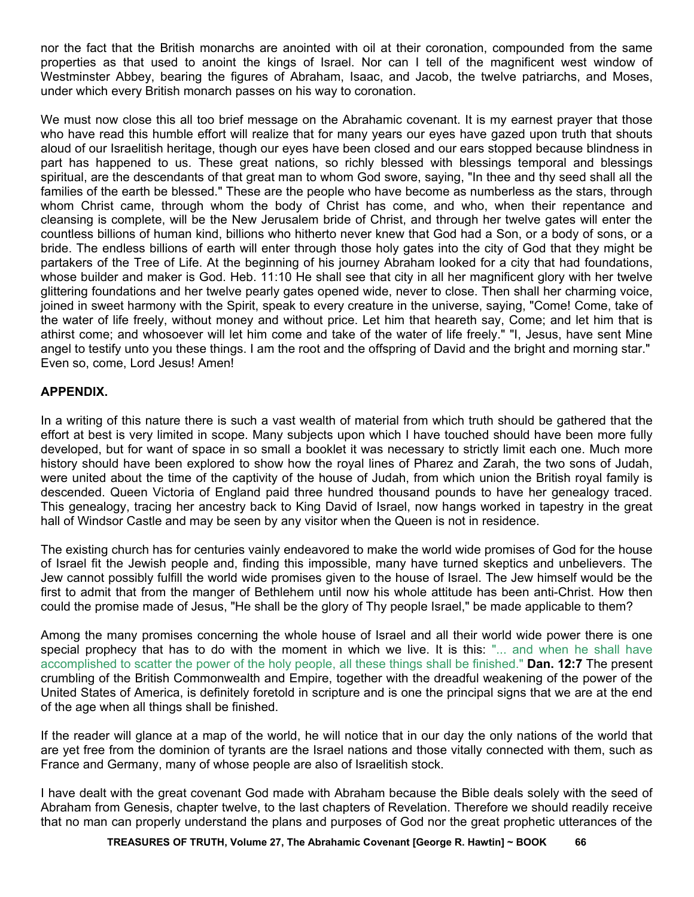nor the fact that the British monarchs are anointed with oil at their coronation, compounded from the same properties as that used to anoint the kings of Israel. Nor can I tell of the magnificent west window of Westminster Abbey, bearing the figures of Abraham, Isaac, and Jacob, the twelve patriarchs, and Moses, under which every British monarch passes on his way to coronation.

We must now close this all too brief message on the Abrahamic covenant. It is my earnest prayer that those who have read this humble effort will realize that for many years our eyes have gazed upon truth that shouts aloud of our Israelitish heritage, though our eyes have been closed and our ears stopped because blindness in part has happened to us. These great nations, so richly blessed with blessings temporal and blessings spiritual, are the descendants of that great man to whom God swore, saying, "In thee and thy seed shall all the families of the earth be blessed." These are the people who have become as numberless as the stars, through whom Christ came, through whom the body of Christ has come, and who, when their repentance and cleansing is complete, will be the New Jerusalem bride of Christ, and through her twelve gates will enter the countless billions of human kind, billions who hitherto never knew that God had a Son, or a body of sons, or a bride. The endless billions of earth will enter through those holy gates into the city of God that they might be partakers of the Tree of Life. At the beginning of his journey Abraham looked for a city that had foundations, whose builder and maker is God. Heb. 11:10 He shall see that city in all her magnificent glory with her twelve glittering foundations and her twelve pearly gates opened wide, never to close. Then shall her charming voice, joined in sweet harmony with the Spirit, speak to every creature in the universe, saying, "Come! Come, take of the water of life freely, without money and without price. Let him that heareth say, Come; and let him that is athirst come; and whosoever will let him come and take of the water of life freely." "I, Jesus, have sent Mine angel to testify unto you these things. I am the root and the offspring of David and the bright and morning star." Even so, come, Lord Jesus! Amen!

**APPENDIX.**

In a writing of this nature there is such a vast wealth of material from which truth should be gathered that the effort at best is very limited in scope. Many subjects upon which I have touched should have been more fully developed, but for want of space in so small a booklet it was necessary to strictly limit each one. Much more history should have been explored to show how the royal lines of Pharez and Zarah, the two sons of Judah, were united about the time of the captivity of the house of Judah, from which union the British royal family is descended. Queen Victoria of England paid three hundred thousand pounds to have her genealogy traced. This genealogy, tracing her ancestry back to King David of Israel, now hangs worked in tapestry in the great hall of Windsor Castle and may be seen by any visitor when the Queen is not in residence.

The existing church has for centuries vainly endeavored to make the world wide promises of God for the house of Israel fit the Jewish people and, finding this impossible, many have turned skeptics and unbelievers. The Jew cannot possibly fulfill the world wide promises given to the house of Israel. The Jew himself would be the first to admit that from the manger of Bethlehem until now his whole attitude has been anti-Christ. How then could the promise made of Jesus, "He shall be the glory of Thy people Israel," be made applicable to them?

Among the many promises concerning the whole house of Israel and all their world wide power there is one special prophecy that has to do with the moment in which we live. It is this: "... and when he shall have accomplished to scatter the power of the holy people, all these things shall be finished." **Dan. 12:7** The present crumbling of the British Commonwealth and Empire, together with the dreadful weakening of the power of the United States of America, is definitely foretold in scripture and is one the principal signs that we are at the end of the age when all things shall be finished.

If the reader will glance at a map of the world, he will notice that in our day the only nations of the world that are yet free from the dominion of tyrants are the Israel nations and those vitally connected with them, such as France and Germany, many of whose people are also of Israelitish stock.

I have dealt with the great covenant God made with Abraham because the Bible deals solely with the seed of Abraham from Genesis, chapter twelve, to the last chapters of Revelation. Therefore we should readily receive that no man can properly understand the plans and purposes of God nor the great prophetic utterances of the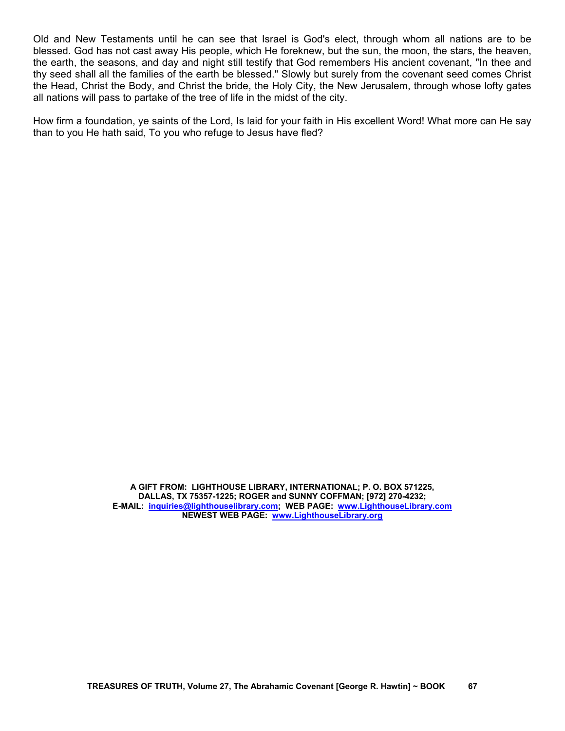Old and New Testaments until he can see that Israel is God's elect, through whom all nations are to be blessed. God has not cast away His people, which He foreknew, but the sun, the moon, the stars, the heaven, the earth, the seasons, and day and night still testify that God remembers His ancient covenant, "In thee and thy seed shall all the families of the earth be blessed." Slowly but surely from the covenant seed comes Christ the Head, Christ the Body, and Christ the bride, the Holy City, the New Jerusalem, through whose lofty gates all nations will pass to partake of the tree of life in the midst of the city.

How firm a foundation, ye saints of the Lord, Is laid for your faith in His excellent Word! What more can He say than to you He hath said, To you who refuge to Jesus have fled?

**A GIFT FROM: LIGHTHOUSE LIBRARY, INTERNATIONAL; P. O. BOX 571225, DALLAS, TX 75357-1225; ROGER and SUNNY COFFMAN; [972] 270-4232; E-MAIL: inquiries@lighthouselibrary.com; WEB PAGE: www.LighthouseLibrary.com NEWEST WEB PAGE: www.LighthouseLibrary.org**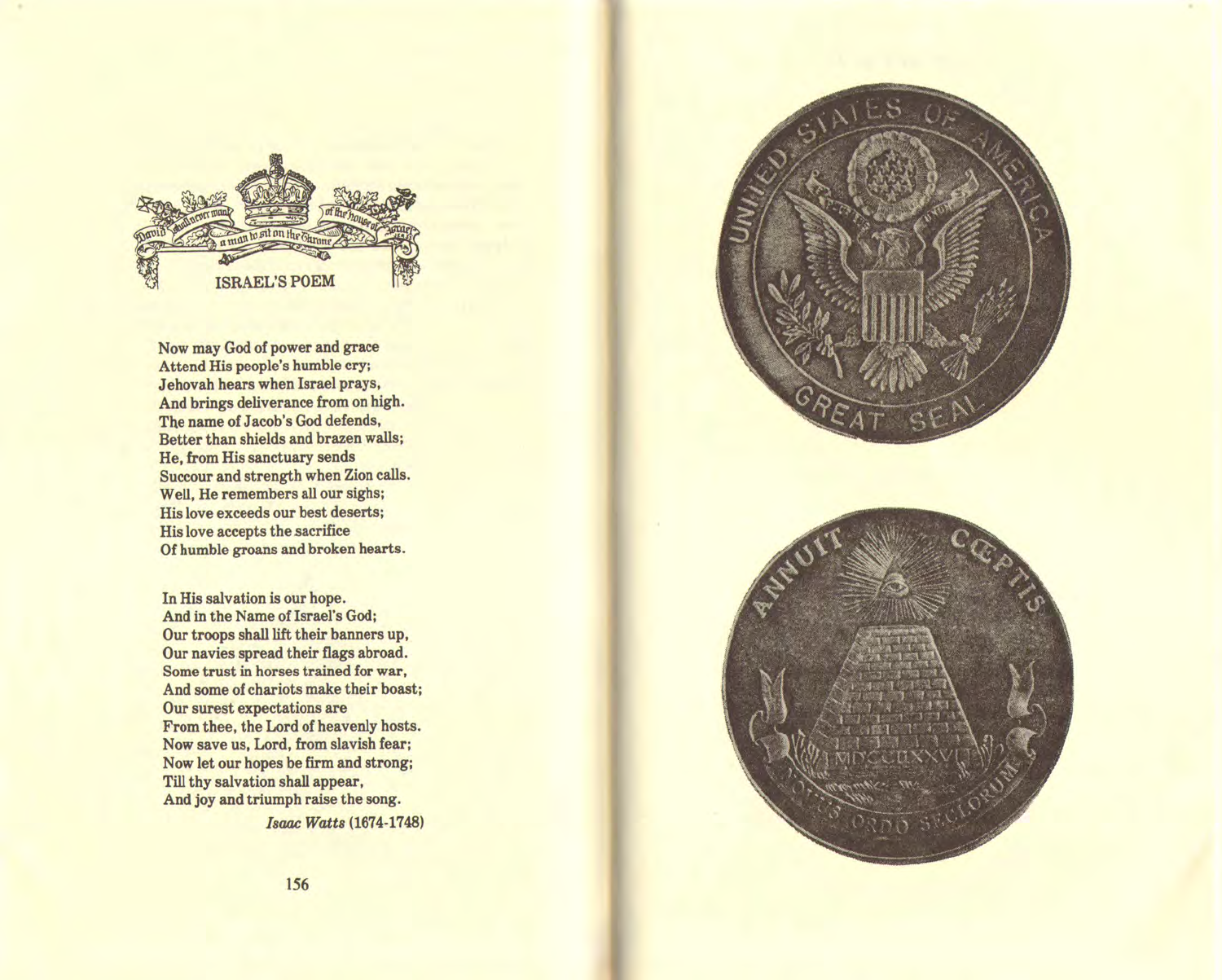## ISRAEL'S POEM

Now may God of power and grace
Attend His people's humble cry;
Jehovah hears when Israel prays,
And brings deliverance from on high.
The name of Jacob's God defends,
Better than shields and brazen walls;
He, from His sanctuary sends
Succour and strength when Zion calls.
Well, He remembers all our sighs;
His love exceeds our best deserts;
His love accepts the sacrifice
Of humble groans and broken hearts.

In His salvation is our hope.
And in the Name of Israel's God;
Our troops shall lift their banners up,
Our navies spread their flags abroad.
Some trust in horses trained for war,
And some of chariots make their boast;
Our surest expectations are
From thee, the Lord of heavenly hosts.
Now save us, Lord, from slavish fear;
Now let our hopes be firm and strong;
Till thy salvation shall appear,
And joy and triumph raise the song.

*Isaac Watts* (1674-1748)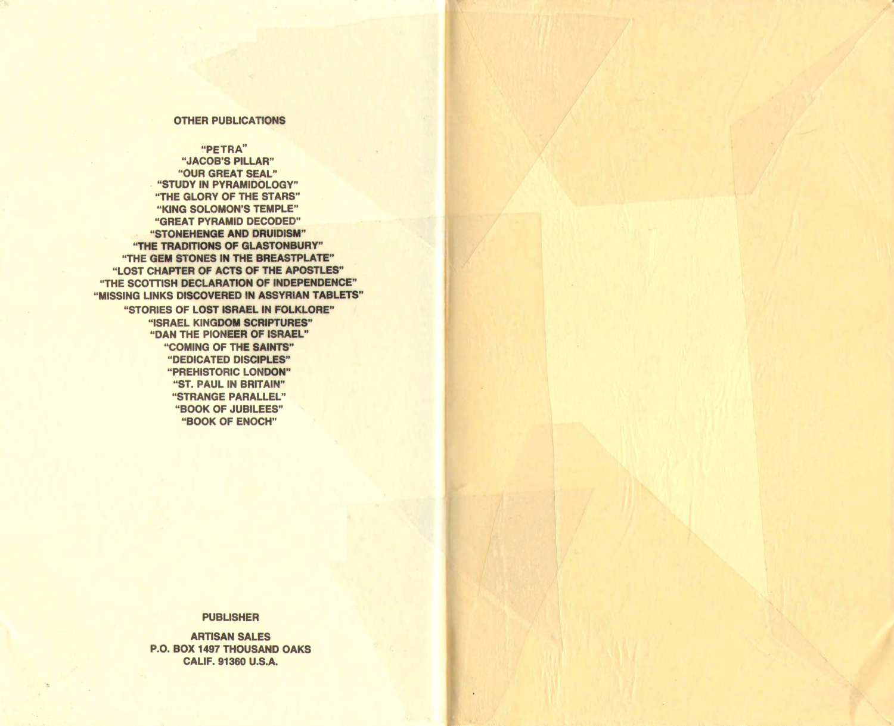## OTHER PUBLICATIONS

"PETRA"
"JACOB'S PILLAR"
"OUR GREAT SEAL"
"STUDY IN PYRAMIDOLOGY"
"THE GLORY OF THE STARS"
"KING SOLOMON'S TEMPLE"
"GREAT PYRAMID DECODED"
"STONEHENGE AND DRUIDISM"
"THE TRADITIONS OF GLASTONBURY"
"THE GEM STONES IN THE BREASTPLATE"
"LOST CHAPTER OF ACTS OF THE APOSTLES"
"THE SCOTTISH DECLARATION OF INDEPENDENCE"
"MISSING LINKS DISCOVERED IN ASSYRIAN TABLETS"
"STORIES OF LOST ISRAEL IN FOLKLORE"
"ISRAEL KINGDOM SCRIPTURES"
"DAN THE PIONEER OF ISRAEL"
"COMING OF THE SAINTS"
"DEDICATED DISCIPLES"
"PREHISTORIC LONDON"
"ST. PAUL IN BRITAIN"
"STRANGE PARALLEL"
"BOOK OF JUBILEES"
"BOOK OF ENOCH"

## PUBLISHER

ARTISAN SALES
P.O. BOX 1497 THOUSAND OAKS
CALIF. 91360 U.S.A.